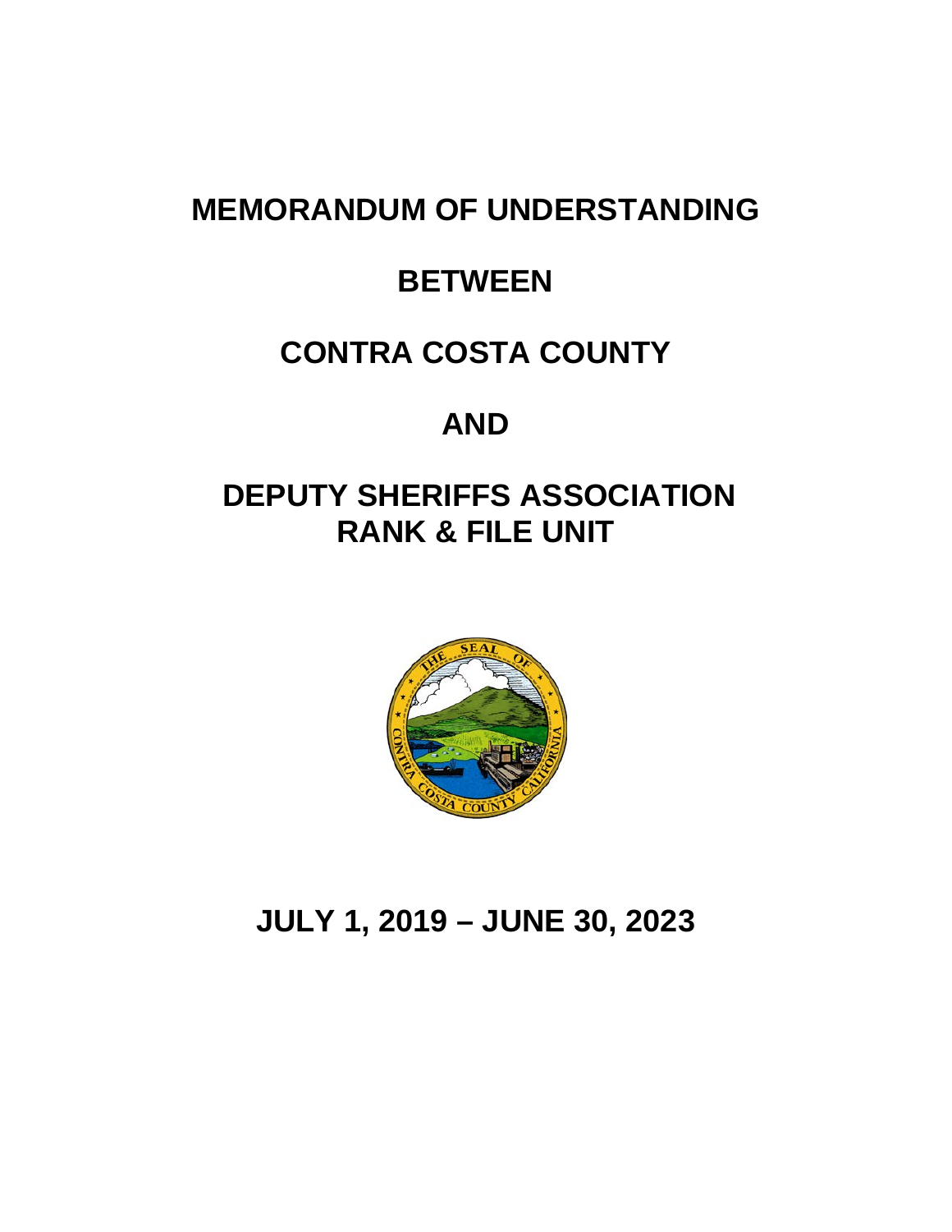# MEMORANDUM OF UNDERSTANDING

# BETWEEN

# CONTRA COSTA COUNTY

# AND

# DEPUTY SHERIFFS ASSOCIATION RANK & FILE UNIT

# JULY 1, 2019 – JUNE 30, 2023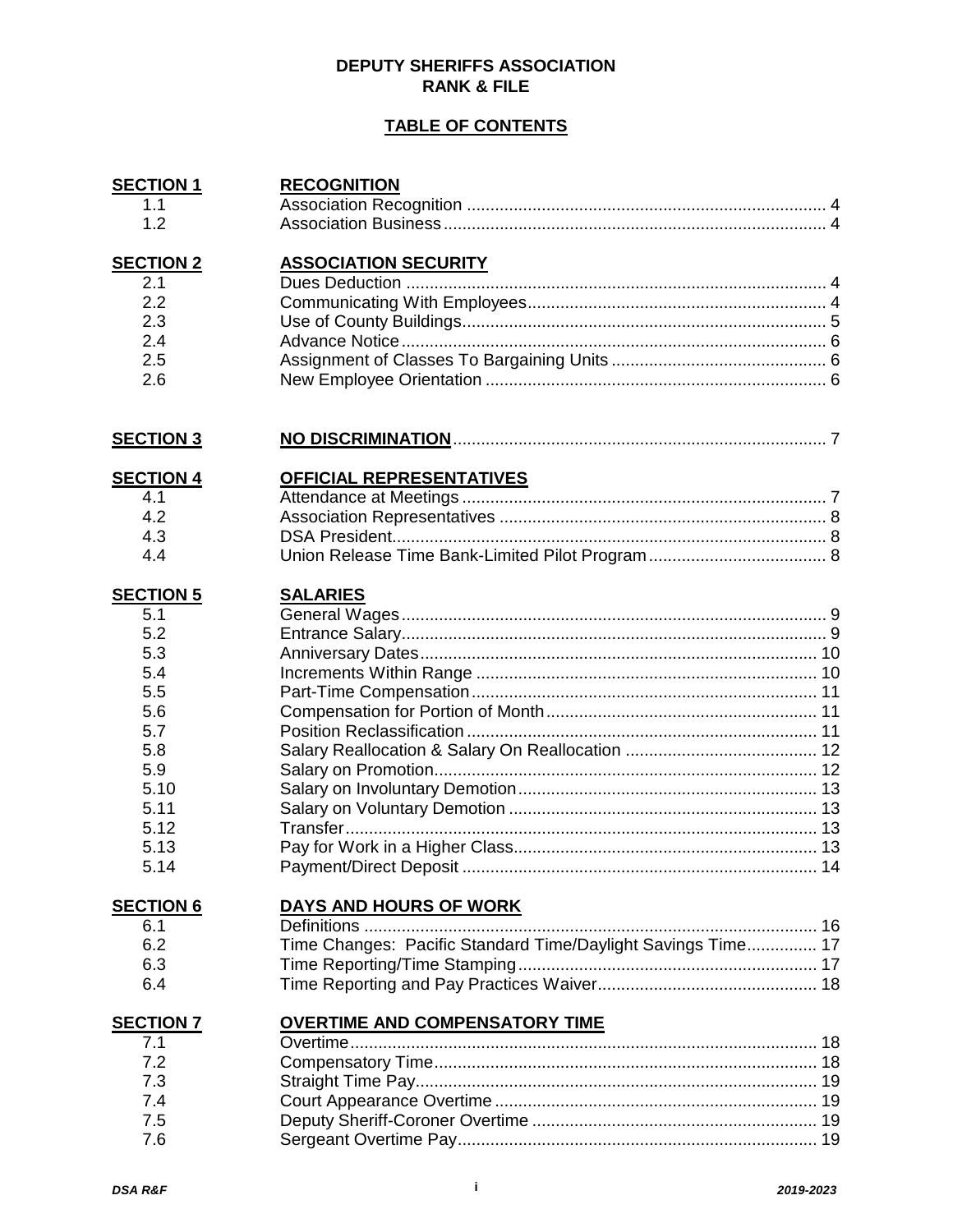**DEPUTY SHERIFFS ASSOCIATION**
**RANK & FILE**

**TABLE OF CONTENTS**

| | | |
|---|---|---|
| **SECTION 1** | **RECOGNITION** | |
| 1.1 | Association Recognition | 4 |
| 1.2 | Association Business | 4 |
| **SECTION 2** | **ASSOCIATION SECURITY** | |
| 2.1 | Dues Deduction | 4 |
| 2.2 | Communicating With Employees | 4 |
| 2.3 | Use of County Buildings | 5 |
| 2.4 | Advance Notice | 6 |
| 2.5 | Assignment of Classes To Bargaining Units | 6 |
| 2.6 | New Employee Orientation | 6 |
| **SECTION 3** | **NO DISCRIMINATION** | 7 |
| **SECTION 4** | **OFFICIAL REPRESENTATIVES** | |
| 4.1 | Attendance at Meetings | 7 |
| 4.2 | Association Representatives | 8 |
| 4.3 | DSA President | 8 |
| 4.4 | Union Release Time Bank-Limited Pilot Program | 8 |
| **SECTION 5** | **SALARIES** | |
| 5.1 | General Wages | 9 |
| 5.2 | Entrance Salary | 9 |
| 5.3 | Anniversary Dates | 10 |
| 5.4 | Increments Within Range | 10 |
| 5.5 | Part-Time Compensation | 11 |
| 5.6 | Compensation for Portion of Month | 11 |
| 5.7 | Position Reclassification | 11 |
| 5.8 | Salary Reallocation & Salary On Reallocation | 12 |
| 5.9 | Salary on Promotion | 12 |
| 5.10 | Salary on Involuntary Demotion | 13 |
| 5.11 | Salary on Voluntary Demotion | 13 |
| 5.12 | Transfer | 13 |
| 5.13 | Pay for Work in a Higher Class | 13 |
| 5.14 | Payment/Direct Deposit | 14 |
| **SECTION 6** | **DAYS AND HOURS OF WORK** | |
| 6.1 | Definitions | 16 |
| 6.2 | Time Changes: Pacific Standard Time/Daylight Savings Time | 17 |
| 6.3 | Time Reporting/Time Stamping | 17 |
| 6.4 | Time Reporting and Pay Practices Waiver | 18 |
| **SECTION 7** | **OVERTIME AND COMPENSATORY TIME** | |
| 7.1 | Overtime | 18 |
| 7.2 | Compensatory Time | 18 |
| 7.3 | Straight Time Pay | 19 |
| 7.4 | Court Appearance Overtime | 19 |
| 7.5 | Deputy Sheriff-Coroner Overtime | 19 |
| 7.6 | Sergeant Overtime Pay | 19 |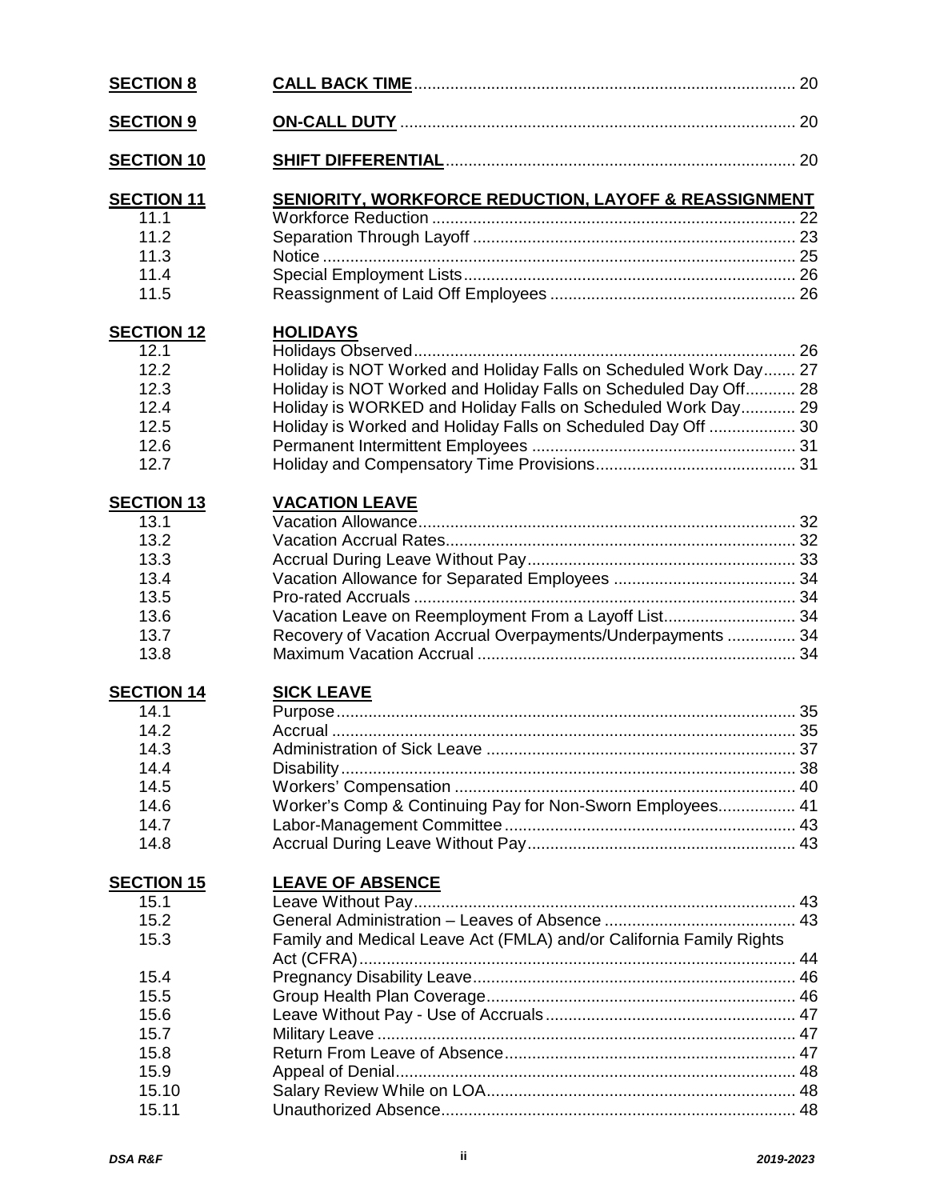| | | |
|---|---|---|
| **SECTION 8** | **CALL BACK TIME** | 20 |
| **SECTION 9** | **ON-CALL DUTY** | 20 |
| **SECTION 10** | **SHIFT DIFFERENTIAL** | 20 |
| **SECTION 11** | **SENIORITY, WORKFORCE REDUCTION, LAYOFF & REASSIGNMENT** | |
| 11.1 | Workforce Reduction | 22 |
| 11.2 | Separation Through Layoff | 23 |
| 11.3 | Notice | 25 |
| 11.4 | Special Employment Lists | 26 |
| 11.5 | Reassignment of Laid Off Employees | 26 |
| **SECTION 12** | **HOLIDAYS** | |
| 12.1 | Holidays Observed | 26 |
| 12.2 | Holiday is NOT Worked and Holiday Falls on Scheduled Work Day | 27 |
| 12.3 | Holiday is NOT Worked and Holiday Falls on Scheduled Day Off | 28 |
| 12.4 | Holiday is WORKED and Holiday Falls on Scheduled Work Day | 29 |
| 12.5 | Holiday is Worked and Holiday Falls on Scheduled Day Off | 30 |
| 12.6 | Permanent Intermittent Employees | 31 |
| 12.7 | Holiday and Compensatory Time Provisions | 31 |
| **SECTION 13** | **VACATION LEAVE** | |
| 13.1 | Vacation Allowance | 32 |
| 13.2 | Vacation Accrual Rates | 32 |
| 13.3 | Accrual During Leave Without Pay | 33 |
| 13.4 | Vacation Allowance for Separated Employees | 34 |
| 13.5 | Pro-rated Accruals | 34 |
| 13.6 | Vacation Leave on Reemployment From a Layoff List | 34 |
| 13.7 | Recovery of Vacation Accrual Overpayments/Underpayments | 34 |
| 13.8 | Maximum Vacation Accrual | 34 |
| **SECTION 14** | **SICK LEAVE** | |
| 14.1 | Purpose | 35 |
| 14.2 | Accrual | 35 |
| 14.3 | Administration of Sick Leave | 37 |
| 14.4 | Disability | 38 |
| 14.5 | Workers' Compensation | 40 |
| 14.6 | Worker's Comp & Continuing Pay for Non-Sworn Employees | 41 |
| 14.7 | Labor-Management Committee | 43 |
| 14.8 | Accrual During Leave Without Pay | 43 |
| **SECTION 15** | **LEAVE OF ABSENCE** | |
| 15.1 | Leave Without Pay | 43 |
| 15.2 | General Administration – Leaves of Absence | 43 |
| 15.3 | Family and Medical Leave Act (FMLA) and/or California Family Rights Act (CFRA) | 44 |
| 15.4 | Pregnancy Disability Leave | 46 |
| 15.5 | Group Health Plan Coverage | 46 |
| 15.6 | Leave Without Pay - Use of Accruals | 47 |
| 15.7 | Military Leave | 47 |
| 15.8 | Return From Leave of Absence | 47 |
| 15.9 | Appeal of Denial | 48 |
| 15.10 | Salary Review While on LOA | 48 |
| 15.11 | Unauthorized Absence | 48 |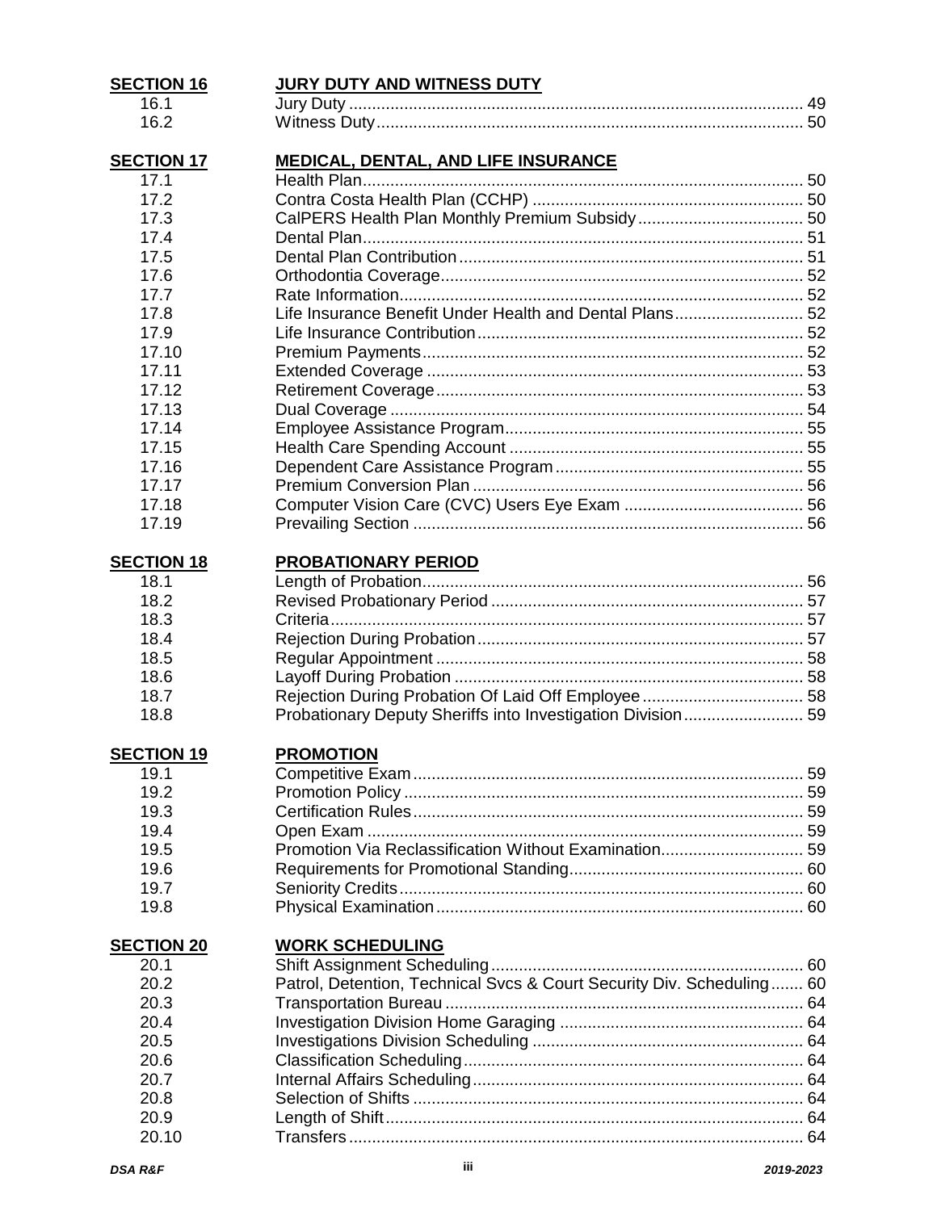| | | |
|---|---|---|
| **SECTION 16** | **JURY DUTY AND WITNESS DUTY** | |
| 16.1 | Jury Duty | 49 |
| 16.2 | Witness Duty | 50 |
| **SECTION 17** | **MEDICAL, DENTAL, AND LIFE INSURANCE** | |
| 17.1 | Health Plan | 50 |
| 17.2 | Contra Costa Health Plan (CCHP) | 50 |
| 17.3 | CalPERS Health Plan Monthly Premium Subsidy | 50 |
| 17.4 | Dental Plan | 51 |
| 17.5 | Dental Plan Contribution | 51 |
| 17.6 | Orthodontia Coverage | 52 |
| 17.7 | Rate Information | 52 |
| 17.8 | Life Insurance Benefit Under Health and Dental Plans | 52 |
| 17.9 | Life Insurance Contribution | 52 |
| 17.10 | Premium Payments | 52 |
| 17.11 | Extended Coverage | 53 |
| 17.12 | Retirement Coverage | 53 |
| 17.13 | Dual Coverage | 54 |
| 17.14 | Employee Assistance Program | 55 |
| 17.15 | Health Care Spending Account | 55 |
| 17.16 | Dependent Care Assistance Program | 55 |
| 17.17 | Premium Conversion Plan | 56 |
| 17.18 | Computer Vision Care (CVC) Users Eye Exam | 56 |
| 17.19 | Prevailing Section | 56 |
| **SECTION 18** | **PROBATIONARY PERIOD** | |
| 18.1 | Length of Probation | 56 |
| 18.2 | Revised Probationary Period | 57 |
| 18.3 | Criteria | 57 |
| 18.4 | Rejection During Probation | 57 |
| 18.5 | Regular Appointment | 58 |
| 18.6 | Layoff During Probation | 58 |
| 18.7 | Rejection During Probation Of Laid Off Employee | 58 |
| 18.8 | Probationary Deputy Sheriffs into Investigation Division | 59 |
| **SECTION 19** | **PROMOTION** | |
| 19.1 | Competitive Exam | 59 |
| 19.2 | Promotion Policy | 59 |
| 19.3 | Certification Rules | 59 |
| 19.4 | Open Exam | 59 |
| 19.5 | Promotion Via Reclassification Without Examination | 59 |
| 19.6 | Requirements for Promotional Standing | 60 |
| 19.7 | Seniority Credits | 60 |
| 19.8 | Physical Examination | 60 |
| **SECTION 20** | **WORK SCHEDULING** | |
| 20.1 | Shift Assignment Scheduling | 60 |
| 20.2 | Patrol, Detention, Technical Svcs & Court Security Div. Scheduling | 60 |
| 20.3 | Transportation Bureau | 64 |
| 20.4 | Investigation Division Home Garaging | 64 |
| 20.5 | Investigations Division Scheduling | 64 |
| 20.6 | Classification Scheduling | 64 |
| 20.7 | Internal Affairs Scheduling | 64 |
| 20.8 | Selection of Shifts | 64 |
| 20.9 | Length of Shift | 64 |
| 20.10 | Transfers | 64 |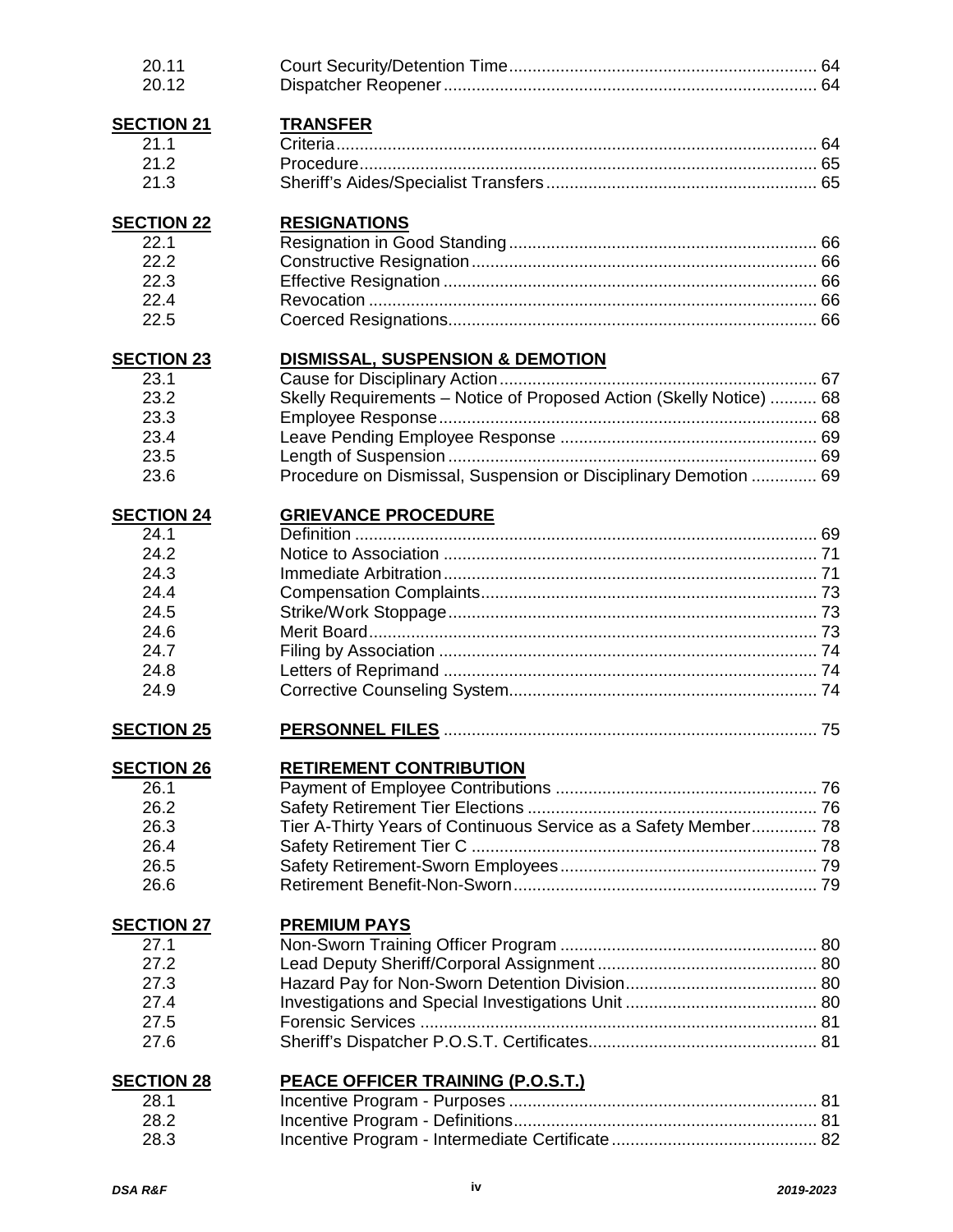| | | |
|---|---|---|
| 20.11 | Court Security/Detention Time | 64 |
| 20.12 | Dispatcher Reopener | 64 |
| **SECTION 21** | **TRANSFER** | |
| 21.1 | Criteria | 64 |
| 21.2 | Procedure | 65 |
| 21.3 | Sheriff's Aides/Specialist Transfers | 65 |
| **SECTION 22** | **RESIGNATIONS** | |
| 22.1 | Resignation in Good Standing | 66 |
| 22.2 | Constructive Resignation | 66 |
| 22.3 | Effective Resignation | 66 |
| 22.4 | Revocation | 66 |
| 22.5 | Coerced Resignations | 66 |
| **SECTION 23** | **DISMISSAL, SUSPENSION & DEMOTION** | |
| 23.1 | Cause for Disciplinary Action | 67 |
| 23.2 | Skelly Requirements – Notice of Proposed Action (Skelly Notice) | 68 |
| 23.3 | Employee Response | 68 |
| 23.4 | Leave Pending Employee Response | 69 |
| 23.5 | Length of Suspension | 69 |
| 23.6 | Procedure on Dismissal, Suspension or Disciplinary Demotion | 69 |
| **SECTION 24** | **GRIEVANCE PROCEDURE** | |
| 24.1 | Definition | 69 |
| 24.2 | Notice to Association | 71 |
| 24.3 | Immediate Arbitration | 71 |
| 24.4 | Compensation Complaints | 73 |
| 24.5 | Strike/Work Stoppage | 73 |
| 24.6 | Merit Board | 73 |
| 24.7 | Filing by Association | 74 |
| 24.8 | Letters of Reprimand | 74 |
| 24.9 | Corrective Counseling System | 74 |
| **SECTION 25** | **PERSONNEL FILES** | 75 |
| **SECTION 26** | **RETIREMENT CONTRIBUTION** | |
| 26.1 | Payment of Employee Contributions | 76 |
| 26.2 | Safety Retirement Tier Elections | 76 |
| 26.3 | Tier A-Thirty Years of Continuous Service as a Safety Member | 78 |
| 26.4 | Safety Retirement Tier C | 78 |
| 26.5 | Safety Retirement-Sworn Employees | 79 |
| 26.6 | Retirement Benefit-Non-Sworn | 79 |
| **SECTION 27** | **PREMIUM PAYS** | |
| 27.1 | Non-Sworn Training Officer Program | 80 |
| 27.2 | Lead Deputy Sheriff/Corporal Assignment | 80 |
| 27.3 | Hazard Pay for Non-Sworn Detention Division | 80 |
| 27.4 | Investigations and Special Investigations Unit | 80 |
| 27.5 | Forensic Services | 81 |
| 27.6 | Sheriff's Dispatcher P.O.S.T. Certificates | 81 |
| **SECTION 28** | **PEACE OFFICER TRAINING (P.O.S.T.)** | |
| 28.1 | Incentive Program - Purposes | 81 |
| 28.2 | Incentive Program - Definitions | 81 |
| 28.3 | Incentive Program - Intermediate Certificate | 82 |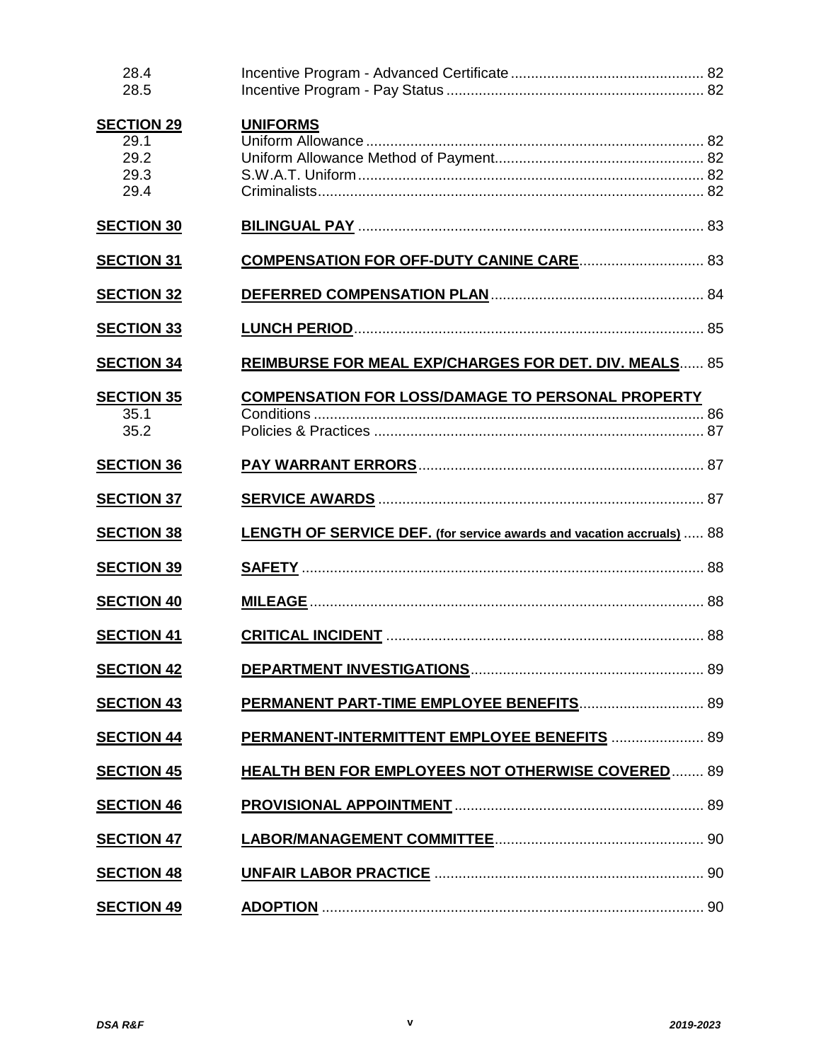| | | |
|---|---|---|
| 28.4 | Incentive Program - Advanced Certificate | 82 |
| 28.5 | Incentive Program - Pay Status | 82 |
| **SECTION 29** | **UNIFORMS** | |
| 29.1 | Uniform Allowance | 82 |
| 29.2 | Uniform Allowance Method of Payment | 82 |
| 29.3 | S.W.A.T. Uniform | 82 |
| 29.4 | Criminalists | 82 |
| **SECTION 30** | **BILINGUAL PAY** | 83 |
| **SECTION 31** | **COMPENSATION FOR OFF-DUTY CANINE CARE** | 83 |
| **SECTION 32** | **DEFERRED COMPENSATION PLAN** | 84 |
| **SECTION 33** | **LUNCH PERIOD** | 85 |
| **SECTION 34** | **REIMBURSE FOR MEAL EXP/CHARGES FOR DET. DIV. MEALS** | 85 |
| **SECTION 35** | **COMPENSATION FOR LOSS/DAMAGE TO PERSONAL PROPERTY** | |
| 35.1 | Conditions | 86 |
| 35.2 | Policies & Practices | 87 |
| **SECTION 36** | **PAY WARRANT ERRORS** | 87 |
| **SECTION 37** | **SERVICE AWARDS** | 87 |
| **SECTION 38** | **LENGTH OF SERVICE DEF. (for service awards and vacation accruals)** | 88 |
| **SECTION 39** | **SAFETY** | 88 |
| **SECTION 40** | **MILEAGE** | 88 |
| **SECTION 41** | **CRITICAL INCIDENT** | 88 |
| **SECTION 42** | **DEPARTMENT INVESTIGATIONS** | 89 |
| **SECTION 43** | **PERMANENT PART-TIME EMPLOYEE BENEFITS** | 89 |
| **SECTION 44** | **PERMANENT-INTERMITTENT EMPLOYEE BENEFITS** | 89 |
| **SECTION 45** | **HEALTH BEN FOR EMPLOYEES NOT OTHERWISE COVERED** | 89 |
| **SECTION 46** | **PROVISIONAL APPOINTMENT** | 89 |
| **SECTION 47** | **LABOR/MANAGEMENT COMMITTEE** | 90 |
| **SECTION 48** | **UNFAIR LABOR PRACTICE** | 90 |
| **SECTION 49** | **ADOPTION** | 90 |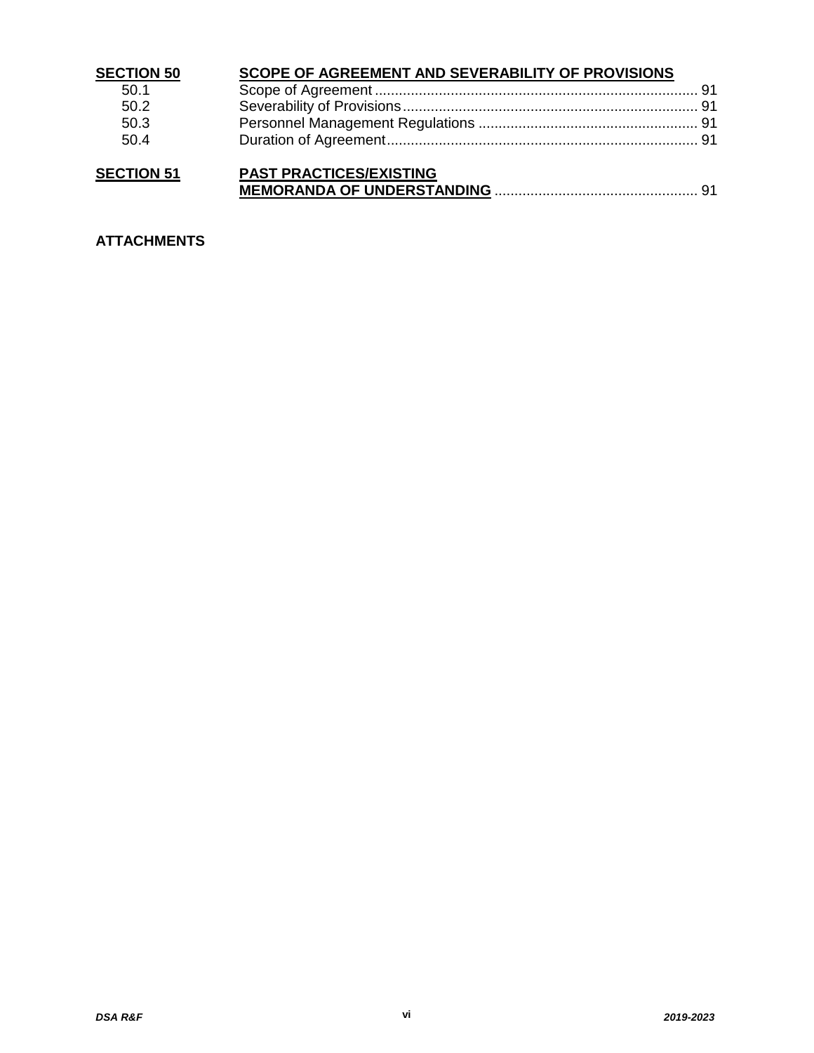| | | |
|---|---|---|
| **SECTION 50** | **SCOPE OF AGREEMENT AND SEVERABILITY OF PROVISIONS** | |
| 50.1 | Scope of Agreement | 91 |
| 50.2 | Severability of Provisions | 91 |
| 50.3 | Personnel Management Regulations | 91 |
| 50.4 | Duration of Agreement | 91 |
| **SECTION 51** | **PAST PRACTICES/EXISTING MEMORANDA OF UNDERSTANDING** | 91 |

**ATTACHMENTS**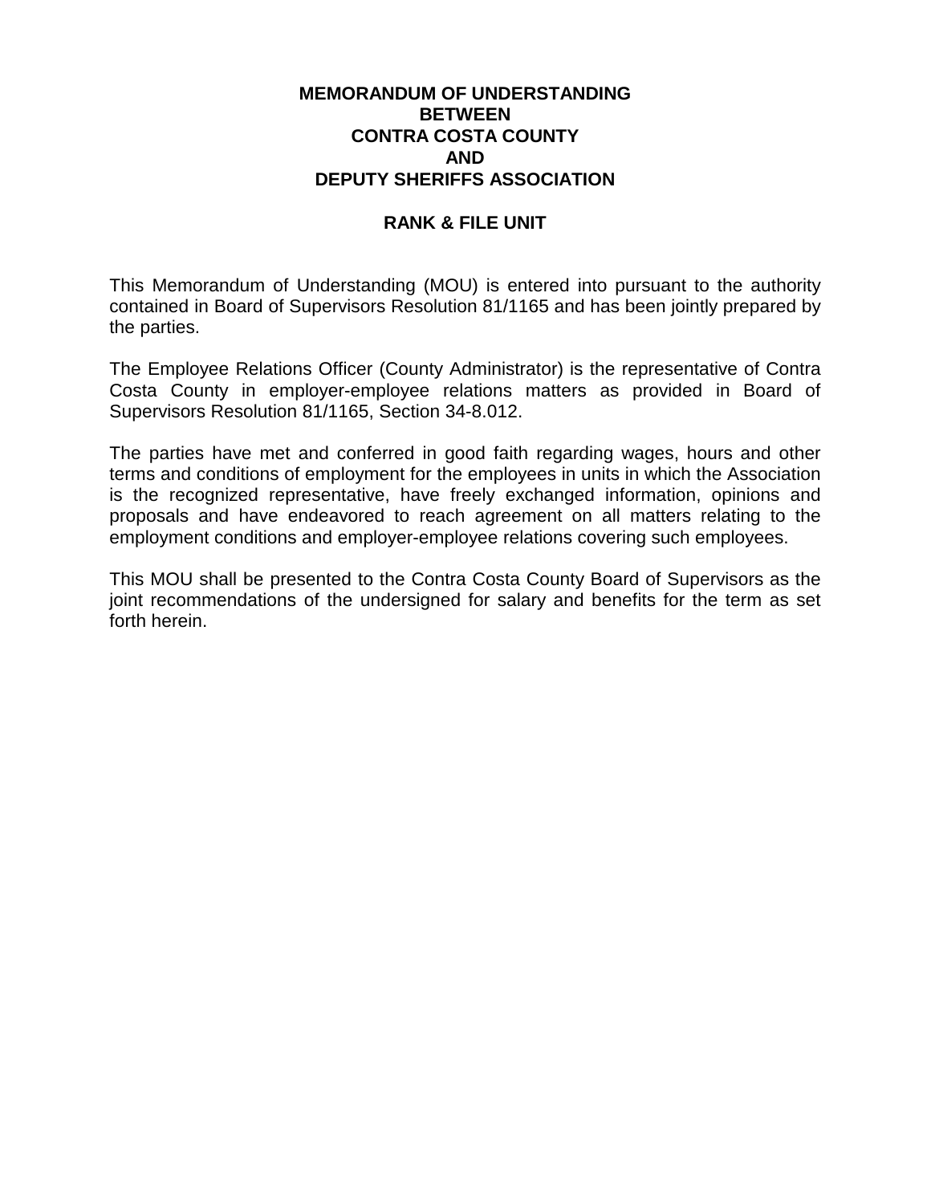# MEMORANDUM OF UNDERSTANDING BETWEEN CONTRA COSTA COUNTY AND DEPUTY SHERIFFS ASSOCIATION

## RANK & FILE UNIT

This Memorandum of Understanding (MOU) is entered into pursuant to the authority contained in Board of Supervisors Resolution 81/1165 and has been jointly prepared by the parties.

The Employee Relations Officer (County Administrator) is the representative of Contra Costa County in employer-employee relations matters as provided in Board of Supervisors Resolution 81/1165, Section 34-8.012.

The parties have met and conferred in good faith regarding wages, hours and other terms and conditions of employment for the employees in units in which the Association is the recognized representative, have freely exchanged information, opinions and proposals and have endeavored to reach agreement on all matters relating to the employment conditions and employer-employee relations covering such employees.

This MOU shall be presented to the Contra Costa County Board of Supervisors as the joint recommendations of the undersigned for salary and benefits for the term as set forth herein.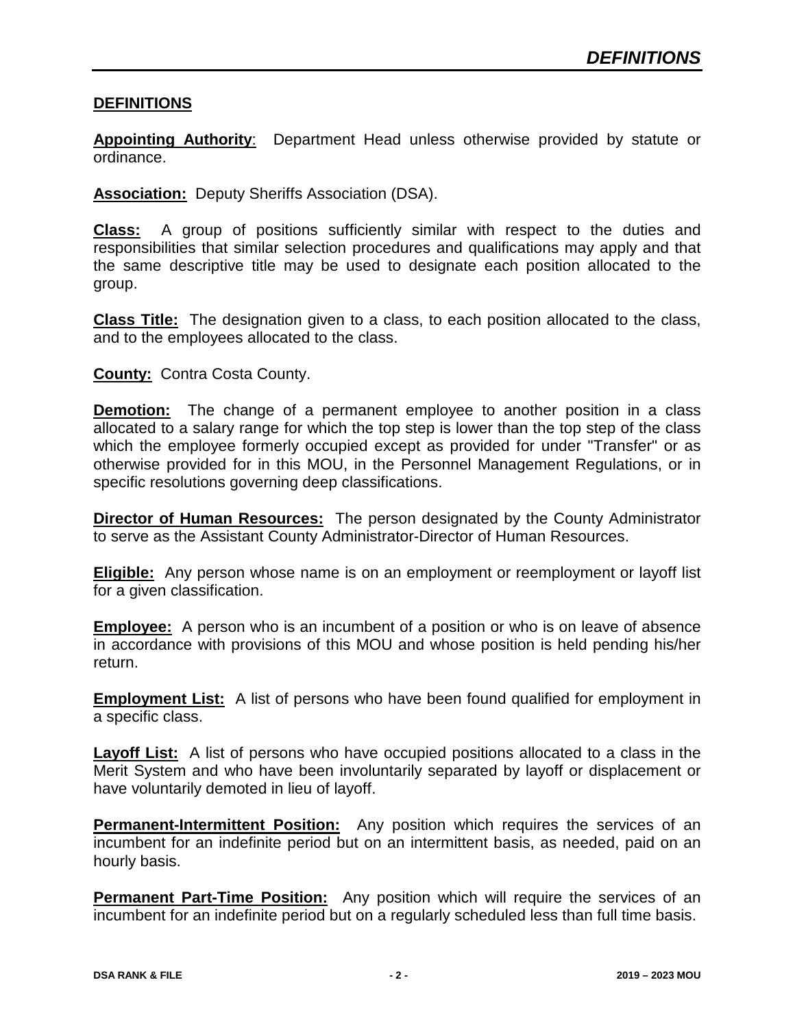## DEFINITIONS

**Appointing Authority**: Department Head unless otherwise provided by statute or ordinance.

**Association:** Deputy Sheriffs Association (DSA).

**Class:** A group of positions sufficiently similar with respect to the duties and responsibilities that similar selection procedures and qualifications may apply and that the same descriptive title may be used to designate each position allocated to the group.

**Class Title:** The designation given to a class, to each position allocated to the class, and to the employees allocated to the class.

**County:** Contra Costa County.

**Demotion:** The change of a permanent employee to another position in a class allocated to a salary range for which the top step is lower than the top step of the class which the employee formerly occupied except as provided for under "Transfer" or as otherwise provided for in this MOU, in the Personnel Management Regulations, or in specific resolutions governing deep classifications.

**Director of Human Resources:** The person designated by the County Administrator to serve as the Assistant County Administrator-Director of Human Resources.

**Eligible:** Any person whose name is on an employment or reemployment or layoff list for a given classification.

**Employee:** A person who is an incumbent of a position or who is on leave of absence in accordance with provisions of this MOU and whose position is held pending his/her return.

**Employment List:** A list of persons who have been found qualified for employment in a specific class.

**Layoff List:** A list of persons who have occupied positions allocated to a class in the Merit System and who have been involuntarily separated by layoff or displacement or have voluntarily demoted in lieu of layoff.

**Permanent-Intermittent Position:** Any position which requires the services of an incumbent for an indefinite period but on an intermittent basis, as needed, paid on an hourly basis.

**Permanent Part-Time Position:** Any position which will require the services of an incumbent for an indefinite period but on a regularly scheduled less than full time basis.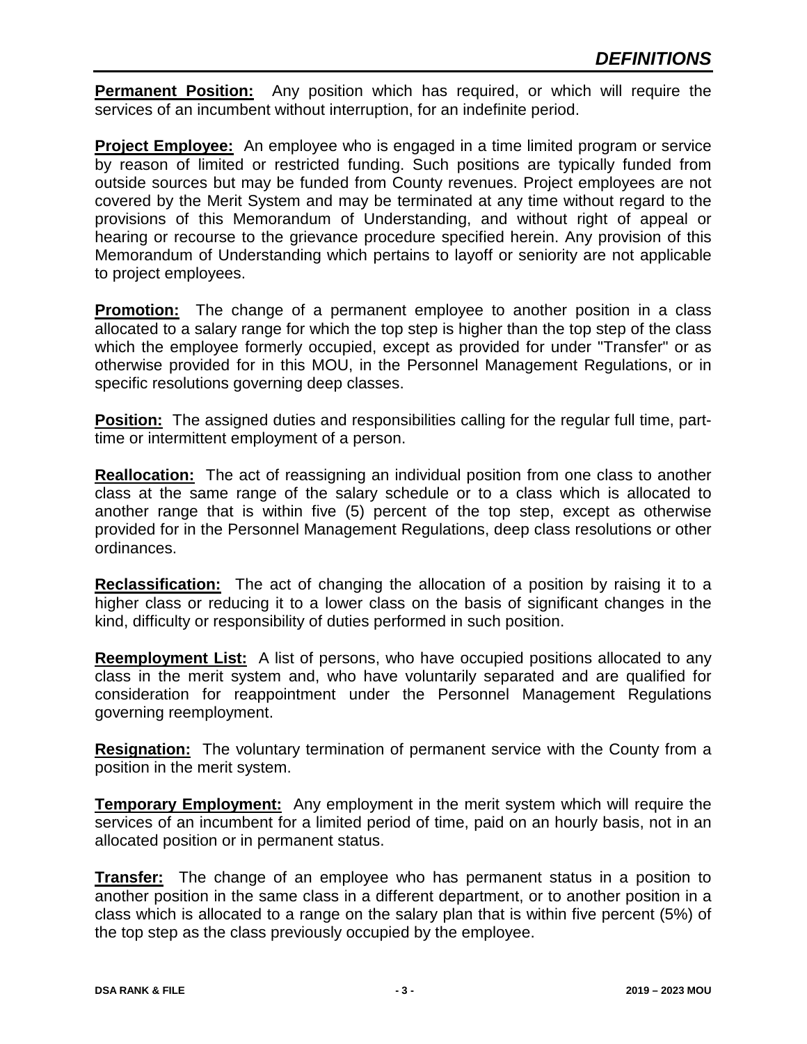## DEFINITIONS

**Permanent Position:** Any position which has required, or which will require the services of an incumbent without interruption, for an indefinite period.

**Project Employee:** An employee who is engaged in a time limited program or service by reason of limited or restricted funding. Such positions are typically funded from outside sources but may be funded from County revenues. Project employees are not covered by the Merit System and may be terminated at any time without regard to the provisions of this Memorandum of Understanding, and without right of appeal or hearing or recourse to the grievance procedure specified herein. Any provision of this Memorandum of Understanding which pertains to layoff or seniority are not applicable to project employees.

**Promotion:** The change of a permanent employee to another position in a class allocated to a salary range for which the top step is higher than the top step of the class which the employee formerly occupied, except as provided for under "Transfer" or as otherwise provided for in this MOU, in the Personnel Management Regulations, or in specific resolutions governing deep classes.

**Position:** The assigned duties and responsibilities calling for the regular full time, part-time or intermittent employment of a person.

**Reallocation:** The act of reassigning an individual position from one class to another class at the same range of the salary schedule or to a class which is allocated to another range that is within five (5) percent of the top step, except as otherwise provided for in the Personnel Management Regulations, deep class resolutions or other ordinances.

**Reclassification:** The act of changing the allocation of a position by raising it to a higher class or reducing it to a lower class on the basis of significant changes in the kind, difficulty or responsibility of duties performed in such position.

**Reemployment List:** A list of persons, who have occupied positions allocated to any class in the merit system and, who have voluntarily separated and are qualified for consideration for reappointment under the Personnel Management Regulations governing reemployment.

**Resignation:** The voluntary termination of permanent service with the County from a position in the merit system.

**Temporary Employment:** Any employment in the merit system which will require the services of an incumbent for a limited period of time, paid on an hourly basis, not in an allocated position or in permanent status.

**Transfer:** The change of an employee who has permanent status in a position to another position in the same class in a different department, or to another position in a class which is allocated to a range on the salary plan that is within five percent (5%) of the top step as the class previously occupied by the employee.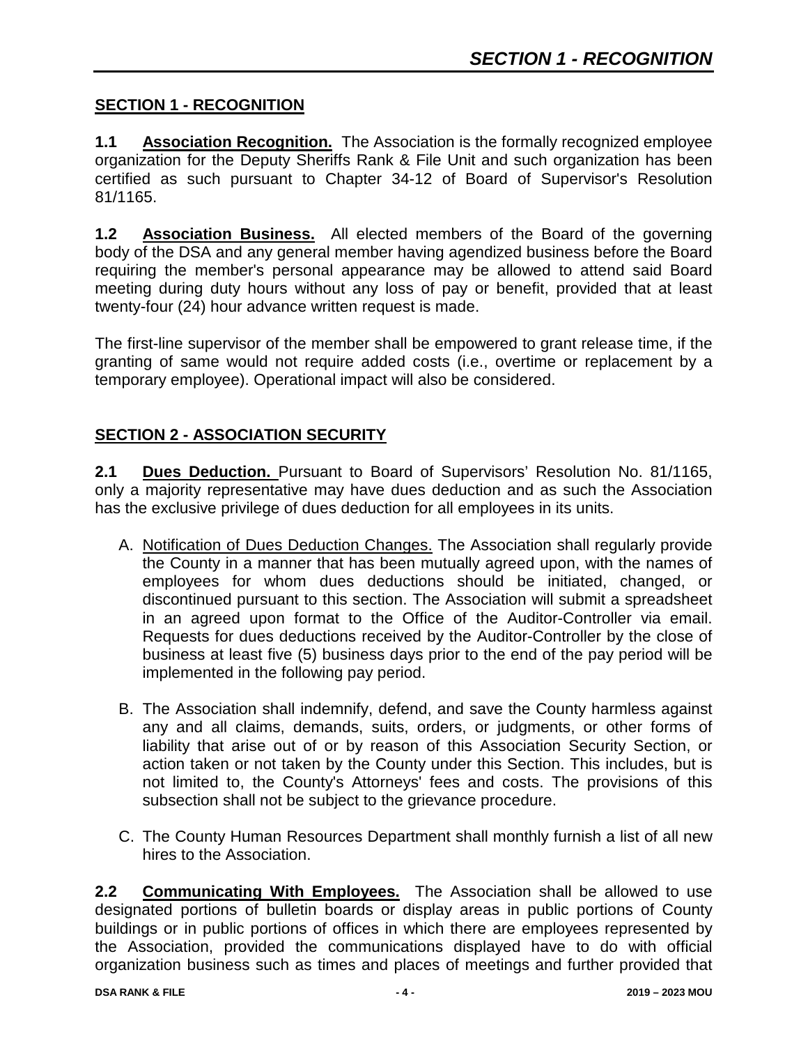## SECTION 1 - RECOGNITION

**1.1 Association Recognition.** The Association is the formally recognized employee organization for the Deputy Sheriffs Rank & File Unit and such organization has been certified as such pursuant to Chapter 34-12 of Board of Supervisor's Resolution 81/1165.

**1.2 Association Business.** All elected members of the Board of the governing body of the DSA and any general member having agendized business before the Board requiring the member's personal appearance may be allowed to attend said Board meeting during duty hours without any loss of pay or benefit, provided that at least twenty-four (24) hour advance written request is made.

The first-line supervisor of the member shall be empowered to grant release time, if the granting of same would not require added costs (i.e., overtime or replacement by a temporary employee). Operational impact will also be considered.

## SECTION 2 - ASSOCIATION SECURITY

**2.1 Dues Deduction.** Pursuant to Board of Supervisors' Resolution No. 81/1165, only a majority representative may have dues deduction and as such the Association has the exclusive privilege of dues deduction for all employees in its units.

A. Notification of Dues Deduction Changes. The Association shall regularly provide the County in a manner that has been mutually agreed upon, with the names of employees for whom dues deductions should be initiated, changed, or discontinued pursuant to this section. The Association will submit a spreadsheet in an agreed upon format to the Office of the Auditor-Controller via email. Requests for dues deductions received by the Auditor-Controller by the close of business at least five (5) business days prior to the end of the pay period will be implemented in the following pay period.

B. The Association shall indemnify, defend, and save the County harmless against any and all claims, demands, suits, orders, or judgments, or other forms of liability that arise out of or by reason of this Association Security Section, or action taken or not taken by the County under this Section. This includes, but is not limited to, the County's Attorneys' fees and costs. The provisions of this subsection shall not be subject to the grievance procedure.

C. The County Human Resources Department shall monthly furnish a list of all new hires to the Association.

**2.2 Communicating With Employees.** The Association shall be allowed to use designated portions of bulletin boards or display areas in public portions of County buildings or in public portions of offices in which there are employees represented by the Association, provided the communications displayed have to do with official organization business such as times and places of meetings and further provided that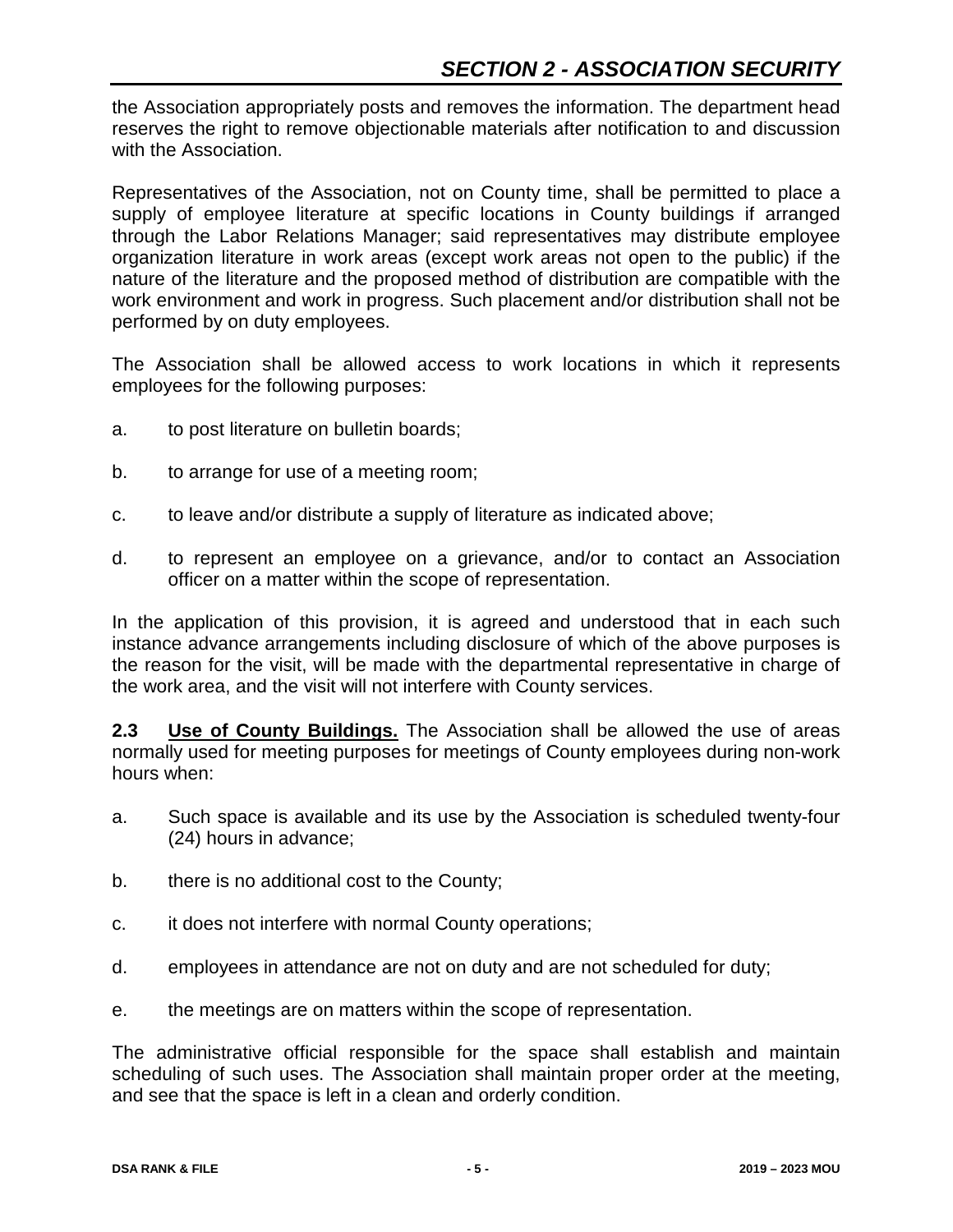the Association appropriately posts and removes the information. The department head reserves the right to remove objectionable materials after notification to and discussion with the Association.

Representatives of the Association, not on County time, shall be permitted to place a supply of employee literature at specific locations in County buildings if arranged through the Labor Relations Manager; said representatives may distribute employee organization literature in work areas (except work areas not open to the public) if the nature of the literature and the proposed method of distribution are compatible with the work environment and work in progress. Such placement and/or distribution shall not be performed by on duty employees.

The Association shall be allowed access to work locations in which it represents employees for the following purposes:

a. to post literature on bulletin boards;

b. to arrange for use of a meeting room;

c. to leave and/or distribute a supply of literature as indicated above;

d. to represent an employee on a grievance, and/or to contact an Association officer on a matter within the scope of representation.

In the application of this provision, it is agreed and understood that in each such instance advance arrangements including disclosure of which of the above purposes is the reason for the visit, will be made with the departmental representative in charge of the work area, and the visit will not interfere with County services.

**2.3 Use of County Buildings.** The Association shall be allowed the use of areas normally used for meeting purposes for meetings of County employees during non-work hours when:

a. Such space is available and its use by the Association is scheduled twenty-four (24) hours in advance;

b. there is no additional cost to the County;

c. it does not interfere with normal County operations;

d. employees in attendance are not on duty and are not scheduled for duty;

e. the meetings are on matters within the scope of representation.

The administrative official responsible for the space shall establish and maintain scheduling of such uses. The Association shall maintain proper order at the meeting, and see that the space is left in a clean and orderly condition.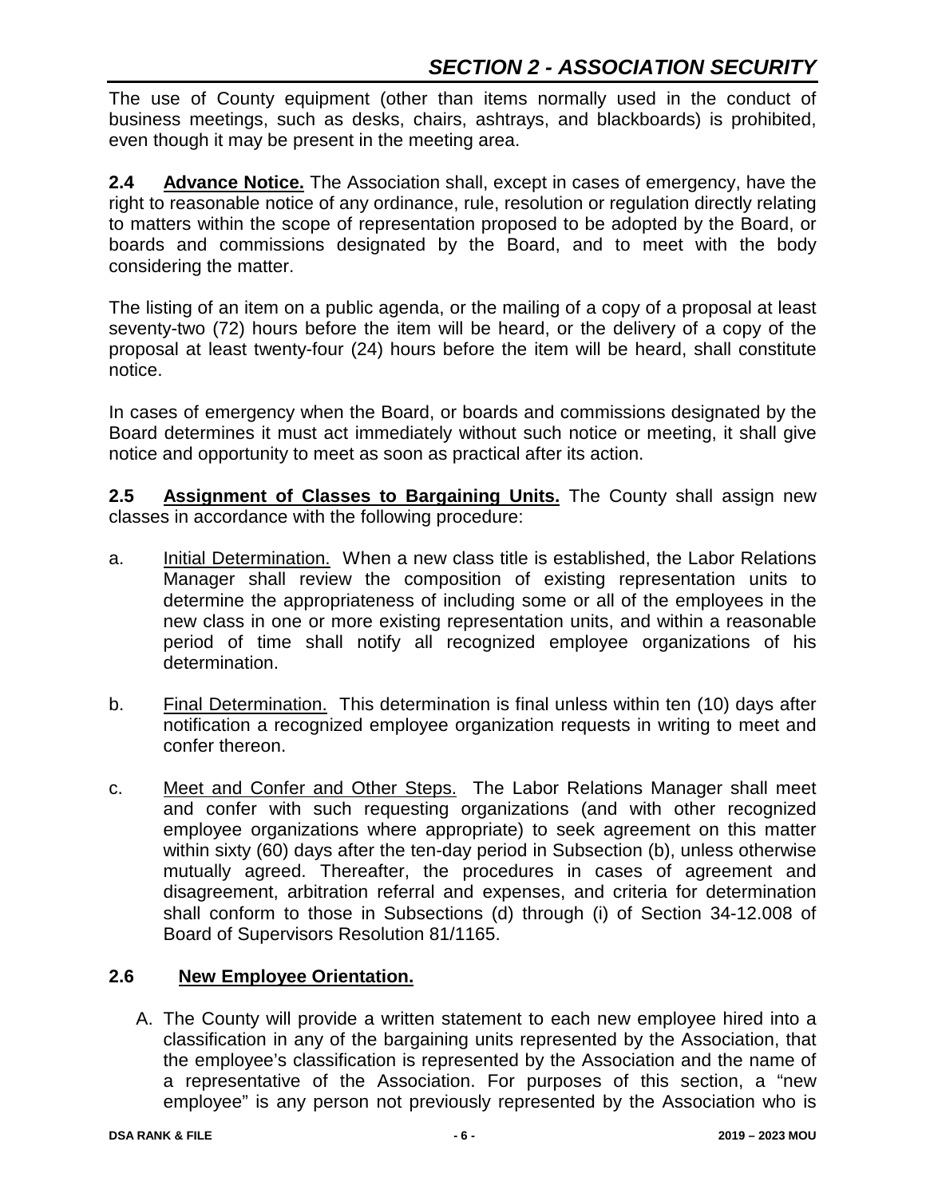The use of County equipment (other than items normally used in the conduct of business meetings, such as desks, chairs, ashtrays, and blackboards) is prohibited, even though it may be present in the meeting area.

**2.4 Advance Notice.** The Association shall, except in cases of emergency, have the right to reasonable notice of any ordinance, rule, resolution or regulation directly relating to matters within the scope of representation proposed to be adopted by the Board, or boards and commissions designated by the Board, and to meet with the body considering the matter.

The listing of an item on a public agenda, or the mailing of a copy of a proposal at least seventy-two (72) hours before the item will be heard, or the delivery of a copy of the proposal at least twenty-four (24) hours before the item will be heard, shall constitute notice.

In cases of emergency when the Board, or boards and commissions designated by the Board determines it must act immediately without such notice or meeting, it shall give notice and opportunity to meet as soon as practical after its action.

**2.5 Assignment of Classes to Bargaining Units.** The County shall assign new classes in accordance with the following procedure:

a. Initial Determination. When a new class title is established, the Labor Relations Manager shall review the composition of existing representation units to determine the appropriateness of including some or all of the employees in the new class in one or more existing representation units, and within a reasonable period of time shall notify all recognized employee organizations of his determination.

b. Final Determination. This determination is final unless within ten (10) days after notification a recognized employee organization requests in writing to meet and confer thereon.

c. Meet and Confer and Other Steps. The Labor Relations Manager shall meet and confer with such requesting organizations (and with other recognized employee organizations where appropriate) to seek agreement on this matter within sixty (60) days after the ten-day period in Subsection (b), unless otherwise mutually agreed. Thereafter, the procedures in cases of agreement and disagreement, arbitration referral and expenses, and criteria for determination shall conform to those in Subsections (d) through (i) of Section 34-12.008 of Board of Supervisors Resolution 81/1165.

**2.6 New Employee Orientation.**

A. The County will provide a written statement to each new employee hired into a classification in any of the bargaining units represented by the Association, that the employee's classification is represented by the Association and the name of a representative of the Association. For purposes of this section, a "new employee" is any person not previously represented by the Association who is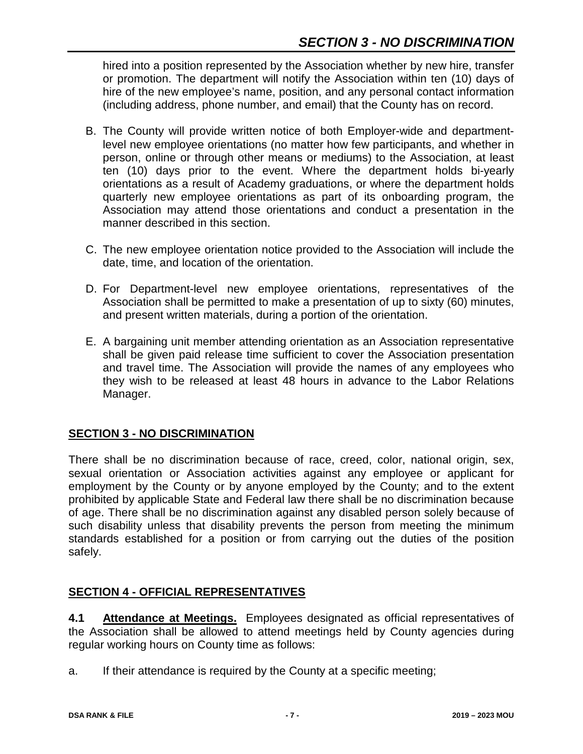hired into a position represented by the Association whether by new hire, transfer or promotion. The department will notify the Association within ten (10) days of hire of the new employee's name, position, and any personal contact information (including address, phone number, and email) that the County has on record.

B. The County will provide written notice of both Employer-wide and department-level new employee orientations (no matter how few participants, and whether in person, online or through other means or mediums) to the Association, at least ten (10) days prior to the event. Where the department holds bi-yearly orientations as a result of Academy graduations, or where the department holds quarterly new employee orientations as part of its onboarding program, the Association may attend those orientations and conduct a presentation in the manner described in this section.

C. The new employee orientation notice provided to the Association will include the date, time, and location of the orientation.

D. For Department-level new employee orientations, representatives of the Association shall be permitted to make a presentation of up to sixty (60) minutes, and present written materials, during a portion of the orientation.

E. A bargaining unit member attending orientation as an Association representative shall be given paid release time sufficient to cover the Association presentation and travel time. The Association will provide the names of any employees who they wish to be released at least 48 hours in advance to the Labor Relations Manager.

## SECTION 3 - NO DISCRIMINATION

There shall be no discrimination because of race, creed, color, national origin, sex, sexual orientation or Association activities against any employee or applicant for employment by the County or by anyone employed by the County; and to the extent prohibited by applicable State and Federal law there shall be no discrimination because of age. There shall be no discrimination against any disabled person solely because of such disability unless that disability prevents the person from meeting the minimum standards established for a position or from carrying out the duties of the position safely.

## SECTION 4 - OFFICIAL REPRESENTATIVES

**4.1 Attendance at Meetings.** Employees designated as official representatives of the Association shall be allowed to attend meetings held by County agencies during regular working hours on County time as follows:

a. If their attendance is required by the County at a specific meeting;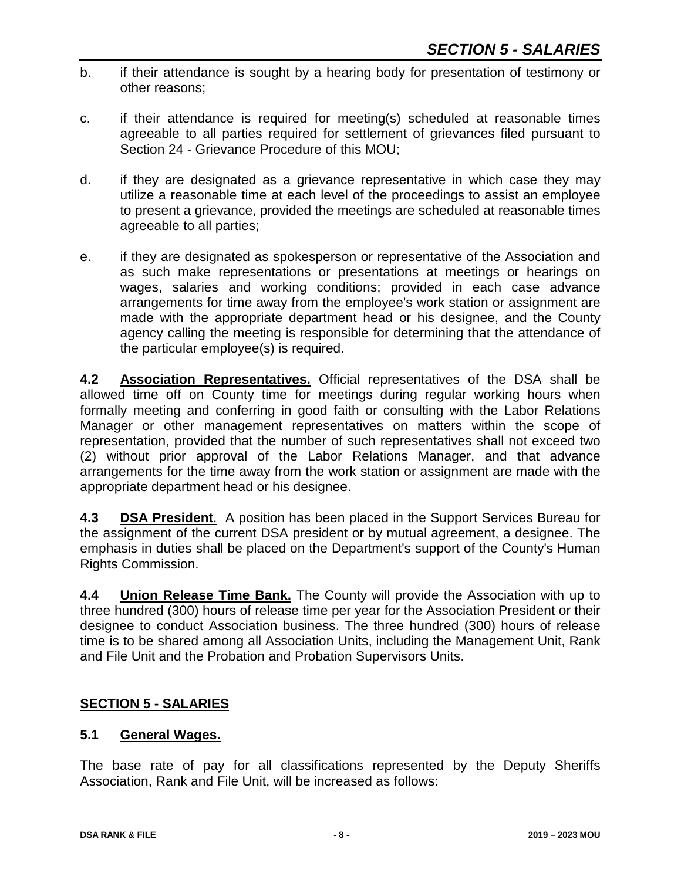b. if their attendance is sought by a hearing body for presentation of testimony or other reasons;

c. if their attendance is required for meeting(s) scheduled at reasonable times agreeable to all parties required for settlement of grievances filed pursuant to Section 24 - Grievance Procedure of this MOU;

d. if they are designated as a grievance representative in which case they may utilize a reasonable time at each level of the proceedings to assist an employee to present a grievance, provided the meetings are scheduled at reasonable times agreeable to all parties;

e. if they are designated as spokesperson or representative of the Association and as such make representations or presentations at meetings or hearings on wages, salaries and working conditions; provided in each case advance arrangements for time away from the employee's work station or assignment are made with the appropriate department head or his designee, and the County agency calling the meeting is responsible for determining that the attendance of the particular employee(s) is required.

**4.2 Association Representatives.** Official representatives of the DSA shall be allowed time off on County time for meetings during regular working hours when formally meeting and conferring in good faith or consulting with the Labor Relations Manager or other management representatives on matters within the scope of representation, provided that the number of such representatives shall not exceed two (2) without prior approval of the Labor Relations Manager, and that advance arrangements for the time away from the work station or assignment are made with the appropriate department head or his designee.

**4.3 DSA President**. A position has been placed in the Support Services Bureau for the assignment of the current DSA president or by mutual agreement, a designee. The emphasis in duties shall be placed on the Department's support of the County's Human Rights Commission.

**4.4 Union Release Time Bank.** The County will provide the Association with up to three hundred (300) hours of release time per year for the Association President or their designee to conduct Association business. The three hundred (300) hours of release time is to be shared among all Association Units, including the Management Unit, Rank and File Unit and the Probation and Probation Supervisors Units.

## SECTION 5 - SALARIES

### 5.1 General Wages.

The base rate of pay for all classifications represented by the Deputy Sheriffs Association, Rank and File Unit, will be increased as follows: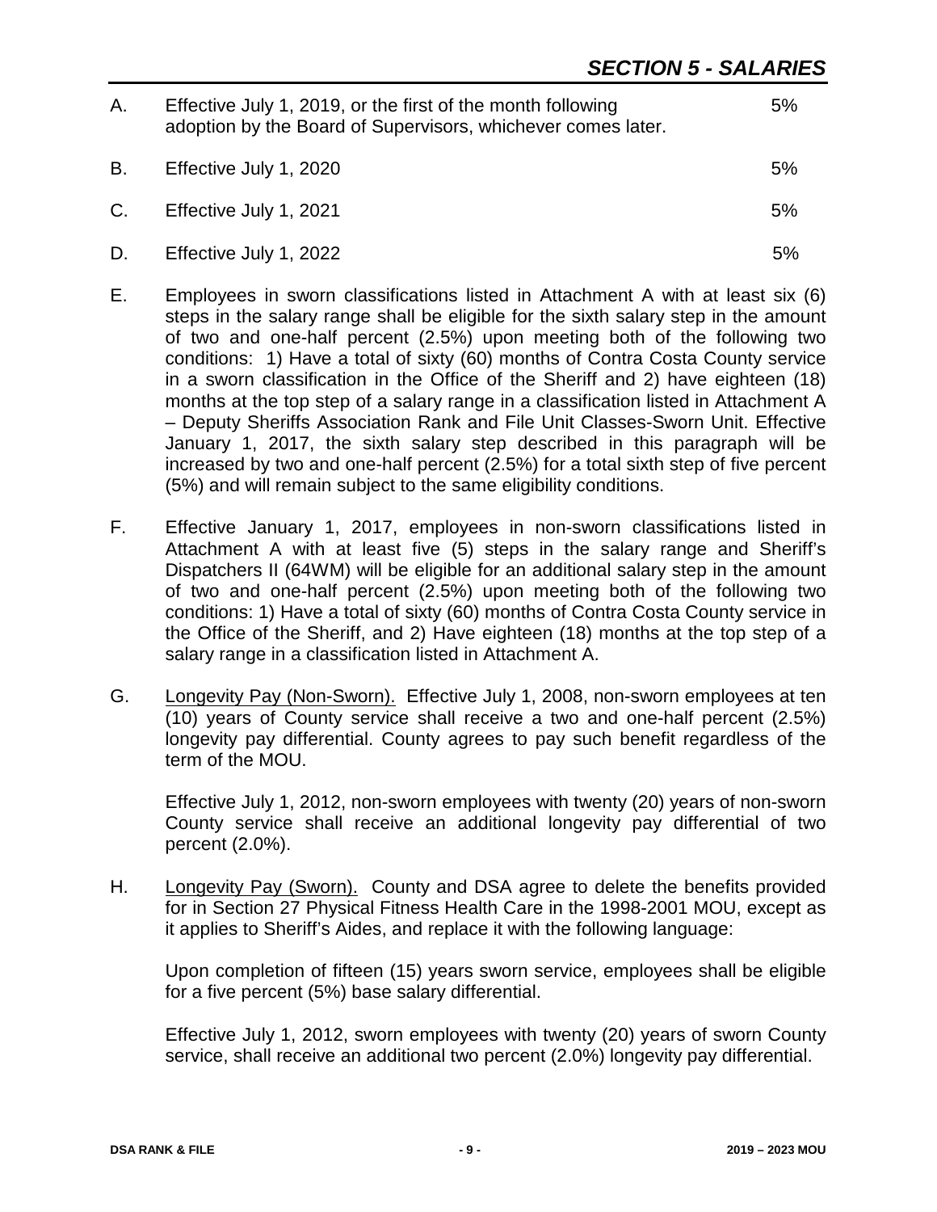## SECTION 5 - SALARIES

A. Effective July 1, 2019, or the first of the month following adoption by the Board of Supervisors, whichever comes later. 5%

B. Effective July 1, 2020 5%

C. Effective July 1, 2021 5%

D. Effective July 1, 2022 5%

E. Employees in sworn classifications listed in Attachment A with at least six (6) steps in the salary range shall be eligible for the sixth salary step in the amount of two and one-half percent (2.5%) upon meeting both of the following two conditions: 1) Have a total of sixty (60) months of Contra Costa County service in a sworn classification in the Office of the Sheriff and 2) have eighteen (18) months at the top step of a salary range in a classification listed in Attachment A – Deputy Sheriffs Association Rank and File Unit Classes-Sworn Unit. Effective January 1, 2017, the sixth salary step described in this paragraph will be increased by two and one-half percent (2.5%) for a total sixth step of five percent (5%) and will remain subject to the same eligibility conditions.

F. Effective January 1, 2017, employees in non-sworn classifications listed in Attachment A with at least five (5) steps in the salary range and Sheriff's Dispatchers II (64WM) will be eligible for an additional salary step in the amount of two and one-half percent (2.5%) upon meeting both of the following two conditions: 1) Have a total of sixty (60) months of Contra Costa County service in the Office of the Sheriff, and 2) Have eighteen (18) months at the top step of a salary range in a classification listed in Attachment A.

G. Longevity Pay (Non-Sworn). Effective July 1, 2008, non-sworn employees at ten (10) years of County service shall receive a two and one-half percent (2.5%) longevity pay differential. County agrees to pay such benefit regardless of the term of the MOU.

Effective July 1, 2012, non-sworn employees with twenty (20) years of non-sworn County service shall receive an additional longevity pay differential of two percent (2.0%).

H. Longevity Pay (Sworn). County and DSA agree to delete the benefits provided for in Section 27 Physical Fitness Health Care in the 1998-2001 MOU, except as it applies to Sheriff's Aides, and replace it with the following language:

Upon completion of fifteen (15) years sworn service, employees shall be eligible for a five percent (5%) base salary differential.

Effective July 1, 2012, sworn employees with twenty (20) years of sworn County service, shall receive an additional two percent (2.0%) longevity pay differential.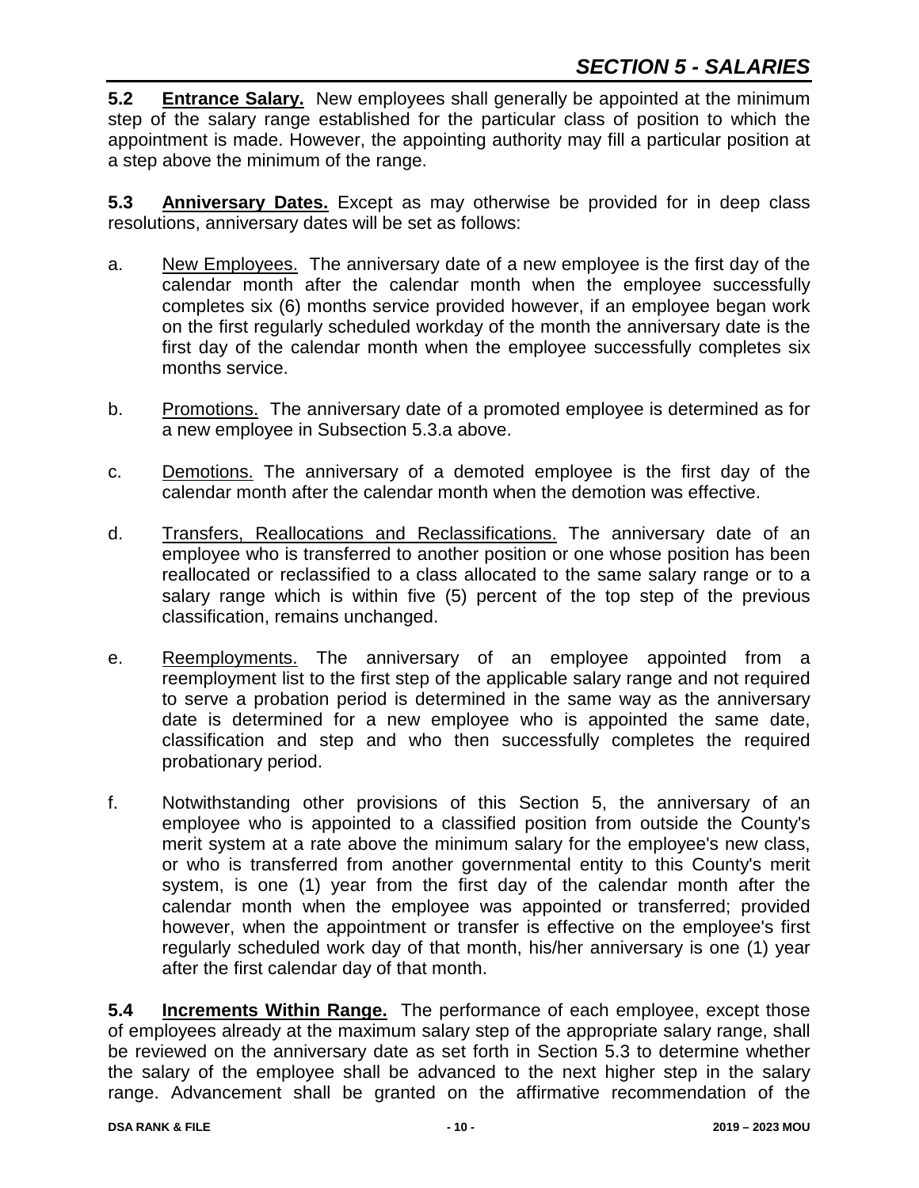**5.2 Entrance Salary.** New employees shall generally be appointed at the minimum step of the salary range established for the particular class of position to which the appointment is made. However, the appointing authority may fill a particular position at a step above the minimum of the range.

**5.3 Anniversary Dates.** Except as may otherwise be provided for in deep class resolutions, anniversary dates will be set as follows:

a. New Employees. The anniversary date of a new employee is the first day of the calendar month after the calendar month when the employee successfully completes six (6) months service provided however, if an employee began work on the first regularly scheduled workday of the month the anniversary date is the first day of the calendar month when the employee successfully completes six months service.

b. Promotions. The anniversary date of a promoted employee is determined as for a new employee in Subsection 5.3.a above.

c. Demotions. The anniversary of a demoted employee is the first day of the calendar month after the calendar month when the demotion was effective.

d. Transfers, Reallocations and Reclassifications. The anniversary date of an employee who is transferred to another position or one whose position has been reallocated or reclassified to a class allocated to the same salary range or to a salary range which is within five (5) percent of the top step of the previous classification, remains unchanged.

e. Reemployments. The anniversary of an employee appointed from a reemployment list to the first step of the applicable salary range and not required to serve a probation period is determined in the same way as the anniversary date is determined for a new employee who is appointed the same date, classification and step and who then successfully completes the required probationary period.

f. Notwithstanding other provisions of this Section 5, the anniversary of an employee who is appointed to a classified position from outside the County's merit system at a rate above the minimum salary for the employee's new class, or who is transferred from another governmental entity to this County's merit system, is one (1) year from the first day of the calendar month after the calendar month when the employee was appointed or transferred; provided however, when the appointment or transfer is effective on the employee's first regularly scheduled work day of that month, his/her anniversary is one (1) year after the first calendar day of that month.

**5.4 Increments Within Range.** The performance of each employee, except those of employees already at the maximum salary step of the appropriate salary range, shall be reviewed on the anniversary date as set forth in Section 5.3 to determine whether the salary of the employee shall be advanced to the next higher step in the salary range. Advancement shall be granted on the affirmative recommendation of the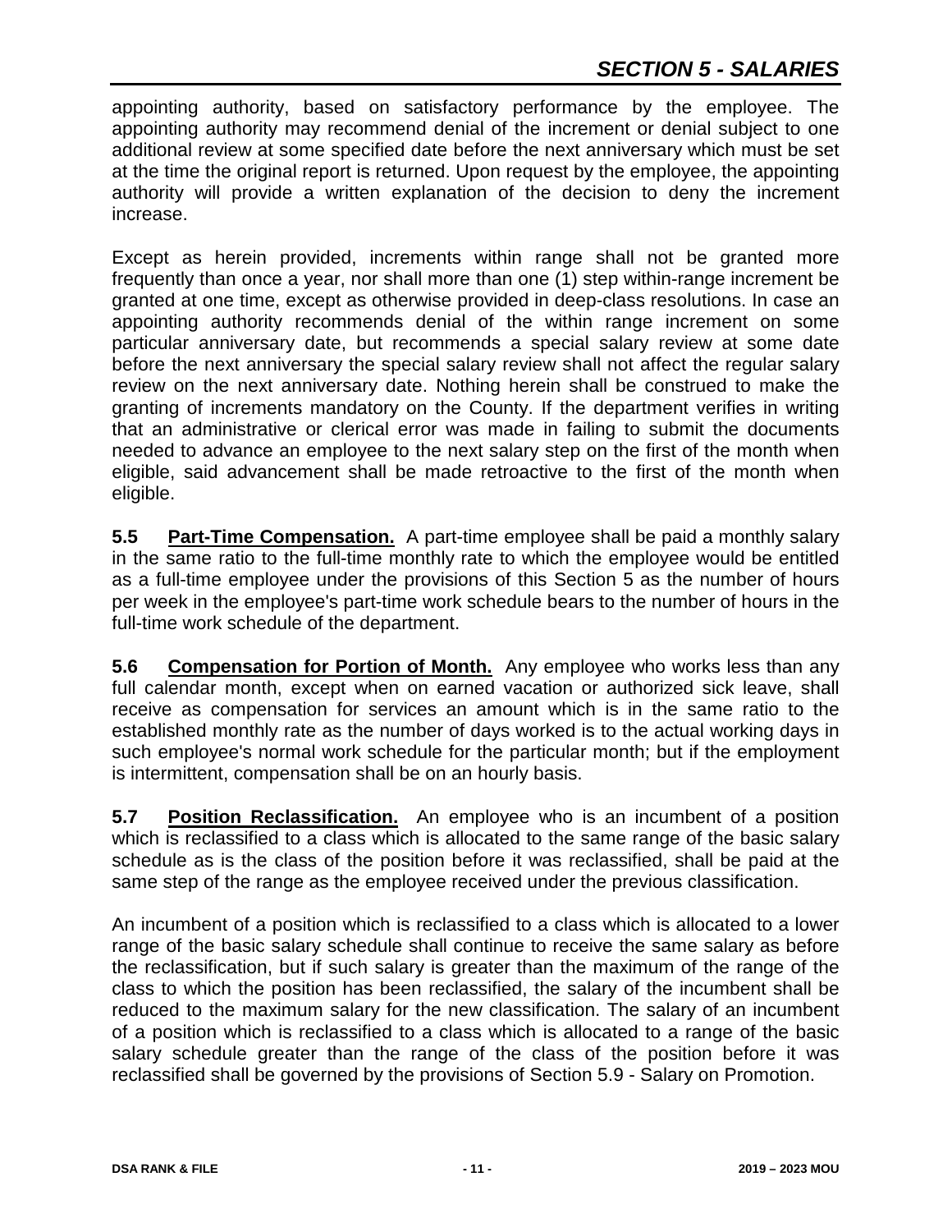appointing authority, based on satisfactory performance by the employee. The appointing authority may recommend denial of the increment or denial subject to one additional review at some specified date before the next anniversary which must be set at the time the original report is returned. Upon request by the employee, the appointing authority will provide a written explanation of the decision to deny the increment increase.

Except as herein provided, increments within range shall not be granted more frequently than once a year, nor shall more than one (1) step within-range increment be granted at one time, except as otherwise provided in deep-class resolutions. In case an appointing authority recommends denial of the within range increment on some particular anniversary date, but recommends a special salary review at some date before the next anniversary the special salary review shall not affect the regular salary review on the next anniversary date. Nothing herein shall be construed to make the granting of increments mandatory on the County. If the department verifies in writing that an administrative or clerical error was made in failing to submit the documents needed to advance an employee to the next salary step on the first of the month when eligible, said advancement shall be made retroactive to the first of the month when eligible.

**5.5 Part-Time Compensation.** A part-time employee shall be paid a monthly salary in the same ratio to the full-time monthly rate to which the employee would be entitled as a full-time employee under the provisions of this Section 5 as the number of hours per week in the employee's part-time work schedule bears to the number of hours in the full-time work schedule of the department.

**5.6 Compensation for Portion of Month.** Any employee who works less than any full calendar month, except when on earned vacation or authorized sick leave, shall receive as compensation for services an amount which is in the same ratio to the established monthly rate as the number of days worked is to the actual working days in such employee's normal work schedule for the particular month; but if the employment is intermittent, compensation shall be on an hourly basis.

**5.7 Position Reclassification.** An employee who is an incumbent of a position which is reclassified to a class which is allocated to the same range of the basic salary schedule as is the class of the position before it was reclassified, shall be paid at the same step of the range as the employee received under the previous classification.

An incumbent of a position which is reclassified to a class which is allocated to a lower range of the basic salary schedule shall continue to receive the same salary as before the reclassification, but if such salary is greater than the maximum of the range of the class to which the position has been reclassified, the salary of the incumbent shall be reduced to the maximum salary for the new classification. The salary of an incumbent of a position which is reclassified to a class which is allocated to a range of the basic salary schedule greater than the range of the class of the position before it was reclassified shall be governed by the provisions of Section 5.9 - Salary on Promotion.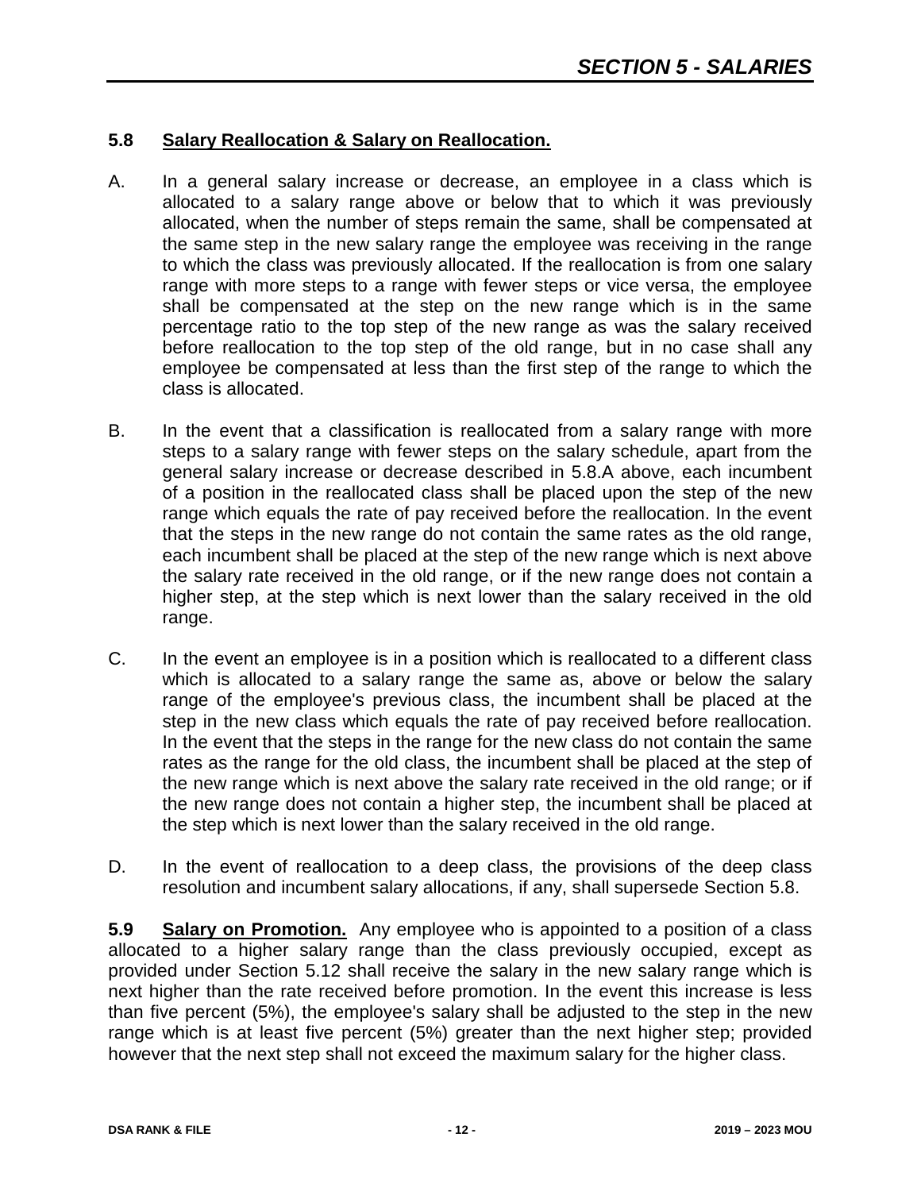### 5.8 Salary Reallocation & Salary on Reallocation.

A. In a general salary increase or decrease, an employee in a class which is allocated to a salary range above or below that to which it was previously allocated, when the number of steps remain the same, shall be compensated at the same step in the new salary range the employee was receiving in the range to which the class was previously allocated. If the reallocation is from one salary range with more steps to a range with fewer steps or vice versa, the employee shall be compensated at the step on the new range which is in the same percentage ratio to the top step of the new range as was the salary received before reallocation to the top step of the old range, but in no case shall any employee be compensated at less than the first step of the range to which the class is allocated.

B. In the event that a classification is reallocated from a salary range with more steps to a salary range with fewer steps on the salary schedule, apart from the general salary increase or decrease described in 5.8.A above, each incumbent of a position in the reallocated class shall be placed upon the step of the new range which equals the rate of pay received before the reallocation. In the event that the steps in the new range do not contain the same rates as the old range, each incumbent shall be placed at the step of the new range which is next above the salary rate received in the old range, or if the new range does not contain a higher step, at the step which is next lower than the salary received in the old range.

C. In the event an employee is in a position which is reallocated to a different class which is allocated to a salary range the same as, above or below the salary range of the employee's previous class, the incumbent shall be placed at the step in the new class which equals the rate of pay received before reallocation. In the event that the steps in the range for the new class do not contain the same rates as the range for the old class, the incumbent shall be placed at the step of the new range which is next above the salary rate received in the old range; or if the new range does not contain a higher step, the incumbent shall be placed at the step which is next lower than the salary received in the old range.

D. In the event of reallocation to a deep class, the provisions of the deep class resolution and incumbent salary allocations, if any, shall supersede Section 5.8.

**5.9 Salary on Promotion.** Any employee who is appointed to a position of a class allocated to a higher salary range than the class previously occupied, except as provided under Section 5.12 shall receive the salary in the new salary range which is next higher than the rate received before promotion. In the event this increase is less than five percent (5%), the employee's salary shall be adjusted to the step in the new range which is at least five percent (5%) greater than the next higher step; provided however that the next step shall not exceed the maximum salary for the higher class.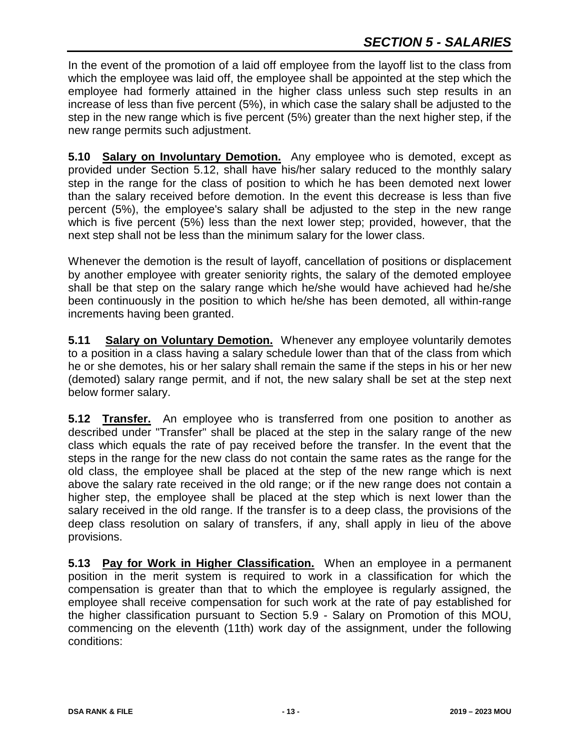In the event of the promotion of a laid off employee from the layoff list to the class from which the employee was laid off, the employee shall be appointed at the step which the employee had formerly attained in the higher class unless such step results in an increase of less than five percent (5%), in which case the salary shall be adjusted to the step in the new range which is five percent (5%) greater than the next higher step, if the new range permits such adjustment.

**5.10 Salary on Involuntary Demotion.** Any employee who is demoted, except as provided under Section 5.12, shall have his/her salary reduced to the monthly salary step in the range for the class of position to which he has been demoted next lower than the salary received before demotion. In the event this decrease is less than five percent (5%), the employee's salary shall be adjusted to the step in the new range which is five percent (5%) less than the next lower step; provided, however, that the next step shall not be less than the minimum salary for the lower class.

Whenever the demotion is the result of layoff, cancellation of positions or displacement by another employee with greater seniority rights, the salary of the demoted employee shall be that step on the salary range which he/she would have achieved had he/she been continuously in the position to which he/she has been demoted, all within-range increments having been granted.

**5.11 Salary on Voluntary Demotion.** Whenever any employee voluntarily demotes to a position in a class having a salary schedule lower than that of the class from which he or she demotes, his or her salary shall remain the same if the steps in his or her new (demoted) salary range permit, and if not, the new salary shall be set at the step next below former salary.

**5.12 Transfer.** An employee who is transferred from one position to another as described under "Transfer" shall be placed at the step in the salary range of the new class which equals the rate of pay received before the transfer. In the event that the steps in the range for the new class do not contain the same rates as the range for the old class, the employee shall be placed at the step of the new range which is next above the salary rate received in the old range; or if the new range does not contain a higher step, the employee shall be placed at the step which is next lower than the salary received in the old range. If the transfer is to a deep class, the provisions of the deep class resolution on salary of transfers, if any, shall apply in lieu of the above provisions.

**5.13 Pay for Work in Higher Classification.** When an employee in a permanent position in the merit system is required to work in a classification for which the compensation is greater than that to which the employee is regularly assigned, the employee shall receive compensation for such work at the rate of pay established for the higher classification pursuant to Section 5.9 - Salary on Promotion of this MOU, commencing on the eleventh (11th) work day of the assignment, under the following conditions: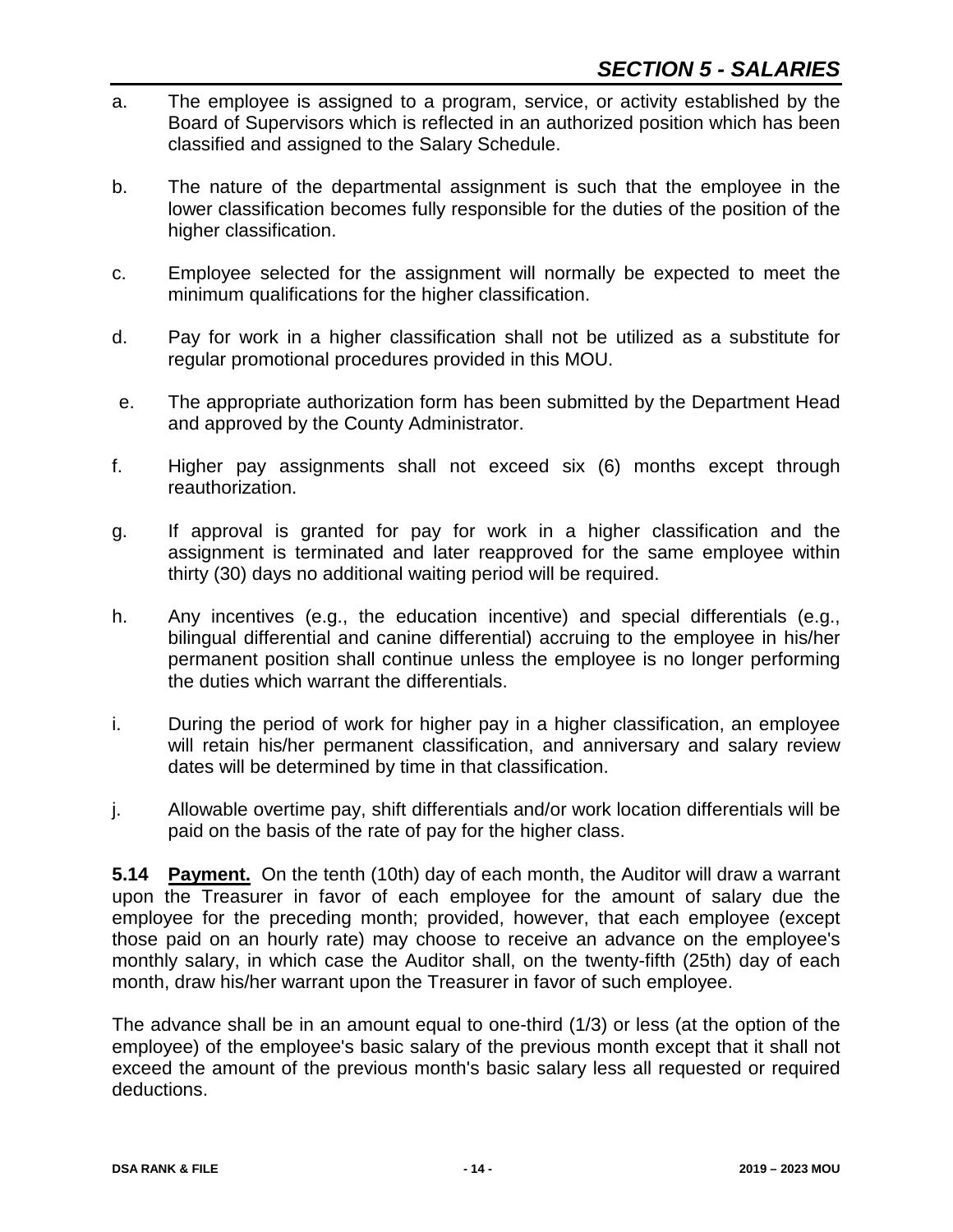a. The employee is assigned to a program, service, or activity established by the Board of Supervisors which is reflected in an authorized position which has been classified and assigned to the Salary Schedule.

b. The nature of the departmental assignment is such that the employee in the lower classification becomes fully responsible for the duties of the position of the higher classification.

c. Employee selected for the assignment will normally be expected to meet the minimum qualifications for the higher classification.

d. Pay for work in a higher classification shall not be utilized as a substitute for regular promotional procedures provided in this MOU.

e. The appropriate authorization form has been submitted by the Department Head and approved by the County Administrator.

f. Higher pay assignments shall not exceed six (6) months except through reauthorization.

g. If approval is granted for pay for work in a higher classification and the assignment is terminated and later reapproved for the same employee within thirty (30) days no additional waiting period will be required.

h. Any incentives (e.g., the education incentive) and special differentials (e.g., bilingual differential and canine differential) accruing to the employee in his/her permanent position shall continue unless the employee is no longer performing the duties which warrant the differentials.

i. During the period of work for higher pay in a higher classification, an employee will retain his/her permanent classification, and anniversary and salary review dates will be determined by time in that classification.

j. Allowable overtime pay, shift differentials and/or work location differentials will be paid on the basis of the rate of pay for the higher class.

**5.14 Payment.** On the tenth (10th) day of each month, the Auditor will draw a warrant upon the Treasurer in favor of each employee for the amount of salary due the employee for the preceding month; provided, however, that each employee (except those paid on an hourly rate) may choose to receive an advance on the employee's monthly salary, in which case the Auditor shall, on the twenty-fifth (25th) day of each month, draw his/her warrant upon the Treasurer in favor of such employee.

The advance shall be in an amount equal to one-third (1/3) or less (at the option of the employee) of the employee's basic salary of the previous month except that it shall not exceed the amount of the previous month's basic salary less all requested or required deductions.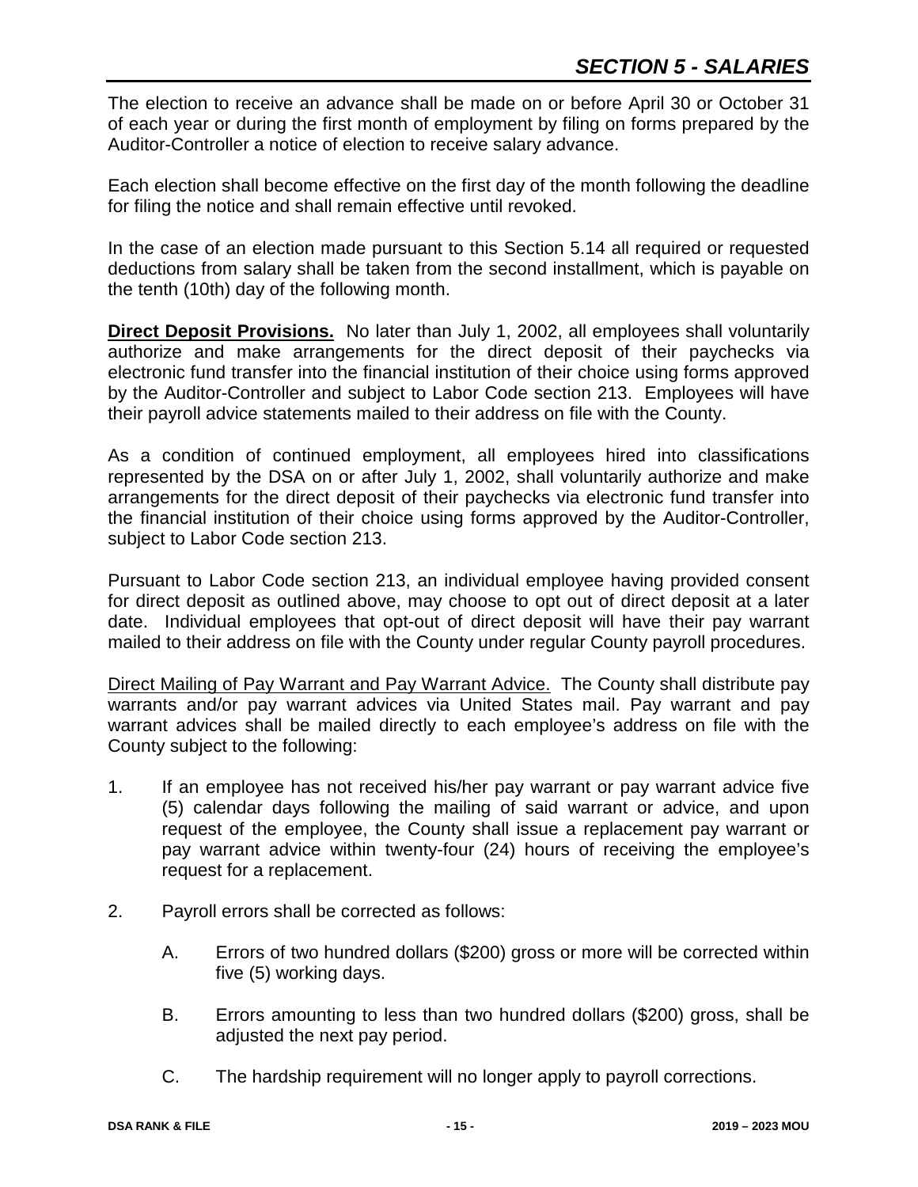The election to receive an advance shall be made on or before April 30 or October 31 of each year or during the first month of employment by filing on forms prepared by the Auditor-Controller a notice of election to receive salary advance.

Each election shall become effective on the first day of the month following the deadline for filing the notice and shall remain effective until revoked.

In the case of an election made pursuant to this Section 5.14 all required or requested deductions from salary shall be taken from the second installment, which is payable on the tenth (10th) day of the following month.

**Direct Deposit Provisions.** No later than July 1, 2002, all employees shall voluntarily authorize and make arrangements for the direct deposit of their paychecks via electronic fund transfer into the financial institution of their choice using forms approved by the Auditor-Controller and subject to Labor Code section 213. Employees will have their payroll advice statements mailed to their address on file with the County.

As a condition of continued employment, all employees hired into classifications represented by the DSA on or after July 1, 2002, shall voluntarily authorize and make arrangements for the direct deposit of their paychecks via electronic fund transfer into the financial institution of their choice using forms approved by the Auditor-Controller, subject to Labor Code section 213.

Pursuant to Labor Code section 213, an individual employee having provided consent for direct deposit as outlined above, may choose to opt out of direct deposit at a later date. Individual employees that opt-out of direct deposit will have their pay warrant mailed to their address on file with the County under regular County payroll procedures.

Direct Mailing of Pay Warrant and Pay Warrant Advice. The County shall distribute pay warrants and/or pay warrant advices via United States mail. Pay warrant and pay warrant advices shall be mailed directly to each employee's address on file with the County subject to the following:

1. If an employee has not received his/her pay warrant or pay warrant advice five (5) calendar days following the mailing of said warrant or advice, and upon request of the employee, the County shall issue a replacement pay warrant or pay warrant advice within twenty-four (24) hours of receiving the employee's request for a replacement.

2. Payroll errors shall be corrected as follows:

   A. Errors of two hundred dollars ($200) gross or more will be corrected within five (5) working days.

   B. Errors amounting to less than two hundred dollars ($200) gross, shall be adjusted the next pay period.

   C. The hardship requirement will no longer apply to payroll corrections.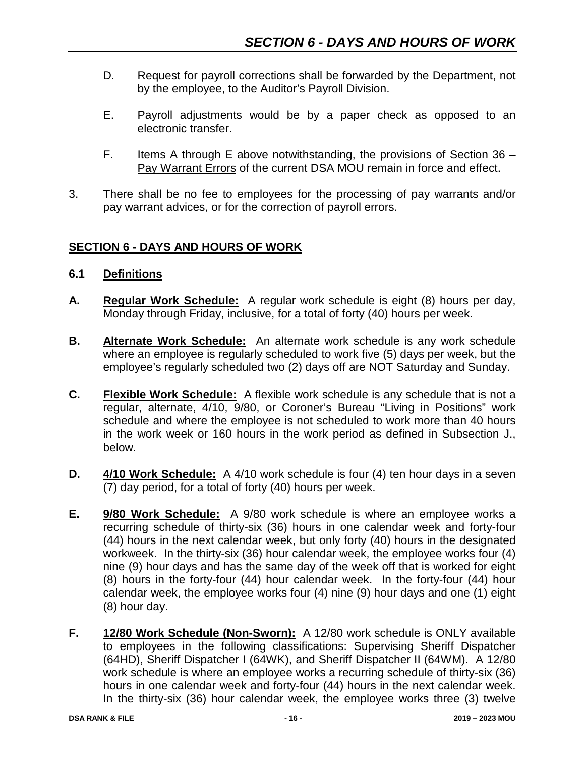D. Request for payroll corrections shall be forwarded by the Department, not by the employee, to the Auditor's Payroll Division.

E. Payroll adjustments would be by a paper check as opposed to an electronic transfer.

F. Items A through E above notwithstanding, the provisions of Section 36 – Pay Warrant Errors of the current DSA MOU remain in force and effect.

3. There shall be no fee to employees for the processing of pay warrants and/or pay warrant advices, or for the correction of payroll errors.

## SECTION 6 - DAYS AND HOURS OF WORK

### 6.1 Definitions

**A. Regular Work Schedule:** A regular work schedule is eight (8) hours per day, Monday through Friday, inclusive, for a total of forty (40) hours per week.

**B. Alternate Work Schedule:** An alternate work schedule is any work schedule where an employee is regularly scheduled to work five (5) days per week, but the employee's regularly scheduled two (2) days off are NOT Saturday and Sunday.

**C. Flexible Work Schedule:** A flexible work schedule is any schedule that is not a regular, alternate, 4/10, 9/80, or Coroner's Bureau "Living in Positions" work schedule and where the employee is not scheduled to work more than 40 hours in the work week or 160 hours in the work period as defined in Subsection J., below.

**D. 4/10 Work Schedule:** A 4/10 work schedule is four (4) ten hour days in a seven (7) day period, for a total of forty (40) hours per week.

**E. 9/80 Work Schedule:** A 9/80 work schedule is where an employee works a recurring schedule of thirty-six (36) hours in one calendar week and forty-four (44) hours in the next calendar week, but only forty (40) hours in the designated workweek. In the thirty-six (36) hour calendar week, the employee works four (4) nine (9) hour days and has the same day of the week off that is worked for eight (8) hours in the forty-four (44) hour calendar week. In the forty-four (44) hour calendar week, the employee works four (4) nine (9) hour days and one (1) eight (8) hour day.

**F. 12/80 Work Schedule (Non-Sworn):** A 12/80 work schedule is ONLY available to employees in the following classifications: Supervising Sheriff Dispatcher (64HD), Sheriff Dispatcher I (64WK), and Sheriff Dispatcher II (64WM). A 12/80 work schedule is where an employee works a recurring schedule of thirty-six (36) hours in one calendar week and forty-four (44) hours in the next calendar week. In the thirty-six (36) hour calendar week, the employee works three (3) twelve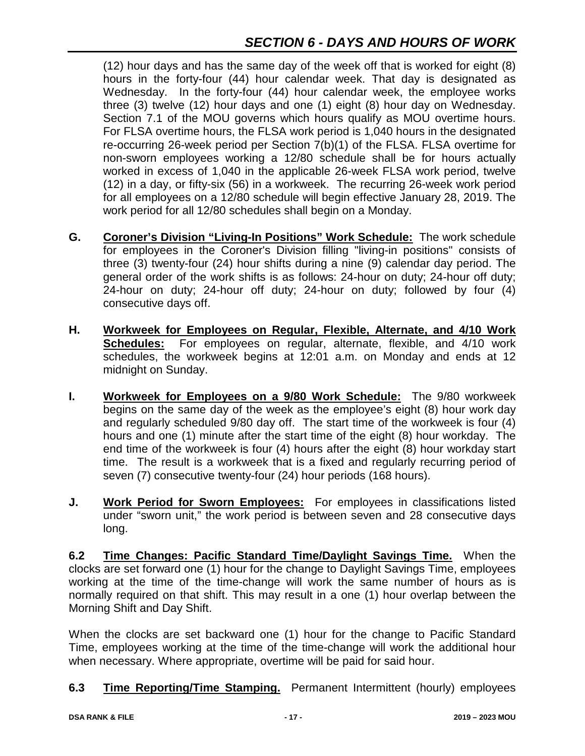(12) hour days and has the same day of the week off that is worked for eight (8) hours in the forty-four (44) hour calendar week. That day is designated as Wednesday. In the forty-four (44) hour calendar week, the employee works three (3) twelve (12) hour days and one (1) eight (8) hour day on Wednesday. Section 7.1 of the MOU governs which hours qualify as MOU overtime hours. For FLSA overtime hours, the FLSA work period is 1,040 hours in the designated re-occurring 26-week period per Section 7(b)(1) of the FLSA. FLSA overtime for non-sworn employees working a 12/80 schedule shall be for hours actually worked in excess of 1,040 in the applicable 26-week FLSA work period, twelve (12) in a day, or fifty-six (56) in a workweek. The recurring 26-week work period for all employees on a 12/80 schedule will begin effective January 28, 2019. The work period for all 12/80 schedules shall begin on a Monday.

**G. Coroner's Division "Living-In Positions" Work Schedule:** The work schedule for employees in the Coroner's Division filling "living-in positions" consists of three (3) twenty-four (24) hour shifts during a nine (9) calendar day period. The general order of the work shifts is as follows: 24-hour on duty; 24-hour off duty; 24-hour on duty; 24-hour off duty; 24-hour on duty; followed by four (4) consecutive days off.

**H. Workweek for Employees on Regular, Flexible, Alternate, and 4/10 Work Schedules:** For employees on regular, alternate, flexible, and 4/10 work schedules, the workweek begins at 12:01 a.m. on Monday and ends at 12 midnight on Sunday.

**I. Workweek for Employees on a 9/80 Work Schedule:** The 9/80 workweek begins on the same day of the week as the employee's eight (8) hour work day and regularly scheduled 9/80 day off. The start time of the workweek is four (4) hours and one (1) minute after the start time of the eight (8) hour workday. The end time of the workweek is four (4) hours after the eight (8) hour workday start time. The result is a workweek that is a fixed and regularly recurring period of seven (7) consecutive twenty-four (24) hour periods (168 hours).

**J. Work Period for Sworn Employees:** For employees in classifications listed under "sworn unit," the work period is between seven and 28 consecutive days long.

**6.2 Time Changes: Pacific Standard Time/Daylight Savings Time.** When the clocks are set forward one (1) hour for the change to Daylight Savings Time, employees working at the time of the time-change will work the same number of hours as is normally required on that shift. This may result in a one (1) hour overlap between the Morning Shift and Day Shift.

When the clocks are set backward one (1) hour for the change to Pacific Standard Time, employees working at the time of the time-change will work the additional hour when necessary. Where appropriate, overtime will be paid for said hour.

**6.3 Time Reporting/Time Stamping.** Permanent Intermittent (hourly) employees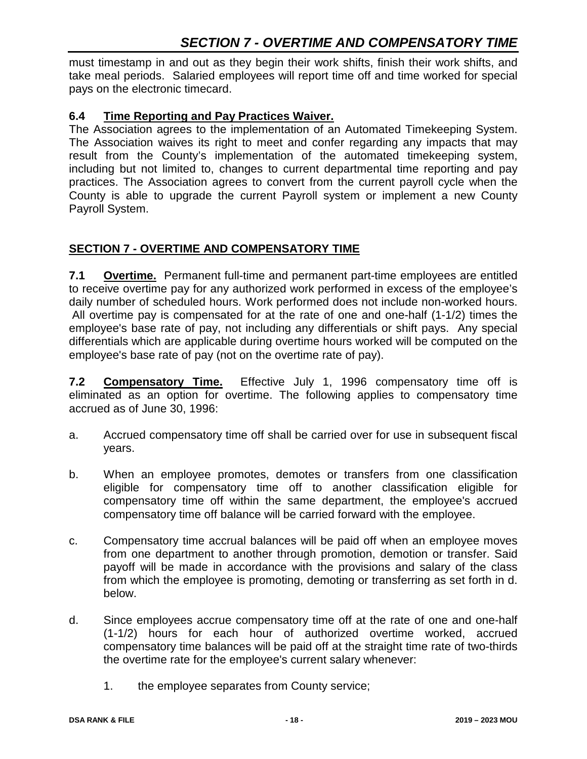must timestamp in and out as they begin their work shifts, finish their work shifts, and take meal periods. Salaried employees will report time off and time worked for special pays on the electronic timecard.

### 6.4 Time Reporting and Pay Practices Waiver.

The Association agrees to the implementation of an Automated Timekeeping System. The Association waives its right to meet and confer regarding any impacts that may result from the County's implementation of the automated timekeeping system, including but not limited to, changes to current departmental time reporting and pay practices. The Association agrees to convert from the current payroll cycle when the County is able to upgrade the current Payroll system or implement a new County Payroll System.

## SECTION 7 - OVERTIME AND COMPENSATORY TIME

**7.1 Overtime.** Permanent full-time and permanent part-time employees are entitled to receive overtime pay for any authorized work performed in excess of the employee's daily number of scheduled hours. Work performed does not include non-worked hours. All overtime pay is compensated for at the rate of one and one-half (1-1/2) times the employee's base rate of pay, not including any differentials or shift pays. Any special differentials which are applicable during overtime hours worked will be computed on the employee's base rate of pay (not on the overtime rate of pay).

**7.2 Compensatory Time.** Effective July 1, 1996 compensatory time off is eliminated as an option for overtime. The following applies to compensatory time accrued as of June 30, 1996:

a. Accrued compensatory time off shall be carried over for use in subsequent fiscal years.

b. When an employee promotes, demotes or transfers from one classification eligible for compensatory time off to another classification eligible for compensatory time off within the same department, the employee's accrued compensatory time off balance will be carried forward with the employee.

c. Compensatory time accrual balances will be paid off when an employee moves from one department to another through promotion, demotion or transfer. Said payoff will be made in accordance with the provisions and salary of the class from which the employee is promoting, demoting or transferring as set forth in d. below.

d. Since employees accrue compensatory time off at the rate of one and one-half (1-1/2) hours for each hour of authorized overtime worked, accrued compensatory time balances will be paid off at the straight time rate of two-thirds the overtime rate for the employee's current salary whenever:

    1. the employee separates from County service;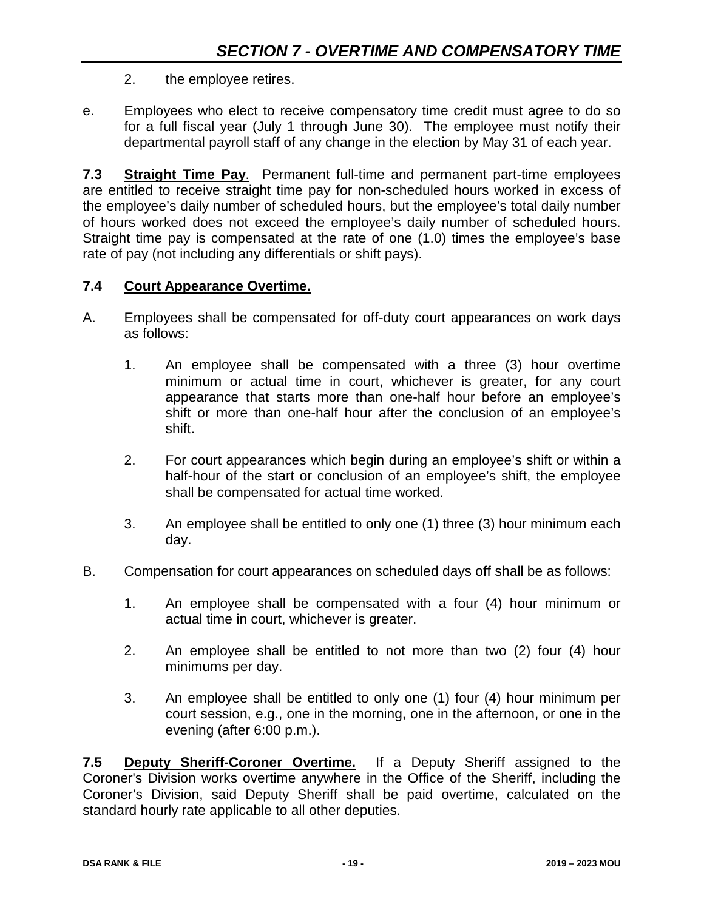2. the employee retires.

e. Employees who elect to receive compensatory time credit must agree to do so for a full fiscal year (July 1 through June 30). The employee must notify their departmental payroll staff of any change in the election by May 31 of each year.

**7.3 Straight Time Pay**. Permanent full-time and permanent part-time employees are entitled to receive straight time pay for non-scheduled hours worked in excess of the employee's daily number of scheduled hours, but the employee's total daily number of hours worked does not exceed the employee's daily number of scheduled hours. Straight time pay is compensated at the rate of one (1.0) times the employee's base rate of pay (not including any differentials or shift pays).

**7.4 Court Appearance Overtime.**

A. Employees shall be compensated for off-duty court appearances on work days as follows:

1. An employee shall be compensated with a three (3) hour overtime minimum or actual time in court, whichever is greater, for any court appearance that starts more than one-half hour before an employee's shift or more than one-half hour after the conclusion of an employee's shift.

2. For court appearances which begin during an employee's shift or within a half-hour of the start or conclusion of an employee's shift, the employee shall be compensated for actual time worked.

3. An employee shall be entitled to only one (1) three (3) hour minimum each day.

B. Compensation for court appearances on scheduled days off shall be as follows:

1. An employee shall be compensated with a four (4) hour minimum or actual time in court, whichever is greater.

2. An employee shall be entitled to not more than two (2) four (4) hour minimums per day.

3. An employee shall be entitled to only one (1) four (4) hour minimum per court session, e.g., one in the morning, one in the afternoon, or one in the evening (after 6:00 p.m.).

**7.5 Deputy Sheriff-Coroner Overtime.** If a Deputy Sheriff assigned to the Coroner's Division works overtime anywhere in the Office of the Sheriff, including the Coroner's Division, said Deputy Sheriff shall be paid overtime, calculated on the standard hourly rate applicable to all other deputies.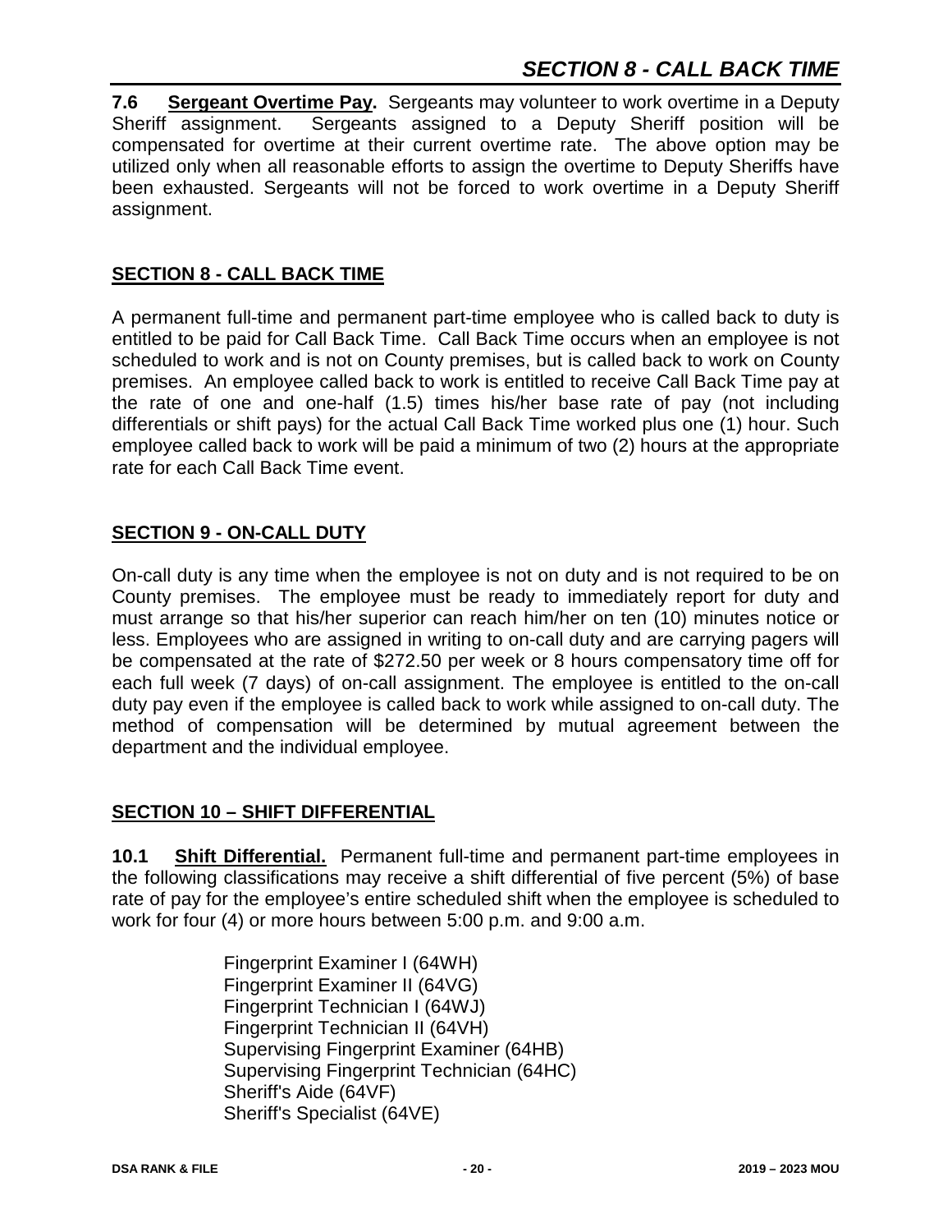**7.6 Sergeant Overtime Pay.** Sergeants may volunteer to work overtime in a Deputy Sheriff assignment. Sergeants assigned to a Deputy Sheriff position will be compensated for overtime at their current overtime rate. The above option may be utilized only when all reasonable efforts to assign the overtime to Deputy Sheriffs have been exhausted. Sergeants will not be forced to work overtime in a Deputy Sheriff assignment.

## SECTION 8 - CALL BACK TIME

A permanent full-time and permanent part-time employee who is called back to duty is entitled to be paid for Call Back Time. Call Back Time occurs when an employee is not scheduled to work and is not on County premises, but is called back to work on County premises. An employee called back to work is entitled to receive Call Back Time pay at the rate of one and one-half (1.5) times his/her base rate of pay (not including differentials or shift pays) for the actual Call Back Time worked plus one (1) hour. Such employee called back to work will be paid a minimum of two (2) hours at the appropriate rate for each Call Back Time event.

## SECTION 9 - ON-CALL DUTY

On-call duty is any time when the employee is not on duty and is not required to be on County premises. The employee must be ready to immediately report for duty and must arrange so that his/her superior can reach him/her on ten (10) minutes notice or less. Employees who are assigned in writing to on-call duty and are carrying pagers will be compensated at the rate of $272.50 per week or 8 hours compensatory time off for each full week (7 days) of on-call assignment. The employee is entitled to the on-call duty pay even if the employee is called back to work while assigned to on-call duty. The method of compensation will be determined by mutual agreement between the department and the individual employee.

## SECTION 10 – SHIFT DIFFERENTIAL

**10.1 Shift Differential.** Permanent full-time and permanent part-time employees in the following classifications may receive a shift differential of five percent (5%) of base rate of pay for the employee's entire scheduled shift when the employee is scheduled to work for four (4) or more hours between 5:00 p.m. and 9:00 a.m.

- Fingerprint Examiner I (64WH)
- Fingerprint Examiner II (64VG)
- Fingerprint Technician I (64WJ)
- Fingerprint Technician II (64VH)
- Supervising Fingerprint Examiner (64HB)
- Supervising Fingerprint Technician (64HC)
- Sheriff's Aide (64VF)
- Sheriff's Specialist (64VE)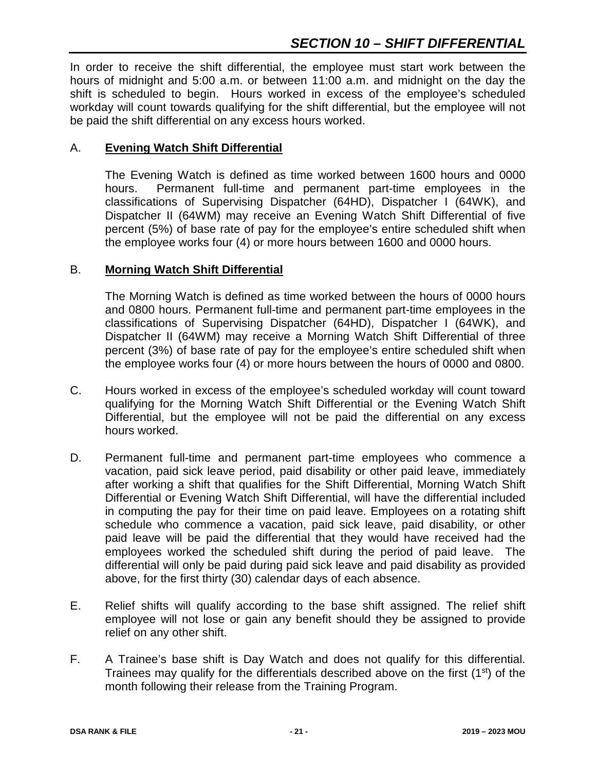# SECTION 10 – SHIFT DIFFERENTIAL

In order to receive the shift differential, the employee must start work between the hours of midnight and 5:00 a.m. or between 11:00 a.m. and midnight on the day the shift is scheduled to begin. Hours worked in excess of the employee's scheduled workday will count towards qualifying for the shift differential, but the employee will not be paid the shift differential on any excess hours worked.

A. **Evening Watch Shift Differential**

The Evening Watch is defined as time worked between 1600 hours and 0000 hours. Permanent full-time and permanent part-time employees in the classifications of Supervising Dispatcher (64HD), Dispatcher I (64WK), and Dispatcher II (64WM) may receive an Evening Watch Shift Differential of five percent (5%) of base rate of pay for the employee's entire scheduled shift when the employee works four (4) or more hours between 1600 and 0000 hours.

B. **Morning Watch Shift Differential**

The Morning Watch is defined as time worked between the hours of 0000 hours and 0800 hours. Permanent full-time and permanent part-time employees in the classifications of Supervising Dispatcher (64HD), Dispatcher I (64WK), and Dispatcher II (64WM) may receive a Morning Watch Shift Differential of three percent (3%) of base rate of pay for the employee's entire scheduled shift when the employee works four (4) or more hours between the hours of 0000 and 0800.

C. Hours worked in excess of the employee's scheduled workday will count toward qualifying for the Morning Watch Shift Differential or the Evening Watch Shift Differential, but the employee will not be paid the differential on any excess hours worked.

D. Permanent full-time and permanent part-time employees who commence a vacation, paid sick leave period, paid disability or other paid leave, immediately after working a shift that qualifies for the Shift Differential, Morning Watch Shift Differential or Evening Watch Shift Differential, will have the differential included in computing the pay for their time on paid leave. Employees on a rotating shift schedule who commence a vacation, paid sick leave, paid disability, or other paid leave will be paid the differential that they would have received had the employees worked the scheduled shift during the period of paid leave. The differential will only be paid during paid sick leave and paid disability as provided above, for the first thirty (30) calendar days of each absence.

E. Relief shifts will qualify according to the base shift assigned. The relief shift employee will not lose or gain any benefit should they be assigned to provide relief on any other shift.

F. A Trainee's base shift is Day Watch and does not qualify for this differential. Trainees may qualify for the differentials described above on the first (1st) of the month following their release from the Training Program.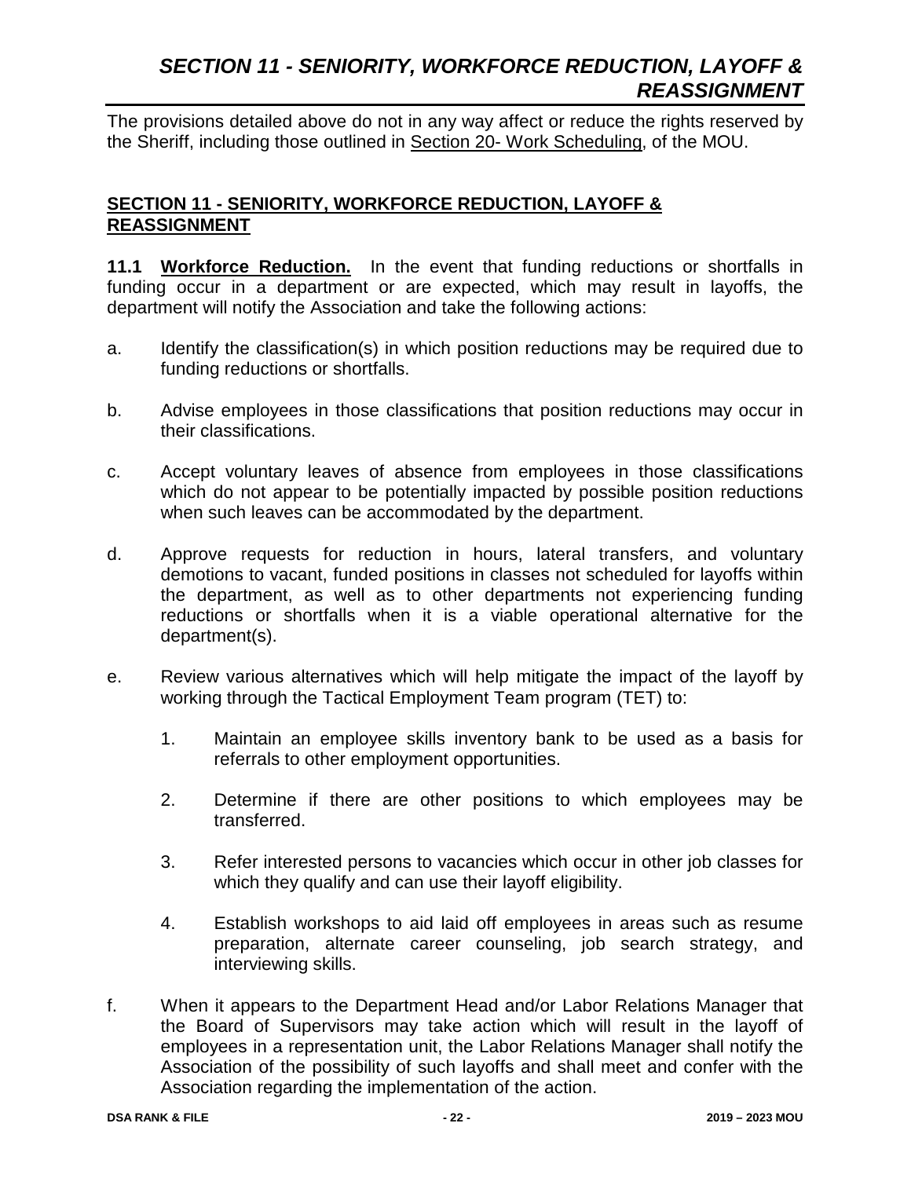The provisions detailed above do not in any way affect or reduce the rights reserved by the Sheriff, including those outlined in Section 20- Work Scheduling, of the MOU.

## SECTION 11 - SENIORITY, WORKFORCE REDUCTION, LAYOFF & REASSIGNMENT

**11.1 Workforce Reduction.** In the event that funding reductions or shortfalls in funding occur in a department or are expected, which may result in layoffs, the department will notify the Association and take the following actions:

a. Identify the classification(s) in which position reductions may be required due to funding reductions or shortfalls.

b. Advise employees in those classifications that position reductions may occur in their classifications.

c. Accept voluntary leaves of absence from employees in those classifications which do not appear to be potentially impacted by possible position reductions when such leaves can be accommodated by the department.

d. Approve requests for reduction in hours, lateral transfers, and voluntary demotions to vacant, funded positions in classes not scheduled for layoffs within the department, as well as to other departments not experiencing funding reductions or shortfalls when it is a viable operational alternative for the department(s).

e. Review various alternatives which will help mitigate the impact of the layoff by working through the Tactical Employment Team program (TET) to:

   1. Maintain an employee skills inventory bank to be used as a basis for referrals to other employment opportunities.

   2. Determine if there are other positions to which employees may be transferred.

   3. Refer interested persons to vacancies which occur in other job classes for which they qualify and can use their layoff eligibility.

   4. Establish workshops to aid laid off employees in areas such as resume preparation, alternate career counseling, job search strategy, and interviewing skills.

f. When it appears to the Department Head and/or Labor Relations Manager that the Board of Supervisors may take action which will result in the layoff of employees in a representation unit, the Labor Relations Manager shall notify the Association of the possibility of such layoffs and shall meet and confer with the Association regarding the implementation of the action.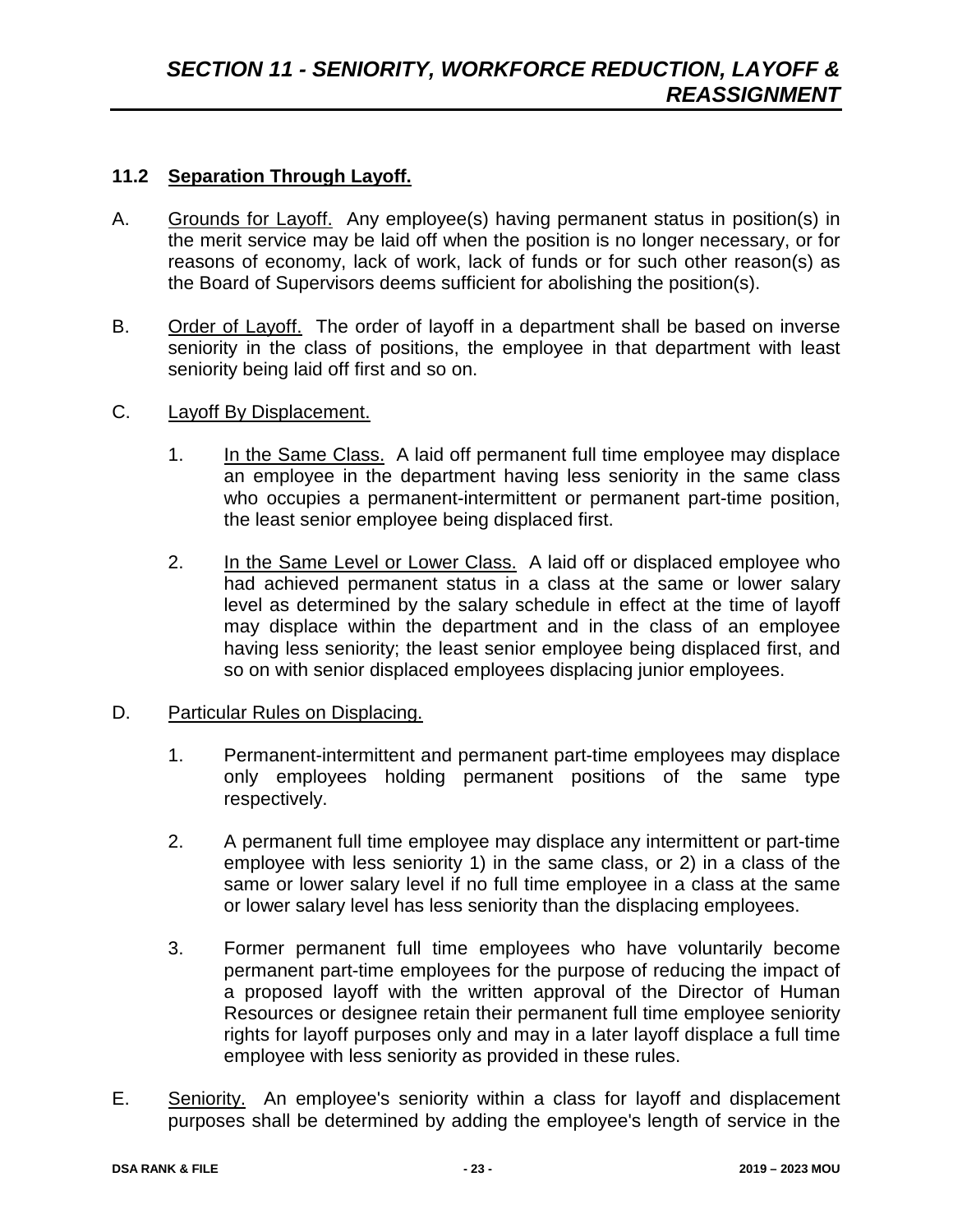## 11.2 Separation Through Layoff.

A. Grounds for Layoff. Any employee(s) having permanent status in position(s) in the merit service may be laid off when the position is no longer necessary, or for reasons of economy, lack of work, lack of funds or for such other reason(s) as the Board of Supervisors deems sufficient for abolishing the position(s).

B. Order of Layoff. The order of layoff in a department shall be based on inverse seniority in the class of positions, the employee in that department with least seniority being laid off first and so on.

C. Layoff By Displacement.

1. In the Same Class. A laid off permanent full time employee may displace an employee in the department having less seniority in the same class who occupies a permanent-intermittent or permanent part-time position, the least senior employee being displaced first.

2. In the Same Level or Lower Class. A laid off or displaced employee who had achieved permanent status in a class at the same or lower salary level as determined by the salary schedule in effect at the time of layoff may displace within the department and in the class of an employee having less seniority; the least senior employee being displaced first, and so on with senior displaced employees displacing junior employees.

D. Particular Rules on Displacing.

1. Permanent-intermittent and permanent part-time employees may displace only employees holding permanent positions of the same type respectively.

2. A permanent full time employee may displace any intermittent or part-time employee with less seniority 1) in the same class, or 2) in a class of the same or lower salary level if no full time employee in a class at the same or lower salary level has less seniority than the displacing employees.

3. Former permanent full time employees who have voluntarily become permanent part-time employees for the purpose of reducing the impact of a proposed layoff with the written approval of the Director of Human Resources or designee retain their permanent full time employee seniority rights for layoff purposes only and may in a later layoff displace a full time employee with less seniority as provided in these rules.

E. Seniority. An employee's seniority within a class for layoff and displacement purposes shall be determined by adding the employee's length of service in the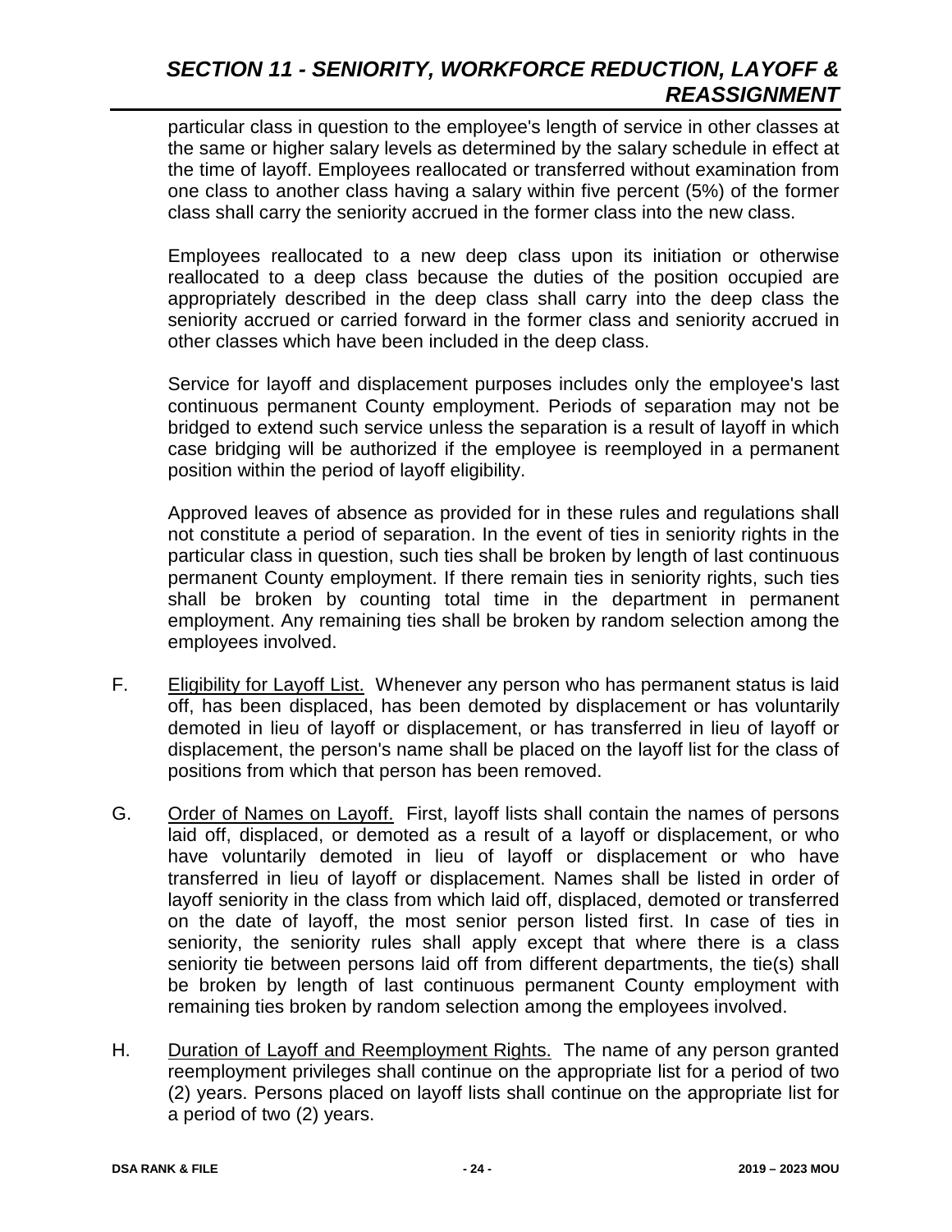particular class in question to the employee's length of service in other classes at the same or higher salary levels as determined by the salary schedule in effect at the time of layoff. Employees reallocated or transferred without examination from one class to another class having a salary within five percent (5%) of the former class shall carry the seniority accrued in the former class into the new class.

Employees reallocated to a new deep class upon its initiation or otherwise reallocated to a deep class because the duties of the position occupied are appropriately described in the deep class shall carry into the deep class the seniority accrued or carried forward in the former class and seniority accrued in other classes which have been included in the deep class.

Service for layoff and displacement purposes includes only the employee's last continuous permanent County employment. Periods of separation may not be bridged to extend such service unless the separation is a result of layoff in which case bridging will be authorized if the employee is reemployed in a permanent position within the period of layoff eligibility.

Approved leaves of absence as provided for in these rules and regulations shall not constitute a period of separation. In the event of ties in seniority rights in the particular class in question, such ties shall be broken by length of last continuous permanent County employment. If there remain ties in seniority rights, such ties shall be broken by counting total time in the department in permanent employment. Any remaining ties shall be broken by random selection among the employees involved.

F. Eligibility for Layoff List. Whenever any person who has permanent status is laid off, has been displaced, has been demoted by displacement or has voluntarily demoted in lieu of layoff or displacement, or has transferred in lieu of layoff or displacement, the person's name shall be placed on the layoff list for the class of positions from which that person has been removed.

G. Order of Names on Layoff. First, layoff lists shall contain the names of persons laid off, displaced, or demoted as a result of a layoff or displacement, or who have voluntarily demoted in lieu of layoff or displacement or who have transferred in lieu of layoff or displacement. Names shall be listed in order of layoff seniority in the class from which laid off, displaced, demoted or transferred on the date of layoff, the most senior person listed first. In case of ties in seniority, the seniority rules shall apply except that where there is a class seniority tie between persons laid off from different departments, the tie(s) shall be broken by length of last continuous permanent County employment with remaining ties broken by random selection among the employees involved.

H. Duration of Layoff and Reemployment Rights. The name of any person granted reemployment privileges shall continue on the appropriate list for a period of two (2) years. Persons placed on layoff lists shall continue on the appropriate list for a period of two (2) years.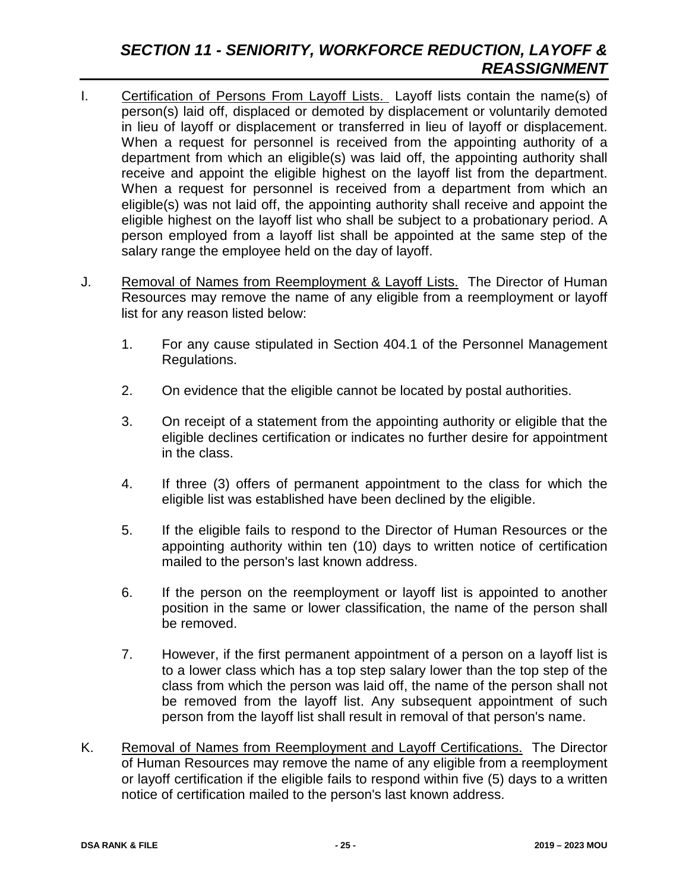I. Certification of Persons From Layoff Lists. Layoff lists contain the name(s) of person(s) laid off, displaced or demoted by displacement or voluntarily demoted in lieu of layoff or displacement or transferred in lieu of layoff or displacement. When a request for personnel is received from the appointing authority of a department from which an eligible(s) was laid off, the appointing authority shall receive and appoint the eligible highest on the layoff list from the department. When a request for personnel is received from a department from which an eligible(s) was not laid off, the appointing authority shall receive and appoint the eligible highest on the layoff list who shall be subject to a probationary period. A person employed from a layoff list shall be appointed at the same step of the salary range the employee held on the day of layoff.

J. Removal of Names from Reemployment & Layoff Lists. The Director of Human Resources may remove the name of any eligible from a reemployment or layoff list for any reason listed below:

1. For any cause stipulated in Section 404.1 of the Personnel Management Regulations.

2. On evidence that the eligible cannot be located by postal authorities.

3. On receipt of a statement from the appointing authority or eligible that the eligible declines certification or indicates no further desire for appointment in the class.

4. If three (3) offers of permanent appointment to the class for which the eligible list was established have been declined by the eligible.

5. If the eligible fails to respond to the Director of Human Resources or the appointing authority within ten (10) days to written notice of certification mailed to the person's last known address.

6. If the person on the reemployment or layoff list is appointed to another position in the same or lower classification, the name of the person shall be removed.

7. However, if the first permanent appointment of a person on a layoff list is to a lower class which has a top step salary lower than the top step of the class from which the person was laid off, the name of the person shall not be removed from the layoff list. Any subsequent appointment of such person from the layoff list shall result in removal of that person's name.

K. Removal of Names from Reemployment and Layoff Certifications. The Director of Human Resources may remove the name of any eligible from a reemployment or layoff certification if the eligible fails to respond within five (5) days to a written notice of certification mailed to the person's last known address.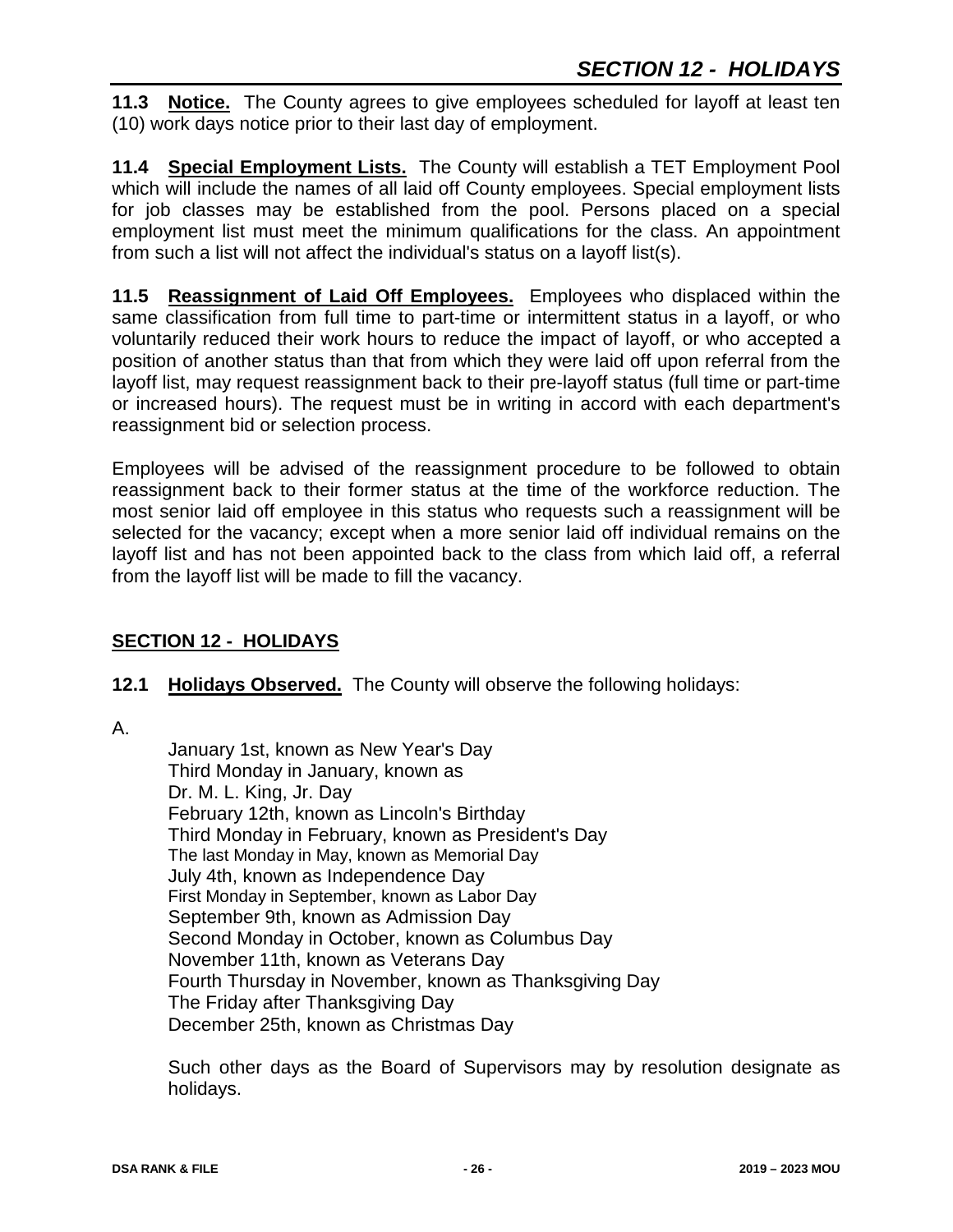**11.3 Notice.** The County agrees to give employees scheduled for layoff at least ten (10) work days notice prior to their last day of employment.

**11.4 Special Employment Lists.** The County will establish a TET Employment Pool which will include the names of all laid off County employees. Special employment lists for job classes may be established from the pool. Persons placed on a special employment list must meet the minimum qualifications for the class. An appointment from such a list will not affect the individual's status on a layoff list(s).

**11.5 Reassignment of Laid Off Employees.** Employees who displaced within the same classification from full time to part-time or intermittent status in a layoff, or who voluntarily reduced their work hours to reduce the impact of layoff, or who accepted a position of another status than that from which they were laid off upon referral from the layoff list, may request reassignment back to their pre-layoff status (full time or part-time or increased hours). The request must be in writing in accord with each department's reassignment bid or selection process.

Employees will be advised of the reassignment procedure to be followed to obtain reassignment back to their former status at the time of the workforce reduction. The most senior laid off employee in this status who requests such a reassignment will be selected for the vacancy; except when a more senior laid off individual remains on the layoff list and has not been appointed back to the class from which laid off, a referral from the layoff list will be made to fill the vacancy.

## SECTION 12 - HOLIDAYS

**12.1 Holidays Observed.** The County will observe the following holidays:

A.

January 1st, known as New Year's Day  
Third Monday in January, known as  
Dr. M. L. King, Jr. Day  
February 12th, known as Lincoln's Birthday  
Third Monday in February, known as President's Day  
The last Monday in May, known as Memorial Day  
July 4th, known as Independence Day  
First Monday in September, known as Labor Day  
September 9th, known as Admission Day  
Second Monday in October, known as Columbus Day  
November 11th, known as Veterans Day  
Fourth Thursday in November, known as Thanksgiving Day  
The Friday after Thanksgiving Day  
December 25th, known as Christmas Day

Such other days as the Board of Supervisors may by resolution designate as holidays.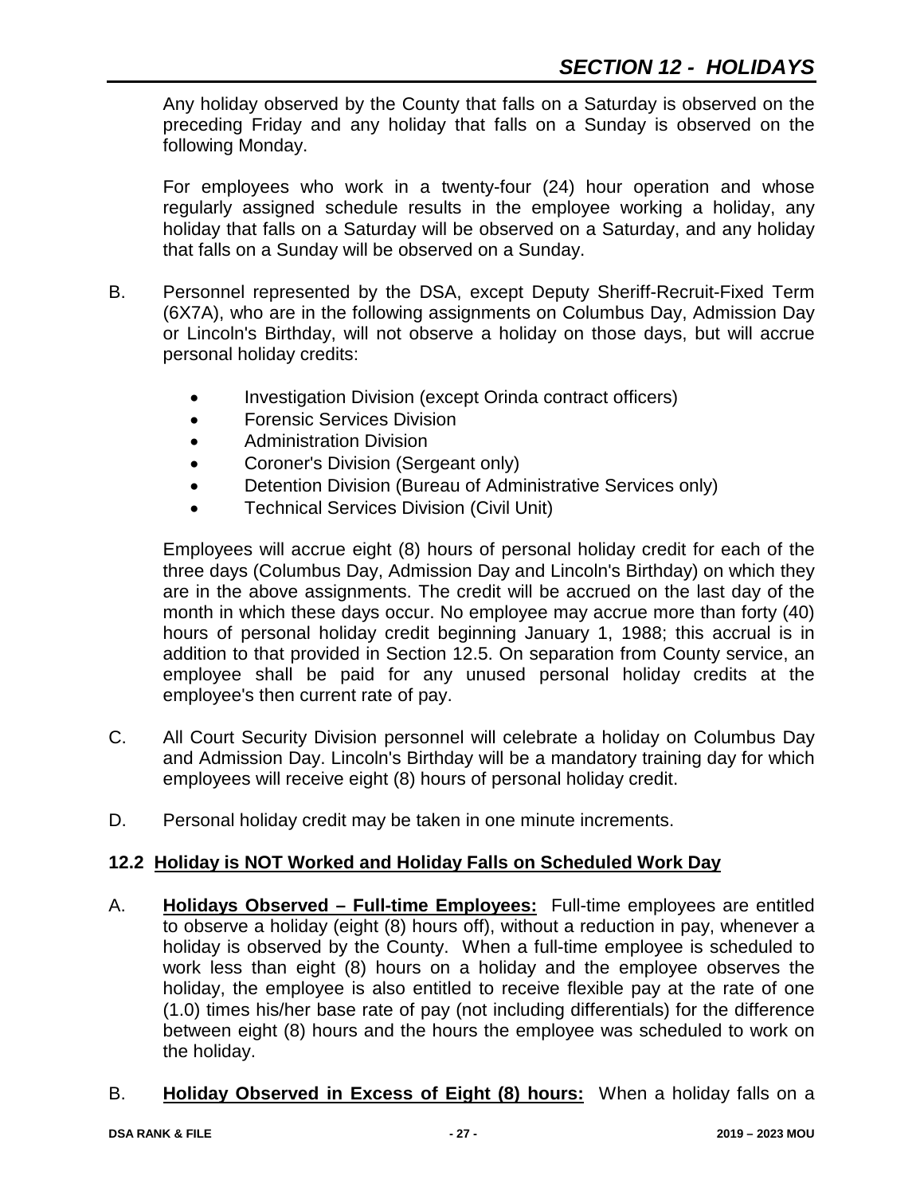Any holiday observed by the County that falls on a Saturday is observed on the preceding Friday and any holiday that falls on a Sunday is observed on the following Monday.

For employees who work in a twenty-four (24) hour operation and whose regularly assigned schedule results in the employee working a holiday, any holiday that falls on a Saturday will be observed on a Saturday, and any holiday that falls on a Sunday will be observed on a Sunday.

B. Personnel represented by the DSA, except Deputy Sheriff-Recruit-Fixed Term (6X7A), who are in the following assignments on Columbus Day, Admission Day or Lincoln's Birthday, will not observe a holiday on those days, but will accrue personal holiday credits:

- Investigation Division (except Orinda contract officers)
- Forensic Services Division
- Administration Division
- Coroner's Division (Sergeant only)
- Detention Division (Bureau of Administrative Services only)
- Technical Services Division (Civil Unit)

Employees will accrue eight (8) hours of personal holiday credit for each of the three days (Columbus Day, Admission Day and Lincoln's Birthday) on which they are in the above assignments. The credit will be accrued on the last day of the month in which these days occur. No employee may accrue more than forty (40) hours of personal holiday credit beginning January 1, 1988; this accrual is in addition to that provided in Section 12.5. On separation from County service, an employee shall be paid for any unused personal holiday credits at the employee's then current rate of pay.

C. All Court Security Division personnel will celebrate a holiday on Columbus Day and Admission Day. Lincoln's Birthday will be a mandatory training day for which employees will receive eight (8) hours of personal holiday credit.

D. Personal holiday credit may be taken in one minute increments.

### 12.2 Holiday is NOT Worked and Holiday Falls on Scheduled Work Day

A. **Holidays Observed – Full-time Employees:** Full-time employees are entitled to observe a holiday (eight (8) hours off), without a reduction in pay, whenever a holiday is observed by the County. When a full-time employee is scheduled to work less than eight (8) hours on a holiday and the employee observes the holiday, the employee is also entitled to receive flexible pay at the rate of one (1.0) times his/her base rate of pay (not including differentials) for the difference between eight (8) hours and the hours the employee was scheduled to work on the holiday.

B. **Holiday Observed in Excess of Eight (8) hours:** When a holiday falls on a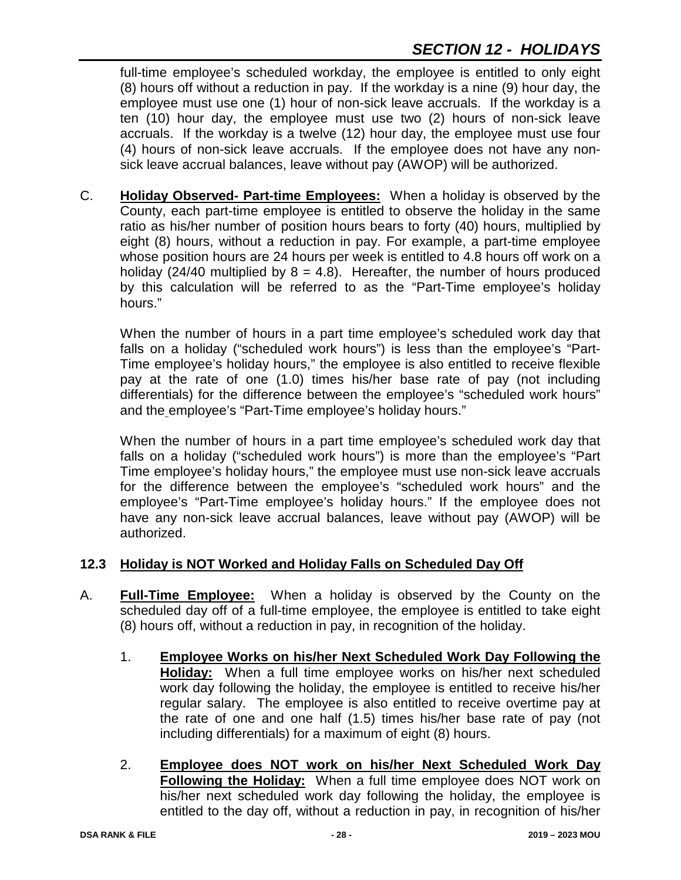full-time employee's scheduled workday, the employee is entitled to only eight (8) hours off without a reduction in pay. If the workday is a nine (9) hour day, the employee must use one (1) hour of non-sick leave accruals. If the workday is a ten (10) hour day, the employee must use two (2) hours of non-sick leave accruals. If the workday is a twelve (12) hour day, the employee must use four (4) hours of non-sick leave accruals. If the employee does not have any non-sick leave accrual balances, leave without pay (AWOP) will be authorized.

C. **Holiday Observed- Part-time Employees:** When a holiday is observed by the County, each part-time employee is entitled to observe the holiday in the same ratio as his/her number of position hours bears to forty (40) hours, multiplied by eight (8) hours, without a reduction in pay. For example, a part-time employee whose position hours are 24 hours per week is entitled to 4.8 hours off work on a holiday (24/40 multiplied by 8 = 4.8). Hereafter, the number of hours produced by this calculation will be referred to as the "Part-Time employee's holiday hours."

When the number of hours in a part time employee's scheduled work day that falls on a holiday ("scheduled work hours") is less than the employee's "Part-Time employee's holiday hours," the employee is also entitled to receive flexible pay at the rate of one (1.0) times his/her base rate of pay (not including differentials) for the difference between the employee's "scheduled work hours" and the employee's "Part-Time employee's holiday hours."

When the number of hours in a part time employee's scheduled work day that falls on a holiday ("scheduled work hours") is more than the employee's "Part Time employee's holiday hours," the employee must use non-sick leave accruals for the difference between the employee's "scheduled work hours" and the employee's "Part-Time employee's holiday hours." If the employee does not have any non-sick leave accrual balances, leave without pay (AWOP) will be authorized.

## 12.3 Holiday is NOT Worked and Holiday Falls on Scheduled Day Off

A. **Full-Time Employee:** When a holiday is observed by the County on the scheduled day off of a full-time employee, the employee is entitled to take eight (8) hours off, without a reduction in pay, in recognition of the holiday.

1. **Employee Works on his/her Next Scheduled Work Day Following the Holiday:** When a full time employee works on his/her next scheduled work day following the holiday, the employee is entitled to receive his/her regular salary. The employee is also entitled to receive overtime pay at the rate of one and one half (1.5) times his/her base rate of pay (not including differentials) for a maximum of eight (8) hours.

2. **Employee does NOT work on his/her Next Scheduled Work Day Following the Holiday:** When a full time employee does NOT work on his/her next scheduled work day following the holiday, the employee is entitled to the day off, without a reduction in pay, in recognition of his/her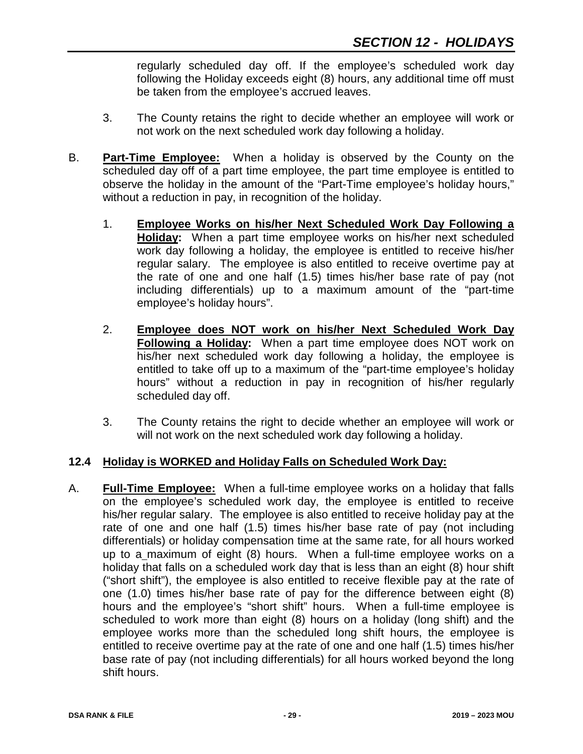regularly scheduled day off. If the employee's scheduled work day following the Holiday exceeds eight (8) hours, any additional time off must be taken from the employee's accrued leaves.

3. The County retains the right to decide whether an employee will work or not work on the next scheduled work day following a holiday.

B. **Part-Time Employee:** When a holiday is observed by the County on the scheduled day off of a part time employee, the part time employee is entitled to observe the holiday in the amount of the "Part-Time employee's holiday hours," without a reduction in pay, in recognition of the holiday.

1. **Employee Works on his/her Next Scheduled Work Day Following a Holiday:** When a part time employee works on his/her next scheduled work day following a holiday, the employee is entitled to receive his/her regular salary. The employee is also entitled to receive overtime pay at the rate of one and one half (1.5) times his/her base rate of pay (not including differentials) up to a maximum amount of the "part-time employee's holiday hours".

2. **Employee does NOT work on his/her Next Scheduled Work Day Following a Holiday:** When a part time employee does NOT work on his/her next scheduled work day following a holiday, the employee is entitled to take off up to a maximum of the "part-time employee's holiday hours" without a reduction in pay in recognition of his/her regularly scheduled day off.

3. The County retains the right to decide whether an employee will work or will not work on the next scheduled work day following a holiday.

### 12.4 Holiday is WORKED and Holiday Falls on Scheduled Work Day:

A. **Full-Time Employee:** When a full-time employee works on a holiday that falls on the employee's scheduled work day, the employee is entitled to receive his/her regular salary. The employee is also entitled to receive holiday pay at the rate of one and one half (1.5) times his/her base rate of pay (not including differentials) or holiday compensation time at the same rate, for all hours worked up to a maximum of eight (8) hours. When a full-time employee works on a holiday that falls on a scheduled work day that is less than an eight (8) hour shift ("short shift"), the employee is also entitled to receive flexible pay at the rate of one (1.0) times his/her base rate of pay for the difference between eight (8) hours and the employee's "short shift" hours. When a full-time employee is scheduled to work more than eight (8) hours on a holiday (long shift) and the employee works more than the scheduled long shift hours, the employee is entitled to receive overtime pay at the rate of one and one half (1.5) times his/her base rate of pay (not including differentials) for all hours worked beyond the long shift hours.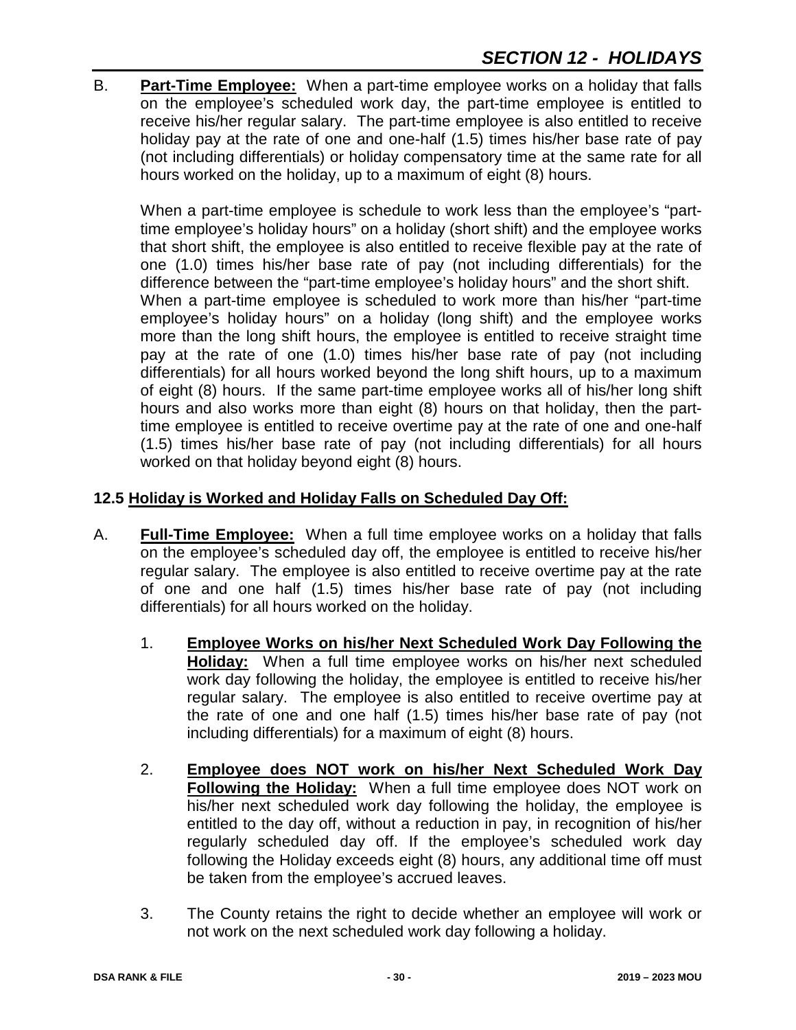B. **Part-Time Employee:** When a part-time employee works on a holiday that falls on the employee's scheduled work day, the part-time employee is entitled to receive his/her regular salary. The part-time employee is also entitled to receive holiday pay at the rate of one and one-half (1.5) times his/her base rate of pay (not including differentials) or holiday compensatory time at the same rate for all hours worked on the holiday, up to a maximum of eight (8) hours.

When a part-time employee is schedule to work less than the employee's "part-time employee's holiday hours" on a holiday (short shift) and the employee works that short shift, the employee is also entitled to receive flexible pay at the rate of one (1.0) times his/her base rate of pay (not including differentials) for the difference between the "part-time employee's holiday hours" and the short shift. When a part-time employee is scheduled to work more than his/her "part-time employee's holiday hours" on a holiday (long shift) and the employee works more than the long shift hours, the employee is entitled to receive straight time pay at the rate of one (1.0) times his/her base rate of pay (not including differentials) for all hours worked beyond the long shift hours, up to a maximum of eight (8) hours. If the same part-time employee works all of his/her long shift hours and also works more than eight (8) hours on that holiday, then the part-time employee is entitled to receive overtime pay at the rate of one and one-half (1.5) times his/her base rate of pay (not including differentials) for all hours worked on that holiday beyond eight (8) hours.

**12.5 Holiday is Worked and Holiday Falls on Scheduled Day Off:**

A. **Full-Time Employee:** When a full time employee works on a holiday that falls on the employee's scheduled day off, the employee is entitled to receive his/her regular salary. The employee is also entitled to receive overtime pay at the rate of one and one half (1.5) times his/her base rate of pay (not including differentials) for all hours worked on the holiday.

1. **Employee Works on his/her Next Scheduled Work Day Following the Holiday:** When a full time employee works on his/her next scheduled work day following the holiday, the employee is entitled to receive his/her regular salary. The employee is also entitled to receive overtime pay at the rate of one and one half (1.5) times his/her base rate of pay (not including differentials) for a maximum of eight (8) hours.

2. **Employee does NOT work on his/her Next Scheduled Work Day Following the Holiday:** When a full time employee does NOT work on his/her next scheduled work day following the holiday, the employee is entitled to the day off, without a reduction in pay, in recognition of his/her regularly scheduled day off. If the employee's scheduled work day following the Holiday exceeds eight (8) hours, any additional time off must be taken from the employee's accrued leaves.

3. The County retains the right to decide whether an employee will work or not work on the next scheduled work day following a holiday.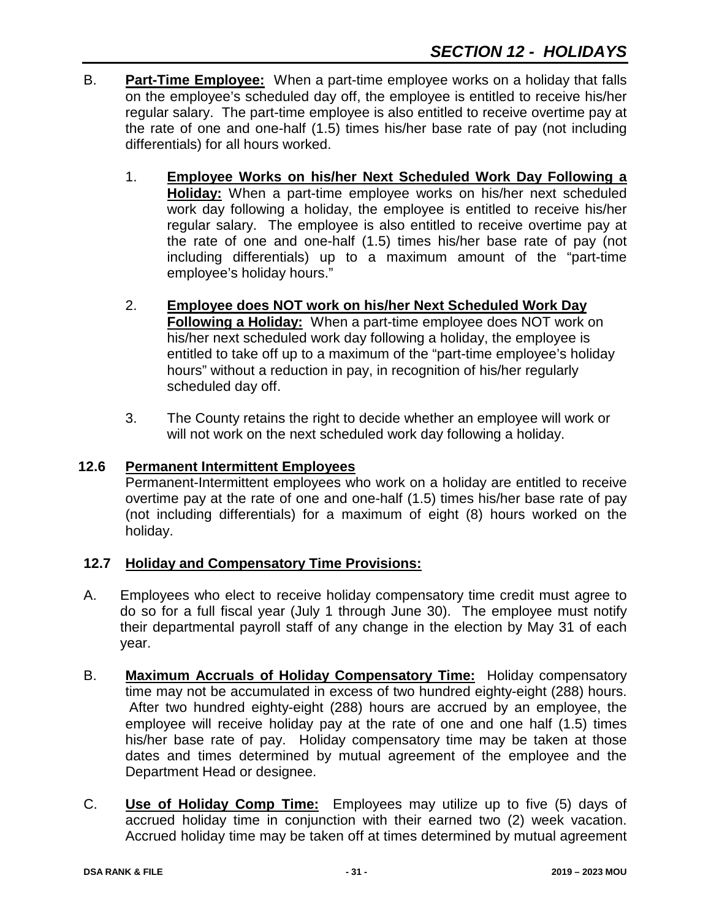B. **Part-Time Employee:** When a part-time employee works on a holiday that falls on the employee's scheduled day off, the employee is entitled to receive his/her regular salary. The part-time employee is also entitled to receive overtime pay at the rate of one and one-half (1.5) times his/her base rate of pay (not including differentials) for all hours worked.

1. **Employee Works on his/her Next Scheduled Work Day Following a Holiday:** When a part-time employee works on his/her next scheduled work day following a holiday, the employee is entitled to receive his/her regular salary. The employee is also entitled to receive overtime pay at the rate of one and one-half (1.5) times his/her base rate of pay (not including differentials) up to a maximum amount of the "part-time employee's holiday hours."

2. **Employee does NOT work on his/her Next Scheduled Work Day Following a Holiday:** When a part-time employee does NOT work on his/her next scheduled work day following a holiday, the employee is entitled to take off up to a maximum of the "part-time employee's holiday hours" without a reduction in pay, in recognition of his/her regularly scheduled day off.

3. The County retains the right to decide whether an employee will work or will not work on the next scheduled work day following a holiday.

## 12.6 Permanent Intermittent Employees

Permanent-Intermittent employees who work on a holiday are entitled to receive overtime pay at the rate of one and one-half (1.5) times his/her base rate of pay (not including differentials) for a maximum of eight (8) hours worked on the holiday.

## 12.7 Holiday and Compensatory Time Provisions:

A. Employees who elect to receive holiday compensatory time credit must agree to do so for a full fiscal year (July 1 through June 30). The employee must notify their departmental payroll staff of any change in the election by May 31 of each year.

B. **Maximum Accruals of Holiday Compensatory Time:** Holiday compensatory time may not be accumulated in excess of two hundred eighty-eight (288) hours. After two hundred eighty-eight (288) hours are accrued by an employee, the employee will receive holiday pay at the rate of one and one half (1.5) times his/her base rate of pay. Holiday compensatory time may be taken at those dates and times determined by mutual agreement of the employee and the Department Head or designee.

C. **Use of Holiday Comp Time:** Employees may utilize up to five (5) days of accrued holiday time in conjunction with their earned two (2) week vacation. Accrued holiday time may be taken off at times determined by mutual agreement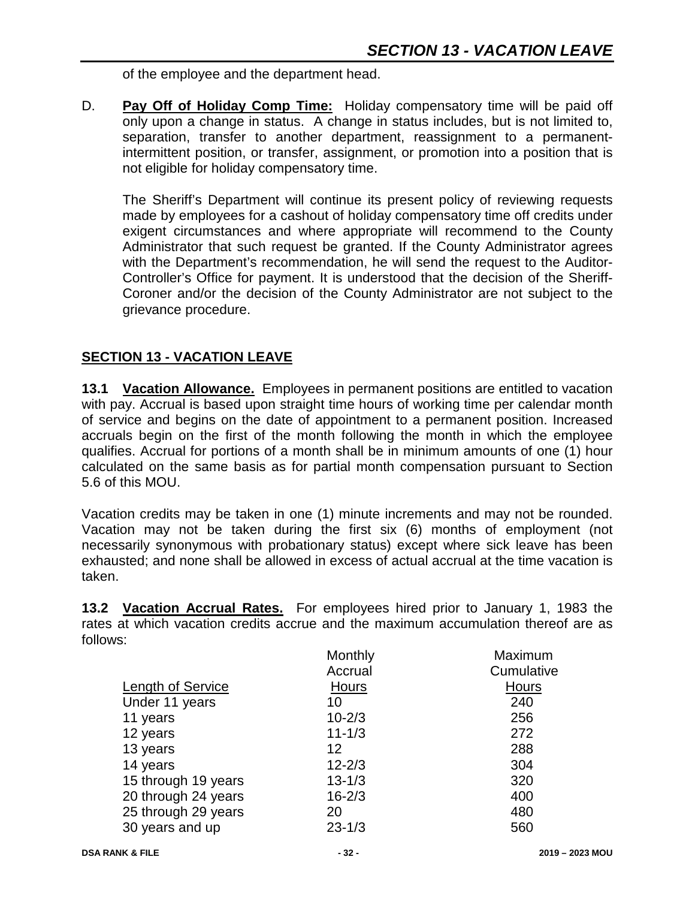of the employee and the department head.

D. **<u>Pay Off of Holiday Comp Time:</u>** Holiday compensatory time will be paid off only upon a change in status. A change in status includes, but is not limited to, separation, transfer to another department, reassignment to a permanent-intermittent position, or transfer, assignment, or promotion into a position that is not eligible for holiday compensatory time.

The Sheriff's Department will continue its present policy of reviewing requests made by employees for a cashout of holiday compensatory time off credits under exigent circumstances and where appropriate will recommend to the County Administrator that such request be granted. If the County Administrator agrees with the Department's recommendation, he will send the request to the Auditor-Controller's Office for payment. It is understood that the decision of the Sheriff-Coroner and/or the decision of the County Administrator are not subject to the grievance procedure.

## SECTION 13 - VACATION LEAVE

**13.1 <u>Vacation Allowance.</u>** Employees in permanent positions are entitled to vacation with pay. Accrual is based upon straight time hours of working time per calendar month of service and begins on the date of appointment to a permanent position. Increased accruals begin on the first of the month following the month in which the employee qualifies. Accrual for portions of a month shall be in minimum amounts of one (1) hour calculated on the same basis as for partial month compensation pursuant to Section 5.6 of this MOU.

Vacation credits may be taken in one (1) minute increments and may not be rounded. Vacation may not be taken during the first six (6) months of employment (not necessarily synonymous with probationary status) except where sick leave has been exhausted; and none shall be allowed in excess of actual accrual at the time vacation is taken.

**13.2 <u>Vacation Accrual Rates.</u>** For employees hired prior to January 1, 1983 the rates at which vacation credits accrue and the maximum accumulation thereof are as follows:

| Length of Service | Monthly Accrual Hours | Maximum Cumulative Hours |
|---|---|---|
| Under 11 years | 10 | 240 |
| 11 years | 10-2/3 | 256 |
| 12 years | 11-1/3 | 272 |
| 13 years | 12 | 288 |
| 14 years | 12-2/3 | 304 |
| 15 through 19 years | 13-1/3 | 320 |
| 20 through 24 years | 16-2/3 | 400 |
| 25 through 29 years | 20 | 480 |
| 30 years and up | 23-1/3 | 560 |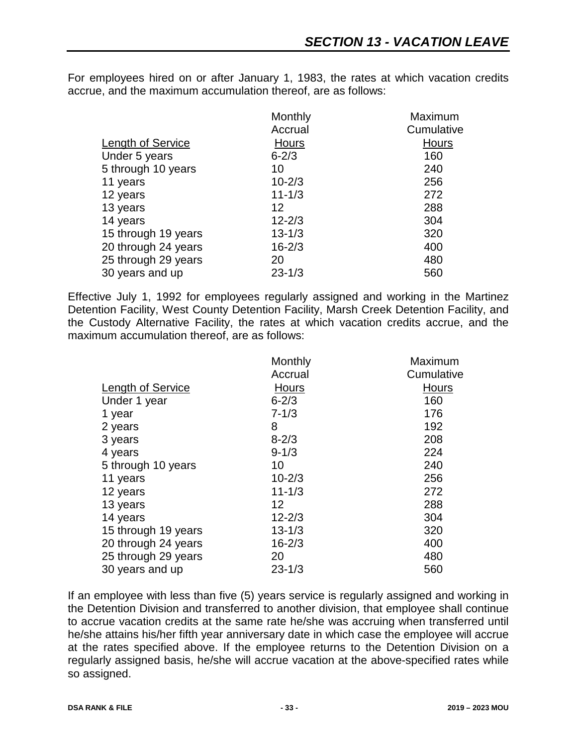## *SECTION 13 - VACATION LEAVE*

For employees hired on or after January 1, 1983, the rates at which vacation credits accrue, and the maximum accumulation thereof, are as follows:

| Length of Service | Monthly Accrual Hours | Maximum Cumulative Hours |
|---|---|---|
| Under 5 years | 6-2/3 | 160 |
| 5 through 10 years | 10 | 240 |
| 11 years | 10-2/3 | 256 |
| 12 years | 11-1/3 | 272 |
| 13 years | 12 | 288 |
| 14 years | 12-2/3 | 304 |
| 15 through 19 years | 13-1/3 | 320 |
| 20 through 24 years | 16-2/3 | 400 |
| 25 through 29 years | 20 | 480 |
| 30 years and up | 23-1/3 | 560 |

Effective July 1, 1992 for employees regularly assigned and working in the Martinez Detention Facility, West County Detention Facility, Marsh Creek Detention Facility, and the Custody Alternative Facility, the rates at which vacation credits accrue, and the maximum accumulation thereof, are as follows:

| Length of Service | Monthly Accrual Hours | Maximum Cumulative Hours |
|---|---|---|
| Under 1 year | 6-2/3 | 160 |
| 1 year | 7-1/3 | 176 |
| 2 years | 8 | 192 |
| 3 years | 8-2/3 | 208 |
| 4 years | 9-1/3 | 224 |
| 5 through 10 years | 10 | 240 |
| 11 years | 10-2/3 | 256 |
| 12 years | 11-1/3 | 272 |
| 13 years | 12 | 288 |
| 14 years | 12-2/3 | 304 |
| 15 through 19 years | 13-1/3 | 320 |
| 20 through 24 years | 16-2/3 | 400 |
| 25 through 29 years | 20 | 480 |
| 30 years and up | 23-1/3 | 560 |

If an employee with less than five (5) years service is regularly assigned and working in the Detention Division and transferred to another division, that employee shall continue to accrue vacation credits at the same rate he/she was accruing when transferred until he/she attains his/her fifth year anniversary date in which case the employee will accrue at the rates specified above. If the employee returns to the Detention Division on a regularly assigned basis, he/she will accrue vacation at the above-specified rates while so assigned.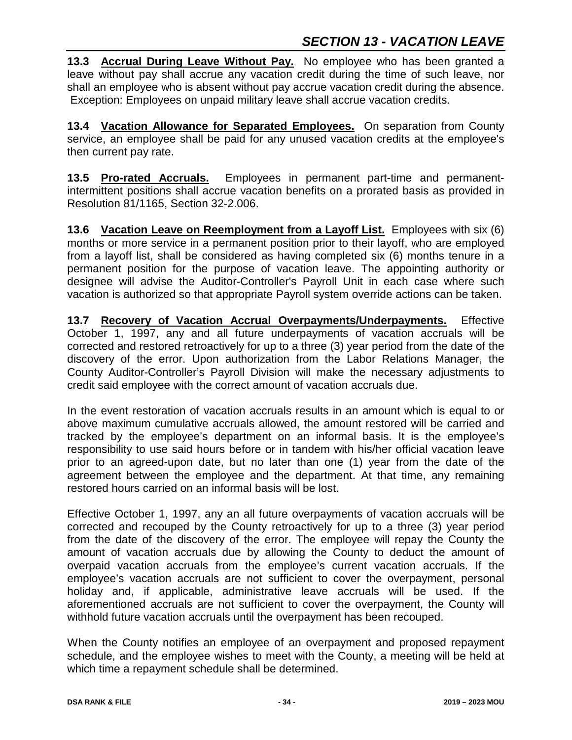**13.3 Accrual During Leave Without Pay.** No employee who has been granted a leave without pay shall accrue any vacation credit during the time of such leave, nor shall an employee who is absent without pay accrue vacation credit during the absence. Exception: Employees on unpaid military leave shall accrue vacation credits.

**13.4 Vacation Allowance for Separated Employees.** On separation from County service, an employee shall be paid for any unused vacation credits at the employee's then current pay rate.

**13.5 Pro-rated Accruals.** Employees in permanent part-time and permanent-intermittent positions shall accrue vacation benefits on a prorated basis as provided in Resolution 81/1165, Section 32-2.006.

**13.6 Vacation Leave on Reemployment from a Layoff List.** Employees with six (6) months or more service in a permanent position prior to their layoff, who are employed from a layoff list, shall be considered as having completed six (6) months tenure in a permanent position for the purpose of vacation leave. The appointing authority or designee will advise the Auditor-Controller's Payroll Unit in each case where such vacation is authorized so that appropriate Payroll system override actions can be taken.

**13.7 Recovery of Vacation Accrual Overpayments/Underpayments.** Effective October 1, 1997, any and all future underpayments of vacation accruals will be corrected and restored retroactively for up to a three (3) year period from the date of the discovery of the error. Upon authorization from the Labor Relations Manager, the County Auditor-Controller's Payroll Division will make the necessary adjustments to credit said employee with the correct amount of vacation accruals due.

In the event restoration of vacation accruals results in an amount which is equal to or above maximum cumulative accruals allowed, the amount restored will be carried and tracked by the employee's department on an informal basis. It is the employee's responsibility to use said hours before or in tandem with his/her official vacation leave prior to an agreed-upon date, but no later than one (1) year from the date of the agreement between the employee and the department. At that time, any remaining restored hours carried on an informal basis will be lost.

Effective October 1, 1997, any an all future overpayments of vacation accruals will be corrected and recouped by the County retroactively for up to a three (3) year period from the date of the discovery of the error. The employee will repay the County the amount of vacation accruals due by allowing the County to deduct the amount of overpaid vacation accruals from the employee's current vacation accruals. If the employee's vacation accruals are not sufficient to cover the overpayment, personal holiday and, if applicable, administrative leave accruals will be used. If the aforementioned accruals are not sufficient to cover the overpayment, the County will withhold future vacation accruals until the overpayment has been recouped.

When the County notifies an employee of an overpayment and proposed repayment schedule, and the employee wishes to meet with the County, a meeting will be held at which time a repayment schedule shall be determined.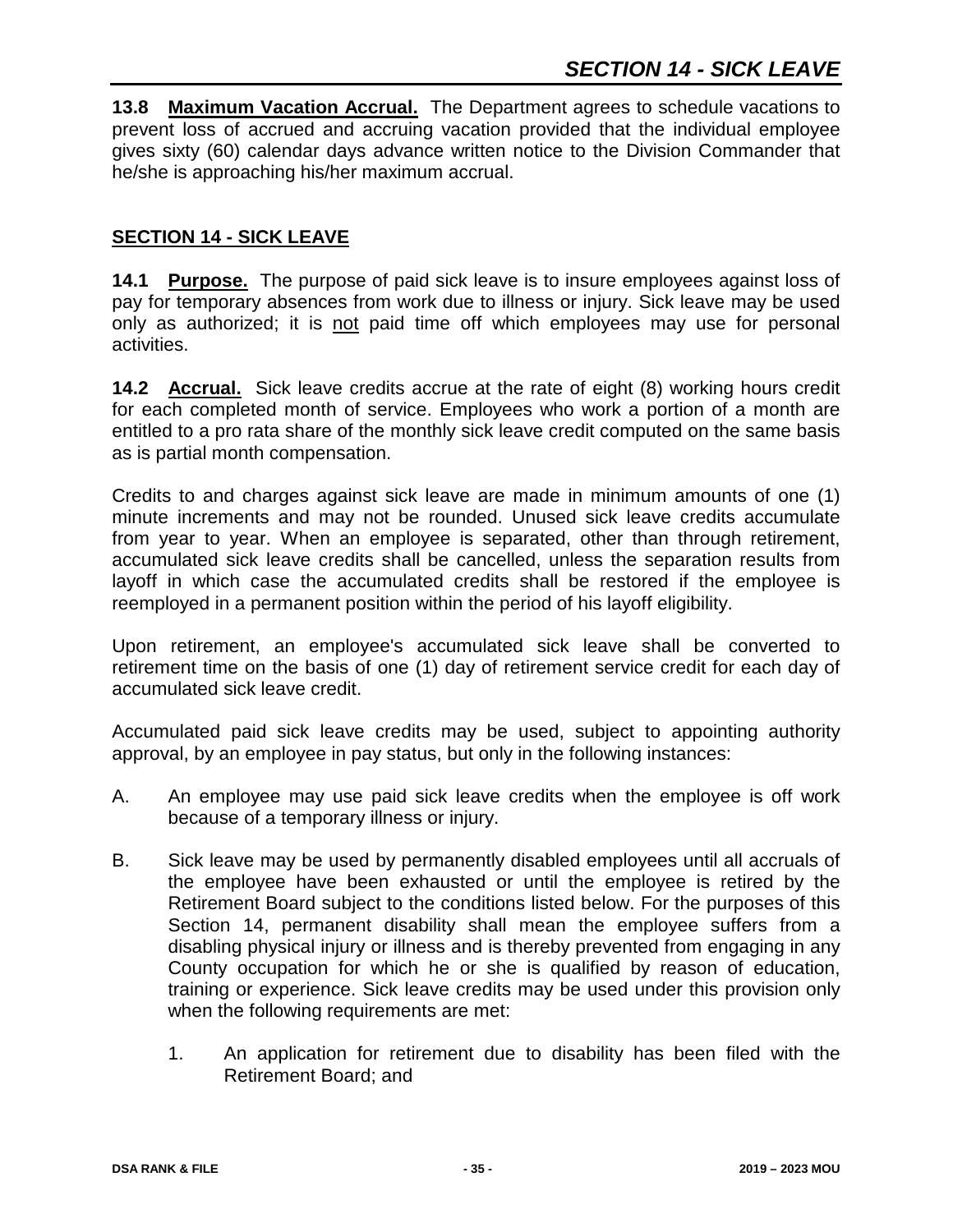**13.8 Maximum Vacation Accrual.** The Department agrees to schedule vacations to prevent loss of accrued and accruing vacation provided that the individual employee gives sixty (60) calendar days advance written notice to the Division Commander that he/she is approaching his/her maximum accrual.

## SECTION 14 - SICK LEAVE

**14.1 Purpose.** The purpose of paid sick leave is to insure employees against loss of pay for temporary absences from work due to illness or injury. Sick leave may be used only as authorized; it is not paid time off which employees may use for personal activities.

**14.2 Accrual.** Sick leave credits accrue at the rate of eight (8) working hours credit for each completed month of service. Employees who work a portion of a month are entitled to a pro rata share of the monthly sick leave credit computed on the same basis as is partial month compensation.

Credits to and charges against sick leave are made in minimum amounts of one (1) minute increments and may not be rounded. Unused sick leave credits accumulate from year to year. When an employee is separated, other than through retirement, accumulated sick leave credits shall be cancelled, unless the separation results from layoff in which case the accumulated credits shall be restored if the employee is reemployed in a permanent position within the period of his layoff eligibility.

Upon retirement, an employee's accumulated sick leave shall be converted to retirement time on the basis of one (1) day of retirement service credit for each day of accumulated sick leave credit.

Accumulated paid sick leave credits may be used, subject to appointing authority approval, by an employee in pay status, but only in the following instances:

A. An employee may use paid sick leave credits when the employee is off work because of a temporary illness or injury.

B. Sick leave may be used by permanently disabled employees until all accruals of the employee have been exhausted or until the employee is retired by the Retirement Board subject to the conditions listed below. For the purposes of this Section 14, permanent disability shall mean the employee suffers from a disabling physical injury or illness and is thereby prevented from engaging in any County occupation for which he or she is qualified by reason of education, training or experience. Sick leave credits may be used under this provision only when the following requirements are met:

   1. An application for retirement due to disability has been filed with the Retirement Board; and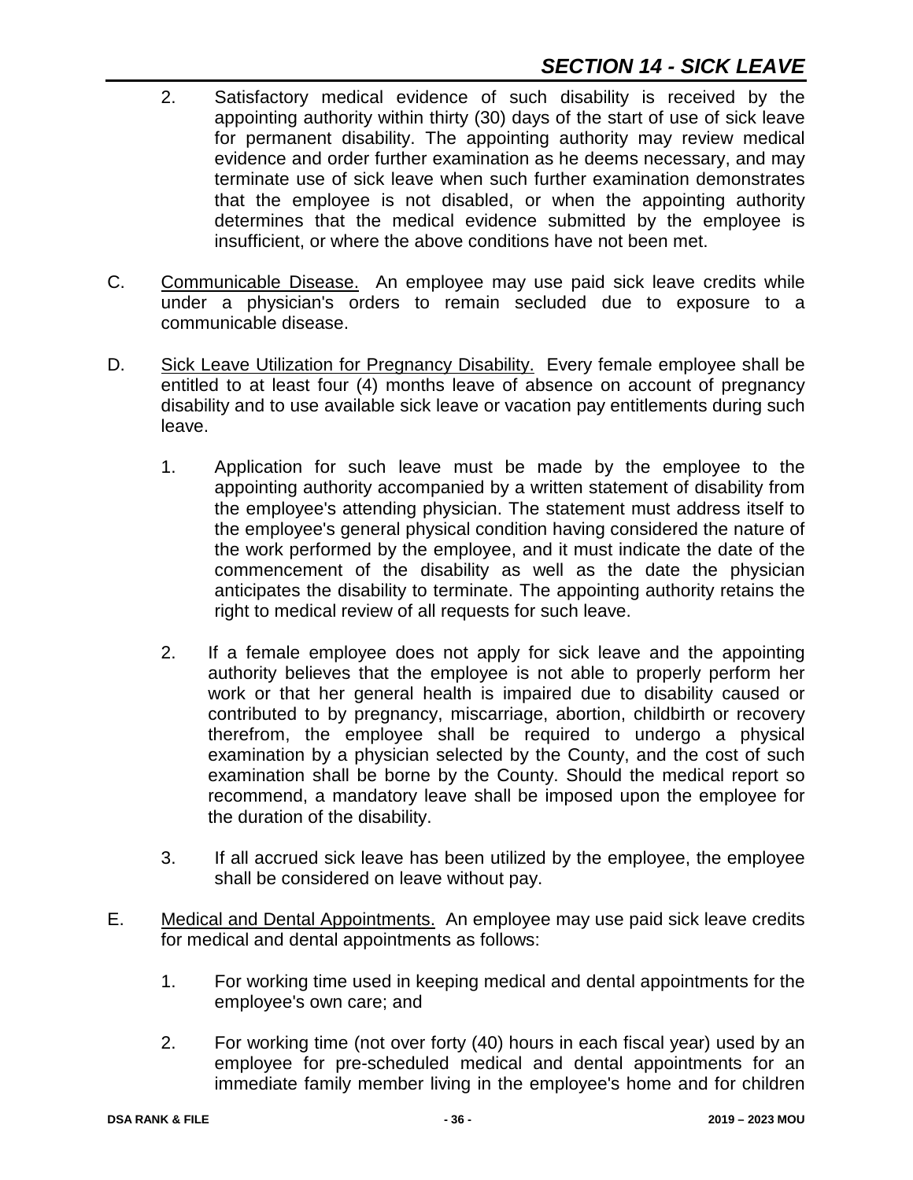2. Satisfactory medical evidence of such disability is received by the appointing authority within thirty (30) days of the start of use of sick leave for permanent disability. The appointing authority may review medical evidence and order further examination as he deems necessary, and may terminate use of sick leave when such further examination demonstrates that the employee is not disabled, or when the appointing authority determines that the medical evidence submitted by the employee is insufficient, or where the above conditions have not been met.

C. Communicable Disease. An employee may use paid sick leave credits while under a physician's orders to remain secluded due to exposure to a communicable disease.

D. Sick Leave Utilization for Pregnancy Disability. Every female employee shall be entitled to at least four (4) months leave of absence on account of pregnancy disability and to use available sick leave or vacation pay entitlements during such leave.

1. Application for such leave must be made by the employee to the appointing authority accompanied by a written statement of disability from the employee's attending physician. The statement must address itself to the employee's general physical condition having considered the nature of the work performed by the employee, and it must indicate the date of the commencement of the disability as well as the date the physician anticipates the disability to terminate. The appointing authority retains the right to medical review of all requests for such leave.

2. If a female employee does not apply for sick leave and the appointing authority believes that the employee is not able to properly perform her work or that her general health is impaired due to disability caused or contributed to by pregnancy, miscarriage, abortion, childbirth or recovery therefrom, the employee shall be required to undergo a physical examination by a physician selected by the County, and the cost of such examination shall be borne by the County. Should the medical report so recommend, a mandatory leave shall be imposed upon the employee for the duration of the disability.

3. If all accrued sick leave has been utilized by the employee, the employee shall be considered on leave without pay.

E. Medical and Dental Appointments. An employee may use paid sick leave credits for medical and dental appointments as follows:

1. For working time used in keeping medical and dental appointments for the employee's own care; and

2. For working time (not over forty (40) hours in each fiscal year) used by an employee for pre-scheduled medical and dental appointments for an immediate family member living in the employee's home and for children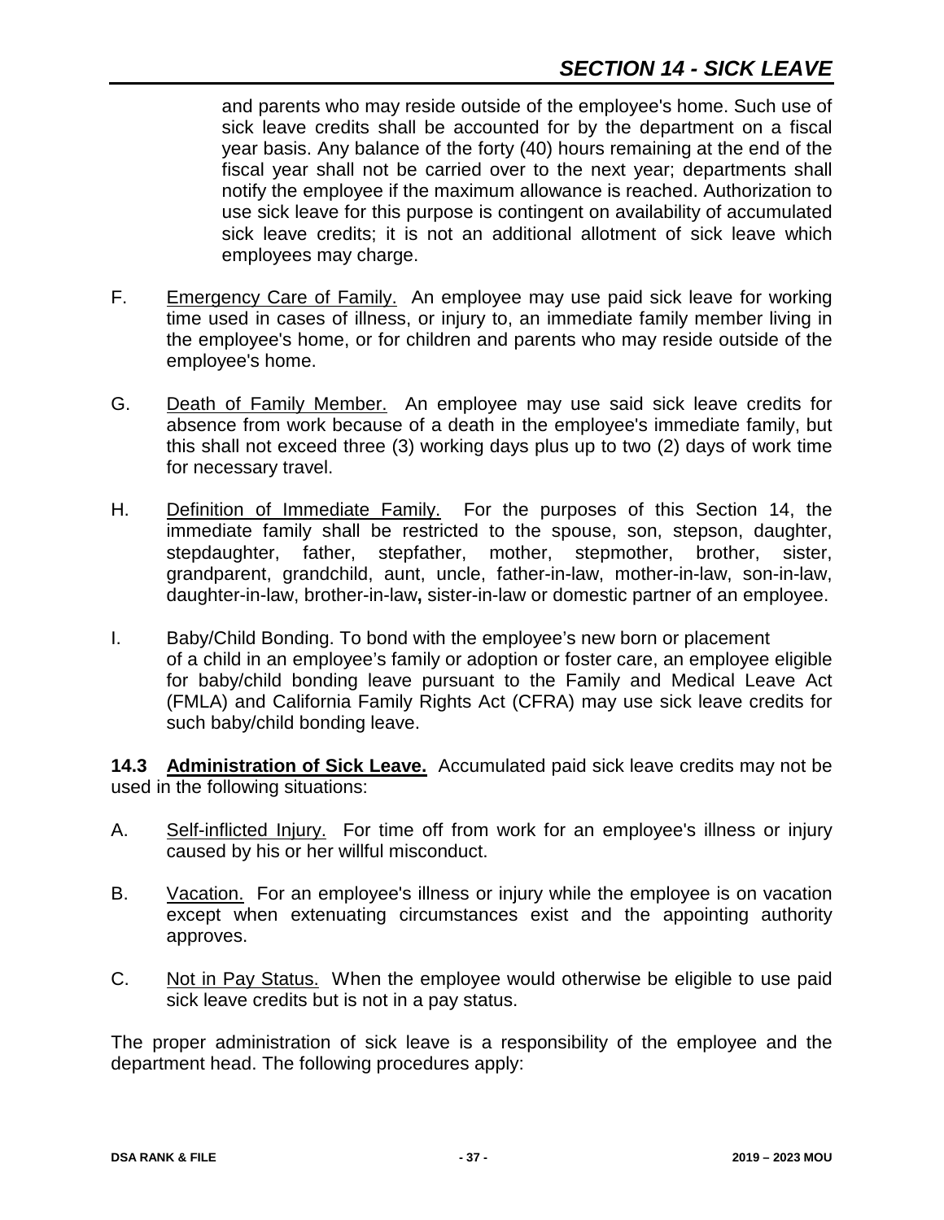and parents who may reside outside of the employee's home. Such use of sick leave credits shall be accounted for by the department on a fiscal year basis. Any balance of the forty (40) hours remaining at the end of the fiscal year shall not be carried over to the next year; departments shall notify the employee if the maximum allowance is reached. Authorization to use sick leave for this purpose is contingent on availability of accumulated sick leave credits; it is not an additional allotment of sick leave which employees may charge.

F. Emergency Care of Family. An employee may use paid sick leave for working time used in cases of illness, or injury to, an immediate family member living in the employee's home, or for children and parents who may reside outside of the employee's home.

G. Death of Family Member. An employee may use said sick leave credits for absence from work because of a death in the employee's immediate family, but this shall not exceed three (3) working days plus up to two (2) days of work time for necessary travel.

H. Definition of Immediate Family. For the purposes of this Section 14, the immediate family shall be restricted to the spouse, son, stepson, daughter, stepdaughter, father, stepfather, mother, stepmother, brother, sister, grandparent, grandchild, aunt, uncle, father-in-law, mother-in-law, son-in-law, daughter-in-law, brother-in-law**,** sister-in-law or domestic partner of an employee.

I. Baby/Child Bonding. To bond with the employee's new born or placement of a child in an employee's family or adoption or foster care, an employee eligible for baby/child bonding leave pursuant to the Family and Medical Leave Act (FMLA) and California Family Rights Act (CFRA) may use sick leave credits for such baby/child bonding leave.

**14.3 Administration of Sick Leave.** Accumulated paid sick leave credits may not be used in the following situations:

A. Self-inflicted Injury. For time off from work for an employee's illness or injury caused by his or her willful misconduct.

B. Vacation. For an employee's illness or injury while the employee is on vacation except when extenuating circumstances exist and the appointing authority approves.

C. Not in Pay Status. When the employee would otherwise be eligible to use paid sick leave credits but is not in a pay status.

The proper administration of sick leave is a responsibility of the employee and the department head. The following procedures apply: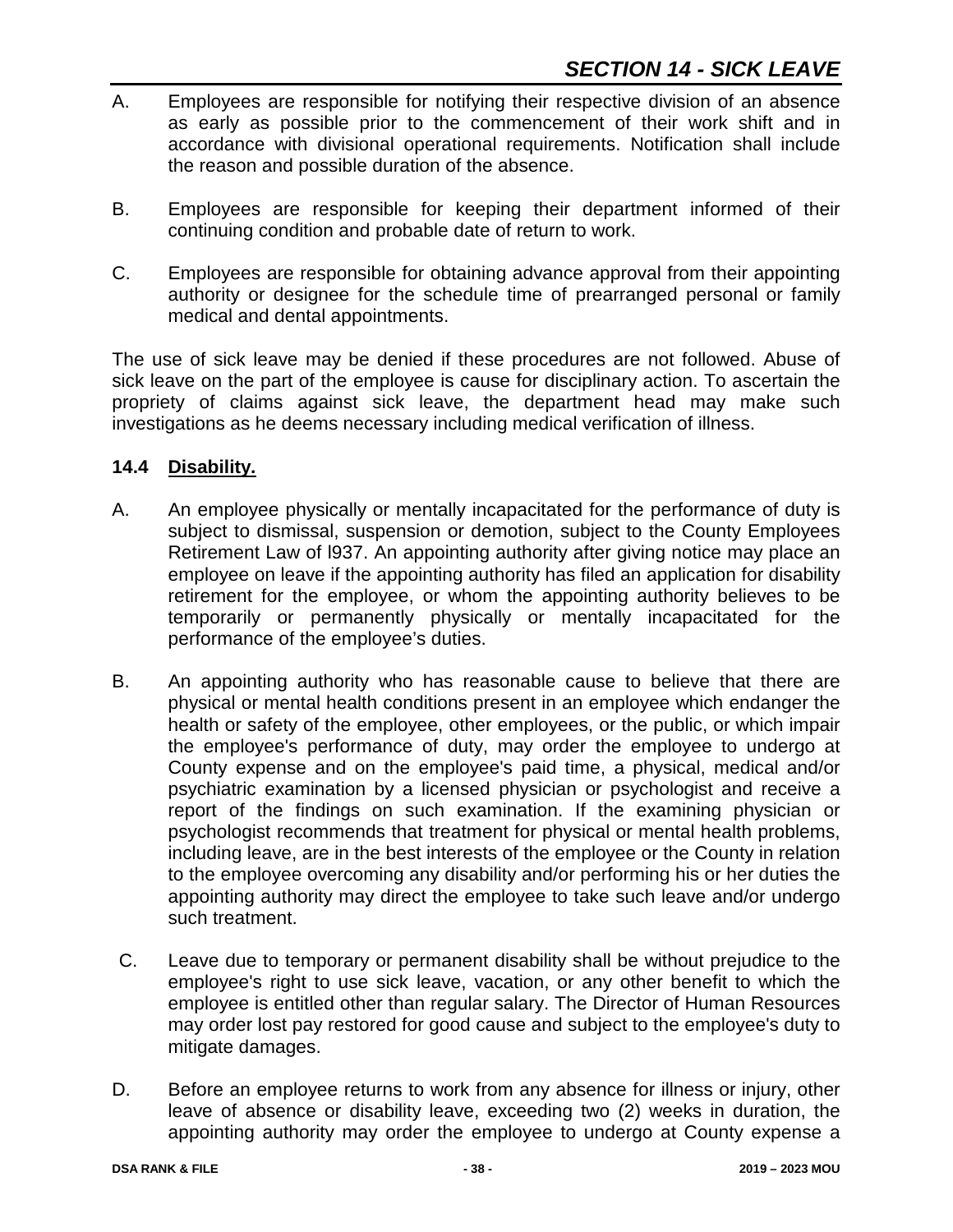## SECTION 14 - SICK LEAVE

A. Employees are responsible for notifying their respective division of an absence as early as possible prior to the commencement of their work shift and in accordance with divisional operational requirements. Notification shall include the reason and possible duration of the absence.

B. Employees are responsible for keeping their department informed of their continuing condition and probable date of return to work.

C. Employees are responsible for obtaining advance approval from their appointing authority or designee for the schedule time of prearranged personal or family medical and dental appointments.

The use of sick leave may be denied if these procedures are not followed. Abuse of sick leave on the part of the employee is cause for disciplinary action. To ascertain the propriety of claims against sick leave, the department head may make such investigations as he deems necessary including medical verification of illness.

### 14.4 Disability.

A. An employee physically or mentally incapacitated for the performance of duty is subject to dismissal, suspension or demotion, subject to the County Employees Retirement Law of l937. An appointing authority after giving notice may place an employee on leave if the appointing authority has filed an application for disability retirement for the employee, or whom the appointing authority believes to be temporarily or permanently physically or mentally incapacitated for the performance of the employee's duties.

B. An appointing authority who has reasonable cause to believe that there are physical or mental health conditions present in an employee which endanger the health or safety of the employee, other employees, or the public, or which impair the employee's performance of duty, may order the employee to undergo at County expense and on the employee's paid time, a physical, medical and/or psychiatric examination by a licensed physician or psychologist and receive a report of the findings on such examination. If the examining physician or psychologist recommends that treatment for physical or mental health problems, including leave, are in the best interests of the employee or the County in relation to the employee overcoming any disability and/or performing his or her duties the appointing authority may direct the employee to take such leave and/or undergo such treatment.

C. Leave due to temporary or permanent disability shall be without prejudice to the employee's right to use sick leave, vacation, or any other benefit to which the employee is entitled other than regular salary. The Director of Human Resources may order lost pay restored for good cause and subject to the employee's duty to mitigate damages.

D. Before an employee returns to work from any absence for illness or injury, other leave of absence or disability leave, exceeding two (2) weeks in duration, the appointing authority may order the employee to undergo at County expense a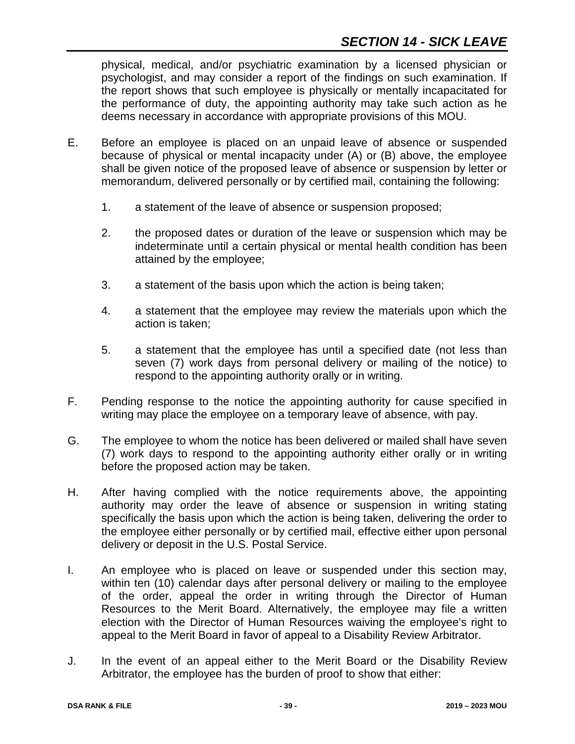physical, medical, and/or psychiatric examination by a licensed physician or psychologist, and may consider a report of the findings on such examination. If the report shows that such employee is physically or mentally incapacitated for the performance of duty, the appointing authority may take such action as he deems necessary in accordance with appropriate provisions of this MOU.

E. Before an employee is placed on an unpaid leave of absence or suspended because of physical or mental incapacity under (A) or (B) above, the employee shall be given notice of the proposed leave of absence or suspension by letter or memorandum, delivered personally or by certified mail, containing the following:

   1. a statement of the leave of absence or suspension proposed;

   2. the proposed dates or duration of the leave or suspension which may be indeterminate until a certain physical or mental health condition has been attained by the employee;

   3. a statement of the basis upon which the action is being taken;

   4. a statement that the employee may review the materials upon which the action is taken;

   5. a statement that the employee has until a specified date (not less than seven (7) work days from personal delivery or mailing of the notice) to respond to the appointing authority orally or in writing.

F. Pending response to the notice the appointing authority for cause specified in writing may place the employee on a temporary leave of absence, with pay.

G. The employee to whom the notice has been delivered or mailed shall have seven (7) work days to respond to the appointing authority either orally or in writing before the proposed action may be taken.

H. After having complied with the notice requirements above, the appointing authority may order the leave of absence or suspension in writing stating specifically the basis upon which the action is being taken, delivering the order to the employee either personally or by certified mail, effective either upon personal delivery or deposit in the U.S. Postal Service.

I. An employee who is placed on leave or suspended under this section may, within ten (10) calendar days after personal delivery or mailing to the employee of the order, appeal the order in writing through the Director of Human Resources to the Merit Board. Alternatively, the employee may file a written election with the Director of Human Resources waiving the employee's right to appeal to the Merit Board in favor of appeal to a Disability Review Arbitrator.

J. In the event of an appeal either to the Merit Board or the Disability Review Arbitrator, the employee has the burden of proof to show that either: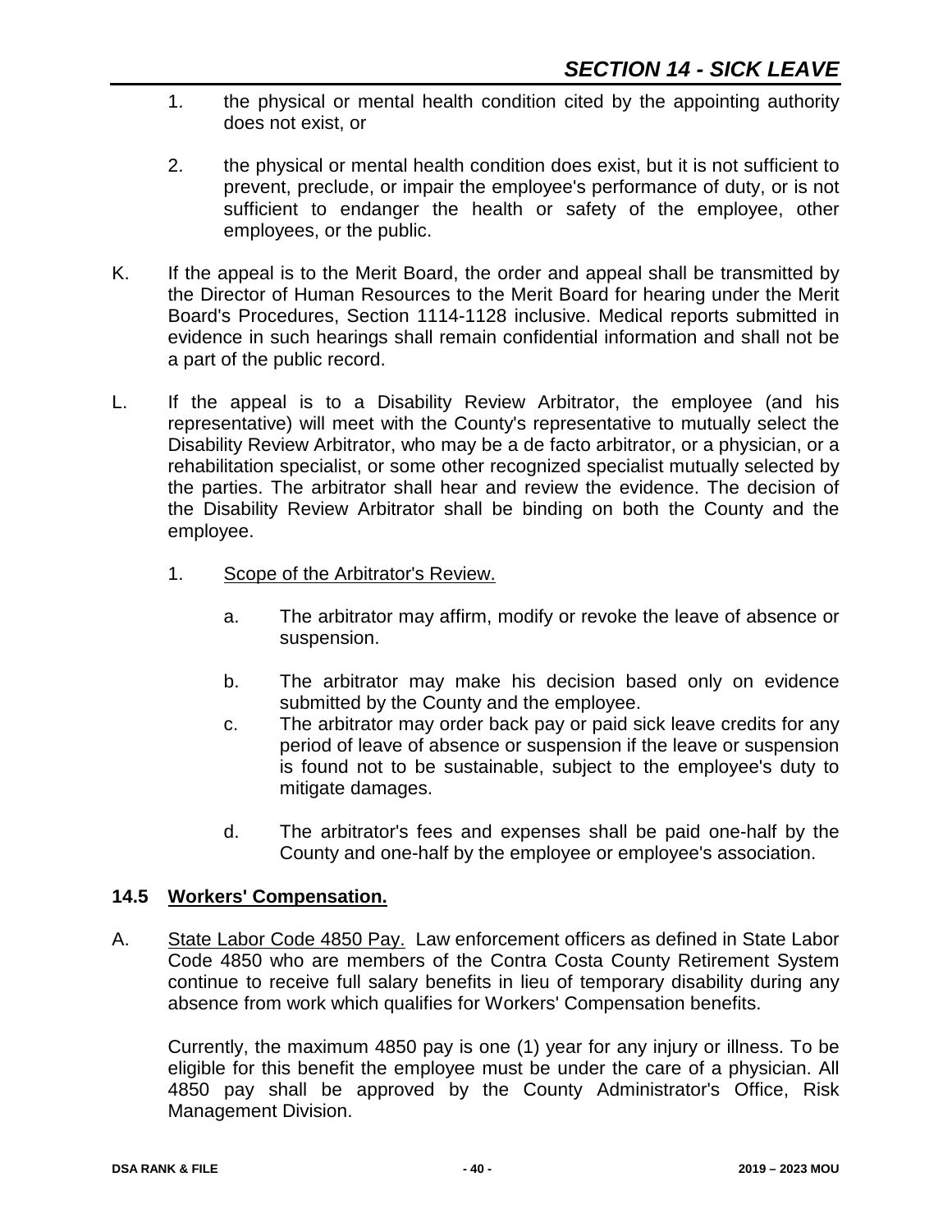1. the physical or mental health condition cited by the appointing authority does not exist, or

2. the physical or mental health condition does exist, but it is not sufficient to prevent, preclude, or impair the employee's performance of duty, or is not sufficient to endanger the health or safety of the employee, other employees, or the public.

K. If the appeal is to the Merit Board, the order and appeal shall be transmitted by the Director of Human Resources to the Merit Board for hearing under the Merit Board's Procedures, Section 1114-1128 inclusive. Medical reports submitted in evidence in such hearings shall remain confidential information and shall not be a part of the public record.

L. If the appeal is to a Disability Review Arbitrator, the employee (and his representative) will meet with the County's representative to mutually select the Disability Review Arbitrator, who may be a de facto arbitrator, or a physician, or a rehabilitation specialist, or some other recognized specialist mutually selected by the parties. The arbitrator shall hear and review the evidence. The decision of the Disability Review Arbitrator shall be binding on both the County and the employee.

   1. Scope of the Arbitrator's Review.

      a. The arbitrator may affirm, modify or revoke the leave of absence or suspension.

      b. The arbitrator may make his decision based only on evidence submitted by the County and the employee.

      c. The arbitrator may order back pay or paid sick leave credits for any period of leave of absence or suspension if the leave or suspension is found not to be sustainable, subject to the employee's duty to mitigate damages.

      d. The arbitrator's fees and expenses shall be paid one-half by the County and one-half by the employee or employee's association.

### 14.5 Workers' Compensation.

A. State Labor Code 4850 Pay. Law enforcement officers as defined in State Labor Code 4850 who are members of the Contra Costa County Retirement System continue to receive full salary benefits in lieu of temporary disability during any absence from work which qualifies for Workers' Compensation benefits.

   Currently, the maximum 4850 pay is one (1) year for any injury or illness. To be eligible for this benefit the employee must be under the care of a physician. All 4850 pay shall be approved by the County Administrator's Office, Risk Management Division.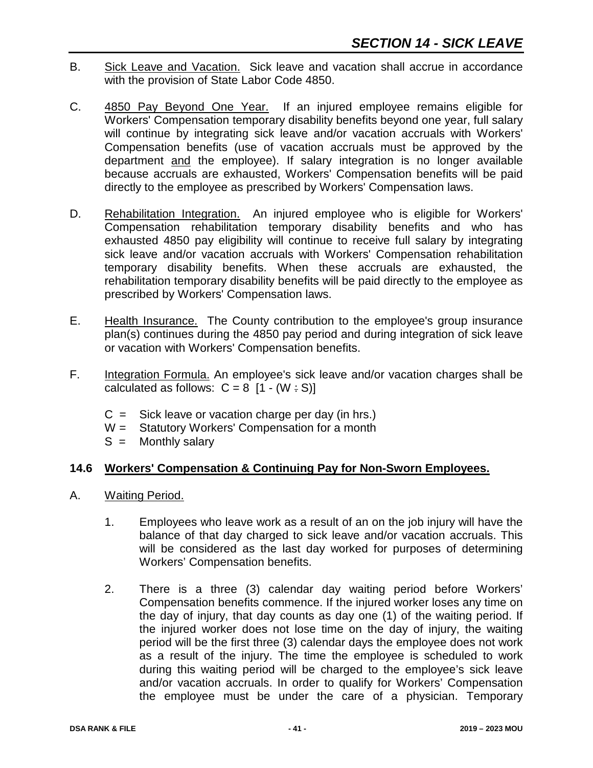B. Sick Leave and Vacation. Sick leave and vacation shall accrue in accordance with the provision of State Labor Code 4850.

C. 4850 Pay Beyond One Year. If an injured employee remains eligible for Workers' Compensation temporary disability benefits beyond one year, full salary will continue by integrating sick leave and/or vacation accruals with Workers' Compensation benefits (use of vacation accruals must be approved by the department and the employee). If salary integration is no longer available because accruals are exhausted, Workers' Compensation benefits will be paid directly to the employee as prescribed by Workers' Compensation laws.

D. Rehabilitation Integration. An injured employee who is eligible for Workers' Compensation rehabilitation temporary disability benefits and who has exhausted 4850 pay eligibility will continue to receive full salary by integrating sick leave and/or vacation accruals with Workers' Compensation rehabilitation temporary disability benefits. When these accruals are exhausted, the rehabilitation temporary disability benefits will be paid directly to the employee as prescribed by Workers' Compensation laws.

E. Health Insurance. The County contribution to the employee's group insurance plan(s) continues during the 4850 pay period and during integration of sick leave or vacation with Workers' Compensation benefits.

F. Integration Formula. An employee's sick leave and/or vacation charges shall be calculated as follows: $C = 8\ [1 - (W \div S)]$

- C = Sick leave or vacation charge per day (in hrs.)
- W = Statutory Workers' Compensation for a month
- S = Monthly salary

### 14.6 Workers' Compensation & Continuing Pay for Non-Sworn Employees.

A. Waiting Period.

1. Employees who leave work as a result of an on the job injury will have the balance of that day charged to sick leave and/or vacation accruals. This will be considered as the last day worked for purposes of determining Workers' Compensation benefits.

2. There is a three (3) calendar day waiting period before Workers' Compensation benefits commence. If the injured worker loses any time on the day of injury, that day counts as day one (1) of the waiting period. If the injured worker does not lose time on the day of injury, the waiting period will be the first three (3) calendar days the employee does not work as a result of the injury. The time the employee is scheduled to work during this waiting period will be charged to the employee's sick leave and/or vacation accruals. In order to qualify for Workers' Compensation the employee must be under the care of a physician. Temporary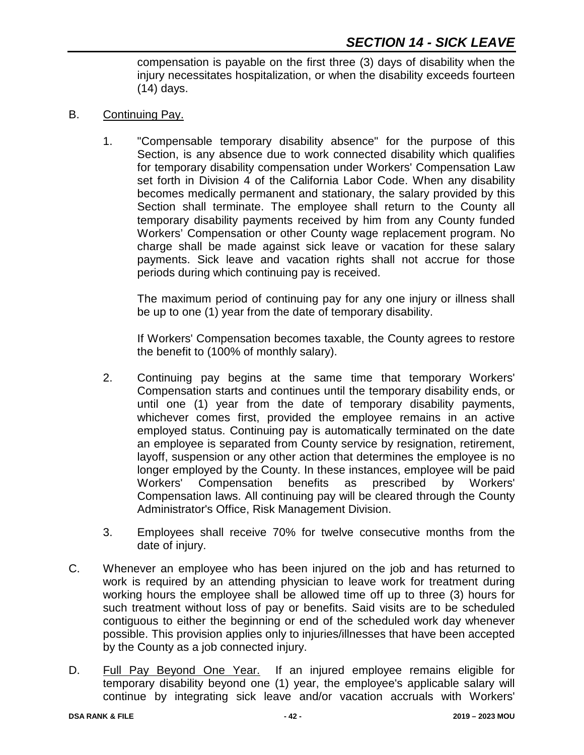compensation is payable on the first three (3) days of disability when the injury necessitates hospitalization, or when the disability exceeds fourteen (14) days.

B. Continuing Pay.

1. "Compensable temporary disability absence" for the purpose of this Section, is any absence due to work connected disability which qualifies for temporary disability compensation under Workers' Compensation Law set forth in Division 4 of the California Labor Code. When any disability becomes medically permanent and stationary, the salary provided by this Section shall terminate. The employee shall return to the County all temporary disability payments received by him from any County funded Workers' Compensation or other County wage replacement program. No charge shall be made against sick leave or vacation for these salary payments. Sick leave and vacation rights shall not accrue for those periods during which continuing pay is received.

   The maximum period of continuing pay for any one injury or illness shall be up to one (1) year from the date of temporary disability.

   If Workers' Compensation becomes taxable, the County agrees to restore the benefit to (100% of monthly salary).

2. Continuing pay begins at the same time that temporary Workers' Compensation starts and continues until the temporary disability ends, or until one (1) year from the date of temporary disability payments, whichever comes first, provided the employee remains in an active employed status. Continuing pay is automatically terminated on the date an employee is separated from County service by resignation, retirement, layoff, suspension or any other action that determines the employee is no longer employed by the County. In these instances, employee will be paid Workers' Compensation benefits as prescribed by Workers' Compensation laws. All continuing pay will be cleared through the County Administrator's Office, Risk Management Division.

3. Employees shall receive 70% for twelve consecutive months from the date of injury.

C. Whenever an employee who has been injured on the job and has returned to work is required by an attending physician to leave work for treatment during working hours the employee shall be allowed time off up to three (3) hours for such treatment without loss of pay or benefits. Said visits are to be scheduled contiguous to either the beginning or end of the scheduled work day whenever possible. This provision applies only to injuries/illnesses that have been accepted by the County as a job connected injury.

D. Full Pay Beyond One Year. If an injured employee remains eligible for temporary disability beyond one (1) year, the employee's applicable salary will continue by integrating sick leave and/or vacation accruals with Workers'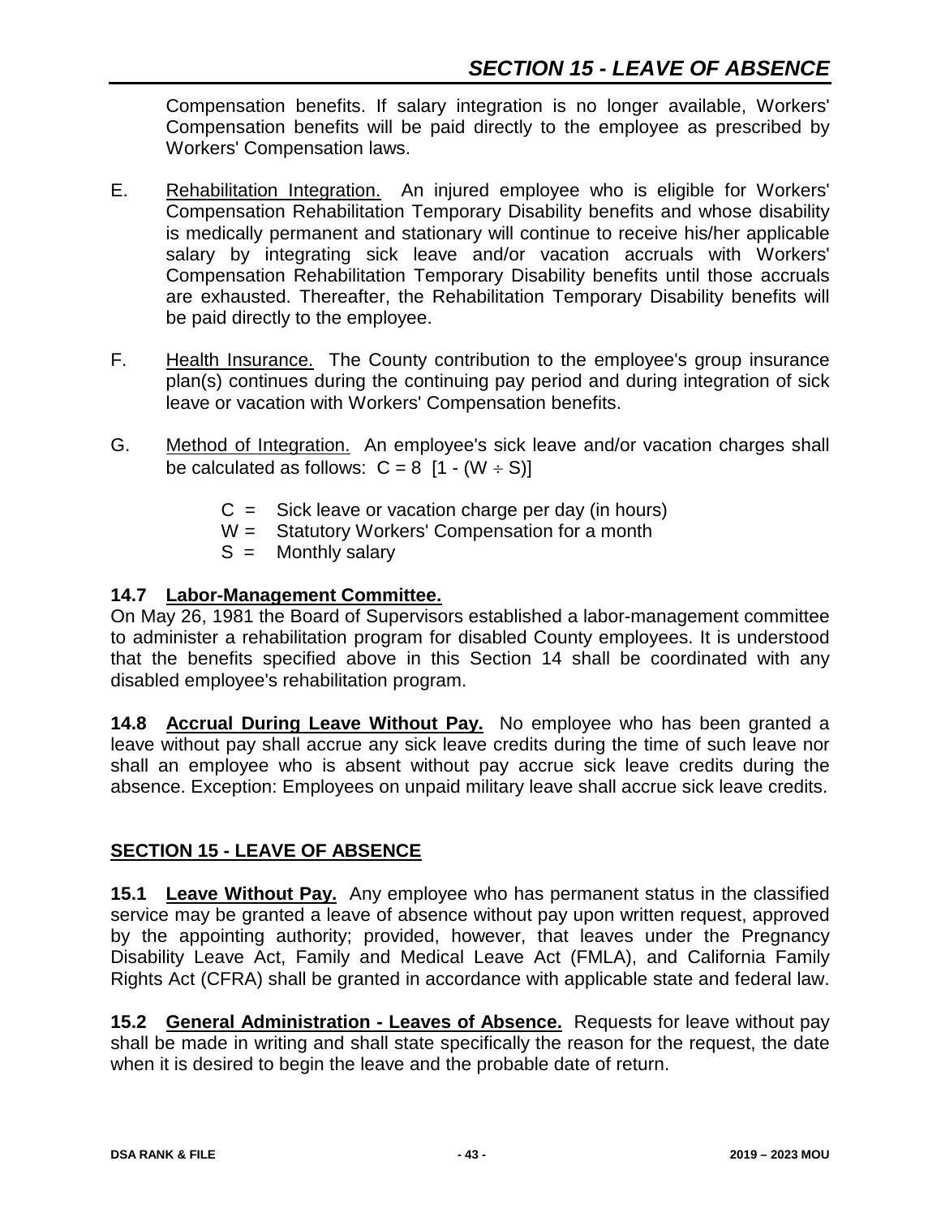Compensation benefits. If salary integration is no longer available, Workers' Compensation benefits will be paid directly to the employee as prescribed by Workers' Compensation laws.

E. Rehabilitation Integration. An injured employee who is eligible for Workers' Compensation Rehabilitation Temporary Disability benefits and whose disability is medically permanent and stationary will continue to receive his/her applicable salary by integrating sick leave and/or vacation accruals with Workers' Compensation Rehabilitation Temporary Disability benefits until those accruals are exhausted. Thereafter, the Rehabilitation Temporary Disability benefits will be paid directly to the employee.

F. Health Insurance. The County contribution to the employee's group insurance plan(s) continues during the continuing pay period and during integration of sick leave or vacation with Workers' Compensation benefits.

G. Method of Integration. An employee's sick leave and/or vacation charges shall be calculated as follows: $C = 8 \ [1 - (W \div S)]$

- C = Sick leave or vacation charge per day (in hours)
- W = Statutory Workers' Compensation for a month
- S = Monthly salary

**14.7 Labor-Management Committee.**
On May 26, 1981 the Board of Supervisors established a labor-management committee to administer a rehabilitation program for disabled County employees. It is understood that the benefits specified above in this Section 14 shall be coordinated with any disabled employee's rehabilitation program.

**14.8 Accrual During Leave Without Pay.** No employee who has been granted a leave without pay shall accrue any sick leave credits during the time of such leave nor shall an employee who is absent without pay accrue sick leave credits during the absence. Exception: Employees on unpaid military leave shall accrue sick leave credits.

## SECTION 15 - LEAVE OF ABSENCE

**15.1 Leave Without Pay.** Any employee who has permanent status in the classified service may be granted a leave of absence without pay upon written request, approved by the appointing authority; provided, however, that leaves under the Pregnancy Disability Leave Act, Family and Medical Leave Act (FMLA), and California Family Rights Act (CFRA) shall be granted in accordance with applicable state and federal law.

**15.2 General Administration - Leaves of Absence.** Requests for leave without pay shall be made in writing and shall state specifically the reason for the request, the date when it is desired to begin the leave and the probable date of return.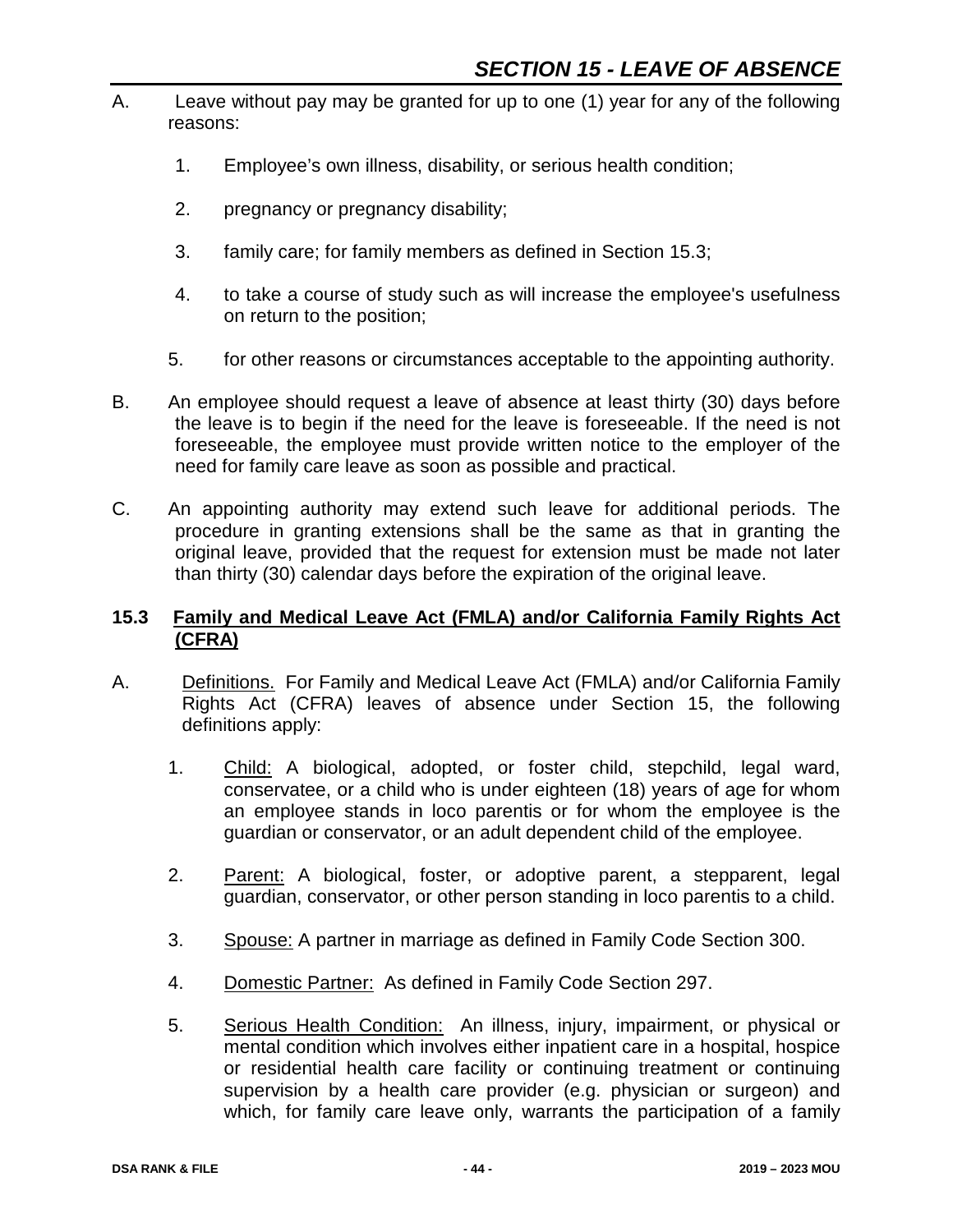# SECTION 15 - LEAVE OF ABSENCE

A. Leave without pay may be granted for up to one (1) year for any of the following reasons:

1. Employee's own illness, disability, or serious health condition;

2. pregnancy or pregnancy disability;

3. family care; for family members as defined in Section 15.3;

4. to take a course of study such as will increase the employee's usefulness on return to the position;

5. for other reasons or circumstances acceptable to the appointing authority.

B. An employee should request a leave of absence at least thirty (30) days before the leave is to begin if the need for the leave is foreseeable. If the need is not foreseeable, the employee must provide written notice to the employer of the need for family care leave as soon as possible and practical.

C. An appointing authority may extend such leave for additional periods. The procedure in granting extensions shall be the same as that in granting the original leave, provided that the request for extension must be made not later than thirty (30) calendar days before the expiration of the original leave.

### 15.3 Family and Medical Leave Act (FMLA) and/or California Family Rights Act (CFRA)

A. Definitions. For Family and Medical Leave Act (FMLA) and/or California Family Rights Act (CFRA) leaves of absence under Section 15, the following definitions apply:

1. Child: A biological, adopted, or foster child, stepchild, legal ward, conservatee, or a child who is under eighteen (18) years of age for whom an employee stands in loco parentis or for whom the employee is the guardian or conservator, or an adult dependent child of the employee.

2. Parent: A biological, foster, or adoptive parent, a stepparent, legal guardian, conservator, or other person standing in loco parentis to a child.

3. Spouse: A partner in marriage as defined in Family Code Section 300.

4. Domestic Partner: As defined in Family Code Section 297.

5. Serious Health Condition: An illness, injury, impairment, or physical or mental condition which involves either inpatient care in a hospital, hospice or residential health care facility or continuing treatment or continuing supervision by a health care provider (e.g. physician or surgeon) and which, for family care leave only, warrants the participation of a family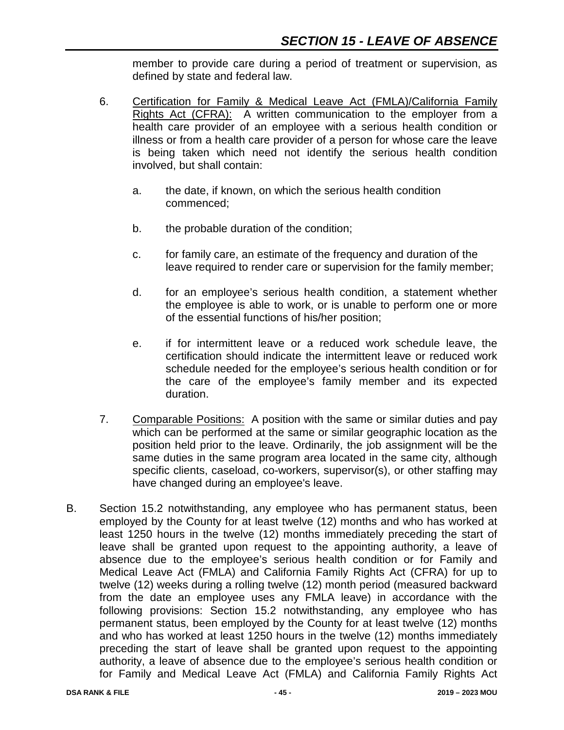member to provide care during a period of treatment or supervision, as defined by state and federal law.

6. Certification for Family & Medical Leave Act (FMLA)/California Family Rights Act (CFRA): A written communication to the employer from a health care provider of an employee with a serious health condition or illness or from a health care provider of a person for whose care the leave is being taken which need not identify the serious health condition involved, but shall contain:

   a. the date, if known, on which the serious health condition commenced;

   b. the probable duration of the condition;

   c. for family care, an estimate of the frequency and duration of the leave required to render care or supervision for the family member;

   d. for an employee's serious health condition, a statement whether the employee is able to work, or is unable to perform one or more of the essential functions of his/her position;

   e. if for intermittent leave or a reduced work schedule leave, the certification should indicate the intermittent leave or reduced work schedule needed for the employee's serious health condition or for the care of the employee's family member and its expected duration.

7. Comparable Positions: A position with the same or similar duties and pay which can be performed at the same or similar geographic location as the position held prior to the leave. Ordinarily, the job assignment will be the same duties in the same program area located in the same city, although specific clients, caseload, co-workers, supervisor(s), or other staffing may have changed during an employee's leave.

B. Section 15.2 notwithstanding, any employee who has permanent status, been employed by the County for at least twelve (12) months and who has worked at least 1250 hours in the twelve (12) months immediately preceding the start of leave shall be granted upon request to the appointing authority, a leave of absence due to the employee's serious health condition or for Family and Medical Leave Act (FMLA) and California Family Rights Act (CFRA) for up to twelve (12) weeks during a rolling twelve (12) month period (measured backward from the date an employee uses any FMLA leave) in accordance with the following provisions: Section 15.2 notwithstanding, any employee who has permanent status, been employed by the County for at least twelve (12) months and who has worked at least 1250 hours in the twelve (12) months immediately preceding the start of leave shall be granted upon request to the appointing authority, a leave of absence due to the employee's serious health condition or for Family and Medical Leave Act (FMLA) and California Family Rights Act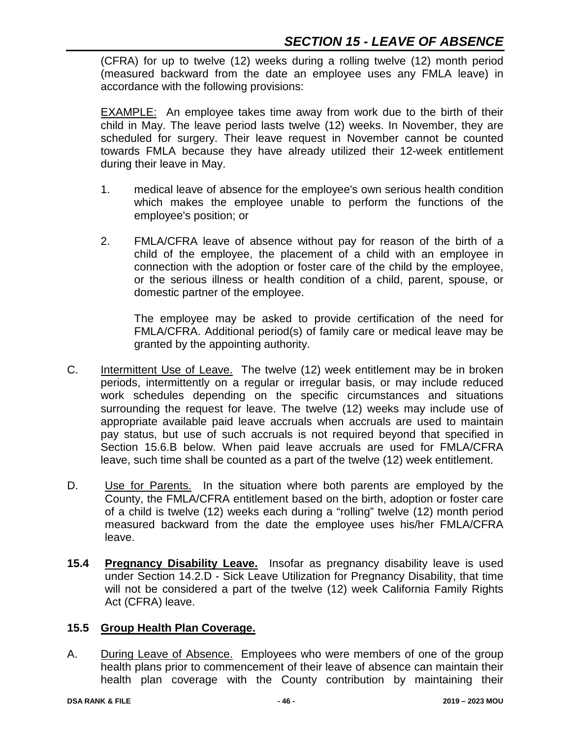(CFRA) for up to twelve (12) weeks during a rolling twelve (12) month period (measured backward from the date an employee uses any FMLA leave) in accordance with the following provisions:

EXAMPLE: An employee takes time away from work due to the birth of their child in May. The leave period lasts twelve (12) weeks. In November, they are scheduled for surgery. Their leave request in November cannot be counted towards FMLA because they have already utilized their 12-week entitlement during their leave in May.

1. medical leave of absence for the employee's own serious health condition which makes the employee unable to perform the functions of the employee's position; or

2. FMLA/CFRA leave of absence without pay for reason of the birth of a child of the employee, the placement of a child with an employee in connection with the adoption or foster care of the child by the employee, or the serious illness or health condition of a child, parent, spouse, or domestic partner of the employee.

   The employee may be asked to provide certification of the need for FMLA/CFRA. Additional period(s) of family care or medical leave may be granted by the appointing authority.

C. Intermittent Use of Leave. The twelve (12) week entitlement may be in broken periods, intermittently on a regular or irregular basis, or may include reduced work schedules depending on the specific circumstances and situations surrounding the request for leave. The twelve (12) weeks may include use of appropriate available paid leave accruals when accruals are used to maintain pay status, but use of such accruals is not required beyond that specified in Section 15.6.B below. When paid leave accruals are used for FMLA/CFRA leave, such time shall be counted as a part of the twelve (12) week entitlement.

D. Use for Parents. In the situation where both parents are employed by the County, the FMLA/CFRA entitlement based on the birth, adoption or foster care of a child is twelve (12) weeks each during a "rolling" twelve (12) month period measured backward from the date the employee uses his/her FMLA/CFRA leave.

**15.4 Pregnancy Disability Leave.** Insofar as pregnancy disability leave is used under Section 14.2.D - Sick Leave Utilization for Pregnancy Disability, that time will not be considered a part of the twelve (12) week California Family Rights Act (CFRA) leave.

**15.5 Group Health Plan Coverage.**

A. During Leave of Absence. Employees who were members of one of the group health plans prior to commencement of their leave of absence can maintain their health plan coverage with the County contribution by maintaining their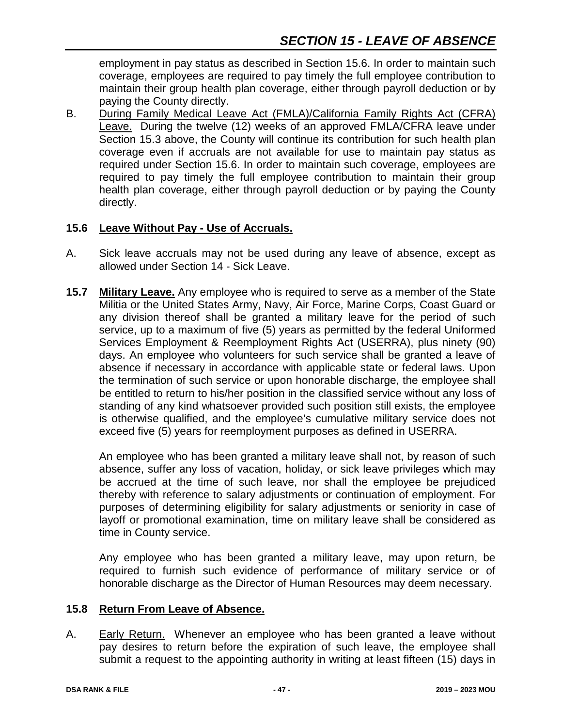employment in pay status as described in Section 15.6. In order to maintain such coverage, employees are required to pay timely the full employee contribution to maintain their group health plan coverage, either through payroll deduction or by paying the County directly.

B. During Family Medical Leave Act (FMLA)/California Family Rights Act (CFRA) Leave. During the twelve (12) weeks of an approved FMLA/CFRA leave under Section 15.3 above, the County will continue its contribution for such health plan coverage even if accruals are not available for use to maintain pay status as required under Section 15.6. In order to maintain such coverage, employees are required to pay timely the full employee contribution to maintain their group health plan coverage, either through payroll deduction or by paying the County directly.

### 15.6 Leave Without Pay - Use of Accruals.

A. Sick leave accruals may not be used during any leave of absence, except as allowed under Section 14 - Sick Leave.

**15.7 Military Leave.** Any employee who is required to serve as a member of the State Militia or the United States Army, Navy, Air Force, Marine Corps, Coast Guard or any division thereof shall be granted a military leave for the period of such service, up to a maximum of five (5) years as permitted by the federal Uniformed Services Employment & Reemployment Rights Act (USERRA), plus ninety (90) days. An employee who volunteers for such service shall be granted a leave of absence if necessary in accordance with applicable state or federal laws. Upon the termination of such service or upon honorable discharge, the employee shall be entitled to return to his/her position in the classified service without any loss of standing of any kind whatsoever provided such position still exists, the employee is otherwise qualified, and the employee's cumulative military service does not exceed five (5) years for reemployment purposes as defined in USERRA.

An employee who has been granted a military leave shall not, by reason of such absence, suffer any loss of vacation, holiday, or sick leave privileges which may be accrued at the time of such leave, nor shall the employee be prejudiced thereby with reference to salary adjustments or continuation of employment. For purposes of determining eligibility for salary adjustments or seniority in case of layoff or promotional examination, time on military leave shall be considered as time in County service.

Any employee who has been granted a military leave, may upon return, be required to furnish such evidence of performance of military service or of honorable discharge as the Director of Human Resources may deem necessary.

### 15.8 Return From Leave of Absence.

A. Early Return. Whenever an employee who has been granted a leave without pay desires to return before the expiration of such leave, the employee shall submit a request to the appointing authority in writing at least fifteen (15) days in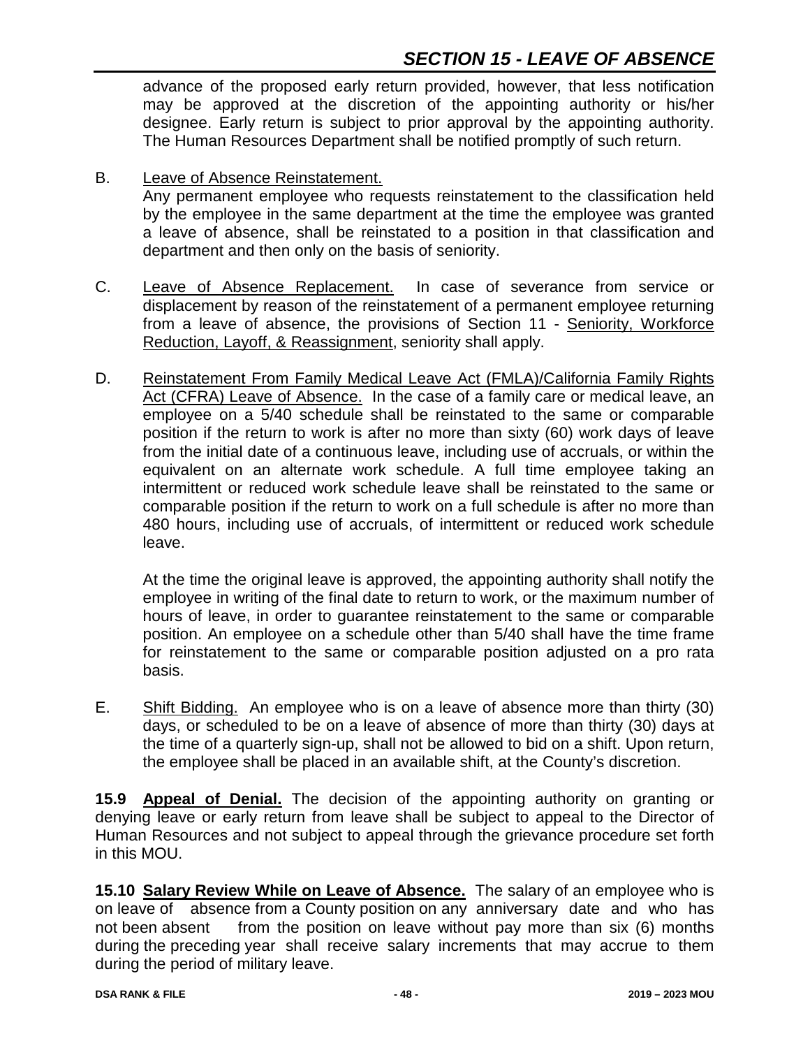advance of the proposed early return provided, however, that less notification may be approved at the discretion of the appointing authority or his/her designee. Early return is subject to prior approval by the appointing authority. The Human Resources Department shall be notified promptly of such return.

B. Leave of Absence Reinstatement.
Any permanent employee who requests reinstatement to the classification held by the employee in the same department at the time the employee was granted a leave of absence, shall be reinstated to a position in that classification and department and then only on the basis of seniority.

C. Leave of Absence Replacement. In case of severance from service or displacement by reason of the reinstatement of a permanent employee returning from a leave of absence, the provisions of Section 11 - Seniority, Workforce Reduction, Layoff, & Reassignment, seniority shall apply.

D. Reinstatement From Family Medical Leave Act (FMLA)/California Family Rights Act (CFRA) Leave of Absence. In the case of a family care or medical leave, an employee on a 5/40 schedule shall be reinstated to the same or comparable position if the return to work is after no more than sixty (60) work days of leave from the initial date of a continuous leave, including use of accruals, or within the equivalent on an alternate work schedule. A full time employee taking an intermittent or reduced work schedule leave shall be reinstated to the same or comparable position if the return to work on a full schedule is after no more than 480 hours, including use of accruals, of intermittent or reduced work schedule leave.

At the time the original leave is approved, the appointing authority shall notify the employee in writing of the final date to return to work, or the maximum number of hours of leave, in order to guarantee reinstatement to the same or comparable position. An employee on a schedule other than 5/40 shall have the time frame for reinstatement to the same or comparable position adjusted on a pro rata basis.

E. Shift Bidding. An employee who is on a leave of absence more than thirty (30) days, or scheduled to be on a leave of absence of more than thirty (30) days at the time of a quarterly sign-up, shall not be allowed to bid on a shift. Upon return, the employee shall be placed in an available shift, at the County's discretion.

**15.9 Appeal of Denial.** The decision of the appointing authority on granting or denying leave or early return from leave shall be subject to appeal to the Director of Human Resources and not subject to appeal through the grievance procedure set forth in this MOU.

**15.10 Salary Review While on Leave of Absence.** The salary of an employee who is on leave of absence from a County position on any anniversary date and who has not been absent from the position on leave without pay more than six (6) months during the preceding year shall receive salary increments that may accrue to them during the period of military leave.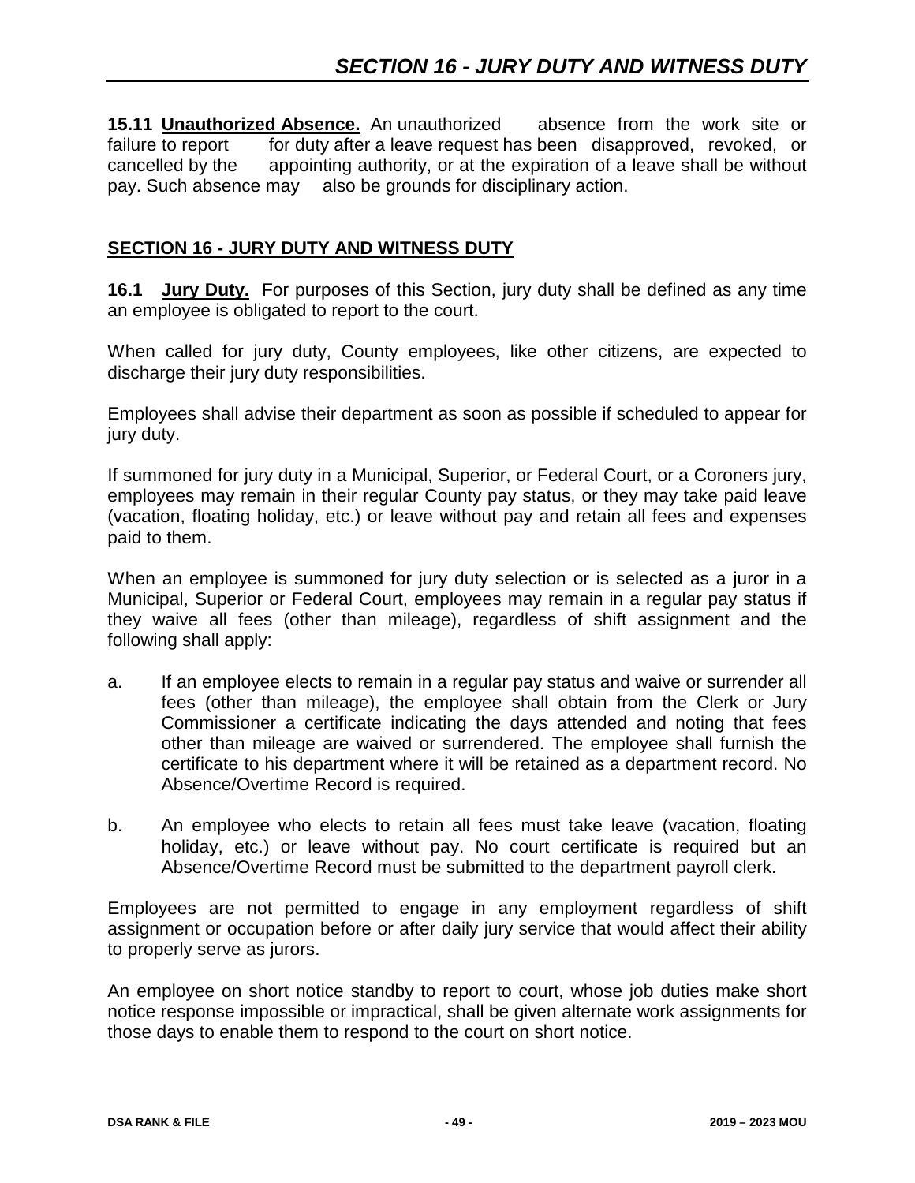**15.11 Unauthorized Absence.** An unauthorized absence from the work site or failure to report for duty after a leave request has been disapproved, revoked, or cancelled by the appointing authority, or at the expiration of a leave shall be without pay. Such absence may also be grounds for disciplinary action.

## SECTION 16 - JURY DUTY AND WITNESS DUTY

**16.1 Jury Duty.** For purposes of this Section, jury duty shall be defined as any time an employee is obligated to report to the court.

When called for jury duty, County employees, like other citizens, are expected to discharge their jury duty responsibilities.

Employees shall advise their department as soon as possible if scheduled to appear for jury duty.

If summoned for jury duty in a Municipal, Superior, or Federal Court, or a Coroners jury, employees may remain in their regular County pay status, or they may take paid leave (vacation, floating holiday, etc.) or leave without pay and retain all fees and expenses paid to them.

When an employee is summoned for jury duty selection or is selected as a juror in a Municipal, Superior or Federal Court, employees may remain in a regular pay status if they waive all fees (other than mileage), regardless of shift assignment and the following shall apply:

a. If an employee elects to remain in a regular pay status and waive or surrender all fees (other than mileage), the employee shall obtain from the Clerk or Jury Commissioner a certificate indicating the days attended and noting that fees other than mileage are waived or surrendered. The employee shall furnish the certificate to his department where it will be retained as a department record. No Absence/Overtime Record is required.

b. An employee who elects to retain all fees must take leave (vacation, floating holiday, etc.) or leave without pay. No court certificate is required but an Absence/Overtime Record must be submitted to the department payroll clerk.

Employees are not permitted to engage in any employment regardless of shift assignment or occupation before or after daily jury service that would affect their ability to properly serve as jurors.

An employee on short notice standby to report to court, whose job duties make short notice response impossible or impractical, shall be given alternate work assignments for those days to enable them to respond to the court on short notice.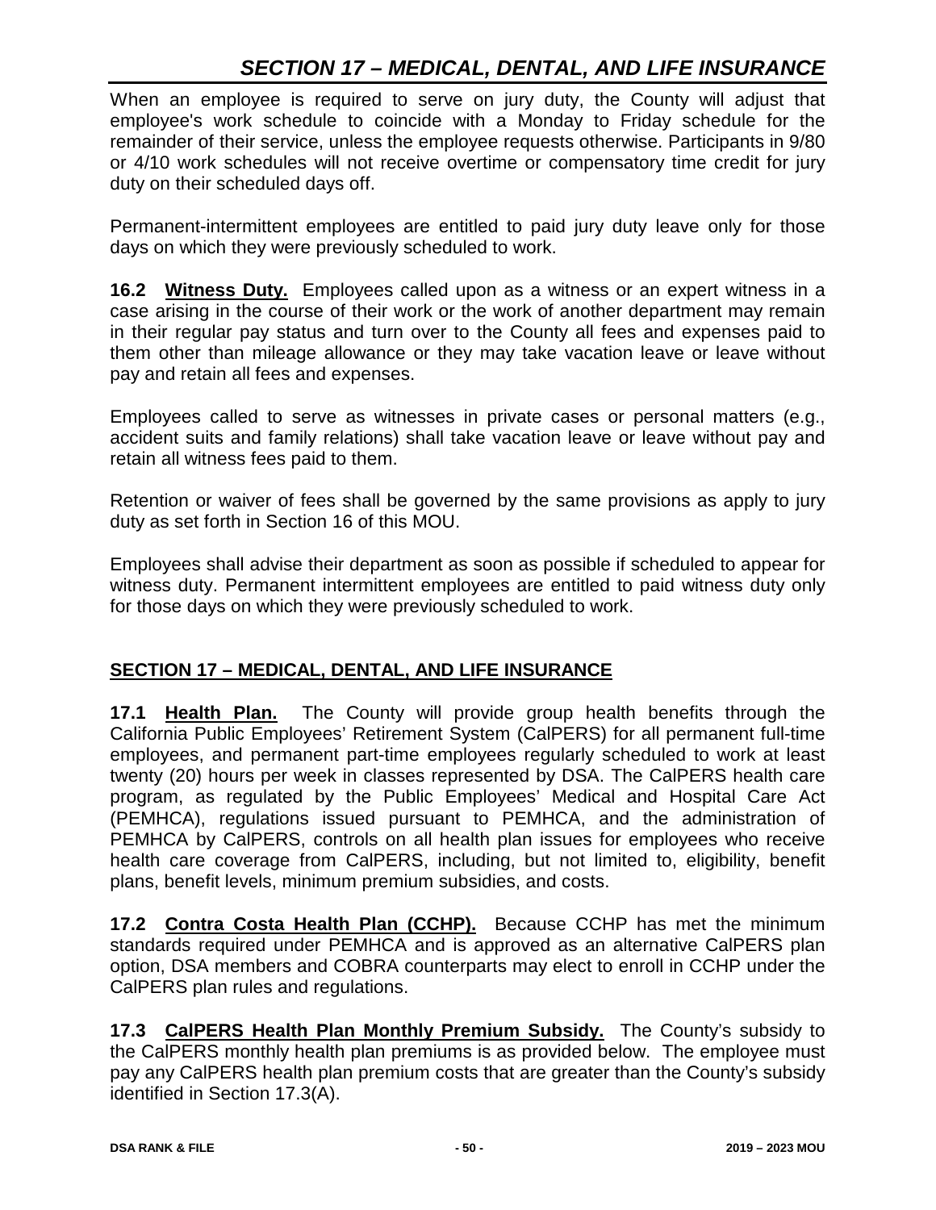When an employee is required to serve on jury duty, the County will adjust that employee's work schedule to coincide with a Monday to Friday schedule for the remainder of their service, unless the employee requests otherwise. Participants in 9/80 or 4/10 work schedules will not receive overtime or compensatory time credit for jury duty on their scheduled days off.

Permanent-intermittent employees are entitled to paid jury duty leave only for those days on which they were previously scheduled to work.

**16.2 <u>Witness Duty.</u>** Employees called upon as a witness or an expert witness in a case arising in the course of their work or the work of another department may remain in their regular pay status and turn over to the County all fees and expenses paid to them other than mileage allowance or they may take vacation leave or leave without pay and retain all fees and expenses.

Employees called to serve as witnesses in private cases or personal matters (e.g., accident suits and family relations) shall take vacation leave or leave without pay and retain all witness fees paid to them.

Retention or waiver of fees shall be governed by the same provisions as apply to jury duty as set forth in Section 16 of this MOU.

Employees shall advise their department as soon as possible if scheduled to appear for witness duty. Permanent intermittent employees are entitled to paid witness duty only for those days on which they were previously scheduled to work.

## SECTION 17 – MEDICAL, DENTAL, AND LIFE INSURANCE

**17.1 <u>Health Plan.</u>** The County will provide group health benefits through the California Public Employees' Retirement System (CalPERS) for all permanent full-time employees, and permanent part-time employees regularly scheduled to work at least twenty (20) hours per week in classes represented by DSA. The CalPERS health care program, as regulated by the Public Employees' Medical and Hospital Care Act (PEMHCA), regulations issued pursuant to PEMHCA, and the administration of PEMHCA by CalPERS, controls on all health plan issues for employees who receive health care coverage from CalPERS, including, but not limited to, eligibility, benefit plans, benefit levels, minimum premium subsidies, and costs.

**17.2 <u>Contra Costa Health Plan (CCHP).</u>** Because CCHP has met the minimum standards required under PEMHCA and is approved as an alternative CalPERS plan option, DSA members and COBRA counterparts may elect to enroll in CCHP under the CalPERS plan rules and regulations.

**17.3 <u>CalPERS Health Plan Monthly Premium Subsidy.</u>** The County's subsidy to the CalPERS monthly health plan premiums is as provided below. The employee must pay any CalPERS health plan premium costs that are greater than the County's subsidy identified in Section 17.3(A).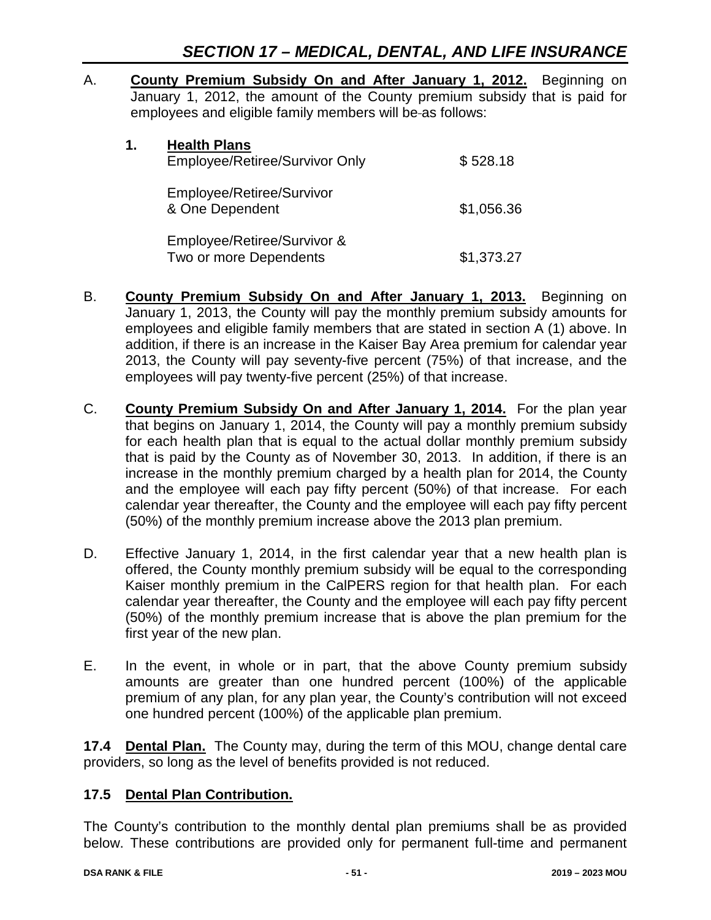## *SECTION 17 – MEDICAL, DENTAL, AND LIFE INSURANCE*

A. **County Premium Subsidy On and After January 1, 2012.** Beginning on January 1, 2012, the amount of the County premium subsidy that is paid for employees and eligible family members will be as follows:

**1. Health Plans**

| | |
|---|---|
| Employee/Retiree/Survivor Only | $ 528.18 |
| Employee/Retiree/Survivor & One Dependent | $1,056.36 |
| Employee/Retiree/Survivor & Two or more Dependents | $1,373.27 |

B. **County Premium Subsidy On and After January 1, 2013.** Beginning on January 1, 2013, the County will pay the monthly premium subsidy amounts for employees and eligible family members that are stated in section A (1) above. In addition, if there is an increase in the Kaiser Bay Area premium for calendar year 2013, the County will pay seventy-five percent (75%) of that increase, and the employees will pay twenty-five percent (25%) of that increase.

C. **County Premium Subsidy On and After January 1, 2014.** For the plan year that begins on January 1, 2014, the County will pay a monthly premium subsidy for each health plan that is equal to the actual dollar monthly premium subsidy that is paid by the County as of November 30, 2013. In addition, if there is an increase in the monthly premium charged by a health plan for 2014, the County and the employee will each pay fifty percent (50%) of that increase. For each calendar year thereafter, the County and the employee will each pay fifty percent (50%) of the monthly premium increase above the 2013 plan premium.

D. Effective January 1, 2014, in the first calendar year that a new health plan is offered, the County monthly premium subsidy will be equal to the corresponding Kaiser monthly premium in the CalPERS region for that health plan. For each calendar year thereafter, the County and the employee will each pay fifty percent (50%) of the monthly premium increase that is above the plan premium for the first year of the new plan.

E. In the event, in whole or in part, that the above County premium subsidy amounts are greater than one hundred percent (100%) of the applicable premium of any plan, for any plan year, the County's contribution will not exceed one hundred percent (100%) of the applicable plan premium.

**17.4 Dental Plan.** The County may, during the term of this MOU, change dental care providers, so long as the level of benefits provided is not reduced.

**17.5 Dental Plan Contribution.**

The County's contribution to the monthly dental plan premiums shall be as provided below. These contributions are provided only for permanent full-time and permanent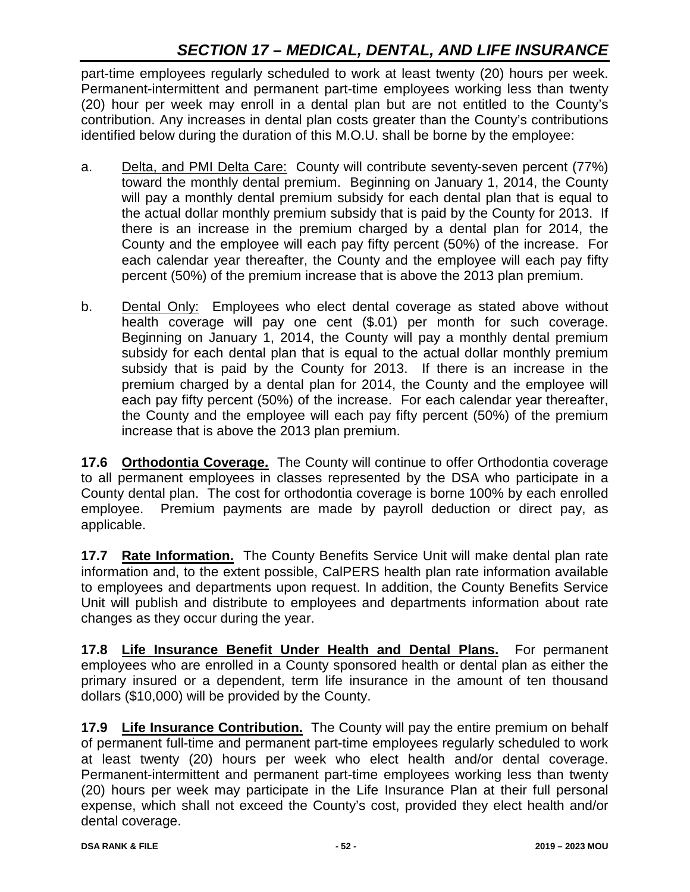part-time employees regularly scheduled to work at least twenty (20) hours per week. Permanent-intermittent and permanent part-time employees working less than twenty (20) hour per week may enroll in a dental plan but are not entitled to the County's contribution. Any increases in dental plan costs greater than the County's contributions identified below during the duration of this M.O.U. shall be borne by the employee:

a. Delta, and PMI Delta Care: County will contribute seventy-seven percent (77%) toward the monthly dental premium. Beginning on January 1, 2014, the County will pay a monthly dental premium subsidy for each dental plan that is equal to the actual dollar monthly premium subsidy that is paid by the County for 2013. If there is an increase in the premium charged by a dental plan for 2014, the County and the employee will each pay fifty percent (50%) of the increase. For each calendar year thereafter, the County and the employee will each pay fifty percent (50%) of the premium increase that is above the 2013 plan premium.

b. Dental Only: Employees who elect dental coverage as stated above without health coverage will pay one cent ($.01) per month for such coverage. Beginning on January 1, 2014, the County will pay a monthly dental premium subsidy for each dental plan that is equal to the actual dollar monthly premium subsidy that is paid by the County for 2013. If there is an increase in the premium charged by a dental plan for 2014, the County and the employee will each pay fifty percent (50%) of the increase. For each calendar year thereafter, the County and the employee will each pay fifty percent (50%) of the premium increase that is above the 2013 plan premium.

**17.6 Orthodontia Coverage.** The County will continue to offer Orthodontia coverage to all permanent employees in classes represented by the DSA who participate in a County dental plan. The cost for orthodontia coverage is borne 100% by each enrolled employee. Premium payments are made by payroll deduction or direct pay, as applicable.

**17.7 Rate Information.** The County Benefits Service Unit will make dental plan rate information and, to the extent possible, CalPERS health plan rate information available to employees and departments upon request. In addition, the County Benefits Service Unit will publish and distribute to employees and departments information about rate changes as they occur during the year.

**17.8 Life Insurance Benefit Under Health and Dental Plans.** For permanent employees who are enrolled in a County sponsored health or dental plan as either the primary insured or a dependent, term life insurance in the amount of ten thousand dollars ($10,000) will be provided by the County.

**17.9 Life Insurance Contribution.** The County will pay the entire premium on behalf of permanent full-time and permanent part-time employees regularly scheduled to work at least twenty (20) hours per week who elect health and/or dental coverage. Permanent-intermittent and permanent part-time employees working less than twenty (20) hours per week may participate in the Life Insurance Plan at their full personal expense, which shall not exceed the County's cost, provided they elect health and/or dental coverage.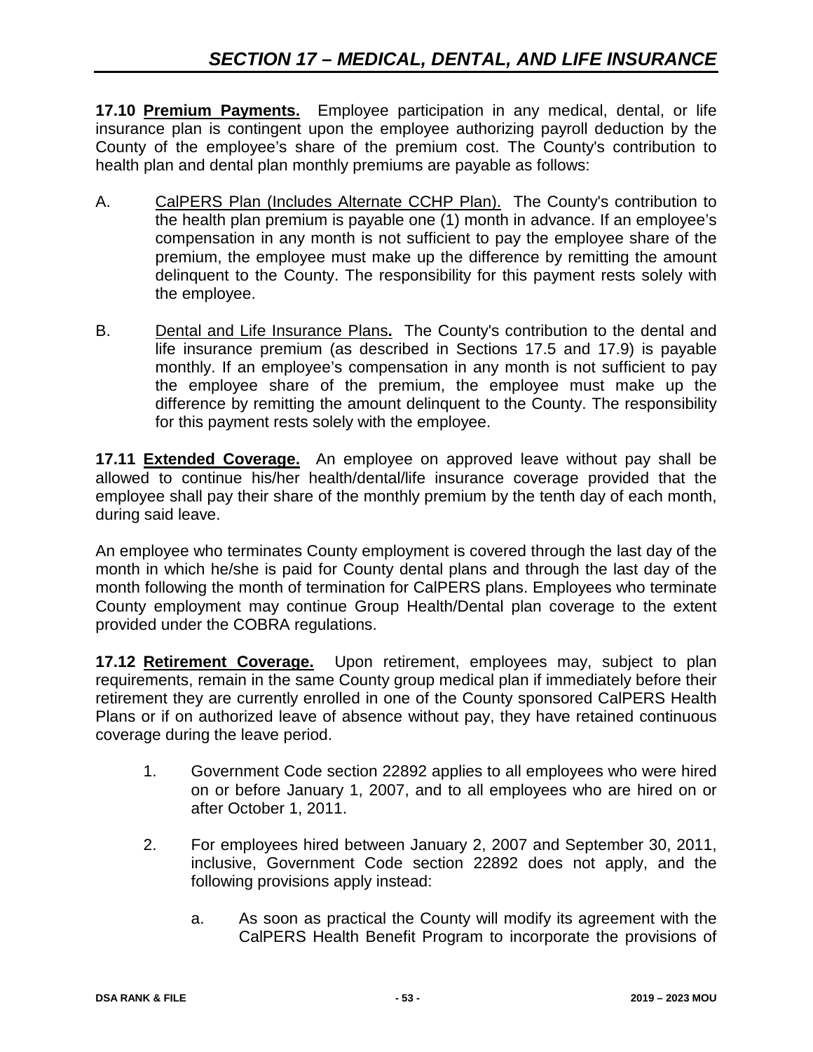## SECTION 17 – MEDICAL, DENTAL, AND LIFE INSURANCE

**17.10 Premium Payments.** Employee participation in any medical, dental, or life insurance plan is contingent upon the employee authorizing payroll deduction by the County of the employee's share of the premium cost. The County's contribution to health plan and dental plan monthly premiums are payable as follows:

A. CalPERS Plan (Includes Alternate CCHP Plan). The County's contribution to the health plan premium is payable one (1) month in advance. If an employee's compensation in any month is not sufficient to pay the employee share of the premium, the employee must make up the difference by remitting the amount delinquent to the County. The responsibility for this payment rests solely with the employee.

B. Dental and Life Insurance Plans**.** The County's contribution to the dental and life insurance premium (as described in Sections 17.5 and 17.9) is payable monthly. If an employee's compensation in any month is not sufficient to pay the employee share of the premium, the employee must make up the difference by remitting the amount delinquent to the County. The responsibility for this payment rests solely with the employee.

**17.11 Extended Coverage.** An employee on approved leave without pay shall be allowed to continue his/her health/dental/life insurance coverage provided that the employee shall pay their share of the monthly premium by the tenth day of each month, during said leave.

An employee who terminates County employment is covered through the last day of the month in which he/she is paid for County dental plans and through the last day of the month following the month of termination for CalPERS plans. Employees who terminate County employment may continue Group Health/Dental plan coverage to the extent provided under the COBRA regulations.

**17.12 Retirement Coverage.** Upon retirement, employees may, subject to plan requirements, remain in the same County group medical plan if immediately before their retirement they are currently enrolled in one of the County sponsored CalPERS Health Plans or if on authorized leave of absence without pay, they have retained continuous coverage during the leave period.

1. Government Code section 22892 applies to all employees who were hired on or before January 1, 2007, and to all employees who are hired on or after October 1, 2011.

2. For employees hired between January 2, 2007 and September 30, 2011, inclusive, Government Code section 22892 does not apply, and the following provisions apply instead:

   a. As soon as practical the County will modify its agreement with the CalPERS Health Benefit Program to incorporate the provisions of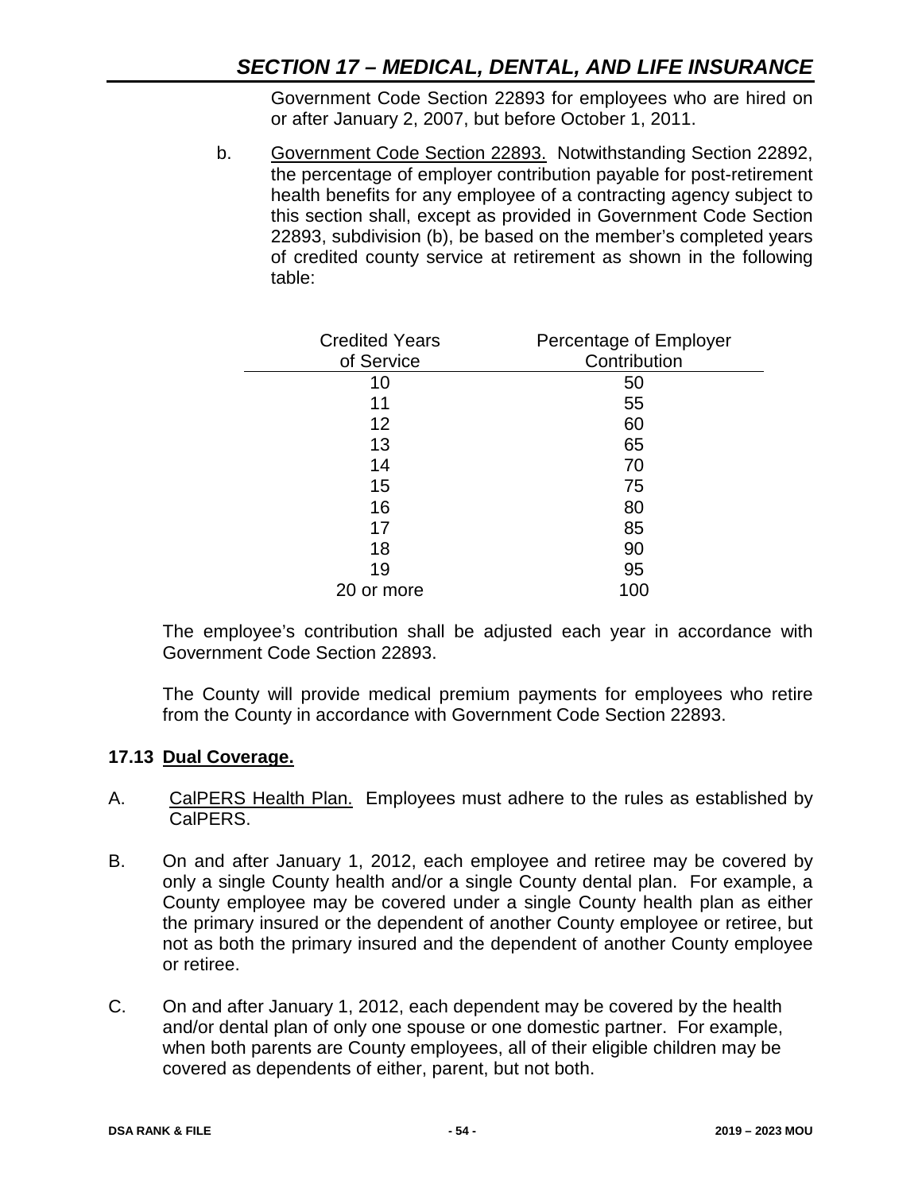Government Code Section 22893 for employees who are hired on or after January 2, 2007, but before October 1, 2011.

b. Government Code Section 22893. Notwithstanding Section 22892, the percentage of employer contribution payable for post-retirement health benefits for any employee of a contracting agency subject to this section shall, except as provided in Government Code Section 22893, subdivision (b), be based on the member's completed years of credited county service at retirement as shown in the following table:

| Credited Years of Service | Percentage of Employer Contribution |
|---|---|
| 10 | 50 |
| 11 | 55 |
| 12 | 60 |
| 13 | 65 |
| 14 | 70 |
| 15 | 75 |
| 16 | 80 |
| 17 | 85 |
| 18 | 90 |
| 19 | 95 |
| 20 or more | 100 |

The employee's contribution shall be adjusted each year in accordance with Government Code Section 22893.

The County will provide medical premium payments for employees who retire from the County in accordance with Government Code Section 22893.

**17.13 Dual Coverage.**

A. CalPERS Health Plan. Employees must adhere to the rules as established by CalPERS.

B. On and after January 1, 2012, each employee and retiree may be covered by only a single County health and/or a single County dental plan. For example, a County employee may be covered under a single County health plan as either the primary insured or the dependent of another County employee or retiree, but not as both the primary insured and the dependent of another County employee or retiree.

C. On and after January 1, 2012, each dependent may be covered by the health and/or dental plan of only one spouse or one domestic partner. For example, when both parents are County employees, all of their eligible children may be covered as dependents of either, parent, but not both.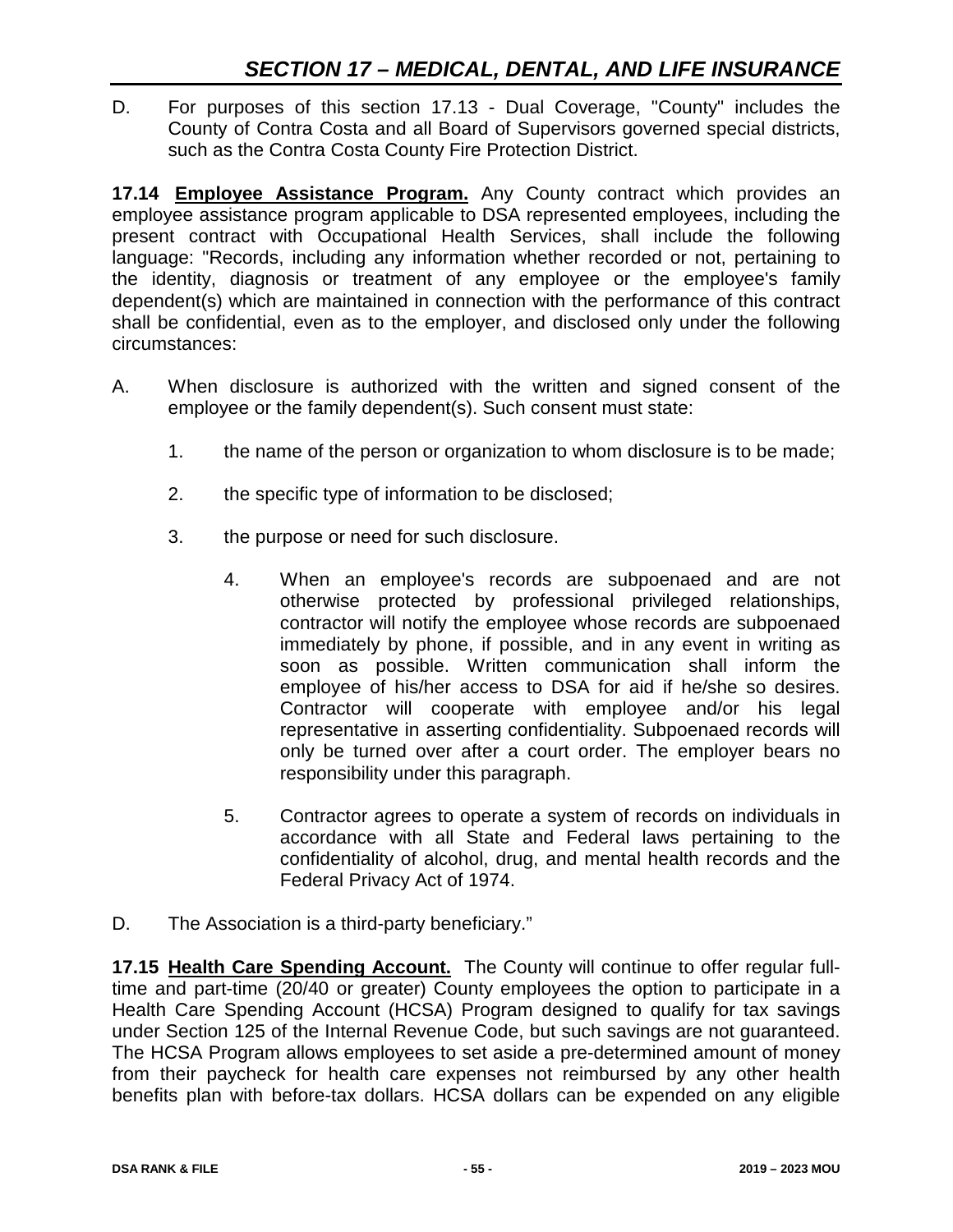D. For purposes of this section 17.13 - Dual Coverage, "County" includes the County of Contra Costa and all Board of Supervisors governed special districts, such as the Contra Costa County Fire Protection District.

**17.14 Employee Assistance Program.** Any County contract which provides an employee assistance program applicable to DSA represented employees, including the present contract with Occupational Health Services, shall include the following language: "Records, including any information whether recorded or not, pertaining to the identity, diagnosis or treatment of any employee or the employee's family dependent(s) which are maintained in connection with the performance of this contract shall be confidential, even as to the employer, and disclosed only under the following circumstances:

A. When disclosure is authorized with the written and signed consent of the employee or the family dependent(s). Such consent must state:

1. the name of the person or organization to whom disclosure is to be made;

2. the specific type of information to be disclosed;

3. the purpose or need for such disclosure.

   4. When an employee's records are subpoenaed and are not otherwise protected by professional privileged relationships, contractor will notify the employee whose records are subpoenaed immediately by phone, if possible, and in any event in writing as soon as possible. Written communication shall inform the employee of his/her access to DSA for aid if he/she so desires. Contractor will cooperate with employee and/or his legal representative in asserting confidentiality. Subpoenaed records will only be turned over after a court order. The employer bears no responsibility under this paragraph.

   5. Contractor agrees to operate a system of records on individuals in accordance with all State and Federal laws pertaining to the confidentiality of alcohol, drug, and mental health records and the Federal Privacy Act of 1974.

D. The Association is a third-party beneficiary."

**17.15 Health Care Spending Account.** The County will continue to offer regular full-time and part-time (20/40 or greater) County employees the option to participate in a Health Care Spending Account (HCSA) Program designed to qualify for tax savings under Section 125 of the Internal Revenue Code, but such savings are not guaranteed. The HCSA Program allows employees to set aside a pre-determined amount of money from their paycheck for health care expenses not reimbursed by any other health benefits plan with before-tax dollars. HCSA dollars can be expended on any eligible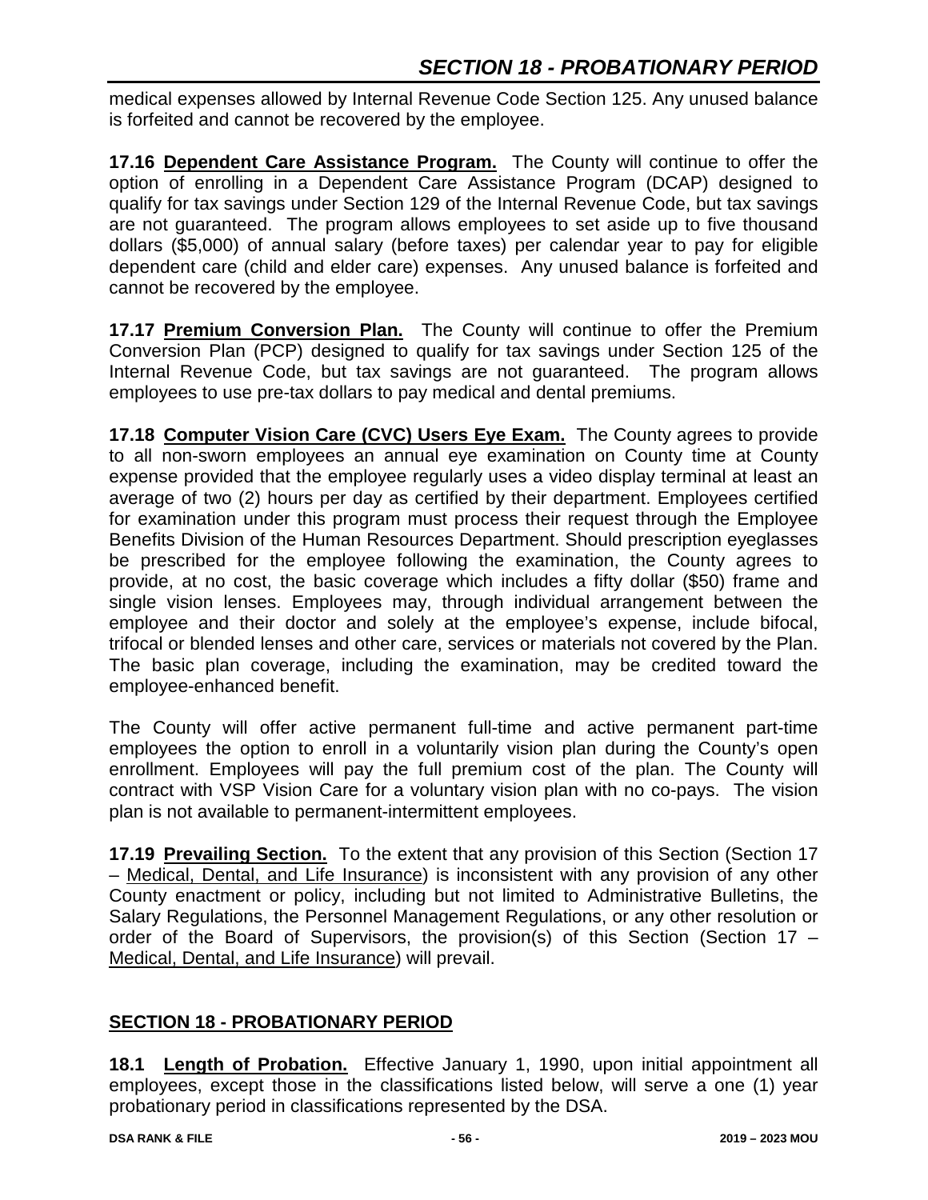medical expenses allowed by Internal Revenue Code Section 125. Any unused balance is forfeited and cannot be recovered by the employee.

**17.16 <u>Dependent Care Assistance Program.</u>** The County will continue to offer the option of enrolling in a Dependent Care Assistance Program (DCAP) designed to qualify for tax savings under Section 129 of the Internal Revenue Code, but tax savings are not guaranteed. The program allows employees to set aside up to five thousand dollars ($5,000) of annual salary (before taxes) per calendar year to pay for eligible dependent care (child and elder care) expenses. Any unused balance is forfeited and cannot be recovered by the employee.

**17.17 <u>Premium Conversion Plan.</u>** The County will continue to offer the Premium Conversion Plan (PCP) designed to qualify for tax savings under Section 125 of the Internal Revenue Code, but tax savings are not guaranteed. The program allows employees to use pre-tax dollars to pay medical and dental premiums.

**17.18 <u>Computer Vision Care (CVC) Users Eye Exam.</u>** The County agrees to provide to all non-sworn employees an annual eye examination on County time at County expense provided that the employee regularly uses a video display terminal at least an average of two (2) hours per day as certified by their department. Employees certified for examination under this program must process their request through the Employee Benefits Division of the Human Resources Department. Should prescription eyeglasses be prescribed for the employee following the examination, the County agrees to provide, at no cost, the basic coverage which includes a fifty dollar ($50) frame and single vision lenses. Employees may, through individual arrangement between the employee and their doctor and solely at the employee's expense, include bifocal, trifocal or blended lenses and other care, services or materials not covered by the Plan. The basic plan coverage, including the examination, may be credited toward the employee-enhanced benefit.

The County will offer active permanent full-time and active permanent part-time employees the option to enroll in a voluntarily vision plan during the County's open enrollment. Employees will pay the full premium cost of the plan. The County will contract with VSP Vision Care for a voluntary vision plan with no co-pays. The vision plan is not available to permanent-intermittent employees.

**17.19 <u>Prevailing Section.</u>** To the extent that any provision of this Section (Section 17 – <u>Medical, Dental, and Life Insurance</u>) is inconsistent with any provision of any other County enactment or policy, including but not limited to Administrative Bulletins, the Salary Regulations, the Personnel Management Regulations, or any other resolution or order of the Board of Supervisors, the provision(s) of this Section (Section 17 – <u>Medical, Dental, and Life Insurance</u>) will prevail.

## <u>SECTION 18 - PROBATIONARY PERIOD</u>

**18.1 <u>Length of Probation.</u>** Effective January 1, 1990, upon initial appointment all employees, except those in the classifications listed below, will serve a one (1) year probationary period in classifications represented by the DSA.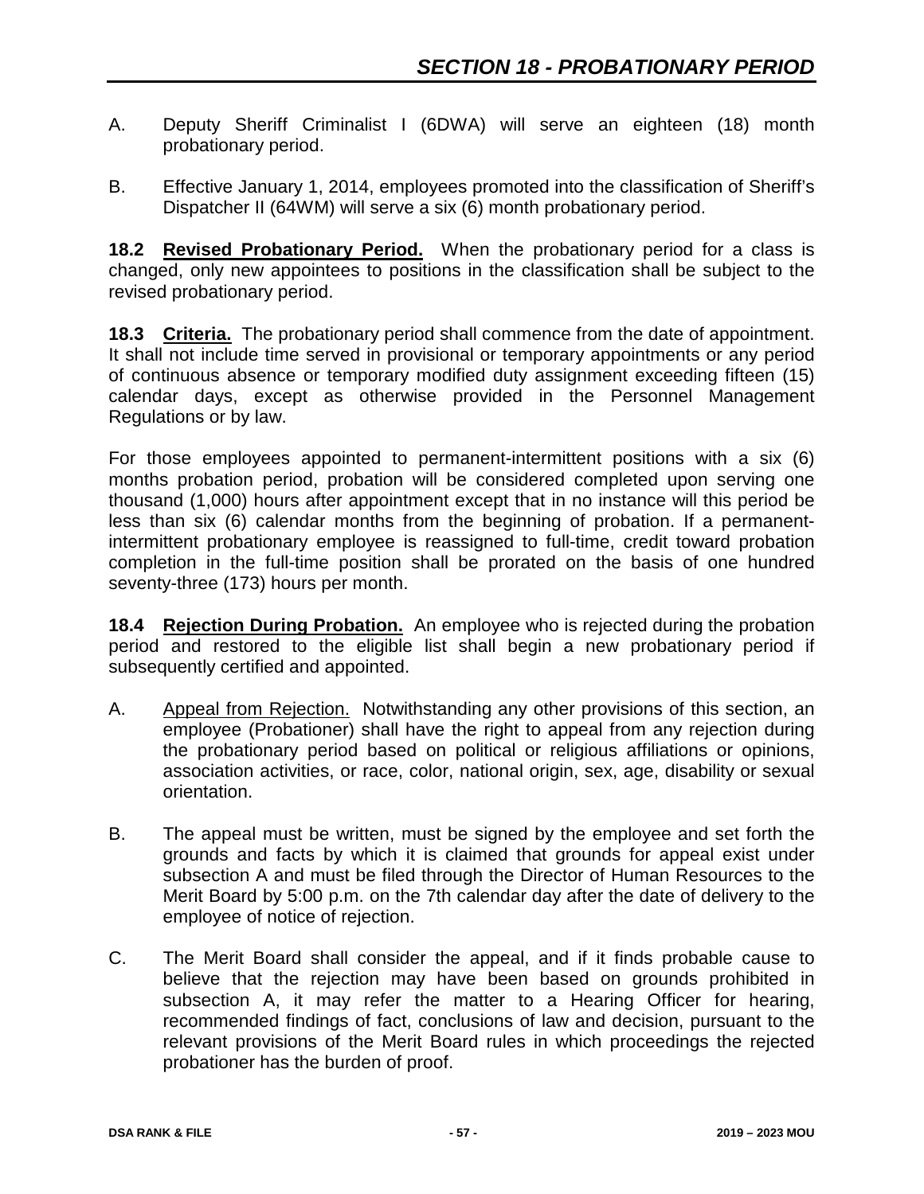## SECTION 18 - PROBATIONARY PERIOD

A. Deputy Sheriff Criminalist I (6DWA) will serve an eighteen (18) month probationary period.

B. Effective January 1, 2014, employees promoted into the classification of Sheriff's Dispatcher II (64WM) will serve a six (6) month probationary period.

**18.2 Revised Probationary Period.** When the probationary period for a class is changed, only new appointees to positions in the classification shall be subject to the revised probationary period.

**18.3 Criteria.** The probationary period shall commence from the date of appointment. It shall not include time served in provisional or temporary appointments or any period of continuous absence or temporary modified duty assignment exceeding fifteen (15) calendar days, except as otherwise provided in the Personnel Management Regulations or by law.

For those employees appointed to permanent-intermittent positions with a six (6) months probation period, probation will be considered completed upon serving one thousand (1,000) hours after appointment except that in no instance will this period be less than six (6) calendar months from the beginning of probation. If a permanent-intermittent probationary employee is reassigned to full-time, credit toward probation completion in the full-time position shall be prorated on the basis of one hundred seventy-three (173) hours per month.

**18.4 Rejection During Probation.** An employee who is rejected during the probation period and restored to the eligible list shall begin a new probationary period if subsequently certified and appointed.

A. Appeal from Rejection. Notwithstanding any other provisions of this section, an employee (Probationer) shall have the right to appeal from any rejection during the probationary period based on political or religious affiliations or opinions, association activities, or race, color, national origin, sex, age, disability or sexual orientation.

B. The appeal must be written, must be signed by the employee and set forth the grounds and facts by which it is claimed that grounds for appeal exist under subsection A and must be filed through the Director of Human Resources to the Merit Board by 5:00 p.m. on the 7th calendar day after the date of delivery to the employee of notice of rejection.

C. The Merit Board shall consider the appeal, and if it finds probable cause to believe that the rejection may have been based on grounds prohibited in subsection A, it may refer the matter to a Hearing Officer for hearing, recommended findings of fact, conclusions of law and decision, pursuant to the relevant provisions of the Merit Board rules in which proceedings the rejected probationer has the burden of proof.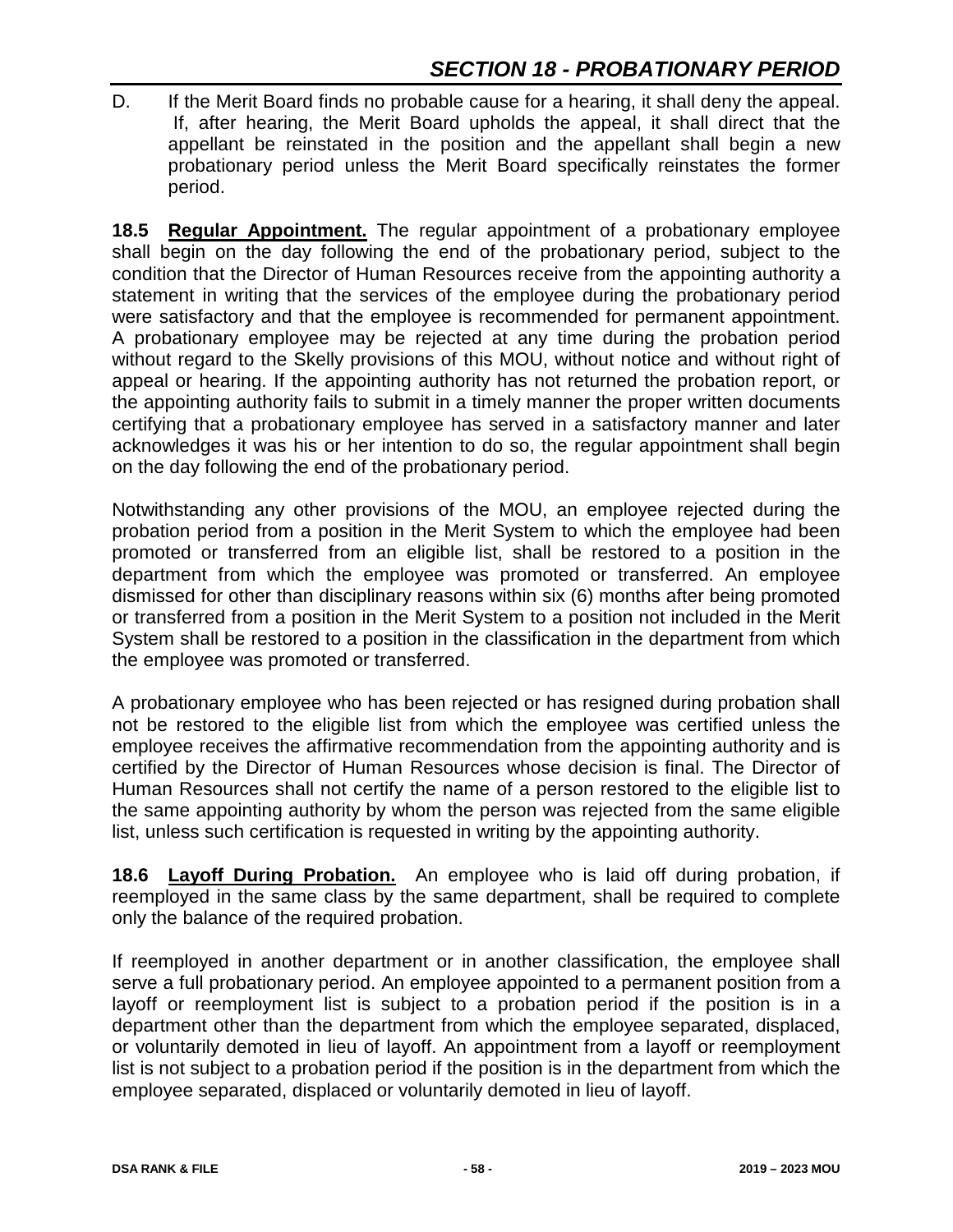D. If the Merit Board finds no probable cause for a hearing, it shall deny the appeal. If, after hearing, the Merit Board upholds the appeal, it shall direct that the appellant be reinstated in the position and the appellant shall begin a new probationary period unless the Merit Board specifically reinstates the former period.

**18.5 Regular Appointment.** The regular appointment of a probationary employee shall begin on the day following the end of the probationary period, subject to the condition that the Director of Human Resources receive from the appointing authority a statement in writing that the services of the employee during the probationary period were satisfactory and that the employee is recommended for permanent appointment. A probationary employee may be rejected at any time during the probation period without regard to the Skelly provisions of this MOU, without notice and without right of appeal or hearing. If the appointing authority has not returned the probation report, or the appointing authority fails to submit in a timely manner the proper written documents certifying that a probationary employee has served in a satisfactory manner and later acknowledges it was his or her intention to do so, the regular appointment shall begin on the day following the end of the probationary period.

Notwithstanding any other provisions of the MOU, an employee rejected during the probation period from a position in the Merit System to which the employee had been promoted or transferred from an eligible list, shall be restored to a position in the department from which the employee was promoted or transferred. An employee dismissed for other than disciplinary reasons within six (6) months after being promoted or transferred from a position in the Merit System to a position not included in the Merit System shall be restored to a position in the classification in the department from which the employee was promoted or transferred.

A probationary employee who has been rejected or has resigned during probation shall not be restored to the eligible list from which the employee was certified unless the employee receives the affirmative recommendation from the appointing authority and is certified by the Director of Human Resources whose decision is final. The Director of Human Resources shall not certify the name of a person restored to the eligible list to the same appointing authority by whom the person was rejected from the same eligible list, unless such certification is requested in writing by the appointing authority.

**18.6 Layoff During Probation.** An employee who is laid off during probation, if reemployed in the same class by the same department, shall be required to complete only the balance of the required probation.

If reemployed in another department or in another classification, the employee shall serve a full probationary period. An employee appointed to a permanent position from a layoff or reemployment list is subject to a probation period if the position is in a department other than the department from which the employee separated, displaced, or voluntarily demoted in lieu of layoff. An appointment from a layoff or reemployment list is not subject to a probation period if the position is in the department from which the employee separated, displaced or voluntarily demoted in lieu of layoff.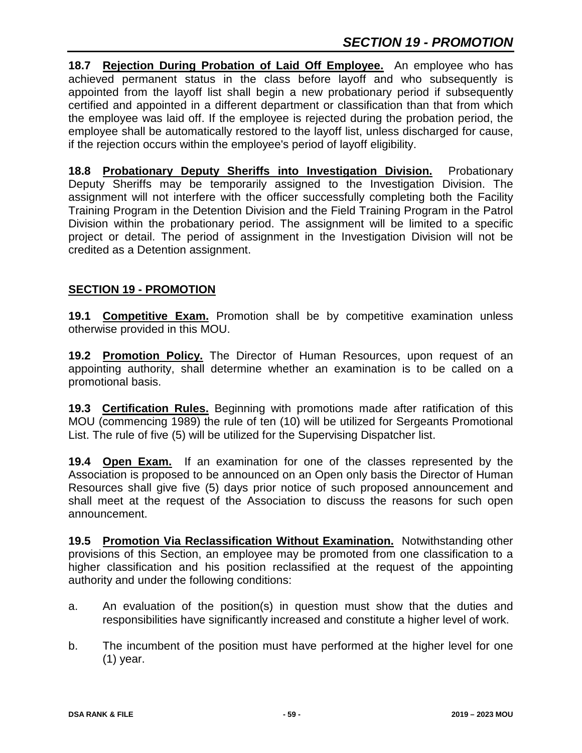**18.7 Rejection During Probation of Laid Off Employee.** An employee who has achieved permanent status in the class before layoff and who subsequently is appointed from the layoff list shall begin a new probationary period if subsequently certified and appointed in a different department or classification than that from which the employee was laid off. If the employee is rejected during the probation period, the employee shall be automatically restored to the layoff list, unless discharged for cause, if the rejection occurs within the employee's period of layoff eligibility.

**18.8 Probationary Deputy Sheriffs into Investigation Division.** Probationary Deputy Sheriffs may be temporarily assigned to the Investigation Division. The assignment will not interfere with the officer successfully completing both the Facility Training Program in the Detention Division and the Field Training Program in the Patrol Division within the probationary period. The assignment will be limited to a specific project or detail. The period of assignment in the Investigation Division will not be credited as a Detention assignment.

## SECTION 19 - PROMOTION

**19.1 Competitive Exam.** Promotion shall be by competitive examination unless otherwise provided in this MOU.

**19.2 Promotion Policy.** The Director of Human Resources, upon request of an appointing authority, shall determine whether an examination is to be called on a promotional basis.

**19.3 Certification Rules.** Beginning with promotions made after ratification of this MOU (commencing 1989) the rule of ten (10) will be utilized for Sergeants Promotional List. The rule of five (5) will be utilized for the Supervising Dispatcher list.

**19.4 Open Exam.** If an examination for one of the classes represented by the Association is proposed to be announced on an Open only basis the Director of Human Resources shall give five (5) days prior notice of such proposed announcement and shall meet at the request of the Association to discuss the reasons for such open announcement.

**19.5 Promotion Via Reclassification Without Examination.** Notwithstanding other provisions of this Section, an employee may be promoted from one classification to a higher classification and his position reclassified at the request of the appointing authority and under the following conditions:

a. An evaluation of the position(s) in question must show that the duties and responsibilities have significantly increased and constitute a higher level of work.

b. The incumbent of the position must have performed at the higher level for one (1) year.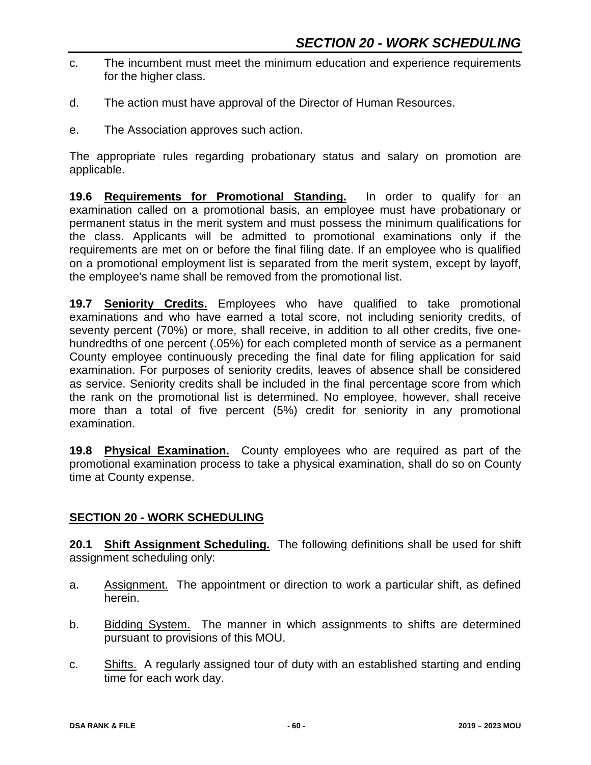c. The incumbent must meet the minimum education and experience requirements for the higher class.

d. The action must have approval of the Director of Human Resources.

e. The Association approves such action.

The appropriate rules regarding probationary status and salary on promotion are applicable.

**19.6 Requirements for Promotional Standing.** In order to qualify for an examination called on a promotional basis, an employee must have probationary or permanent status in the merit system and must possess the minimum qualifications for the class. Applicants will be admitted to promotional examinations only if the requirements are met on or before the final filing date. If an employee who is qualified on a promotional employment list is separated from the merit system, except by layoff, the employee's name shall be removed from the promotional list.

**19.7 Seniority Credits.** Employees who have qualified to take promotional examinations and who have earned a total score, not including seniority credits, of seventy percent (70%) or more, shall receive, in addition to all other credits, five one-hundredths of one percent (.05%) for each completed month of service as a permanent County employee continuously preceding the final date for filing application for said examination. For purposes of seniority credits, leaves of absence shall be considered as service. Seniority credits shall be included in the final percentage score from which the rank on the promotional list is determined. No employee, however, shall receive more than a total of five percent (5%) credit for seniority in any promotional examination.

**19.8 Physical Examination.** County employees who are required as part of the promotional examination process to take a physical examination, shall do so on County time at County expense.

## SECTION 20 - WORK SCHEDULING

**20.1 Shift Assignment Scheduling.** The following definitions shall be used for shift assignment scheduling only:

a. Assignment. The appointment or direction to work a particular shift, as defined herein.

b. Bidding System. The manner in which assignments to shifts are determined pursuant to provisions of this MOU.

c. Shifts. A regularly assigned tour of duty with an established starting and ending time for each work day.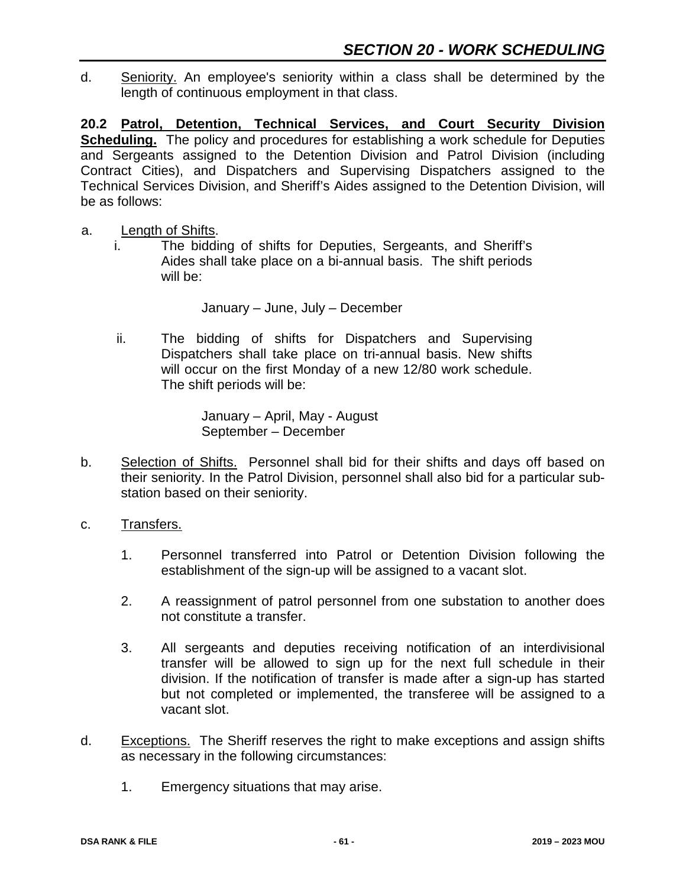d. Seniority. An employee's seniority within a class shall be determined by the length of continuous employment in that class.

**20.2 Patrol, Detention, Technical Services, and Court Security Division Scheduling.** The policy and procedures for establishing a work schedule for Deputies and Sergeants assigned to the Detention Division and Patrol Division (including Contract Cities), and Dispatchers and Supervising Dispatchers assigned to the Technical Services Division, and Sheriff's Aides assigned to the Detention Division, will be as follows:

a. Length of Shifts.

   i. The bidding of shifts for Deputies, Sergeants, and Sheriff's Aides shall take place on a bi-annual basis. The shift periods will be:

      January – June, July – December

   ii. The bidding of shifts for Dispatchers and Supervising Dispatchers shall take place on tri-annual basis. New shifts will occur on the first Monday of a new 12/80 work schedule. The shift periods will be:

      January – April, May - August
      September – December

b. Selection of Shifts. Personnel shall bid for their shifts and days off based on their seniority. In the Patrol Division, personnel shall also bid for a particular sub-station based on their seniority.

c. Transfers.

   1. Personnel transferred into Patrol or Detention Division following the establishment of the sign-up will be assigned to a vacant slot.

   2. A reassignment of patrol personnel from one substation to another does not constitute a transfer.

   3. All sergeants and deputies receiving notification of an interdivisional transfer will be allowed to sign up for the next full schedule in their division. If the notification of transfer is made after a sign-up has started but not completed or implemented, the transferee will be assigned to a vacant slot.

d. Exceptions. The Sheriff reserves the right to make exceptions and assign shifts as necessary in the following circumstances:

   1. Emergency situations that may arise.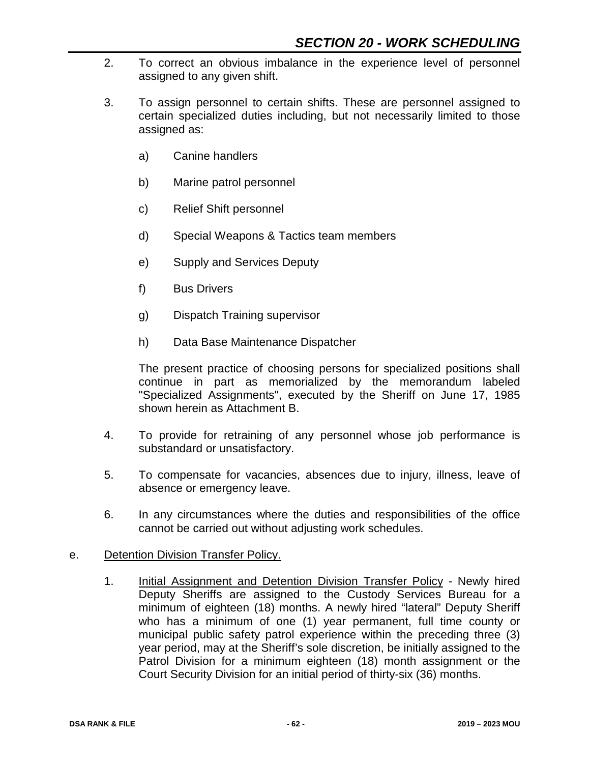2. To correct an obvious imbalance in the experience level of personnel assigned to any given shift.

3. To assign personnel to certain shifts. These are personnel assigned to certain specialized duties including, but not necessarily limited to those assigned as:

   a) Canine handlers

   b) Marine patrol personnel

   c) Relief Shift personnel

   d) Special Weapons & Tactics team members

   e) Supply and Services Deputy

   f) Bus Drivers

   g) Dispatch Training supervisor

   h) Data Base Maintenance Dispatcher

   The present practice of choosing persons for specialized positions shall continue in part as memorialized by the memorandum labeled "Specialized Assignments", executed by the Sheriff on June 17, 1985 shown herein as Attachment B.

4. To provide for retraining of any personnel whose job performance is substandard or unsatisfactory.

5. To compensate for vacancies, absences due to injury, illness, leave of absence or emergency leave.

6. In any circumstances where the duties and responsibilities of the office cannot be carried out without adjusting work schedules.

e. Detention Division Transfer Policy.

   1. Initial Assignment and Detention Division Transfer Policy - Newly hired Deputy Sheriffs are assigned to the Custody Services Bureau for a minimum of eighteen (18) months. A newly hired "lateral" Deputy Sheriff who has a minimum of one (1) year permanent, full time county or municipal public safety patrol experience within the preceding three (3) year period, may at the Sheriff's sole discretion, be initially assigned to the Patrol Division for a minimum eighteen (18) month assignment or the Court Security Division for an initial period of thirty-six (36) months.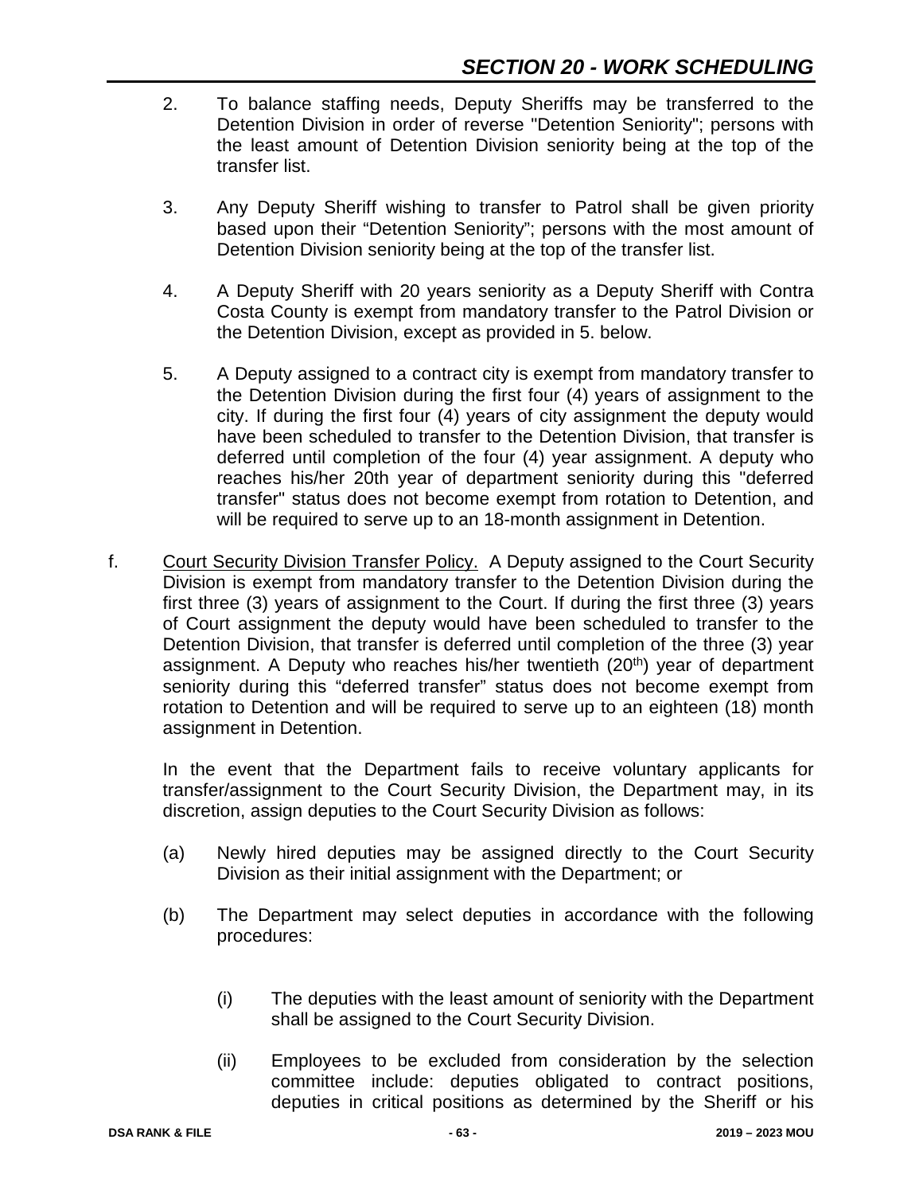2. To balance staffing needs, Deputy Sheriffs may be transferred to the Detention Division in order of reverse "Detention Seniority"; persons with the least amount of Detention Division seniority being at the top of the transfer list.

3. Any Deputy Sheriff wishing to transfer to Patrol shall be given priority based upon their “Detention Seniority”; persons with the most amount of Detention Division seniority being at the top of the transfer list.

4. A Deputy Sheriff with 20 years seniority as a Deputy Sheriff with Contra Costa County is exempt from mandatory transfer to the Patrol Division or the Detention Division, except as provided in 5. below.

5. A Deputy assigned to a contract city is exempt from mandatory transfer to the Detention Division during the first four (4) years of assignment to the city. If during the first four (4) years of city assignment the deputy would have been scheduled to transfer to the Detention Division, that transfer is deferred until completion of the four (4) year assignment. A deputy who reaches his/her 20th year of department seniority during this "deferred transfer" status does not become exempt from rotation to Detention, and will be required to serve up to an 18-month assignment in Detention.

f. Court Security Division Transfer Policy. A Deputy assigned to the Court Security Division is exempt from mandatory transfer to the Detention Division during the first three (3) years of assignment to the Court. If during the first three (3) years of Court assignment the deputy would have been scheduled to transfer to the Detention Division, that transfer is deferred until completion of the three (3) year assignment. A Deputy who reaches his/her twentieth (20th) year of department seniority during this “deferred transfer” status does not become exempt from rotation to Detention and will be required to serve up to an eighteen (18) month assignment in Detention.

In the event that the Department fails to receive voluntary applicants for transfer/assignment to the Court Security Division, the Department may, in its discretion, assign deputies to the Court Security Division as follows:

(a) Newly hired deputies may be assigned directly to the Court Security Division as their initial assignment with the Department; or

(b) The Department may select deputies in accordance with the following procedures:

(i) The deputies with the least amount of seniority with the Department shall be assigned to the Court Security Division.

(ii) Employees to be excluded from consideration by the selection committee include: deputies obligated to contract positions, deputies in critical positions as determined by the Sheriff or his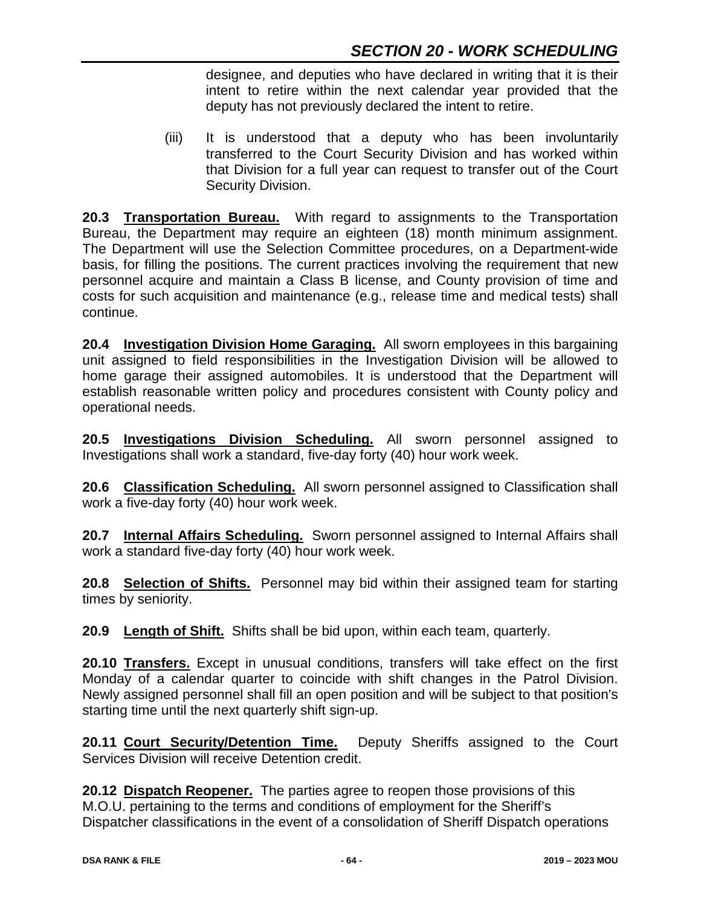designee, and deputies who have declared in writing that it is their intent to retire within the next calendar year provided that the deputy has not previously declared the intent to retire.

(iii) It is understood that a deputy who has been involuntarily transferred to the Court Security Division and has worked within that Division for a full year can request to transfer out of the Court Security Division.

**20.3 Transportation Bureau.** With regard to assignments to the Transportation Bureau, the Department may require an eighteen (18) month minimum assignment. The Department will use the Selection Committee procedures, on a Department-wide basis, for filling the positions. The current practices involving the requirement that new personnel acquire and maintain a Class B license, and County provision of time and costs for such acquisition and maintenance (e.g., release time and medical tests) shall continue.

**20.4 Investigation Division Home Garaging.** All sworn employees in this bargaining unit assigned to field responsibilities in the Investigation Division will be allowed to home garage their assigned automobiles. It is understood that the Department will establish reasonable written policy and procedures consistent with County policy and operational needs.

**20.5 Investigations Division Scheduling.** All sworn personnel assigned to Investigations shall work a standard, five-day forty (40) hour work week.

**20.6 Classification Scheduling.** All sworn personnel assigned to Classification shall work a five-day forty (40) hour work week.

**20.7 Internal Affairs Scheduling.** Sworn personnel assigned to Internal Affairs shall work a standard five-day forty (40) hour work week.

**20.8 Selection of Shifts.** Personnel may bid within their assigned team for starting times by seniority.

**20.9 Length of Shift.** Shifts shall be bid upon, within each team, quarterly.

**20.10 Transfers.** Except in unusual conditions, transfers will take effect on the first Monday of a calendar quarter to coincide with shift changes in the Patrol Division. Newly assigned personnel shall fill an open position and will be subject to that position's starting time until the next quarterly shift sign-up.

**20.11 Court Security/Detention Time.** Deputy Sheriffs assigned to the Court Services Division will receive Detention credit.

**20.12 Dispatch Reopener.** The parties agree to reopen those provisions of this M.O.U. pertaining to the terms and conditions of employment for the Sheriff's Dispatcher classifications in the event of a consolidation of Sheriff Dispatch operations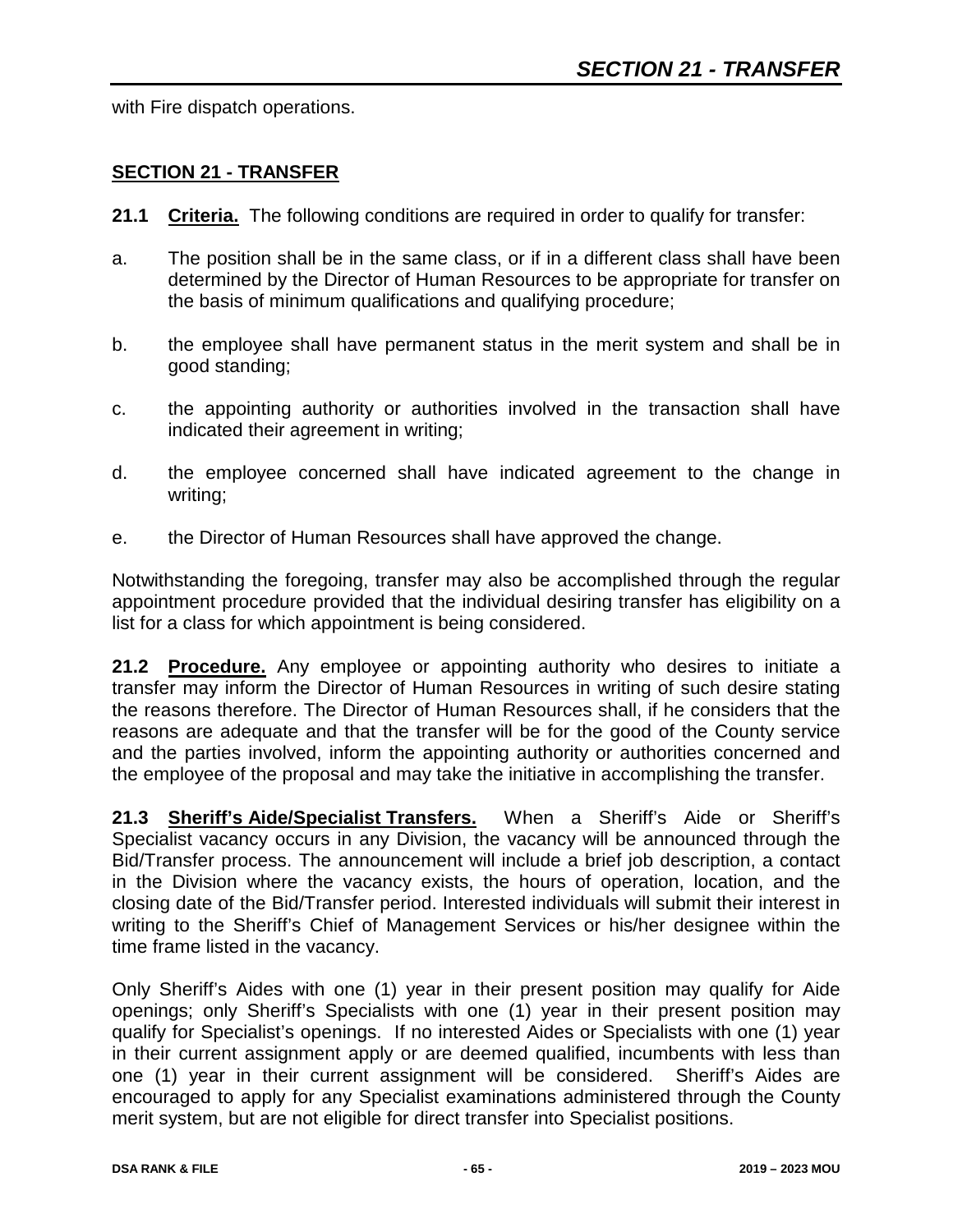with Fire dispatch operations.

## SECTION 21 - TRANSFER

**21.1 Criteria.** The following conditions are required in order to qualify for transfer:

a. The position shall be in the same class, or if in a different class shall have been determined by the Director of Human Resources to be appropriate for transfer on the basis of minimum qualifications and qualifying procedure;

b. the employee shall have permanent status in the merit system and shall be in good standing;

c. the appointing authority or authorities involved in the transaction shall have indicated their agreement in writing;

d. the employee concerned shall have indicated agreement to the change in writing;

e. the Director of Human Resources shall have approved the change.

Notwithstanding the foregoing, transfer may also be accomplished through the regular appointment procedure provided that the individual desiring transfer has eligibility on a list for a class for which appointment is being considered.

**21.2 Procedure.** Any employee or appointing authority who desires to initiate a transfer may inform the Director of Human Resources in writing of such desire stating the reasons therefore. The Director of Human Resources shall, if he considers that the reasons are adequate and that the transfer will be for the good of the County service and the parties involved, inform the appointing authority or authorities concerned and the employee of the proposal and may take the initiative in accomplishing the transfer.

**21.3 Sheriff's Aide/Specialist Transfers.** When a Sheriff's Aide or Sheriff's Specialist vacancy occurs in any Division, the vacancy will be announced through the Bid/Transfer process. The announcement will include a brief job description, a contact in the Division where the vacancy exists, the hours of operation, location, and the closing date of the Bid/Transfer period. Interested individuals will submit their interest in writing to the Sheriff's Chief of Management Services or his/her designee within the time frame listed in the vacancy.

Only Sheriff's Aides with one (1) year in their present position may qualify for Aide openings; only Sheriff's Specialists with one (1) year in their present position may qualify for Specialist's openings. If no interested Aides or Specialists with one (1) year in their current assignment apply or are deemed qualified, incumbents with less than one (1) year in their current assignment will be considered. Sheriff's Aides are encouraged to apply for any Specialist examinations administered through the County merit system, but are not eligible for direct transfer into Specialist positions.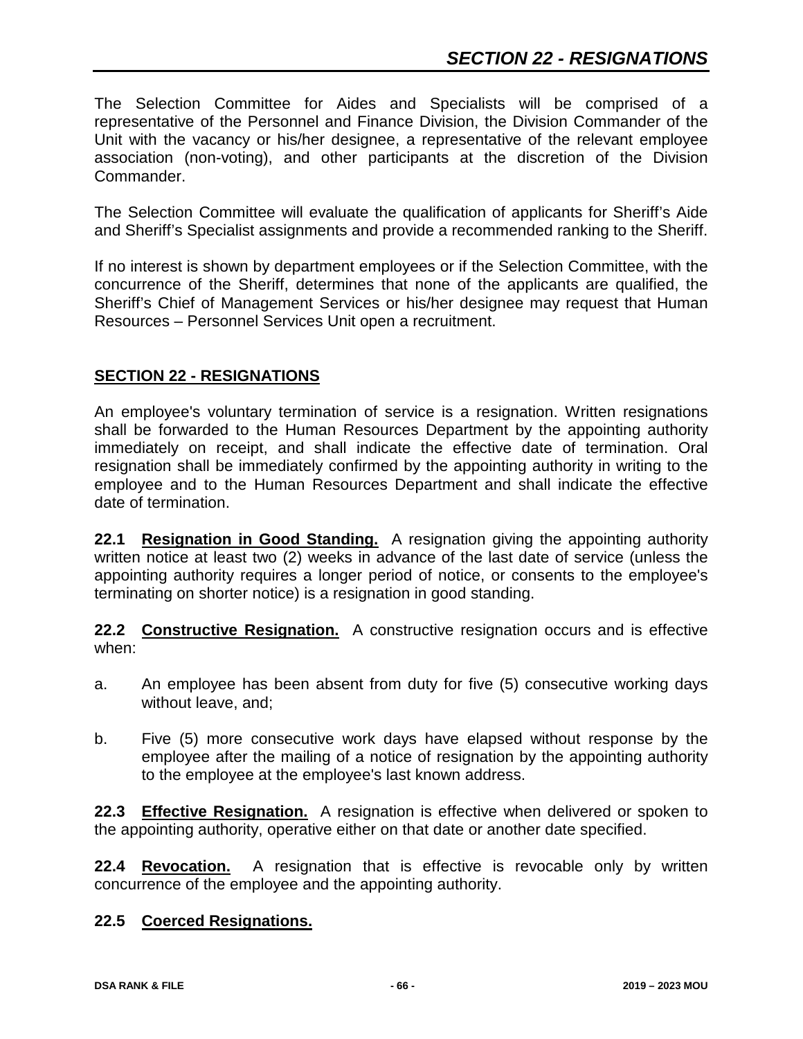The Selection Committee for Aides and Specialists will be comprised of a representative of the Personnel and Finance Division, the Division Commander of the Unit with the vacancy or his/her designee, a representative of the relevant employee association (non-voting), and other participants at the discretion of the Division Commander.

The Selection Committee will evaluate the qualification of applicants for Sheriff's Aide and Sheriff's Specialist assignments and provide a recommended ranking to the Sheriff.

If no interest is shown by department employees or if the Selection Committee, with the concurrence of the Sheriff, determines that none of the applicants are qualified, the Sheriff's Chief of Management Services or his/her designee may request that Human Resources – Personnel Services Unit open a recruitment.

## SECTION 22 - RESIGNATIONS

An employee's voluntary termination of service is a resignation. Written resignations shall be forwarded to the Human Resources Department by the appointing authority immediately on receipt, and shall indicate the effective date of termination. Oral resignation shall be immediately confirmed by the appointing authority in writing to the employee and to the Human Resources Department and shall indicate the effective date of termination.

**22.1 Resignation in Good Standing.** A resignation giving the appointing authority written notice at least two (2) weeks in advance of the last date of service (unless the appointing authority requires a longer period of notice, or consents to the employee's terminating on shorter notice) is a resignation in good standing.

**22.2 Constructive Resignation.** A constructive resignation occurs and is effective when:

a. An employee has been absent from duty for five (5) consecutive working days without leave, and;

b. Five (5) more consecutive work days have elapsed without response by the employee after the mailing of a notice of resignation by the appointing authority to the employee at the employee's last known address.

**22.3 Effective Resignation.** A resignation is effective when delivered or spoken to the appointing authority, operative either on that date or another date specified.

**22.4 Revocation.** A resignation that is effective is revocable only by written concurrence of the employee and the appointing authority.

**22.5 Coerced Resignations.**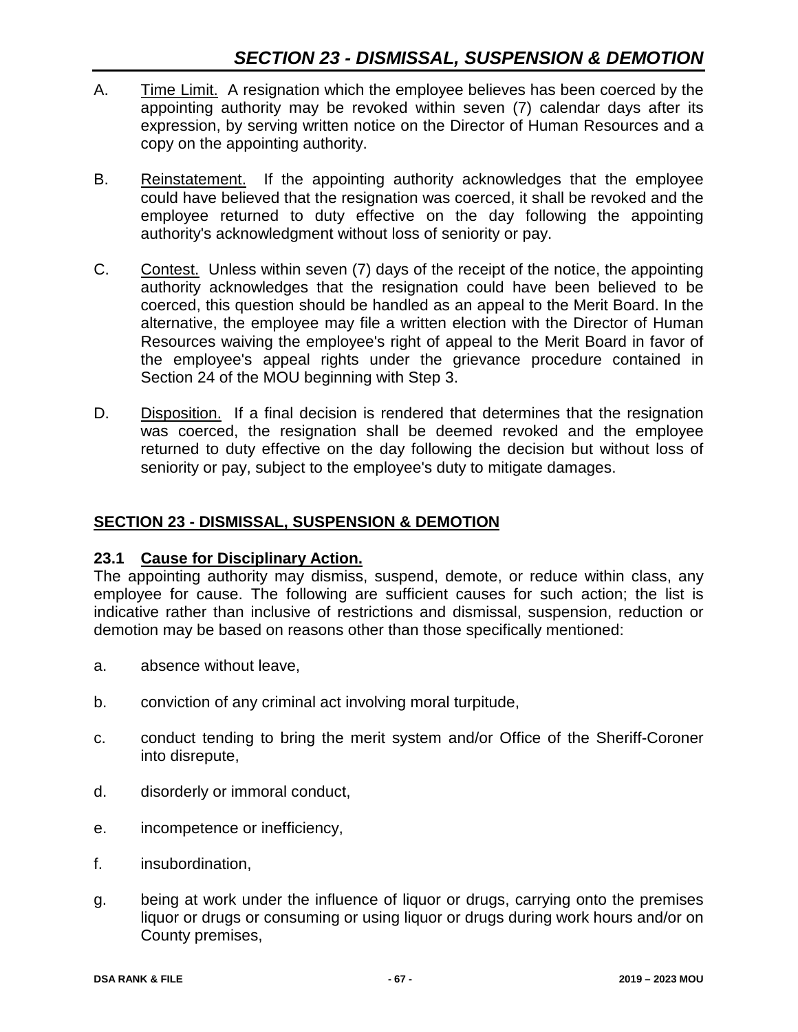A. Time Limit. A resignation which the employee believes has been coerced by the appointing authority may be revoked within seven (7) calendar days after its expression, by serving written notice on the Director of Human Resources and a copy on the appointing authority.

B. Reinstatement. If the appointing authority acknowledges that the employee could have believed that the resignation was coerced, it shall be revoked and the employee returned to duty effective on the day following the appointing authority's acknowledgment without loss of seniority or pay.

C. Contest. Unless within seven (7) days of the receipt of the notice, the appointing authority acknowledges that the resignation could have been believed to be coerced, this question should be handled as an appeal to the Merit Board. In the alternative, the employee may file a written election with the Director of Human Resources waiving the employee's right of appeal to the Merit Board in favor of the employee's appeal rights under the grievance procedure contained in Section 24 of the MOU beginning with Step 3.

D. Disposition. If a final decision is rendered that determines that the resignation was coerced, the resignation shall be deemed revoked and the employee returned to duty effective on the day following the decision but without loss of seniority or pay, subject to the employee's duty to mitigate damages.

## SECTION 23 - DISMISSAL, SUSPENSION & DEMOTION

### 23.1 Cause for Disciplinary Action.

The appointing authority may dismiss, suspend, demote, or reduce within class, any employee for cause. The following are sufficient causes for such action; the list is indicative rather than inclusive of restrictions and dismissal, suspension, reduction or demotion may be based on reasons other than those specifically mentioned:

a. absence without leave,

b. conviction of any criminal act involving moral turpitude,

c. conduct tending to bring the merit system and/or Office of the Sheriff-Coroner into disrepute,

d. disorderly or immoral conduct,

e. incompetence or inefficiency,

f. insubordination,

g. being at work under the influence of liquor or drugs, carrying onto the premises liquor or drugs or consuming or using liquor or drugs during work hours and/or on County premises,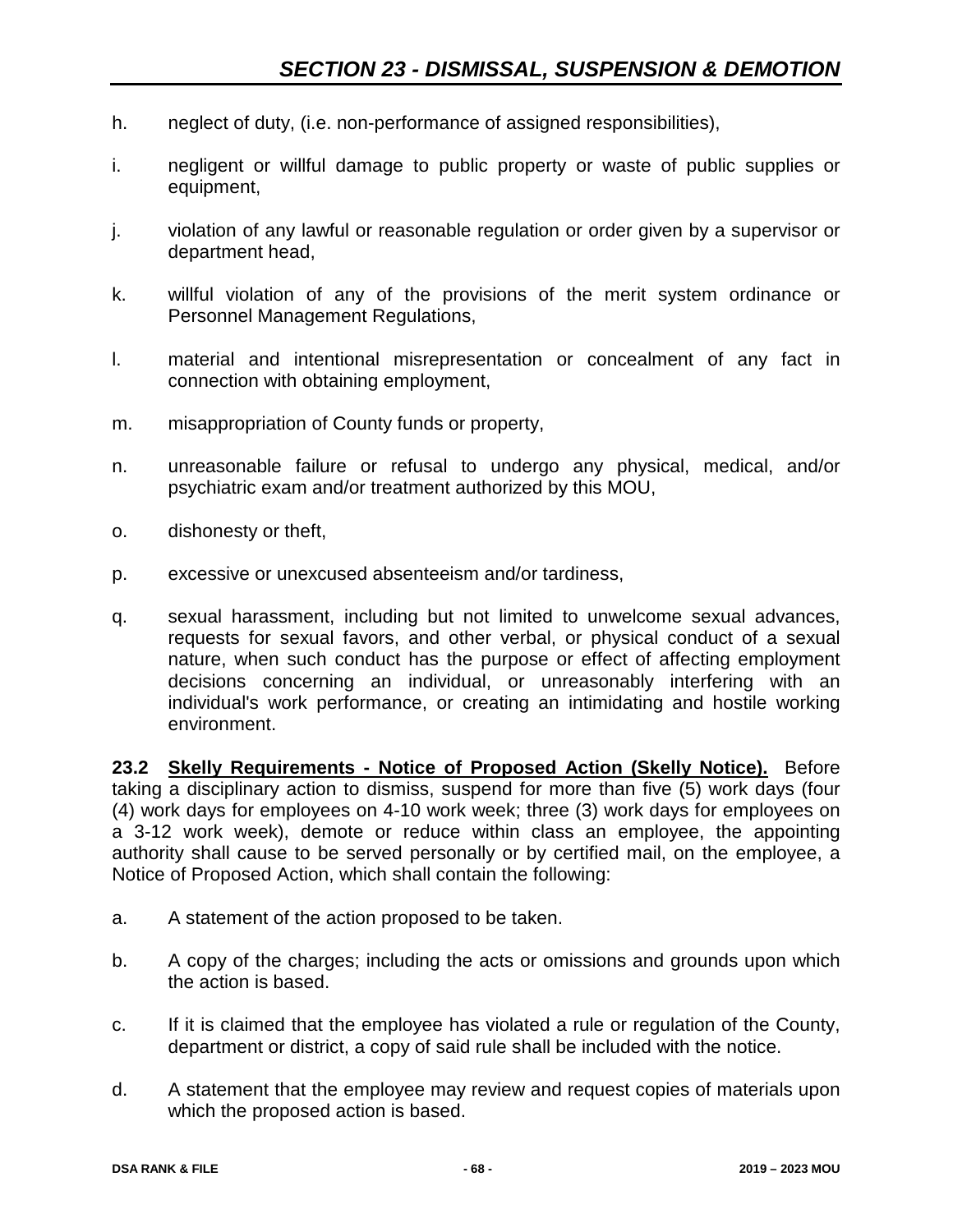h. neglect of duty, (i.e. non-performance of assigned responsibilities),

i. negligent or willful damage to public property or waste of public supplies or equipment,

j. violation of any lawful or reasonable regulation or order given by a supervisor or department head,

k. willful violation of any of the provisions of the merit system ordinance or Personnel Management Regulations,

l. material and intentional misrepresentation or concealment of any fact in connection with obtaining employment,

m. misappropriation of County funds or property,

n. unreasonable failure or refusal to undergo any physical, medical, and/or psychiatric exam and/or treatment authorized by this MOU,

o. dishonesty or theft,

p. excessive or unexcused absenteeism and/or tardiness,

q. sexual harassment, including but not limited to unwelcome sexual advances, requests for sexual favors, and other verbal, or physical conduct of a sexual nature, when such conduct has the purpose or effect of affecting employment decisions concerning an individual, or unreasonably interfering with an individual's work performance, or creating an intimidating and hostile working environment.

**23.2 Skelly Requirements - Notice of Proposed Action (Skelly Notice).** Before taking a disciplinary action to dismiss, suspend for more than five (5) work days (four (4) work days for employees on 4-10 work week; three (3) work days for employees on a 3-12 work week), demote or reduce within class an employee, the appointing authority shall cause to be served personally or by certified mail, on the employee, a Notice of Proposed Action, which shall contain the following:

a. A statement of the action proposed to be taken.

b. A copy of the charges; including the acts or omissions and grounds upon which the action is based.

c. If it is claimed that the employee has violated a rule or regulation of the County, department or district, a copy of said rule shall be included with the notice.

d. A statement that the employee may review and request copies of materials upon which the proposed action is based.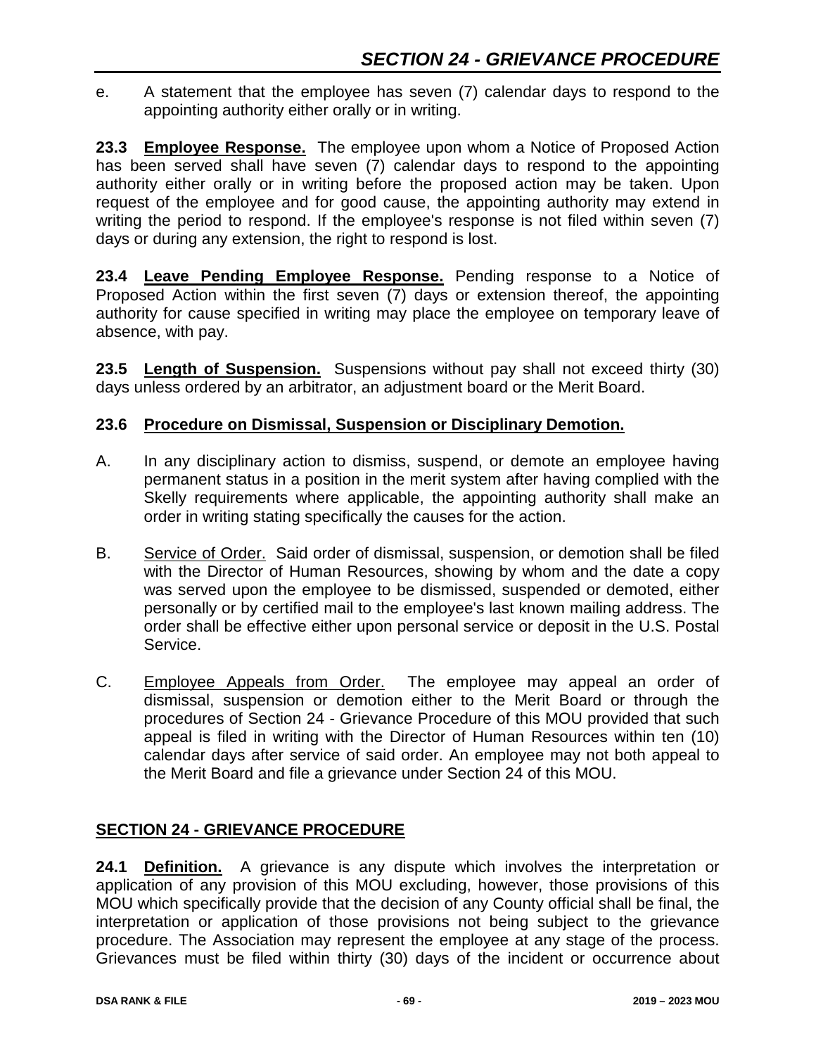e. A statement that the employee has seven (7) calendar days to respond to the appointing authority either orally or in writing.

**23.3 Employee Response.** The employee upon whom a Notice of Proposed Action has been served shall have seven (7) calendar days to respond to the appointing authority either orally or in writing before the proposed action may be taken. Upon request of the employee and for good cause, the appointing authority may extend in writing the period to respond. If the employee's response is not filed within seven (7) days or during any extension, the right to respond is lost.

**23.4 Leave Pending Employee Response.** Pending response to a Notice of Proposed Action within the first seven (7) days or extension thereof, the appointing authority for cause specified in writing may place the employee on temporary leave of absence, with pay.

**23.5 Length of Suspension.** Suspensions without pay shall not exceed thirty (30) days unless ordered by an arbitrator, an adjustment board or the Merit Board.

**23.6 Procedure on Dismissal, Suspension or Disciplinary Demotion.**

A. In any disciplinary action to dismiss, suspend, or demote an employee having permanent status in a position in the merit system after having complied with the Skelly requirements where applicable, the appointing authority shall make an order in writing stating specifically the causes for the action.

B. Service of Order. Said order of dismissal, suspension, or demotion shall be filed with the Director of Human Resources, showing by whom and the date a copy was served upon the employee to be dismissed, suspended or demoted, either personally or by certified mail to the employee's last known mailing address. The order shall be effective either upon personal service or deposit in the U.S. Postal Service.

C. Employee Appeals from Order. The employee may appeal an order of dismissal, suspension or demotion either to the Merit Board or through the procedures of Section 24 - Grievance Procedure of this MOU provided that such appeal is filed in writing with the Director of Human Resources within ten (10) calendar days after service of said order. An employee may not both appeal to the Merit Board and file a grievance under Section 24 of this MOU.

## SECTION 24 - GRIEVANCE PROCEDURE

**24.1 Definition.** A grievance is any dispute which involves the interpretation or application of any provision of this MOU excluding, however, those provisions of this MOU which specifically provide that the decision of any County official shall be final, the interpretation or application of those provisions not being subject to the grievance procedure. The Association may represent the employee at any stage of the process. Grievances must be filed within thirty (30) days of the incident or occurrence about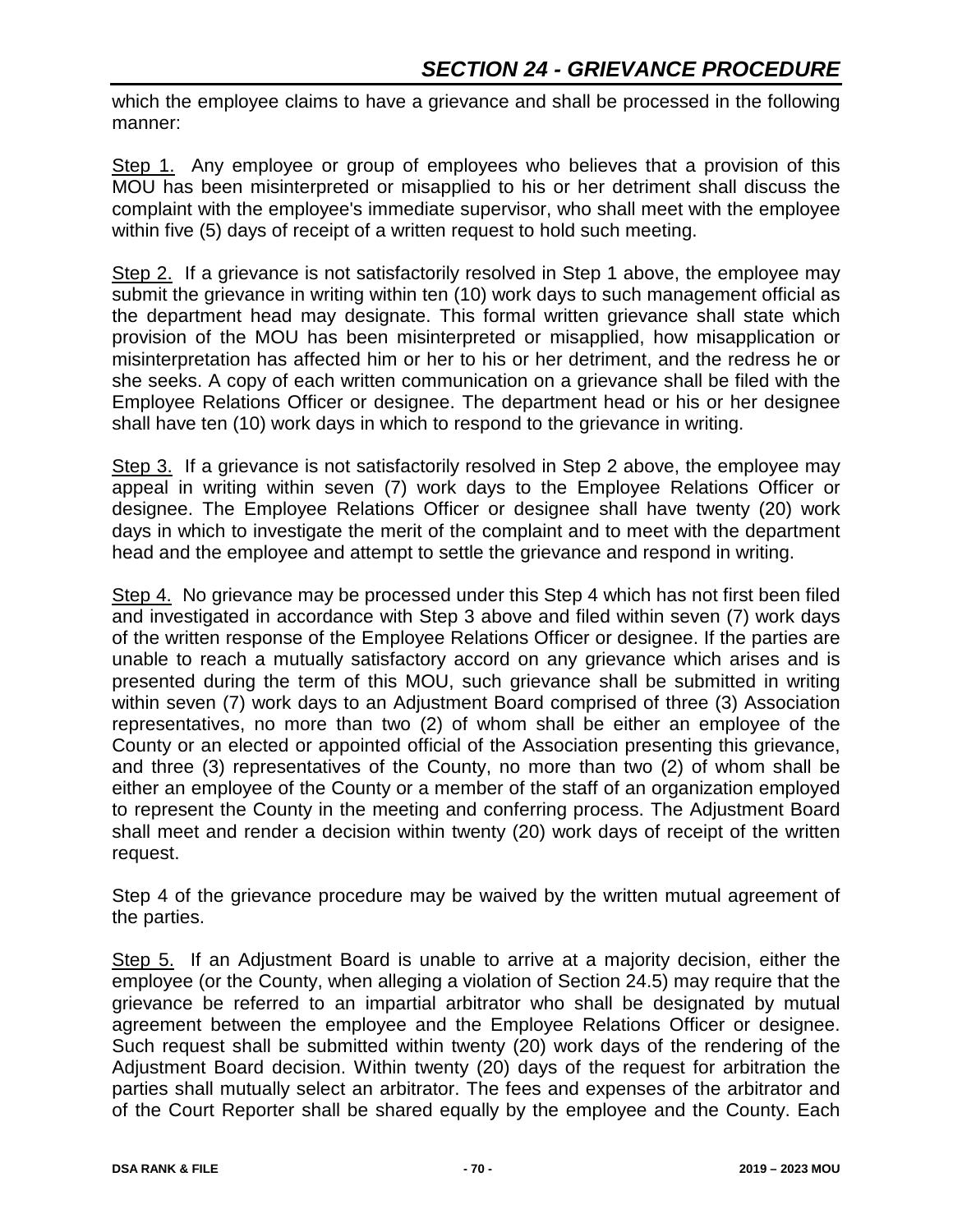which the employee claims to have a grievance and shall be processed in the following manner:

Step 1. Any employee or group of employees who believes that a provision of this MOU has been misinterpreted or misapplied to his or her detriment shall discuss the complaint with the employee's immediate supervisor, who shall meet with the employee within five (5) days of receipt of a written request to hold such meeting.

Step 2. If a grievance is not satisfactorily resolved in Step 1 above, the employee may submit the grievance in writing within ten (10) work days to such management official as the department head may designate. This formal written grievance shall state which provision of the MOU has been misinterpreted or misapplied, how misapplication or misinterpretation has affected him or her to his or her detriment, and the redress he or she seeks. A copy of each written communication on a grievance shall be filed with the Employee Relations Officer or designee. The department head or his or her designee shall have ten (10) work days in which to respond to the grievance in writing.

Step 3. If a grievance is not satisfactorily resolved in Step 2 above, the employee may appeal in writing within seven (7) work days to the Employee Relations Officer or designee. The Employee Relations Officer or designee shall have twenty (20) work days in which to investigate the merit of the complaint and to meet with the department head and the employee and attempt to settle the grievance and respond in writing.

Step 4. No grievance may be processed under this Step 4 which has not first been filed and investigated in accordance with Step 3 above and filed within seven (7) work days of the written response of the Employee Relations Officer or designee. If the parties are unable to reach a mutually satisfactory accord on any grievance which arises and is presented during the term of this MOU, such grievance shall be submitted in writing within seven (7) work days to an Adjustment Board comprised of three (3) Association representatives, no more than two (2) of whom shall be either an employee of the County or an elected or appointed official of the Association presenting this grievance, and three (3) representatives of the County, no more than two (2) of whom shall be either an employee of the County or a member of the staff of an organization employed to represent the County in the meeting and conferring process. The Adjustment Board shall meet and render a decision within twenty (20) work days of receipt of the written request.

Step 4 of the grievance procedure may be waived by the written mutual agreement of the parties.

Step 5. If an Adjustment Board is unable to arrive at a majority decision, either the employee (or the County, when alleging a violation of Section 24.5) may require that the grievance be referred to an impartial arbitrator who shall be designated by mutual agreement between the employee and the Employee Relations Officer or designee. Such request shall be submitted within twenty (20) work days of the rendering of the Adjustment Board decision. Within twenty (20) days of the request for arbitration the parties shall mutually select an arbitrator. The fees and expenses of the arbitrator and of the Court Reporter shall be shared equally by the employee and the County. Each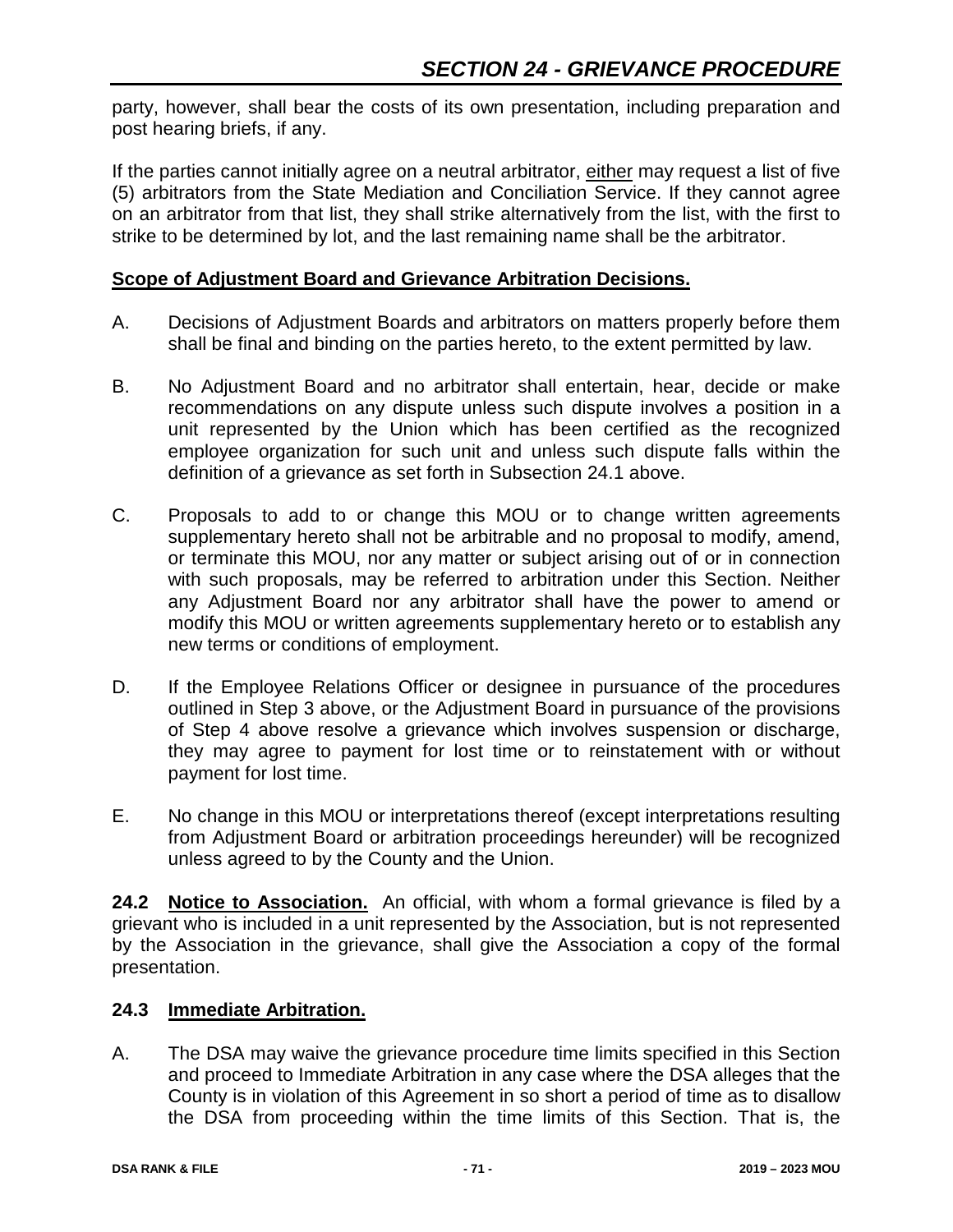party, however, shall bear the costs of its own presentation, including preparation and post hearing briefs, if any.

If the parties cannot initially agree on a neutral arbitrator, either may request a list of five (5) arbitrators from the State Mediation and Conciliation Service. If they cannot agree on an arbitrator from that list, they shall strike alternatively from the list, with the first to strike to be determined by lot, and the last remaining name shall be the arbitrator.

**Scope of Adjustment Board and Grievance Arbitration Decisions.**

A. Decisions of Adjustment Boards and arbitrators on matters properly before them shall be final and binding on the parties hereto, to the extent permitted by law.

B. No Adjustment Board and no arbitrator shall entertain, hear, decide or make recommendations on any dispute unless such dispute involves a position in a unit represented by the Union which has been certified as the recognized employee organization for such unit and unless such dispute falls within the definition of a grievance as set forth in Subsection 24.1 above.

C. Proposals to add to or change this MOU or to change written agreements supplementary hereto shall not be arbitrable and no proposal to modify, amend, or terminate this MOU, nor any matter or subject arising out of or in connection with such proposals, may be referred to arbitration under this Section. Neither any Adjustment Board nor any arbitrator shall have the power to amend or modify this MOU or written agreements supplementary hereto or to establish any new terms or conditions of employment.

D. If the Employee Relations Officer or designee in pursuance of the procedures outlined in Step 3 above, or the Adjustment Board in pursuance of the provisions of Step 4 above resolve a grievance which involves suspension or discharge, they may agree to payment for lost time or to reinstatement with or without payment for lost time.

E. No change in this MOU or interpretations thereof (except interpretations resulting from Adjustment Board or arbitration proceedings hereunder) will be recognized unless agreed to by the County and the Union.

**24.2 Notice to Association.** An official, with whom a formal grievance is filed by a grievant who is included in a unit represented by the Association, but is not represented by the Association in the grievance, shall give the Association a copy of the formal presentation.

**24.3 Immediate Arbitration.**

A. The DSA may waive the grievance procedure time limits specified in this Section and proceed to Immediate Arbitration in any case where the DSA alleges that the County is in violation of this Agreement in so short a period of time as to disallow the DSA from proceeding within the time limits of this Section. That is, the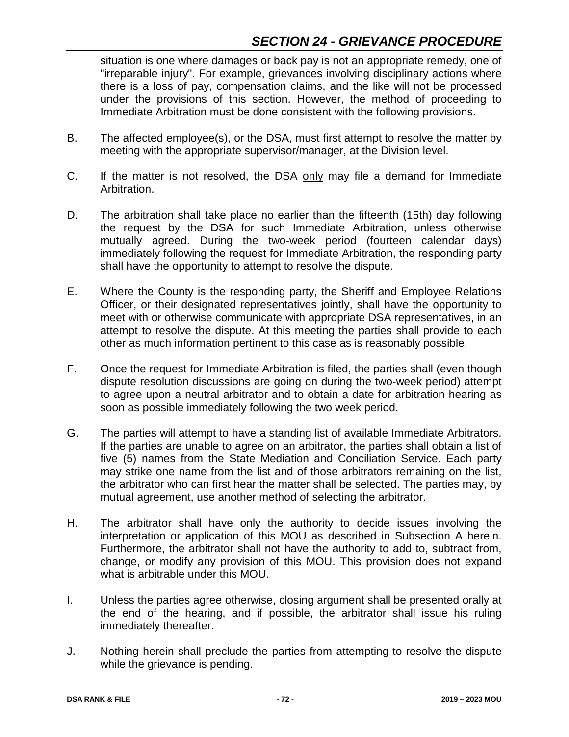situation is one where damages or back pay is not an appropriate remedy, one of "irreparable injury". For example, grievances involving disciplinary actions where there is a loss of pay, compensation claims, and the like will not be processed under the provisions of this section. However, the method of proceeding to Immediate Arbitration must be done consistent with the following provisions.

B. The affected employee(s), or the DSA, must first attempt to resolve the matter by meeting with the appropriate supervisor/manager, at the Division level.

C. If the matter is not resolved, the DSA only may file a demand for Immediate Arbitration.

D. The arbitration shall take place no earlier than the fifteenth (15th) day following the request by the DSA for such Immediate Arbitration, unless otherwise mutually agreed. During the two-week period (fourteen calendar days) immediately following the request for Immediate Arbitration, the responding party shall have the opportunity to attempt to resolve the dispute.

E. Where the County is the responding party, the Sheriff and Employee Relations Officer, or their designated representatives jointly, shall have the opportunity to meet with or otherwise communicate with appropriate DSA representatives, in an attempt to resolve the dispute. At this meeting the parties shall provide to each other as much information pertinent to this case as is reasonably possible.

F. Once the request for Immediate Arbitration is filed, the parties shall (even though dispute resolution discussions are going on during the two-week period) attempt to agree upon a neutral arbitrator and to obtain a date for arbitration hearing as soon as possible immediately following the two week period.

G. The parties will attempt to have a standing list of available Immediate Arbitrators. If the parties are unable to agree on an arbitrator, the parties shall obtain a list of five (5) names from the State Mediation and Conciliation Service. Each party may strike one name from the list and of those arbitrators remaining on the list, the arbitrator who can first hear the matter shall be selected. The parties may, by mutual agreement, use another method of selecting the arbitrator.

H. The arbitrator shall have only the authority to decide issues involving the interpretation or application of this MOU as described in Subsection A herein. Furthermore, the arbitrator shall not have the authority to add to, subtract from, change, or modify any provision of this MOU. This provision does not expand what is arbitrable under this MOU.

I. Unless the parties agree otherwise, closing argument shall be presented orally at the end of the hearing, and if possible, the arbitrator shall issue his ruling immediately thereafter.

J. Nothing herein shall preclude the parties from attempting to resolve the dispute while the grievance is pending.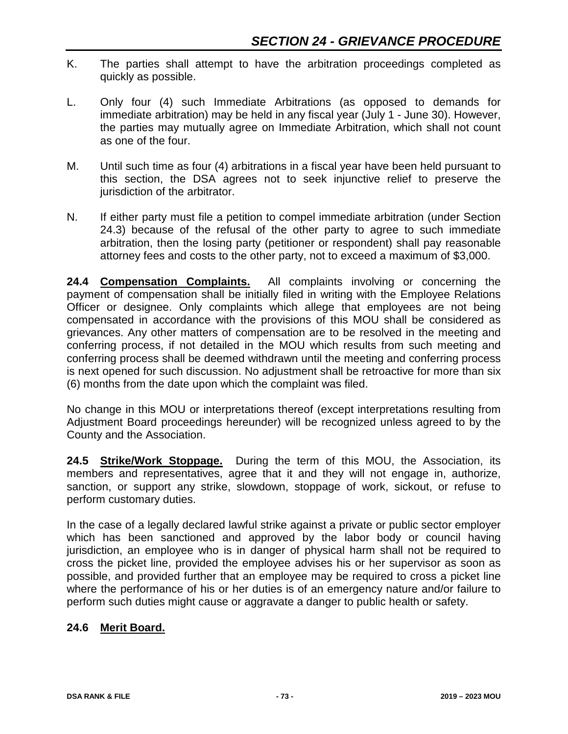K. The parties shall attempt to have the arbitration proceedings completed as quickly as possible.

L. Only four (4) such Immediate Arbitrations (as opposed to demands for immediate arbitration) may be held in any fiscal year (July 1 - June 30). However, the parties may mutually agree on Immediate Arbitration, which shall not count as one of the four.

M. Until such time as four (4) arbitrations in a fiscal year have been held pursuant to this section, the DSA agrees not to seek injunctive relief to preserve the jurisdiction of the arbitrator.

N. If either party must file a petition to compel immediate arbitration (under Section 24.3) because of the refusal of the other party to agree to such immediate arbitration, then the losing party (petitioner or respondent) shall pay reasonable attorney fees and costs to the other party, not to exceed a maximum of $3,000.

**24.4 Compensation Complaints.** All complaints involving or concerning the payment of compensation shall be initially filed in writing with the Employee Relations Officer or designee. Only complaints which allege that employees are not being compensated in accordance with the provisions of this MOU shall be considered as grievances. Any other matters of compensation are to be resolved in the meeting and conferring process, if not detailed in the MOU which results from such meeting and conferring process shall be deemed withdrawn until the meeting and conferring process is next opened for such discussion. No adjustment shall be retroactive for more than six (6) months from the date upon which the complaint was filed.

No change in this MOU or interpretations thereof (except interpretations resulting from Adjustment Board proceedings hereunder) will be recognized unless agreed to by the County and the Association.

**24.5 Strike/Work Stoppage.** During the term of this MOU, the Association, its members and representatives, agree that it and they will not engage in, authorize, sanction, or support any strike, slowdown, stoppage of work, sickout, or refuse to perform customary duties.

In the case of a legally declared lawful strike against a private or public sector employer which has been sanctioned and approved by the labor body or council having jurisdiction, an employee who is in danger of physical harm shall not be required to cross the picket line, provided the employee advises his or her supervisor as soon as possible, and provided further that an employee may be required to cross a picket line where the performance of his or her duties is of an emergency nature and/or failure to perform such duties might cause or aggravate a danger to public health or safety.

**24.6 Merit Board.**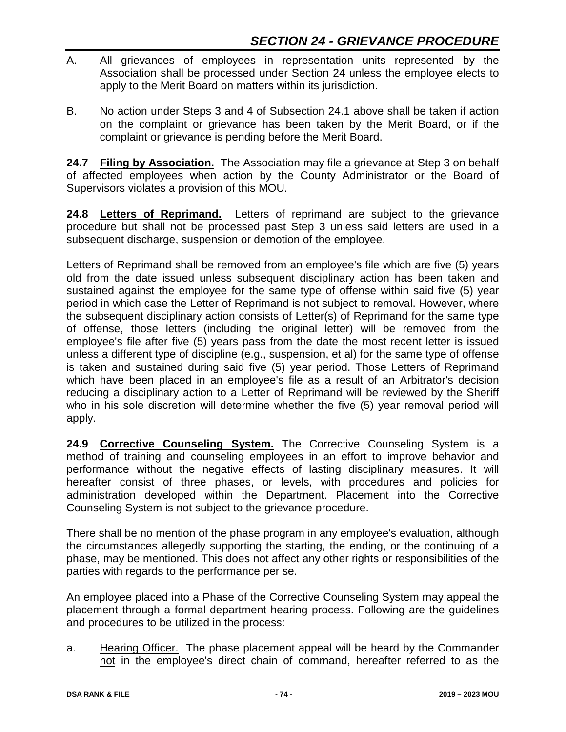## SECTION 24 - GRIEVANCE PROCEDURE

A. All grievances of employees in representation units represented by the Association shall be processed under Section 24 unless the employee elects to apply to the Merit Board on matters within its jurisdiction.

B. No action under Steps 3 and 4 of Subsection 24.1 above shall be taken if action on the complaint or grievance has been taken by the Merit Board, or if the complaint or grievance is pending before the Merit Board.

**24.7 Filing by Association.** The Association may file a grievance at Step 3 on behalf of affected employees when action by the County Administrator or the Board of Supervisors violates a provision of this MOU.

**24.8 Letters of Reprimand.** Letters of reprimand are subject to the grievance procedure but shall not be processed past Step 3 unless said letters are used in a subsequent discharge, suspension or demotion of the employee.

Letters of Reprimand shall be removed from an employee's file which are five (5) years old from the date issued unless subsequent disciplinary action has been taken and sustained against the employee for the same type of offense within said five (5) year period in which case the Letter of Reprimand is not subject to removal. However, where the subsequent disciplinary action consists of Letter(s) of Reprimand for the same type of offense, those letters (including the original letter) will be removed from the employee's file after five (5) years pass from the date the most recent letter is issued unless a different type of discipline (e.g., suspension, et al) for the same type of offense is taken and sustained during said five (5) year period. Those Letters of Reprimand which have been placed in an employee's file as a result of an Arbitrator's decision reducing a disciplinary action to a Letter of Reprimand will be reviewed by the Sheriff who in his sole discretion will determine whether the five (5) year removal period will apply.

**24.9 Corrective Counseling System.** The Corrective Counseling System is a method of training and counseling employees in an effort to improve behavior and performance without the negative effects of lasting disciplinary measures. It will hereafter consist of three phases, or levels, with procedures and policies for administration developed within the Department. Placement into the Corrective Counseling System is not subject to the grievance procedure.

There shall be no mention of the phase program in any employee's evaluation, although the circumstances allegedly supporting the starting, the ending, or the continuing of a phase, may be mentioned. This does not affect any other rights or responsibilities of the parties with regards to the performance per se.

An employee placed into a Phase of the Corrective Counseling System may appeal the placement through a formal department hearing process. Following are the guidelines and procedures to be utilized in the process:

a. Hearing Officer. The phase placement appeal will be heard by the Commander not in the employee's direct chain of command, hereafter referred to as the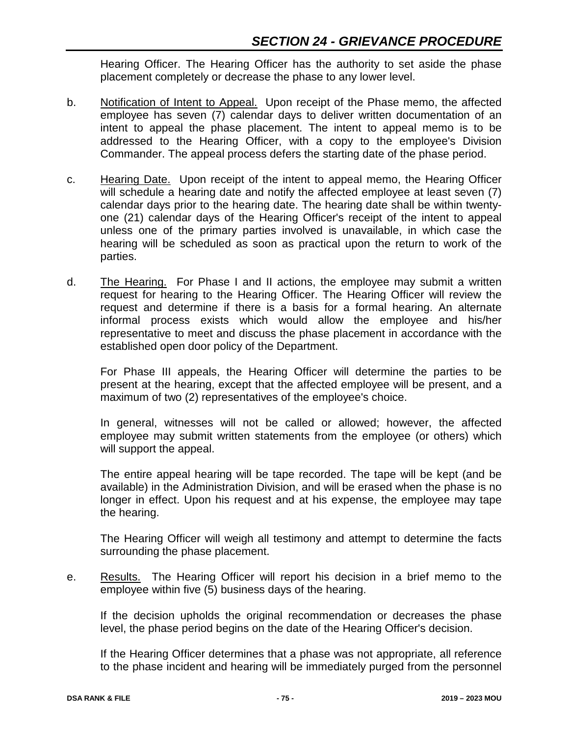Hearing Officer. The Hearing Officer has the authority to set aside the phase placement completely or decrease the phase to any lower level.

b. Notification of Intent to Appeal. Upon receipt of the Phase memo, the affected employee has seven (7) calendar days to deliver written documentation of an intent to appeal the phase placement. The intent to appeal memo is to be addressed to the Hearing Officer, with a copy to the employee's Division Commander. The appeal process defers the starting date of the phase period.

c. Hearing Date. Upon receipt of the intent to appeal memo, the Hearing Officer will schedule a hearing date and notify the affected employee at least seven (7) calendar days prior to the hearing date. The hearing date shall be within twenty-one (21) calendar days of the Hearing Officer's receipt of the intent to appeal unless one of the primary parties involved is unavailable, in which case the hearing will be scheduled as soon as practical upon the return to work of the parties.

d. The Hearing. For Phase I and II actions, the employee may submit a written request for hearing to the Hearing Officer. The Hearing Officer will review the request and determine if there is a basis for a formal hearing. An alternate informal process exists which would allow the employee and his/her representative to meet and discuss the phase placement in accordance with the established open door policy of the Department.

   For Phase III appeals, the Hearing Officer will determine the parties to be present at the hearing, except that the affected employee will be present, and a maximum of two (2) representatives of the employee's choice.

   In general, witnesses will not be called or allowed; however, the affected employee may submit written statements from the employee (or others) which will support the appeal.

   The entire appeal hearing will be tape recorded. The tape will be kept (and be available) in the Administration Division, and will be erased when the phase is no longer in effect. Upon his request and at his expense, the employee may tape the hearing.

   The Hearing Officer will weigh all testimony and attempt to determine the facts surrounding the phase placement.

e. Results. The Hearing Officer will report his decision in a brief memo to the employee within five (5) business days of the hearing.

   If the decision upholds the original recommendation or decreases the phase level, the phase period begins on the date of the Hearing Officer's decision.

   If the Hearing Officer determines that a phase was not appropriate, all reference to the phase incident and hearing will be immediately purged from the personnel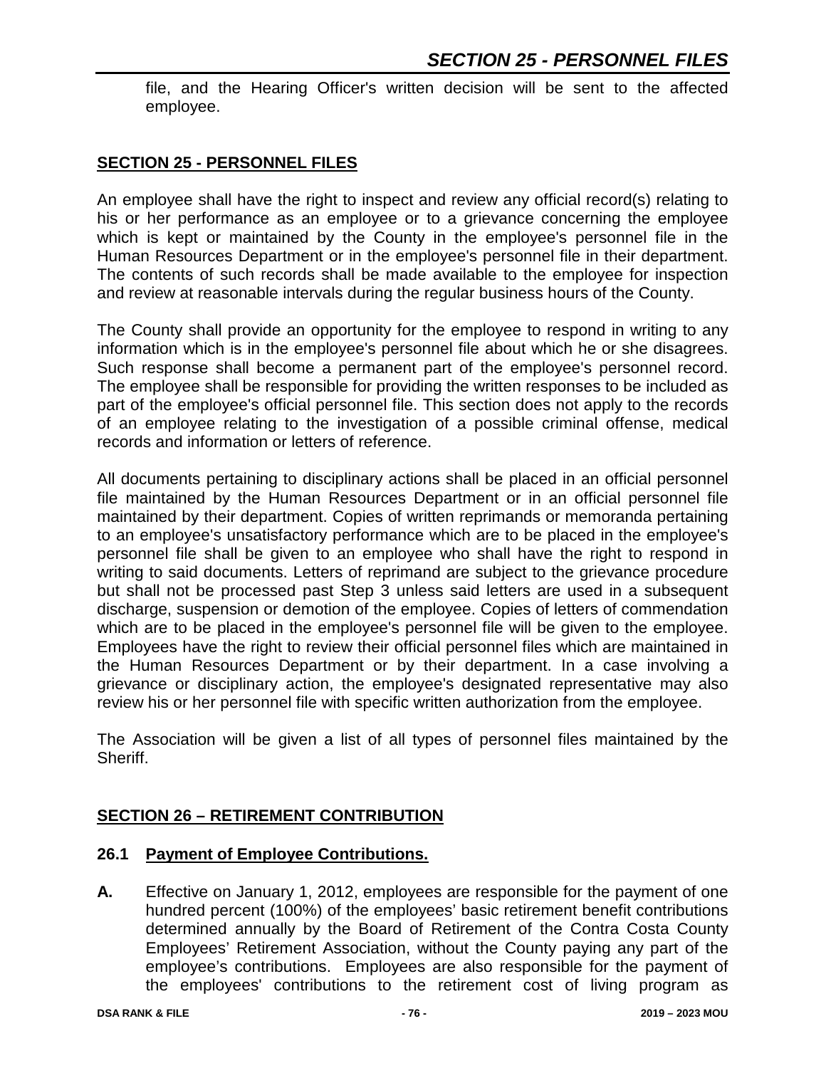file, and the Hearing Officer's written decision will be sent to the affected employee.

## SECTION 25 - PERSONNEL FILES

An employee shall have the right to inspect and review any official record(s) relating to his or her performance as an employee or to a grievance concerning the employee which is kept or maintained by the County in the employee's personnel file in the Human Resources Department or in the employee's personnel file in their department. The contents of such records shall be made available to the employee for inspection and review at reasonable intervals during the regular business hours of the County.

The County shall provide an opportunity for the employee to respond in writing to any information which is in the employee's personnel file about which he or she disagrees. Such response shall become a permanent part of the employee's personnel record. The employee shall be responsible for providing the written responses to be included as part of the employee's official personnel file. This section does not apply to the records of an employee relating to the investigation of a possible criminal offense, medical records and information or letters of reference.

All documents pertaining to disciplinary actions shall be placed in an official personnel file maintained by the Human Resources Department or in an official personnel file maintained by their department. Copies of written reprimands or memoranda pertaining to an employee's unsatisfactory performance which are to be placed in the employee's personnel file shall be given to an employee who shall have the right to respond in writing to said documents. Letters of reprimand are subject to the grievance procedure but shall not be processed past Step 3 unless said letters are used in a subsequent discharge, suspension or demotion of the employee. Copies of letters of commendation which are to be placed in the employee's personnel file will be given to the employee. Employees have the right to review their official personnel files which are maintained in the Human Resources Department or by their department. In a case involving a grievance or disciplinary action, the employee's designated representative may also review his or her personnel file with specific written authorization from the employee.

The Association will be given a list of all types of personnel files maintained by the Sheriff.

## SECTION 26 – RETIREMENT CONTRIBUTION

### 26.1 Payment of Employee Contributions.

**A.** Effective on January 1, 2012, employees are responsible for the payment of one hundred percent (100%) of the employees' basic retirement benefit contributions determined annually by the Board of Retirement of the Contra Costa County Employees' Retirement Association, without the County paying any part of the employee's contributions. Employees are also responsible for the payment of the employees' contributions to the retirement cost of living program as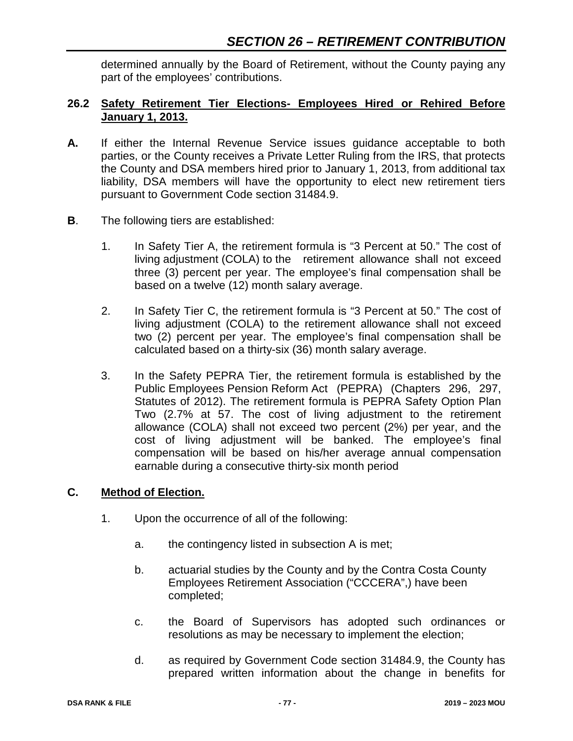determined annually by the Board of Retirement, without the County paying any part of the employees' contributions.

### 26.2 Safety Retirement Tier Elections- Employees Hired or Rehired Before January 1, 2013.

**A.** If either the Internal Revenue Service issues guidance acceptable to both parties, or the County receives a Private Letter Ruling from the IRS, that protects the County and DSA members hired prior to January 1, 2013, from additional tax liability, DSA members will have the opportunity to elect new retirement tiers pursuant to Government Code section 31484.9.

**B**. The following tiers are established:

1. In Safety Tier A, the retirement formula is "3 Percent at 50." The cost of living adjustment (COLA) to the retirement allowance shall not exceed three (3) percent per year. The employee's final compensation shall be based on a twelve (12) month salary average.

2. In Safety Tier C, the retirement formula is "3 Percent at 50." The cost of living adjustment (COLA) to the retirement allowance shall not exceed two (2) percent per year. The employee's final compensation shall be calculated based on a thirty-six (36) month salary average.

3. In the Safety PEPRA Tier, the retirement formula is established by the Public Employees Pension Reform Act (PEPRA) (Chapters 296, 297, Statutes of 2012). The retirement formula is PEPRA Safety Option Plan Two (2.7% at 57. The cost of living adjustment to the retirement allowance (COLA) shall not exceed two percent (2%) per year, and the cost of living adjustment will be banked. The employee's final compensation will be based on his/her average annual compensation earnable during a consecutive thirty-six month period

**C. Method of Election.**

1. Upon the occurrence of all of the following:

   a. the contingency listed in subsection A is met;

   b. actuarial studies by the County and by the Contra Costa County Employees Retirement Association ("CCCERA",) have been completed;

   c. the Board of Supervisors has adopted such ordinances or resolutions as may be necessary to implement the election;

   d. as required by Government Code section 31484.9, the County has prepared written information about the change in benefits for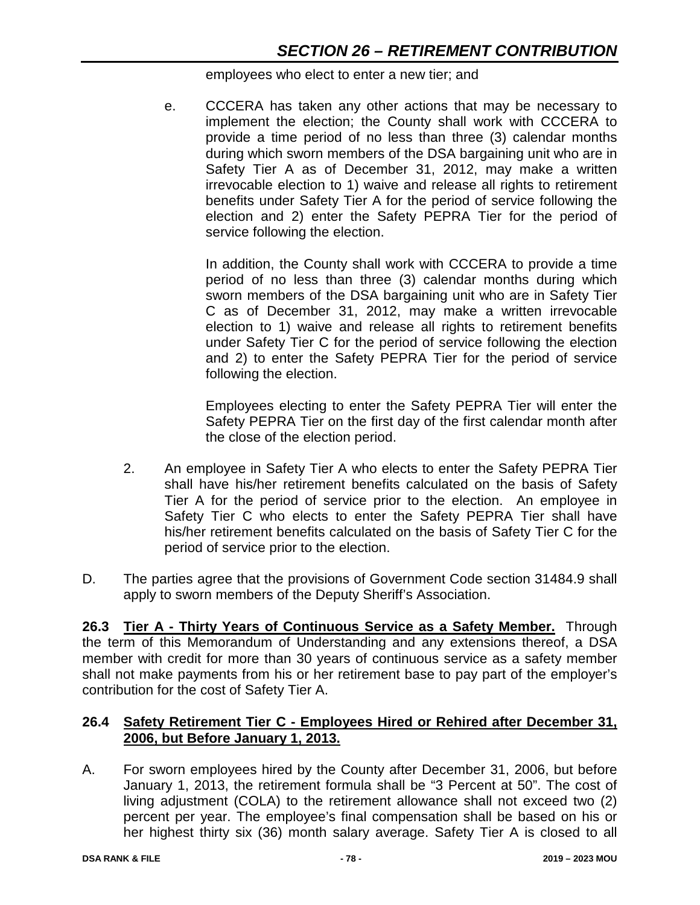employees who elect to enter a new tier; and

e. CCCERA has taken any other actions that may be necessary to implement the election; the County shall work with CCCERA to provide a time period of no less than three (3) calendar months during which sworn members of the DSA bargaining unit who are in Safety Tier A as of December 31, 2012, may make a written irrevocable election to 1) waive and release all rights to retirement benefits under Safety Tier A for the period of service following the election and 2) enter the Safety PEPRA Tier for the period of service following the election.

   In addition, the County shall work with CCCERA to provide a time period of no less than three (3) calendar months during which sworn members of the DSA bargaining unit who are in Safety Tier C as of December 31, 2012, may make a written irrevocable election to 1) waive and release all rights to retirement benefits under Safety Tier C for the period of service following the election and 2) to enter the Safety PEPRA Tier for the period of service following the election.

   Employees electing to enter the Safety PEPRA Tier will enter the Safety PEPRA Tier on the first day of the first calendar month after the close of the election period.

2. An employee in Safety Tier A who elects to enter the Safety PEPRA Tier shall have his/her retirement benefits calculated on the basis of Safety Tier A for the period of service prior to the election. An employee in Safety Tier C who elects to enter the Safety PEPRA Tier shall have his/her retirement benefits calculated on the basis of Safety Tier C for the period of service prior to the election.

D. The parties agree that the provisions of Government Code section 31484.9 shall apply to sworn members of the Deputy Sheriff's Association.

**26.3 <u>Tier A - Thirty Years of Continuous Service as a Safety Member.</u>** Through the term of this Memorandum of Understanding and any extensions thereof, a DSA member with credit for more than 30 years of continuous service as a safety member shall not make payments from his or her retirement base to pay part of the employer's contribution for the cost of Safety Tier A.

**26.4 <u>Safety Retirement Tier C - Employees Hired or Rehired after December 31, 2006, but Before January 1, 2013.</u>**

A. For sworn employees hired by the County after December 31, 2006, but before January 1, 2013, the retirement formula shall be "3 Percent at 50". The cost of living adjustment (COLA) to the retirement allowance shall not exceed two (2) percent per year. The employee's final compensation shall be based on his or her highest thirty six (36) month salary average. Safety Tier A is closed to all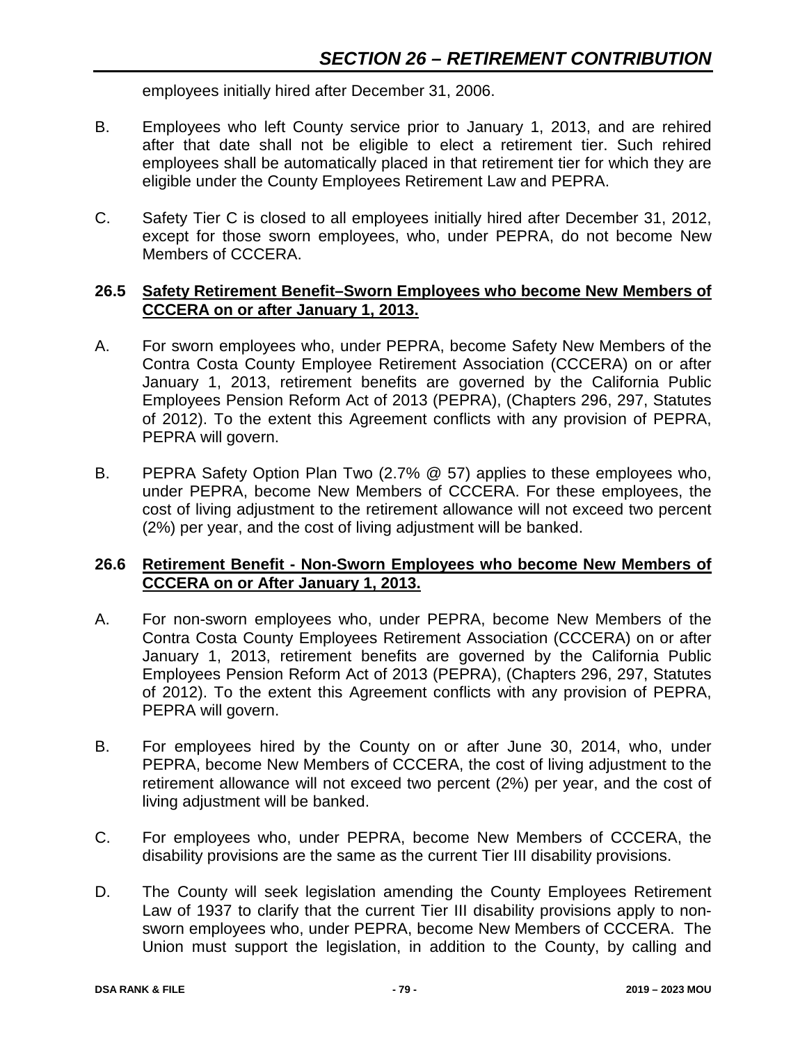employees initially hired after December 31, 2006.

B. Employees who left County service prior to January 1, 2013, and are rehired after that date shall not be eligible to elect a retirement tier. Such rehired employees shall be automatically placed in that retirement tier for which they are eligible under the County Employees Retirement Law and PEPRA.

C. Safety Tier C is closed to all employees initially hired after December 31, 2012, except for those sworn employees, who, under PEPRA, do not become New Members of CCCERA.

### 26.5 Safety Retirement Benefit–Sworn Employees who become New Members of CCCERA on or after January 1, 2013.

A. For sworn employees who, under PEPRA, become Safety New Members of the Contra Costa County Employee Retirement Association (CCCERA) on or after January 1, 2013, retirement benefits are governed by the California Public Employees Pension Reform Act of 2013 (PEPRA), (Chapters 296, 297, Statutes of 2012). To the extent this Agreement conflicts with any provision of PEPRA, PEPRA will govern.

B. PEPRA Safety Option Plan Two (2.7% @ 57) applies to these employees who, under PEPRA, become New Members of CCCERA. For these employees, the cost of living adjustment to the retirement allowance will not exceed two percent (2%) per year, and the cost of living adjustment will be banked.

### 26.6 Retirement Benefit - Non-Sworn Employees who become New Members of CCCERA on or After January 1, 2013.

A. For non-sworn employees who, under PEPRA, become New Members of the Contra Costa County Employees Retirement Association (CCCERA) on or after January 1, 2013, retirement benefits are governed by the California Public Employees Pension Reform Act of 2013 (PEPRA), (Chapters 296, 297, Statutes of 2012). To the extent this Agreement conflicts with any provision of PEPRA, PEPRA will govern.

B. For employees hired by the County on or after June 30, 2014, who, under PEPRA, become New Members of CCCERA, the cost of living adjustment to the retirement allowance will not exceed two percent (2%) per year, and the cost of living adjustment will be banked.

C. For employees who, under PEPRA, become New Members of CCCERA, the disability provisions are the same as the current Tier III disability provisions.

D. The County will seek legislation amending the County Employees Retirement Law of 1937 to clarify that the current Tier III disability provisions apply to non-sworn employees who, under PEPRA, become New Members of CCCERA. The Union must support the legislation, in addition to the County, by calling and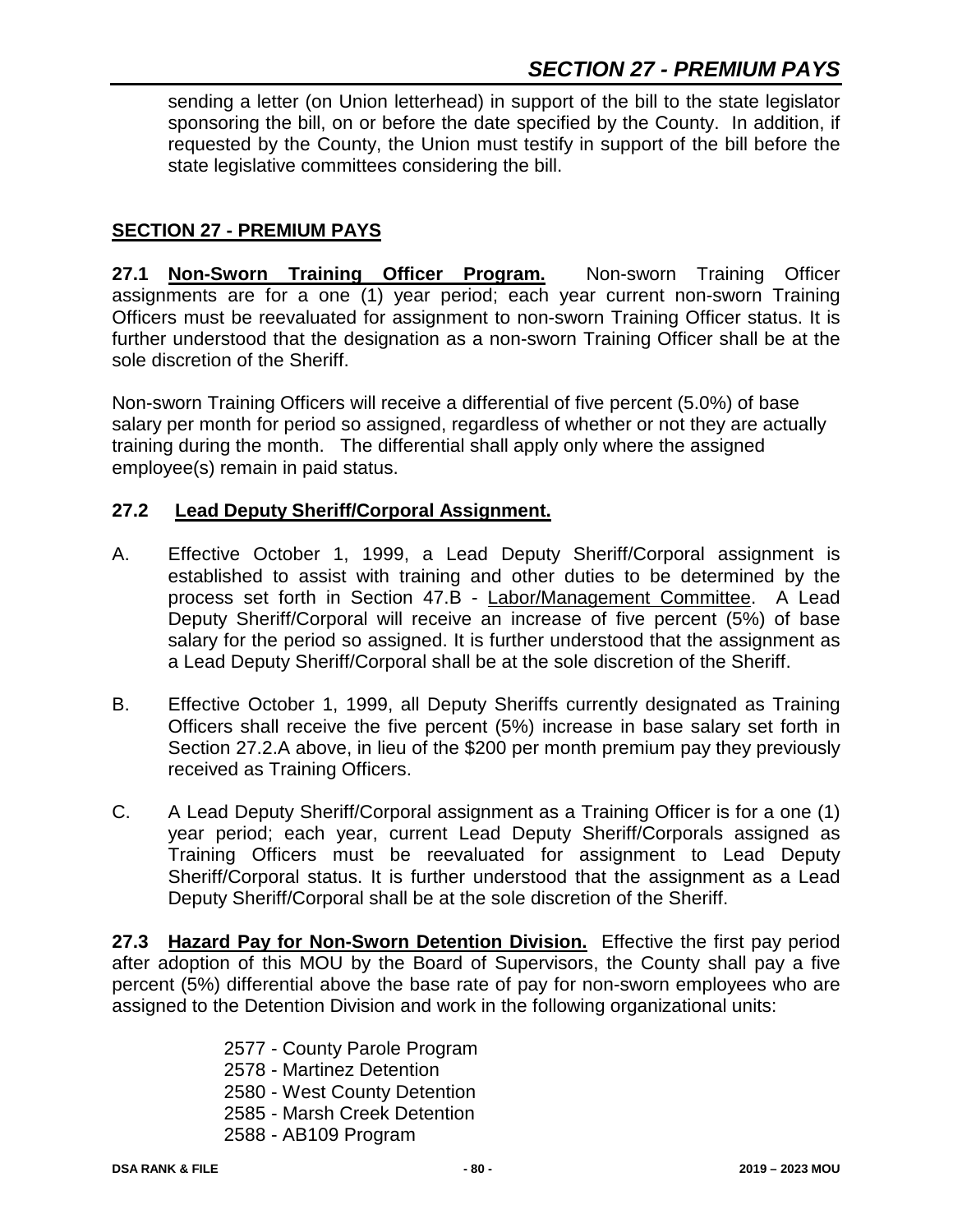sending a letter (on Union letterhead) in support of the bill to the state legislator sponsoring the bill, on or before the date specified by the County. In addition, if requested by the County, the Union must testify in support of the bill before the state legislative committees considering the bill.

## SECTION 27 - PREMIUM PAYS

**27.1 Non-Sworn Training Officer Program.** Non-sworn Training Officer assignments are for a one (1) year period; each year current non-sworn Training Officers must be reevaluated for assignment to non-sworn Training Officer status. It is further understood that the designation as a non-sworn Training Officer shall be at the sole discretion of the Sheriff.

Non-sworn Training Officers will receive a differential of five percent (5.0%) of base salary per month for period so assigned, regardless of whether or not they are actually training during the month. The differential shall apply only where the assigned employee(s) remain in paid status.

**27.2 Lead Deputy Sheriff/Corporal Assignment.**

A. Effective October 1, 1999, a Lead Deputy Sheriff/Corporal assignment is established to assist with training and other duties to be determined by the process set forth in Section 47.B - Labor/Management Committee. A Lead Deputy Sheriff/Corporal will receive an increase of five percent (5%) of base salary for the period so assigned. It is further understood that the assignment as a Lead Deputy Sheriff/Corporal shall be at the sole discretion of the Sheriff.

B. Effective October 1, 1999, all Deputy Sheriffs currently designated as Training Officers shall receive the five percent (5%) increase in base salary set forth in Section 27.2.A above, in lieu of the $200 per month premium pay they previously received as Training Officers.

C. A Lead Deputy Sheriff/Corporal assignment as a Training Officer is for a one (1) year period; each year, current Lead Deputy Sheriff/Corporals assigned as Training Officers must be reevaluated for assignment to Lead Deputy Sheriff/Corporal status. It is further understood that the assignment as a Lead Deputy Sheriff/Corporal shall be at the sole discretion of the Sheriff.

**27.3 Hazard Pay for Non-Sworn Detention Division.** Effective the first pay period after adoption of this MOU by the Board of Supervisors, the County shall pay a five percent (5%) differential above the base rate of pay for non-sworn employees who are assigned to the Detention Division and work in the following organizational units:

- 2577 - County Parole Program
- 2578 - Martinez Detention
- 2580 - West County Detention
- 2585 - Marsh Creek Detention
- 2588 - AB109 Program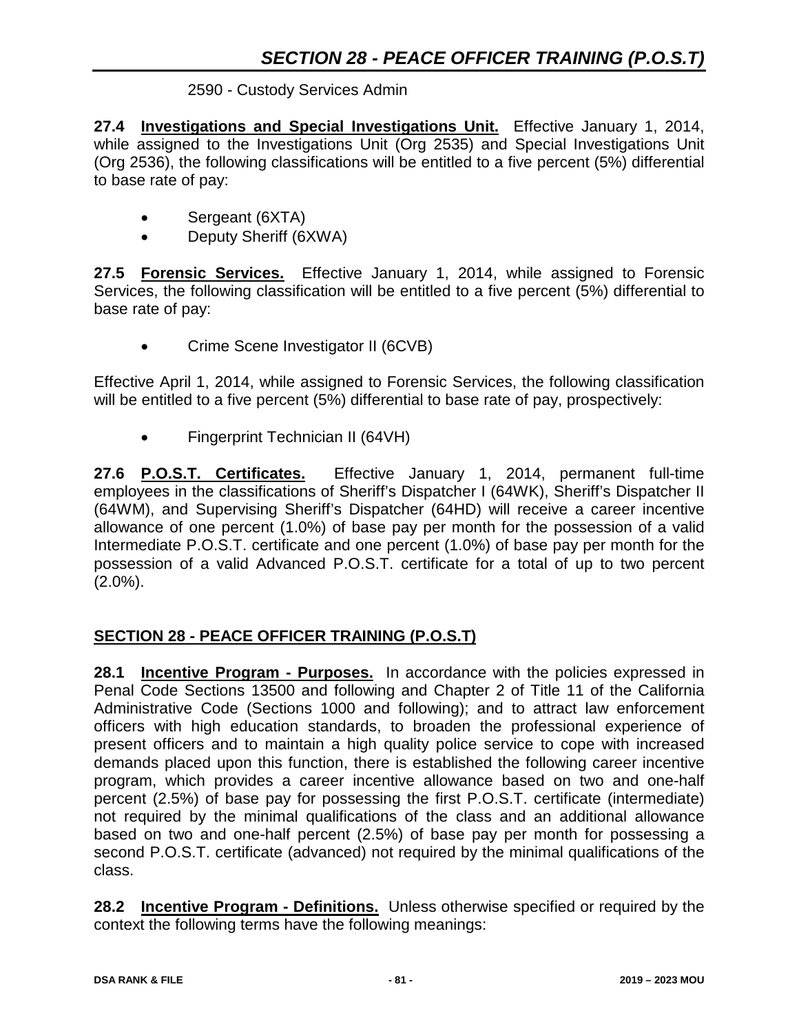2590 - Custody Services Admin

**27.4 Investigations and Special Investigations Unit.** Effective January 1, 2014, while assigned to the Investigations Unit (Org 2535) and Special Investigations Unit (Org 2536), the following classifications will be entitled to a five percent (5%) differential to base rate of pay:

- Sergeant (6XTA)
- Deputy Sheriff (6XWA)

**27.5 Forensic Services.** Effective January 1, 2014, while assigned to Forensic Services, the following classification will be entitled to a five percent (5%) differential to base rate of pay:

- Crime Scene Investigator II (6CVB)

Effective April 1, 2014, while assigned to Forensic Services, the following classification will be entitled to a five percent (5%) differential to base rate of pay, prospectively:

- Fingerprint Technician II (64VH)

**27.6 P.O.S.T. Certificates.** Effective January 1, 2014, permanent full-time employees in the classifications of Sheriff's Dispatcher I (64WK), Sheriff's Dispatcher II (64WM), and Supervising Sheriff's Dispatcher (64HD) will receive a career incentive allowance of one percent (1.0%) of base pay per month for the possession of a valid Intermediate P.O.S.T. certificate and one percent (1.0%) of base pay per month for the possession of a valid Advanced P.O.S.T. certificate for a total of up to two percent (2.0%).

## SECTION 28 - PEACE OFFICER TRAINING (P.O.S.T)

**28.1 Incentive Program - Purposes.** In accordance with the policies expressed in Penal Code Sections 13500 and following and Chapter 2 of Title 11 of the California Administrative Code (Sections 1000 and following); and to attract law enforcement officers with high education standards, to broaden the professional experience of present officers and to maintain a high quality police service to cope with increased demands placed upon this function, there is established the following career incentive program, which provides a career incentive allowance based on two and one-half percent (2.5%) of base pay for possessing the first P.O.S.T. certificate (intermediate) not required by the minimal qualifications of the class and an additional allowance based on two and one-half percent (2.5%) of base pay per month for possessing a second P.O.S.T. certificate (advanced) not required by the minimal qualifications of the class.

**28.2 Incentive Program - Definitions.** Unless otherwise specified or required by the context the following terms have the following meanings: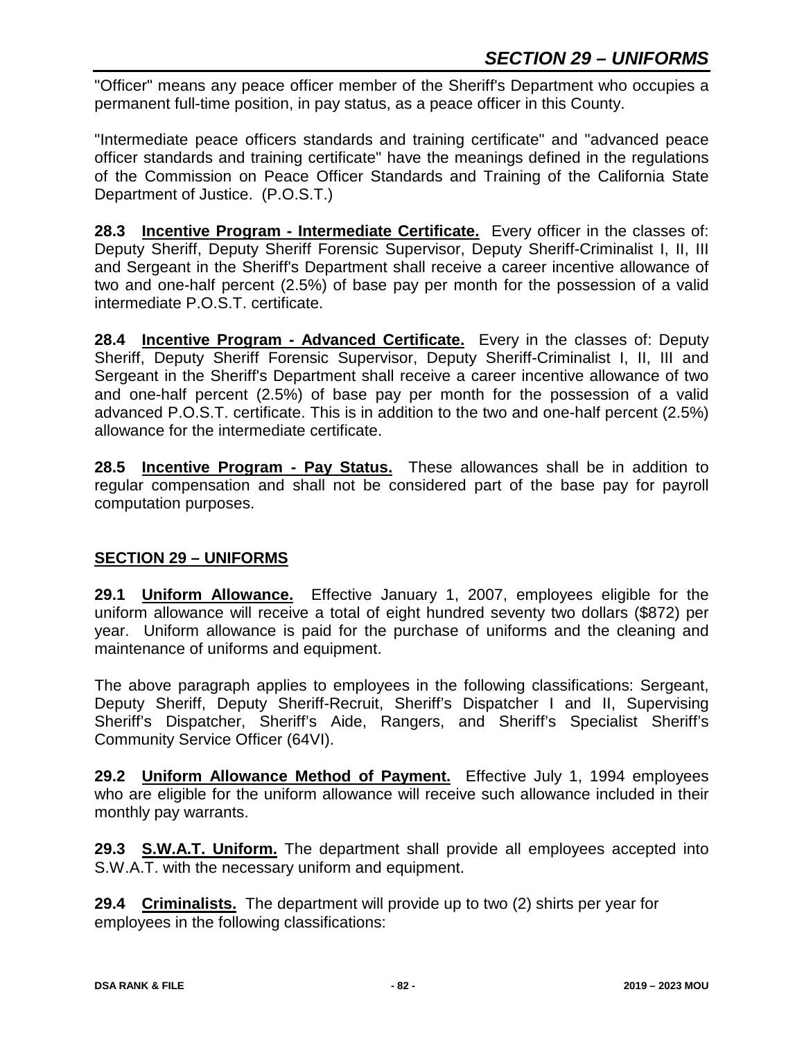"Officer" means any peace officer member of the Sheriff's Department who occupies a permanent full-time position, in pay status, as a peace officer in this County.

"Intermediate peace officers standards and training certificate" and "advanced peace officer standards and training certificate" have the meanings defined in the regulations of the Commission on Peace Officer Standards and Training of the California State Department of Justice. (P.O.S.T.)

**28.3 Incentive Program - Intermediate Certificate.** Every officer in the classes of: Deputy Sheriff, Deputy Sheriff Forensic Supervisor, Deputy Sheriff-Criminalist I, II, III and Sergeant in the Sheriff's Department shall receive a career incentive allowance of two and one-half percent (2.5%) of base pay per month for the possession of a valid intermediate P.O.S.T. certificate.

**28.4 Incentive Program - Advanced Certificate.** Every in the classes of: Deputy Sheriff, Deputy Sheriff Forensic Supervisor, Deputy Sheriff-Criminalist I, II, III and Sergeant in the Sheriff's Department shall receive a career incentive allowance of two and one-half percent (2.5%) of base pay per month for the possession of a valid advanced P.O.S.T. certificate. This is in addition to the two and one-half percent (2.5%) allowance for the intermediate certificate.

**28.5 Incentive Program - Pay Status.** These allowances shall be in addition to regular compensation and shall not be considered part of the base pay for payroll computation purposes.

## SECTION 29 – UNIFORMS

**29.1 Uniform Allowance.** Effective January 1, 2007, employees eligible for the uniform allowance will receive a total of eight hundred seventy two dollars ($872) per year. Uniform allowance is paid for the purchase of uniforms and the cleaning and maintenance of uniforms and equipment.

The above paragraph applies to employees in the following classifications: Sergeant, Deputy Sheriff, Deputy Sheriff-Recruit, Sheriff's Dispatcher I and II, Supervising Sheriff's Dispatcher, Sheriff's Aide, Rangers, and Sheriff's Specialist Sheriff's Community Service Officer (64VI).

**29.2 Uniform Allowance Method of Payment.** Effective July 1, 1994 employees who are eligible for the uniform allowance will receive such allowance included in their monthly pay warrants.

**29.3 S.W.A.T. Uniform.** The department shall provide all employees accepted into S.W.A.T. with the necessary uniform and equipment.

**29.4 Criminalists.** The department will provide up to two (2) shirts per year for employees in the following classifications: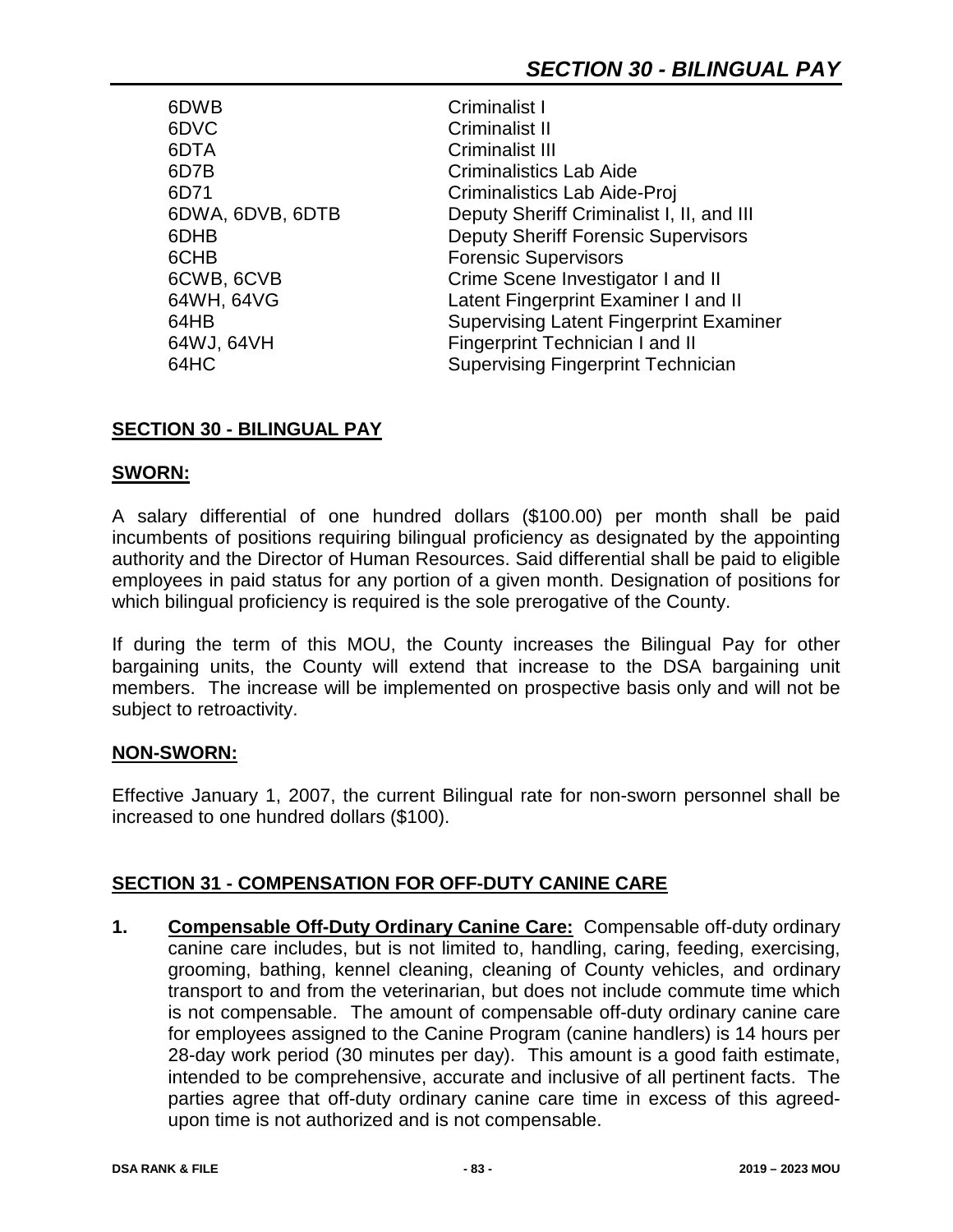| | |
|---|---|
| 6DWB | Criminalist I |
| 6DVC | Criminalist II |
| 6DTA | Criminalist III |
| 6D7B | Criminalistics Lab Aide |
| 6D71 | Criminalistics Lab Aide-Proj |
| 6DWA, 6DVB, 6DTB | Deputy Sheriff Criminalist I, II, and III |
| 6DHB | Deputy Sheriff Forensic Supervisors |
| 6CHB | Forensic Supervisors |
| 6CWB, 6CVB | Crime Scene Investigator I and II |
| 64WH, 64VG | Latent Fingerprint Examiner I and II |
| 64HB | Supervising Latent Fingerprint Examiner |
| 64WJ, 64VH | Fingerprint Technician I and II |
| 64HC | Supervising Fingerprint Technician |

## SECTION 30 - BILINGUAL PAY

### SWORN:

A salary differential of one hundred dollars ($100.00) per month shall be paid incumbents of positions requiring bilingual proficiency as designated by the appointing authority and the Director of Human Resources. Said differential shall be paid to eligible employees in paid status for any portion of a given month. Designation of positions for which bilingual proficiency is required is the sole prerogative of the County.

If during the term of this MOU, the County increases the Bilingual Pay for other bargaining units, the County will extend that increase to the DSA bargaining unit members. The increase will be implemented on prospective basis only and will not be subject to retroactivity.

### NON-SWORN:

Effective January 1, 2007, the current Bilingual rate for non-sworn personnel shall be increased to one hundred dollars ($100).

## SECTION 31 - COMPENSATION FOR OFF-DUTY CANINE CARE

1. **Compensable Off-Duty Ordinary Canine Care:** Compensable off-duty ordinary canine care includes, but is not limited to, handling, caring, feeding, exercising, grooming, bathing, kennel cleaning, cleaning of County vehicles, and ordinary transport to and from the veterinarian, but does not include commute time which is not compensable. The amount of compensable off-duty ordinary canine care for employees assigned to the Canine Program (canine handlers) is 14 hours per 28-day work period (30 minutes per day). This amount is a good faith estimate, intended to be comprehensive, accurate and inclusive of all pertinent facts. The parties agree that off-duty ordinary canine care time in excess of this agreed-upon time is not authorized and is not compensable.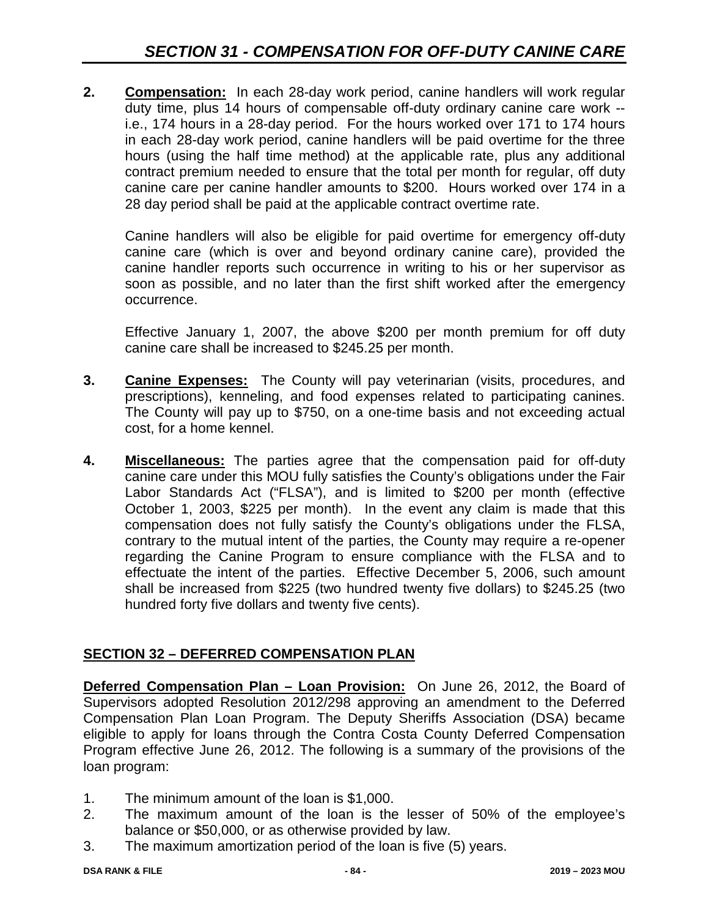## SECTION 31 - COMPENSATION FOR OFF-DUTY CANINE CARE

2. **Compensation:** In each 28-day work period, canine handlers will work regular duty time, plus 14 hours of compensable off-duty ordinary canine care work -- i.e., 174 hours in a 28-day period. For the hours worked over 171 to 174 hours in each 28-day work period, canine handlers will be paid overtime for the three hours (using the half time method) at the applicable rate, plus any additional contract premium needed to ensure that the total per month for regular, off duty canine care per canine handler amounts to $200. Hours worked over 174 in a 28 day period shall be paid at the applicable contract overtime rate.

   Canine handlers will also be eligible for paid overtime for emergency off-duty canine care (which is over and beyond ordinary canine care), provided the canine handler reports such occurrence in writing to his or her supervisor as soon as possible, and no later than the first shift worked after the emergency occurrence.

   Effective January 1, 2007, the above $200 per month premium for off duty canine care shall be increased to $245.25 per month.

3. **Canine Expenses:** The County will pay veterinarian (visits, procedures, and prescriptions), kenneling, and food expenses related to participating canines. The County will pay up to $750, on a one-time basis and not exceeding actual cost, for a home kennel.

4. **Miscellaneous:** The parties agree that the compensation paid for off-duty canine care under this MOU fully satisfies the County's obligations under the Fair Labor Standards Act ("FLSA"), and is limited to $200 per month (effective October 1, 2003, $225 per month). In the event any claim is made that this compensation does not fully satisfy the County's obligations under the FLSA, contrary to the mutual intent of the parties, the County may require a re-opener regarding the Canine Program to ensure compliance with the FLSA and to effectuate the intent of the parties. Effective December 5, 2006, such amount shall be increased from $225 (two hundred twenty five dollars) to $245.25 (two hundred forty five dollars and twenty five cents).

## SECTION 32 – DEFERRED COMPENSATION PLAN

**Deferred Compensation Plan – Loan Provision:** On June 26, 2012, the Board of Supervisors adopted Resolution 2012/298 approving an amendment to the Deferred Compensation Plan Loan Program. The Deputy Sheriffs Association (DSA) became eligible to apply for loans through the Contra Costa County Deferred Compensation Program effective June 26, 2012. The following is a summary of the provisions of the loan program:

1. The minimum amount of the loan is $1,000.
2. The maximum amount of the loan is the lesser of 50% of the employee's balance or $50,000, or as otherwise provided by law.
3. The maximum amortization period of the loan is five (5) years.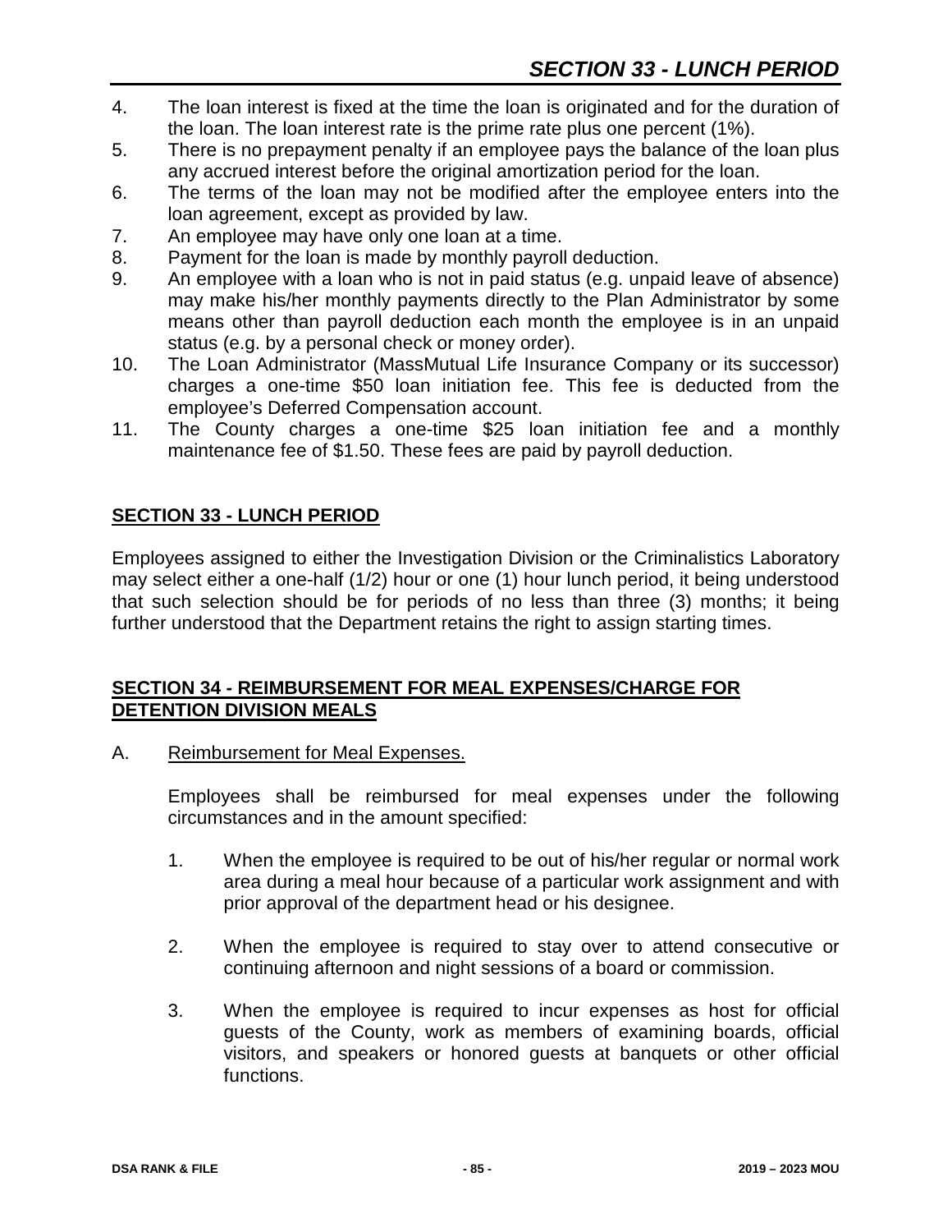4. The loan interest is fixed at the time the loan is originated and for the duration of the loan. The loan interest rate is the prime rate plus one percent (1%).
5. There is no prepayment penalty if an employee pays the balance of the loan plus any accrued interest before the original amortization period for the loan.
6. The terms of the loan may not be modified after the employee enters into the loan agreement, except as provided by law.
7. An employee may have only one loan at a time.
8. Payment for the loan is made by monthly payroll deduction.
9. An employee with a loan who is not in paid status (e.g. unpaid leave of absence) may make his/her monthly payments directly to the Plan Administrator by some means other than payroll deduction each month the employee is in an unpaid status (e.g. by a personal check or money order).
10. The Loan Administrator (MassMutual Life Insurance Company or its successor) charges a one-time $50 loan initiation fee. This fee is deducted from the employee's Deferred Compensation account.
11. The County charges a one-time $25 loan initiation fee and a monthly maintenance fee of $1.50. These fees are paid by payroll deduction.

## SECTION 33 - LUNCH PERIOD

Employees assigned to either the Investigation Division or the Criminalistics Laboratory may select either a one-half (1/2) hour or one (1) hour lunch period, it being understood that such selection should be for periods of no less than three (3) months; it being further understood that the Department retains the right to assign starting times.

## SECTION 34 - REIMBURSEMENT FOR MEAL EXPENSES/CHARGE FOR DETENTION DIVISION MEALS

A. Reimbursement for Meal Expenses.

Employees shall be reimbursed for meal expenses under the following circumstances and in the amount specified:

1. When the employee is required to be out of his/her regular or normal work area during a meal hour because of a particular work assignment and with prior approval of the department head or his designee.

2. When the employee is required to stay over to attend consecutive or continuing afternoon and night sessions of a board or commission.

3. When the employee is required to incur expenses as host for official guests of the County, work as members of examining boards, official visitors, and speakers or honored guests at banquets or other official functions.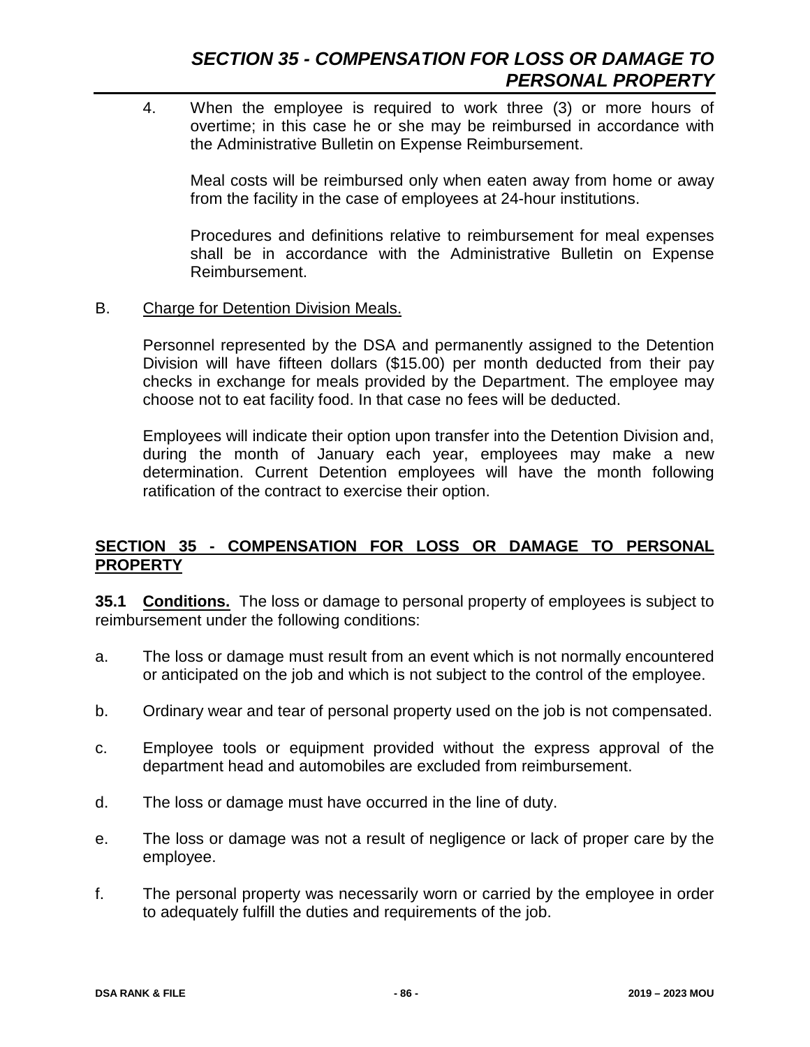4. When the employee is required to work three (3) or more hours of overtime; in this case he or she may be reimbursed in accordance with the Administrative Bulletin on Expense Reimbursement.

   Meal costs will be reimbursed only when eaten away from home or away from the facility in the case of employees at 24-hour institutions.

   Procedures and definitions relative to reimbursement for meal expenses shall be in accordance with the Administrative Bulletin on Expense Reimbursement.

B. Charge for Detention Division Meals.

   Personnel represented by the DSA and permanently assigned to the Detention Division will have fifteen dollars ($15.00) per month deducted from their pay checks in exchange for meals provided by the Department. The employee may choose not to eat facility food. In that case no fees will be deducted.

   Employees will indicate their option upon transfer into the Detention Division and, during the month of January each year, employees may make a new determination. Current Detention employees will have the month following ratification of the contract to exercise their option.

## SECTION 35 - COMPENSATION FOR LOSS OR DAMAGE TO PERSONAL PROPERTY

**35.1 Conditions.** The loss or damage to personal property of employees is subject to reimbursement under the following conditions:

a. The loss or damage must result from an event which is not normally encountered or anticipated on the job and which is not subject to the control of the employee.

b. Ordinary wear and tear of personal property used on the job is not compensated.

c. Employee tools or equipment provided without the express approval of the department head and automobiles are excluded from reimbursement.

d. The loss or damage must have occurred in the line of duty.

e. The loss or damage was not a result of negligence or lack of proper care by the employee.

f. The personal property was necessarily worn or carried by the employee in order to adequately fulfill the duties and requirements of the job.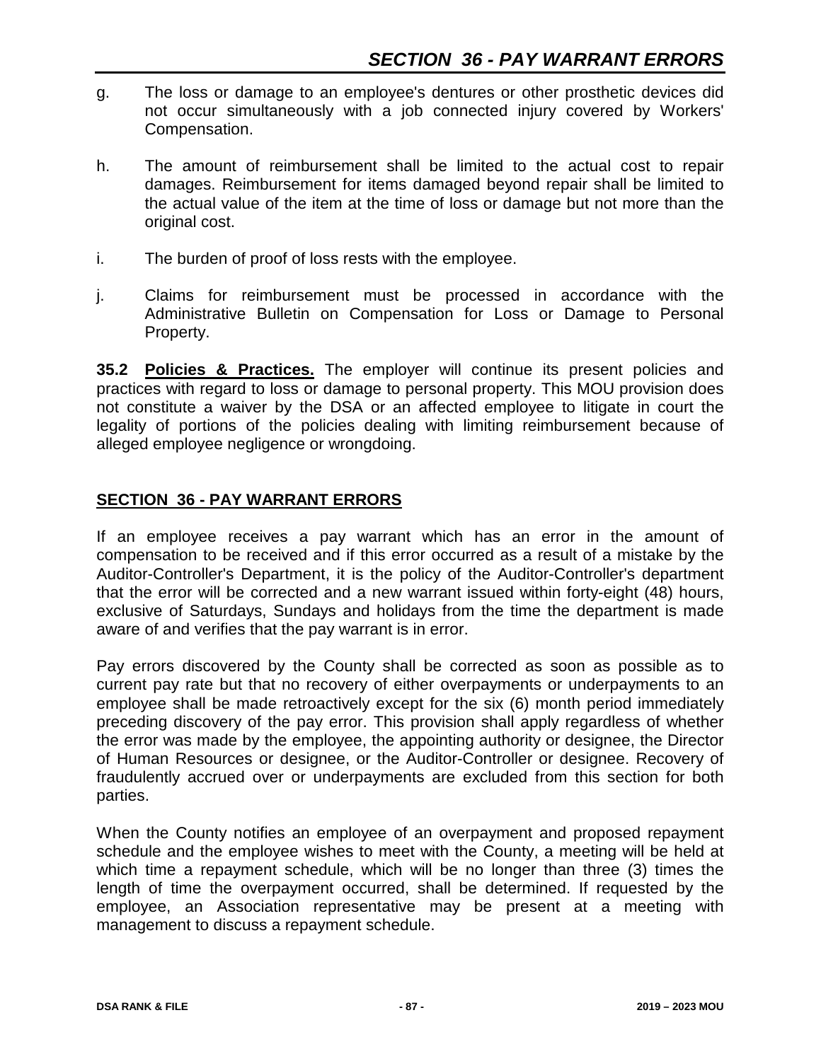g. The loss or damage to an employee's dentures or other prosthetic devices did not occur simultaneously with a job connected injury covered by Workers' Compensation.

h. The amount of reimbursement shall be limited to the actual cost to repair damages. Reimbursement for items damaged beyond repair shall be limited to the actual value of the item at the time of loss or damage but not more than the original cost.

i. The burden of proof of loss rests with the employee.

j. Claims for reimbursement must be processed in accordance with the Administrative Bulletin on Compensation for Loss or Damage to Personal Property.

**35.2 Policies & Practices.** The employer will continue its present policies and practices with regard to loss or damage to personal property. This MOU provision does not constitute a waiver by the DSA or an affected employee to litigate in court the legality of portions of the policies dealing with limiting reimbursement because of alleged employee negligence or wrongdoing.

## SECTION 36 - PAY WARRANT ERRORS

If an employee receives a pay warrant which has an error in the amount of compensation to be received and if this error occurred as a result of a mistake by the Auditor-Controller's Department, it is the policy of the Auditor-Controller's department that the error will be corrected and a new warrant issued within forty-eight (48) hours, exclusive of Saturdays, Sundays and holidays from the time the department is made aware of and verifies that the pay warrant is in error.

Pay errors discovered by the County shall be corrected as soon as possible as to current pay rate but that no recovery of either overpayments or underpayments to an employee shall be made retroactively except for the six (6) month period immediately preceding discovery of the pay error. This provision shall apply regardless of whether the error was made by the employee, the appointing authority or designee, the Director of Human Resources or designee, or the Auditor-Controller or designee. Recovery of fraudulently accrued over or underpayments are excluded from this section for both parties.

When the County notifies an employee of an overpayment and proposed repayment schedule and the employee wishes to meet with the County, a meeting will be held at which time a repayment schedule, which will be no longer than three (3) times the length of time the overpayment occurred, shall be determined. If requested by the employee, an Association representative may be present at a meeting with management to discuss a repayment schedule.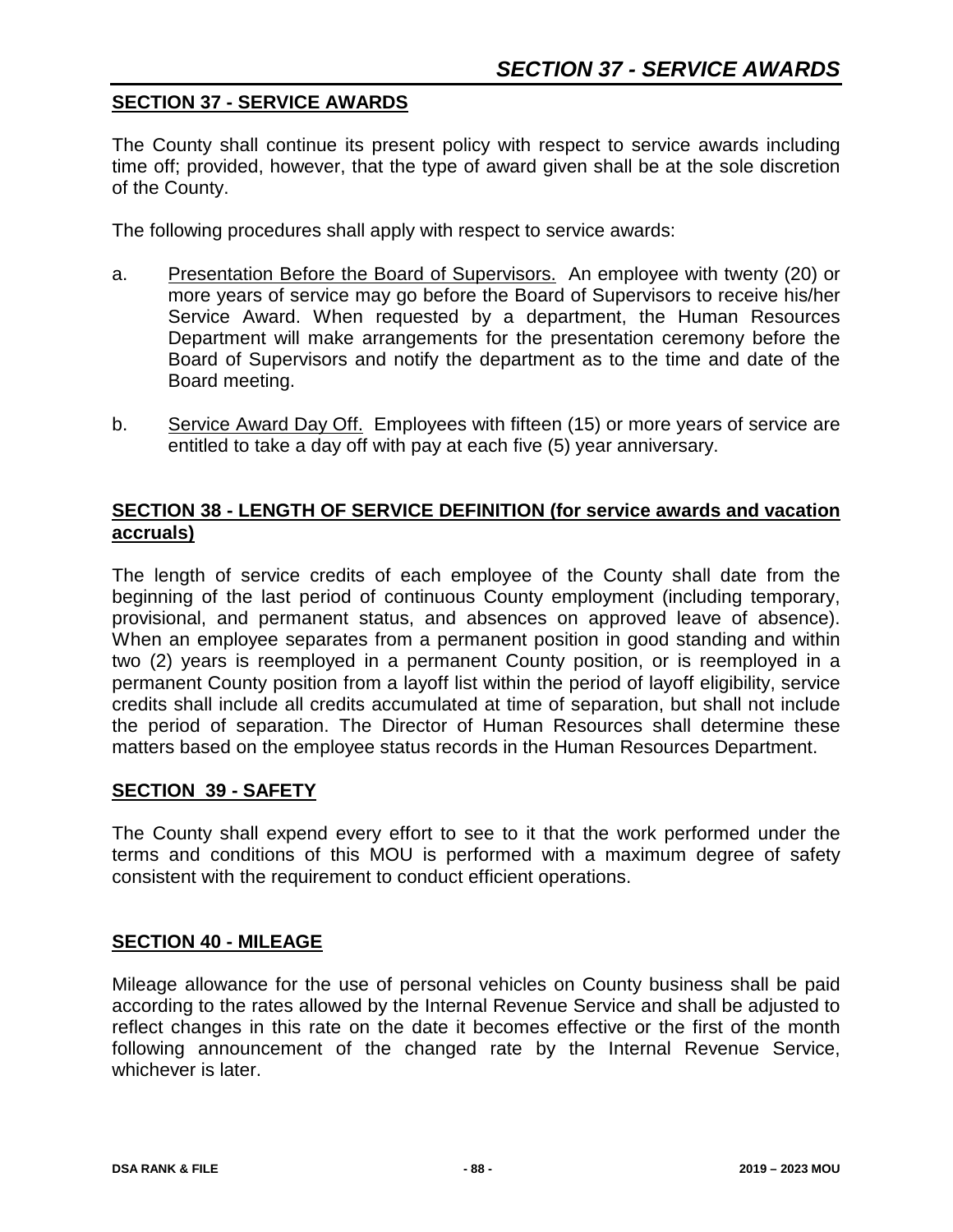## SECTION 37 - SERVICE AWARDS

The County shall continue its present policy with respect to service awards including time off; provided, however, that the type of award given shall be at the sole discretion of the County.

The following procedures shall apply with respect to service awards:

a. Presentation Before the Board of Supervisors. An employee with twenty (20) or more years of service may go before the Board of Supervisors to receive his/her Service Award. When requested by a department, the Human Resources Department will make arrangements for the presentation ceremony before the Board of Supervisors and notify the department as to the time and date of the Board meeting.

b. Service Award Day Off. Employees with fifteen (15) or more years of service are entitled to take a day off with pay at each five (5) year anniversary.

## SECTION 38 - LENGTH OF SERVICE DEFINITION (for service awards and vacation accruals)

The length of service credits of each employee of the County shall date from the beginning of the last period of continuous County employment (including temporary, provisional, and permanent status, and absences on approved leave of absence). When an employee separates from a permanent position in good standing and within two (2) years is reemployed in a permanent County position, or is reemployed in a permanent County position from a layoff list within the period of layoff eligibility, service credits shall include all credits accumulated at time of separation, but shall not include the period of separation. The Director of Human Resources shall determine these matters based on the employee status records in the Human Resources Department.

## SECTION 39 - SAFETY

The County shall expend every effort to see to it that the work performed under the terms and conditions of this MOU is performed with a maximum degree of safety consistent with the requirement to conduct efficient operations.

## SECTION 40 - MILEAGE

Mileage allowance for the use of personal vehicles on County business shall be paid according to the rates allowed by the Internal Revenue Service and shall be adjusted to reflect changes in this rate on the date it becomes effective or the first of the month following announcement of the changed rate by the Internal Revenue Service, whichever is later.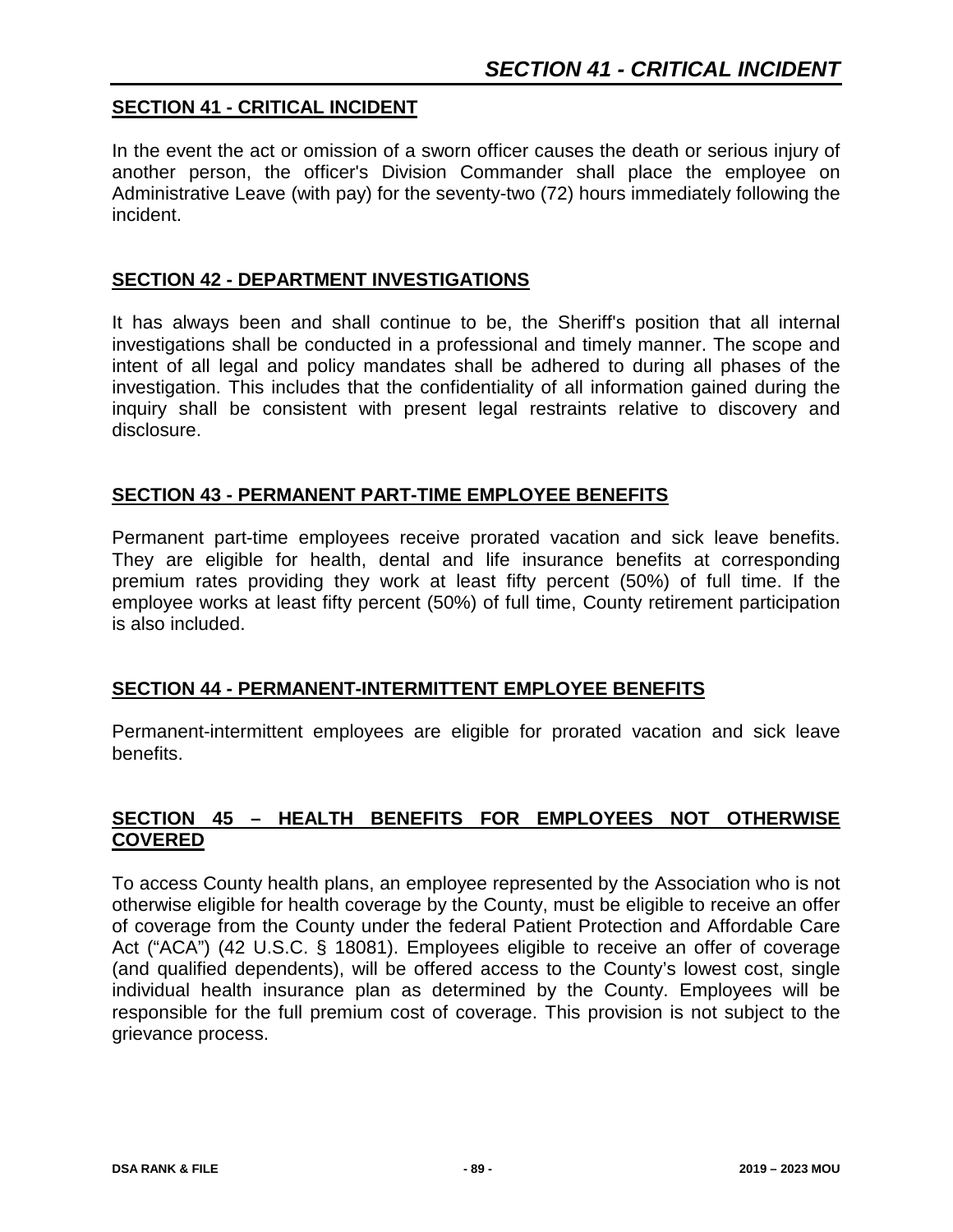## SECTION 41 - CRITICAL INCIDENT

In the event the act or omission of a sworn officer causes the death or serious injury of another person, the officer's Division Commander shall place the employee on Administrative Leave (with pay) for the seventy-two (72) hours immediately following the incident.

## SECTION 42 - DEPARTMENT INVESTIGATIONS

It has always been and shall continue to be, the Sheriff's position that all internal investigations shall be conducted in a professional and timely manner. The scope and intent of all legal and policy mandates shall be adhered to during all phases of the investigation. This includes that the confidentiality of all information gained during the inquiry shall be consistent with present legal restraints relative to discovery and disclosure.

## SECTION 43 - PERMANENT PART-TIME EMPLOYEE BENEFITS

Permanent part-time employees receive prorated vacation and sick leave benefits. They are eligible for health, dental and life insurance benefits at corresponding premium rates providing they work at least fifty percent (50%) of full time. If the employee works at least fifty percent (50%) of full time, County retirement participation is also included.

## SECTION 44 - PERMANENT-INTERMITTENT EMPLOYEE BENEFITS

Permanent-intermittent employees are eligible for prorated vacation and sick leave benefits.

## SECTION 45 – HEALTH BENEFITS FOR EMPLOYEES NOT OTHERWISE COVERED

To access County health plans, an employee represented by the Association who is not otherwise eligible for health coverage by the County, must be eligible to receive an offer of coverage from the County under the federal Patient Protection and Affordable Care Act ("ACA") (42 U.S.C. § 18081). Employees eligible to receive an offer of coverage (and qualified dependents), will be offered access to the County's lowest cost, single individual health insurance plan as determined by the County. Employees will be responsible for the full premium cost of coverage. This provision is not subject to the grievance process.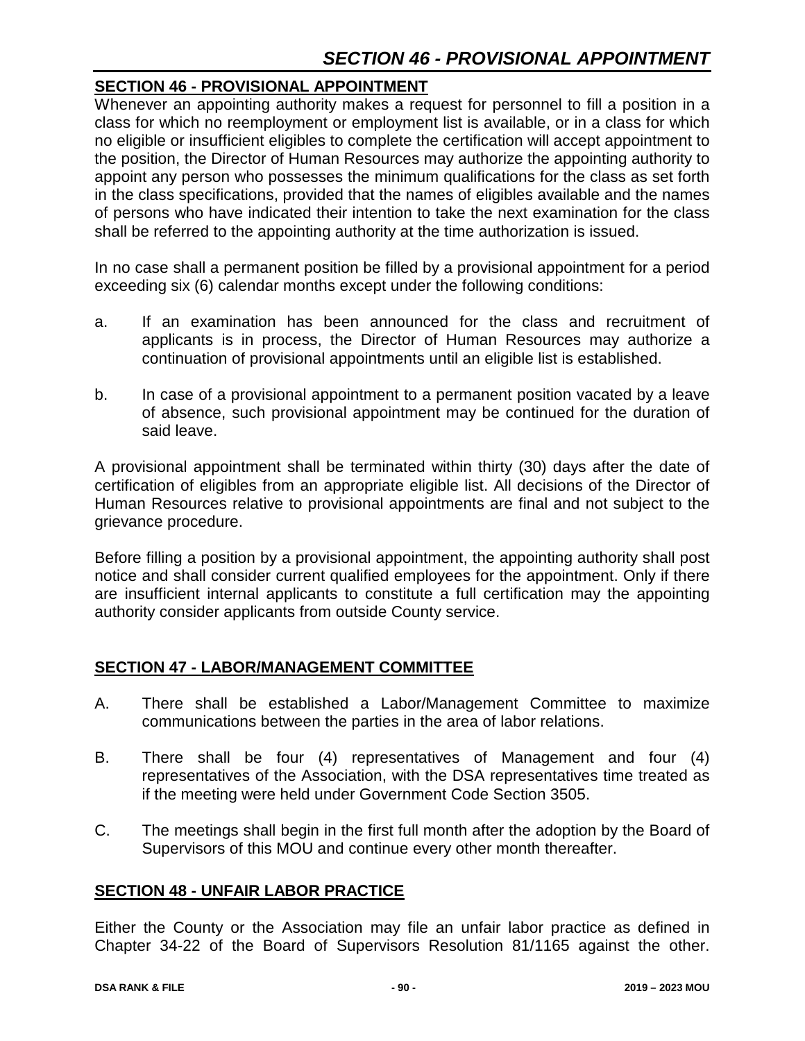## SECTION 46 - PROVISIONAL APPOINTMENT

Whenever an appointing authority makes a request for personnel to fill a position in a class for which no reemployment or employment list is available, or in a class for which no eligible or insufficient eligibles to complete the certification will accept appointment to the position, the Director of Human Resources may authorize the appointing authority to appoint any person who possesses the minimum qualifications for the class as set forth in the class specifications, provided that the names of eligibles available and the names of persons who have indicated their intention to take the next examination for the class shall be referred to the appointing authority at the time authorization is issued.

In no case shall a permanent position be filled by a provisional appointment for a period exceeding six (6) calendar months except under the following conditions:

a. If an examination has been announced for the class and recruitment of applicants is in process, the Director of Human Resources may authorize a continuation of provisional appointments until an eligible list is established.

b. In case of a provisional appointment to a permanent position vacated by a leave of absence, such provisional appointment may be continued for the duration of said leave.

A provisional appointment shall be terminated within thirty (30) days after the date of certification of eligibles from an appropriate eligible list. All decisions of the Director of Human Resources relative to provisional appointments are final and not subject to the grievance procedure.

Before filling a position by a provisional appointment, the appointing authority shall post notice and shall consider current qualified employees for the appointment. Only if there are insufficient internal applicants to constitute a full certification may the appointing authority consider applicants from outside County service.

## SECTION 47 - LABOR/MANAGEMENT COMMITTEE

A. There shall be established a Labor/Management Committee to maximize communications between the parties in the area of labor relations.

B. There shall be four (4) representatives of Management and four (4) representatives of the Association, with the DSA representatives time treated as if the meeting were held under Government Code Section 3505.

C. The meetings shall begin in the first full month after the adoption by the Board of Supervisors of this MOU and continue every other month thereafter.

## SECTION 48 - UNFAIR LABOR PRACTICE

Either the County or the Association may file an unfair labor practice as defined in Chapter 34-22 of the Board of Supervisors Resolution 81/1165 against the other.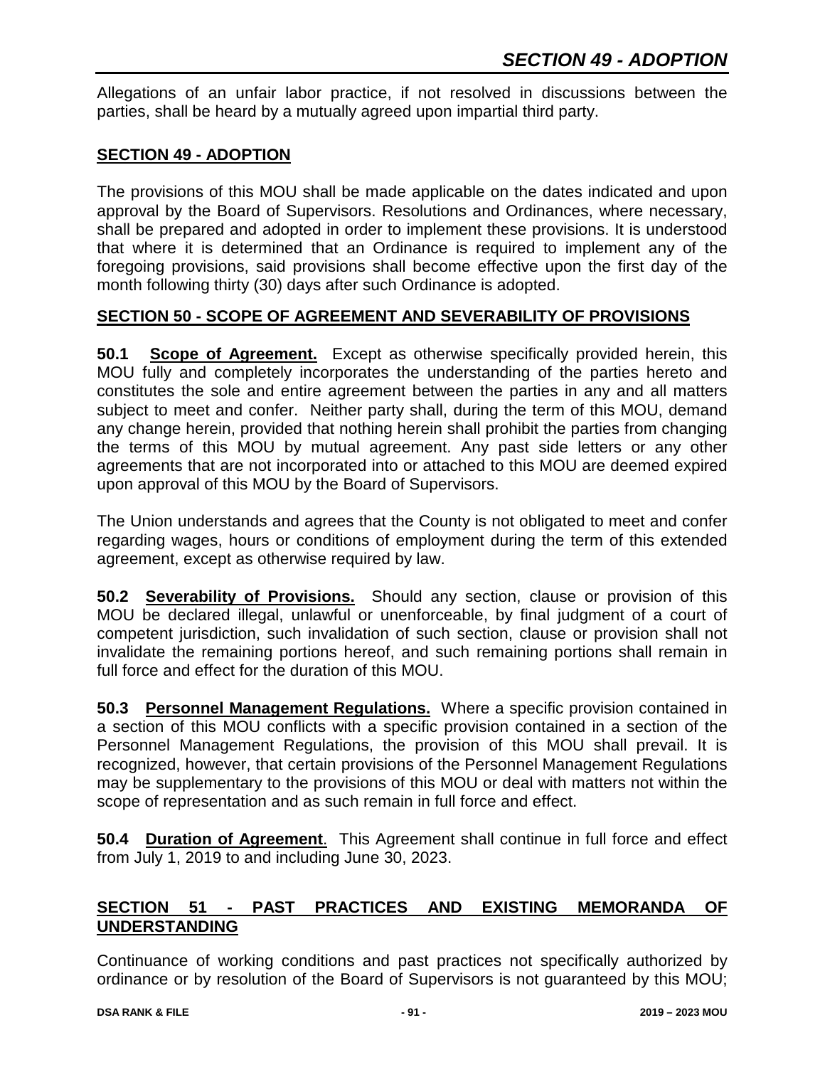Allegations of an unfair labor practice, if not resolved in discussions between the parties, shall be heard by a mutually agreed upon impartial third party.

## SECTION 49 - ADOPTION

The provisions of this MOU shall be made applicable on the dates indicated and upon approval by the Board of Supervisors. Resolutions and Ordinances, where necessary, shall be prepared and adopted in order to implement these provisions. It is understood that where it is determined that an Ordinance is required to implement any of the foregoing provisions, said provisions shall become effective upon the first day of the month following thirty (30) days after such Ordinance is adopted.

## SECTION 50 - SCOPE OF AGREEMENT AND SEVERABILITY OF PROVISIONS

**50.1 Scope of Agreement.** Except as otherwise specifically provided herein, this MOU fully and completely incorporates the understanding of the parties hereto and constitutes the sole and entire agreement between the parties in any and all matters subject to meet and confer. Neither party shall, during the term of this MOU, demand any change herein, provided that nothing herein shall prohibit the parties from changing the terms of this MOU by mutual agreement. Any past side letters or any other agreements that are not incorporated into or attached to this MOU are deemed expired upon approval of this MOU by the Board of Supervisors.

The Union understands and agrees that the County is not obligated to meet and confer regarding wages, hours or conditions of employment during the term of this extended agreement, except as otherwise required by law.

**50.2 Severability of Provisions.** Should any section, clause or provision of this MOU be declared illegal, unlawful or unenforceable, by final judgment of a court of competent jurisdiction, such invalidation of such section, clause or provision shall not invalidate the remaining portions hereof, and such remaining portions shall remain in full force and effect for the duration of this MOU.

**50.3 Personnel Management Regulations.** Where a specific provision contained in a section of this MOU conflicts with a specific provision contained in a section of the Personnel Management Regulations, the provision of this MOU shall prevail. It is recognized, however, that certain provisions of the Personnel Management Regulations may be supplementary to the provisions of this MOU or deal with matters not within the scope of representation and as such remain in full force and effect.

**50.4 Duration of Agreement**. This Agreement shall continue in full force and effect from July 1, 2019 to and including June 30, 2023.

## SECTION 51 - PAST PRACTICES AND EXISTING MEMORANDA OF UNDERSTANDING

Continuance of working conditions and past practices not specifically authorized by ordinance or by resolution of the Board of Supervisors is not guaranteed by this MOU;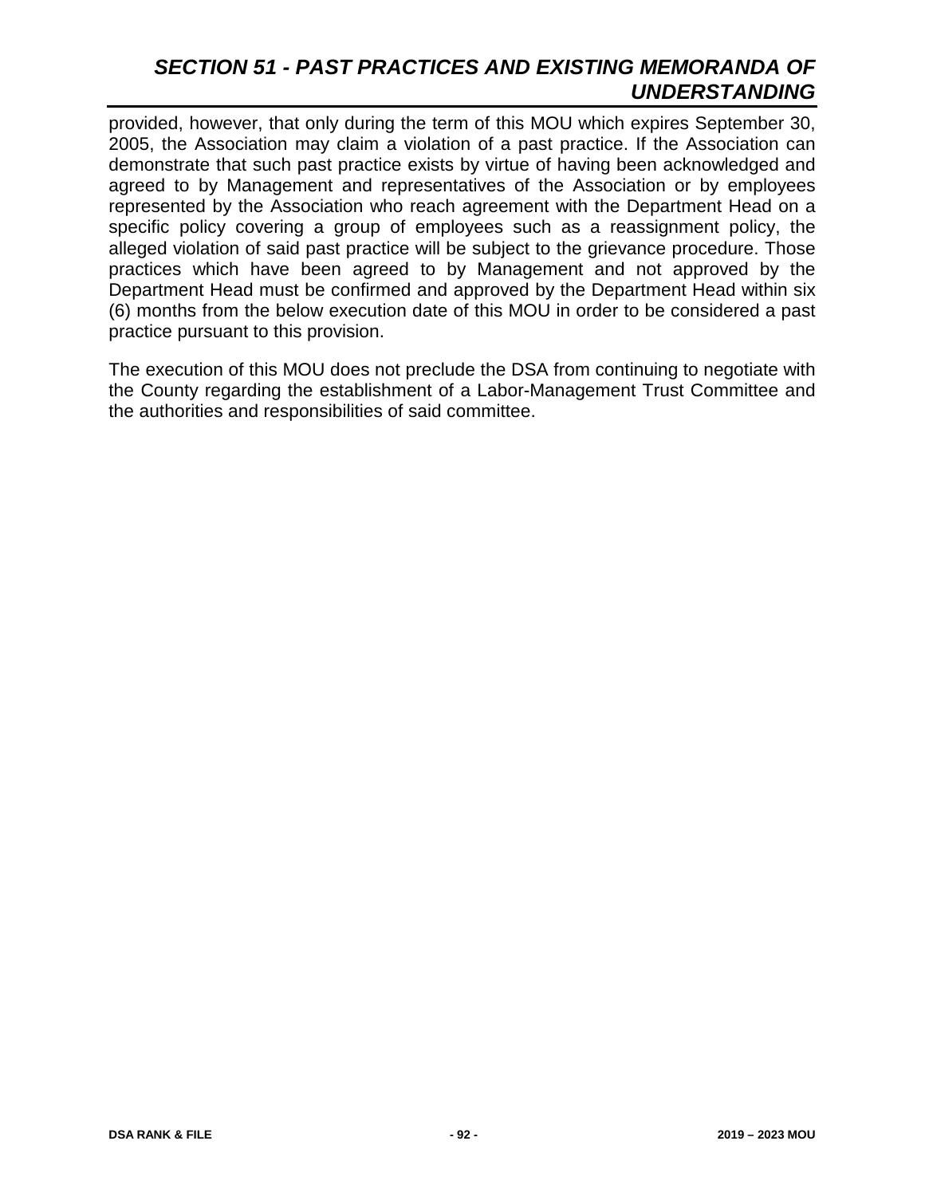## *SECTION 51 - PAST PRACTICES AND EXISTING MEMORANDA OF UNDERSTANDING*

provided, however, that only during the term of this MOU which expires September 30, 2005, the Association may claim a violation of a past practice. If the Association can demonstrate that such past practice exists by virtue of having been acknowledged and agreed to by Management and representatives of the Association or by employees represented by the Association who reach agreement with the Department Head on a specific policy covering a group of employees such as a reassignment policy, the alleged violation of said past practice will be subject to the grievance procedure. Those practices which have been agreed to by Management and not approved by the Department Head must be confirmed and approved by the Department Head within six (6) months from the below execution date of this MOU in order to be considered a past practice pursuant to this provision.

The execution of this MOU does not preclude the DSA from continuing to negotiate with the County regarding the establishment of a Labor-Management Trust Committee and the authorities and responsibilities of said committee.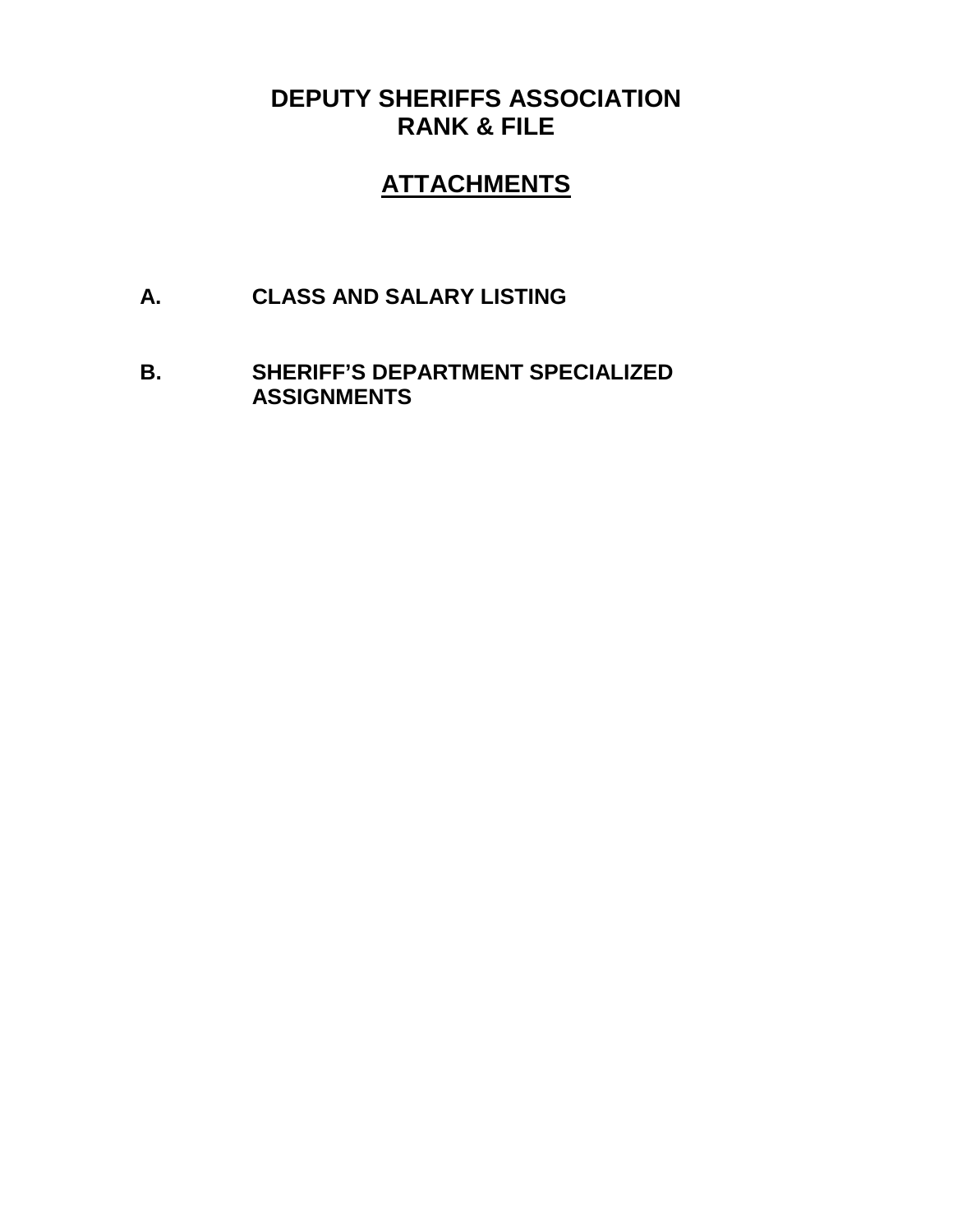# DEPUTY SHERIFFS ASSOCIATION
# RANK & FILE

## ATTACHMENTS

**A. CLASS AND SALARY LISTING**

**B. SHERIFF'S DEPARTMENT SPECIALIZED ASSIGNMENTS**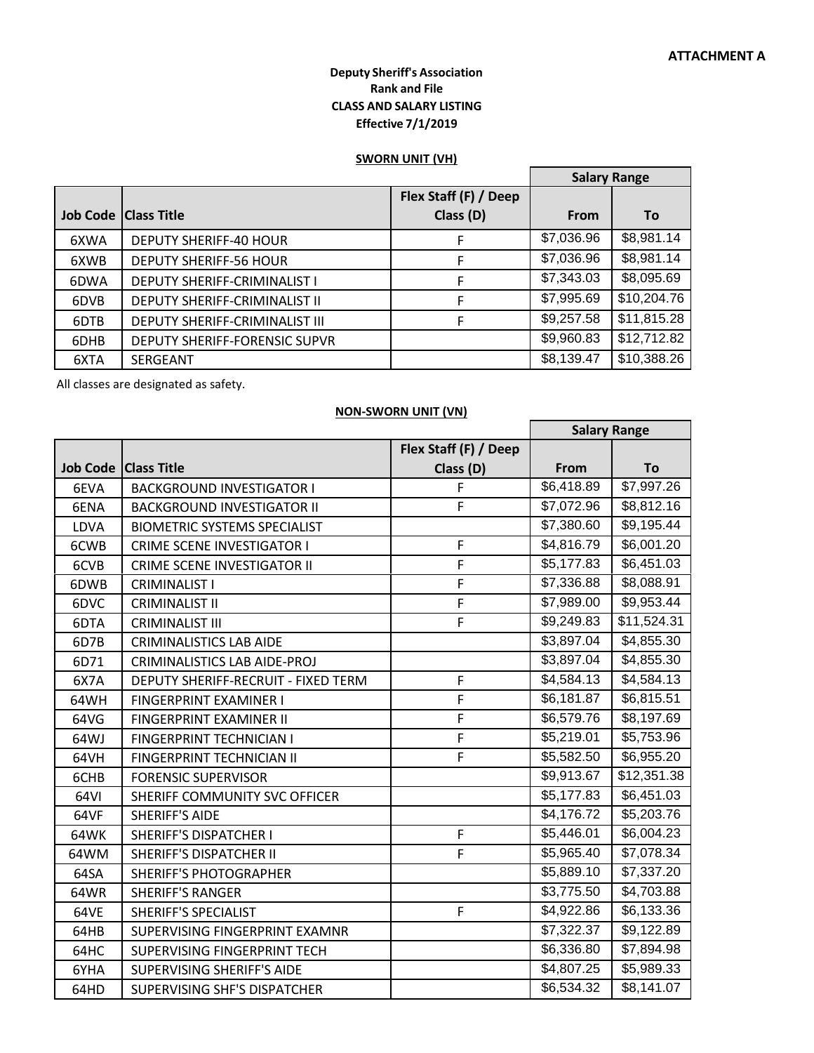**ATTACHMENT A**

**Deputy Sheriff's Association**
**Rank and File**
**CLASS AND SALARY LISTING**
**Effective 7/1/2019**

**SWORN UNIT (VH)**

| Job Code | Class Title | Flex Staff (F) / Deep Class (D) | Salary Range From | Salary Range To |
|---|---|---|---|---|
| 6XWA | DEPUTY SHERIFF-40 HOUR | F | $7,036.96 | $8,981.14 |
| 6XWB | DEPUTY SHERIFF-56 HOUR | F | $7,036.96 | $8,981.14 |
| 6DWA | DEPUTY SHERIFF-CRIMINALIST I | F | $7,343.03 | $8,095.69 |
| 6DVB | DEPUTY SHERIFF-CRIMINALIST II | F | $7,995.69 | $10,204.76 |
| 6DTB | DEPUTY SHERIFF-CRIMINALIST III | F | $9,257.58 | $11,815.28 |
| 6DHB | DEPUTY SHERIFF-FORENSIC SUPVR | | $9,960.83 | $12,712.82 |
| 6XTA | SERGEANT | | $8,139.47 | $10,388.26 |

All classes are designated as safety.

**NON-SWORN UNIT (VN)**

| Job Code | Class Title | Flex Staff (F) / Deep Class (D) | Salary Range From | Salary Range To |
|---|---|---|---|---|
| 6EVA | BACKGROUND INVESTIGATOR I | F | $6,418.89 | $7,997.26 |
| 6ENA | BACKGROUND INVESTIGATOR II | F | $7,072.96 | $8,812.16 |
| LDVA | BIOMETRIC SYSTEMS SPECIALIST | | $7,380.60 | $9,195.44 |
| 6CWB | CRIME SCENE INVESTIGATOR I | F | $4,816.79 | $6,001.20 |
| 6CVB | CRIME SCENE INVESTIGATOR II | F | $5,177.83 | $6,451.03 |
| 6DWB | CRIMINALIST I | F | $7,336.88 | $8,088.91 |
| 6DVC | CRIMINALIST II | F | $7,989.00 | $9,953.44 |
| 6DTA | CRIMINALIST III | F | $9,249.83 | $11,524.31 |
| 6D7B | CRIMINALISTICS LAB AIDE | | $3,897.04 | $4,855.30 |
| 6D71 | CRIMINALISTICS LAB AIDE-PROJ | | $3,897.04 | $4,855.30 |
| 6X7A | DEPUTY SHERIFF-RECRUIT - FIXED TERM | F | $4,584.13 | $4,584.13 |
| 64WH | FINGERPRINT EXAMINER I | F | $6,181.87 | $6,815.51 |
| 64VG | FINGERPRINT EXAMINER II | F | $6,579.76 | $8,197.69 |
| 64WJ | FINGERPRINT TECHNICIAN I | F | $5,219.01 | $5,753.96 |
| 64VH | FINGERPRINT TECHNICIAN II | F | $5,582.50 | $6,955.20 |
| 6CHB | FORENSIC SUPERVISOR | | $9,913.67 | $12,351.38 |
| 64VI | SHERIFF COMMUNITY SVC OFFICER | | $5,177.83 | $6,451.03 |
| 64VF | SHERIFF'S AIDE | | $4,176.72 | $5,203.76 |
| 64WK | SHERIFF'S DISPATCHER I | F | $5,446.01 | $6,004.23 |
| 64WM | SHERIFF'S DISPATCHER II | F | $5,965.40 | $7,078.34 |
| 64SA | SHERIFF'S PHOTOGRAPHER | | $5,889.10 | $7,337.20 |
| 64WR | SHERIFF'S RANGER | | $3,775.50 | $4,703.88 |
| 64VE | SHERIFF'S SPECIALIST | F | $4,922.86 | $6,133.36 |
| 64HB | SUPERVISING FINGERPRINT EXAMNR | | $7,322.37 | $9,122.89 |
| 64HC | SUPERVISING FINGERPRINT TECH | | $6,336.80 | $7,894.98 |
| 6YHA | SUPERVISING SHERIFF'S AIDE | | $4,807.25 | $5,989.33 |
| 64HD | SUPERVISING SHF'S DISPATCHER | | $6,534.32 | $8,141.07 |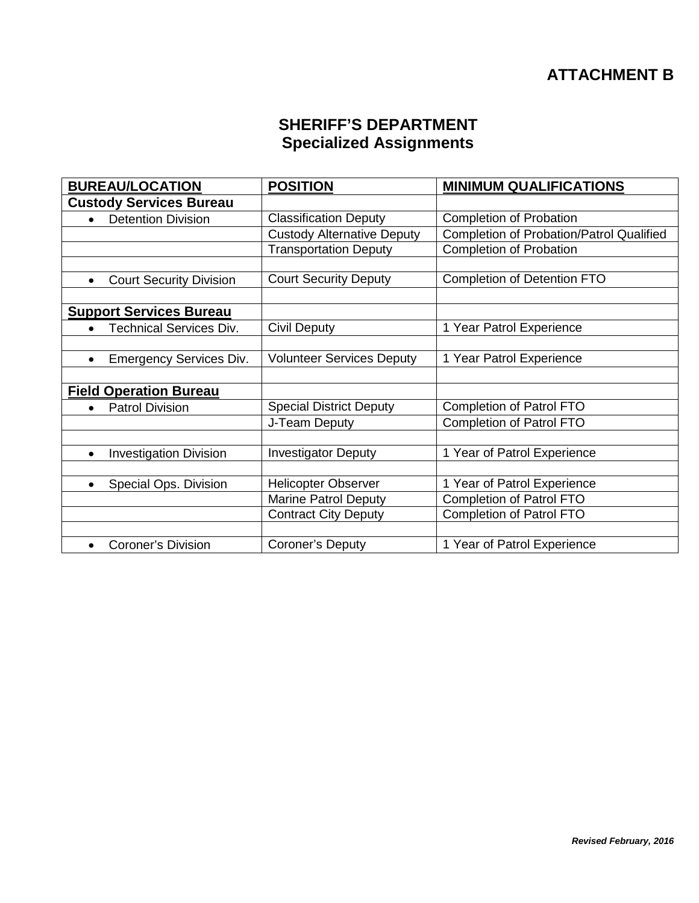**ATTACHMENT B**

## SHERIFF'S DEPARTMENT
## Specialized Assignments

| BUREAU/LOCATION | POSITION | MINIMUM QUALIFICATIONS |
|---|---|---|
| **Custody Services Bureau** | | |
| • Detention Division | Classification Deputy | Completion of Probation |
| | Custody Alternative Deputy | Completion of Probation/Patrol Qualified |
| | Transportation Deputy | Completion of Probation |
| | | |
| • Court Security Division | Court Security Deputy | Completion of Detention FTO |
| | | |
| **Support Services Bureau** | | |
| • Technical Services Div. | Civil Deputy | 1 Year Patrol Experience |
| | | |
| • Emergency Services Div. | Volunteer Services Deputy | 1 Year Patrol Experience |
| | | |
| **Field Operation Bureau** | | |
| • Patrol Division | Special District Deputy | Completion of Patrol FTO |
| | J-Team Deputy | Completion of Patrol FTO |
| | | |
| • Investigation Division | Investigator Deputy | 1 Year of Patrol Experience |
| | | |
| • Special Ops. Division | Helicopter Observer | 1 Year of Patrol Experience |
| | Marine Patrol Deputy | Completion of Patrol FTO |
| | Contract City Deputy | Completion of Patrol FTO |
| | | |
| • Coroner's Division | Coroner's Deputy | 1 Year of Patrol Experience |

***Revised February, 2016***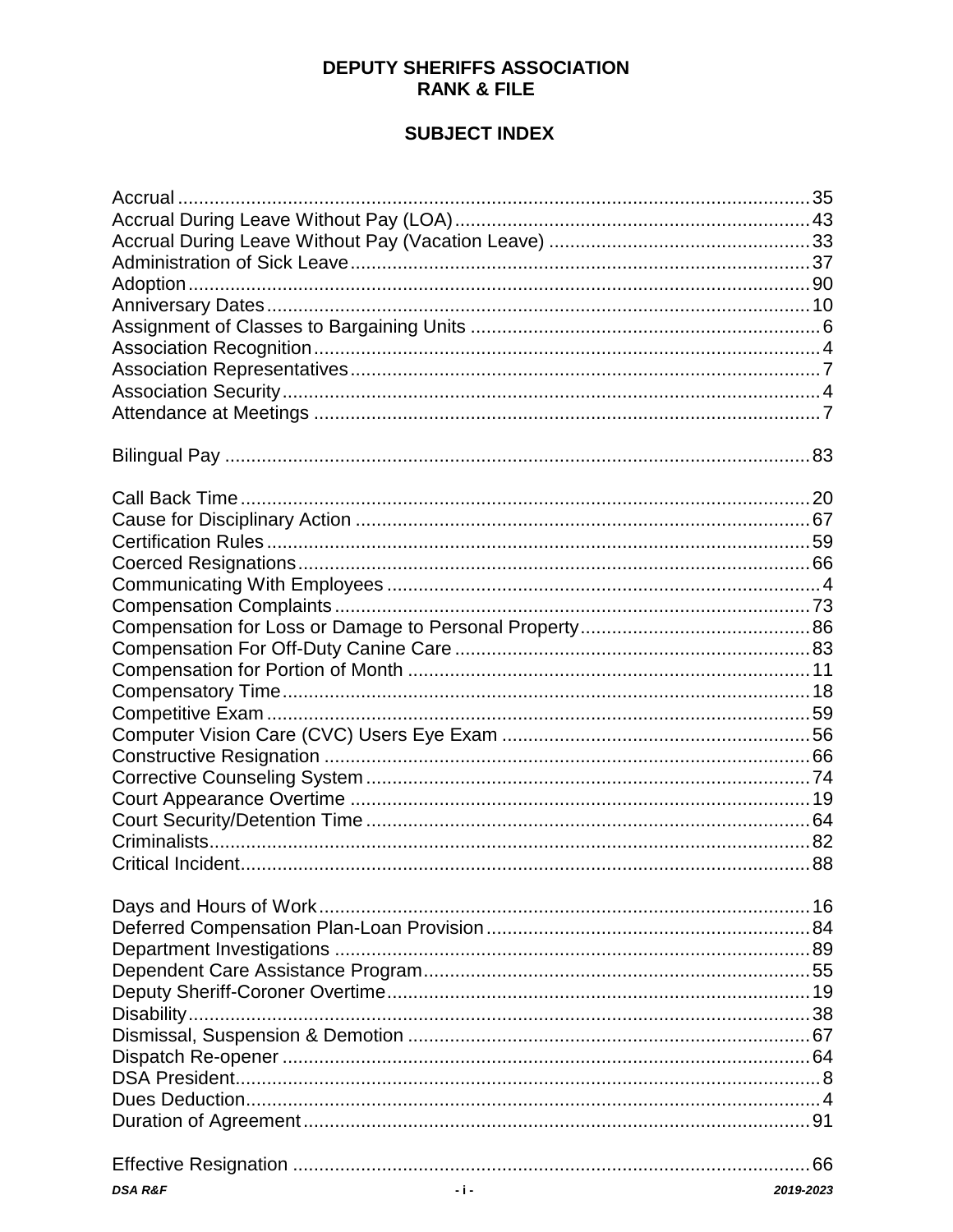**DEPUTY SHERIFFS ASSOCIATION**
**RANK & FILE**

**SUBJECT INDEX**

Accrual ........................................................................................ 35
Accrual During Leave Without Pay (LOA) ................................ 43
Accrual During Leave Without Pay (Vacation Leave) .............. 33
Administration of Sick Leave .................................................... 37
Adoption .................................................................................... 90
Anniversary Dates ..................................................................... 10
Assignment of Classes to Bargaining Units .............................. 6
Association Recognition ............................................................. 4
Association Representatives ...................................................... 7
Association Security ................................................................... 4
Attendance at Meetings .............................................................. 7

Bilingual Pay .............................................................................. 83

Call Back Time ........................................................................... 20
Cause for Disciplinary Action .................................................... 67
Certification Rules ..................................................................... 59
Coerced Resignations ................................................................ 66
Communicating With Employees ................................................ 4
Compensation Complaints ......................................................... 73
Compensation for Loss or Damage to Personal Property ......... 86
Compensation For Off-Duty Canine Care .................................. 83
Compensation for Portion of Month ........................................... 11
Compensatory Time ................................................................... 18
Competitive Exam ...................................................................... 59
Computer Vision Care (CVC) Users Eye Exam ......................... 56
Constructive Resignation ........................................................... 66
Corrective Counseling System ................................................... 74
Court Appearance Overtime ...................................................... 19
Court Security/Detention Time ................................................... 64
Criminalists ................................................................................. 82
Critical Incident ........................................................................... 88

Days and Hours of Work ............................................................. 16
Deferred Compensation Plan-Loan Provision ............................ 84
Department Investigations ......................................................... 89
Dependent Care Assistance Program ......................................... 55
Deputy Sheriff-Coroner Overtime ............................................... 19
Disability ..................................................................................... 38
Dismissal, Suspension & Demotion ........................................... 67
Dispatch Re-opener .................................................................... 64
DSA President .............................................................................. 8
Dues Deduction ............................................................................ 4
Duration of Agreement ................................................................ 91

Effective Resignation .................................................................. 66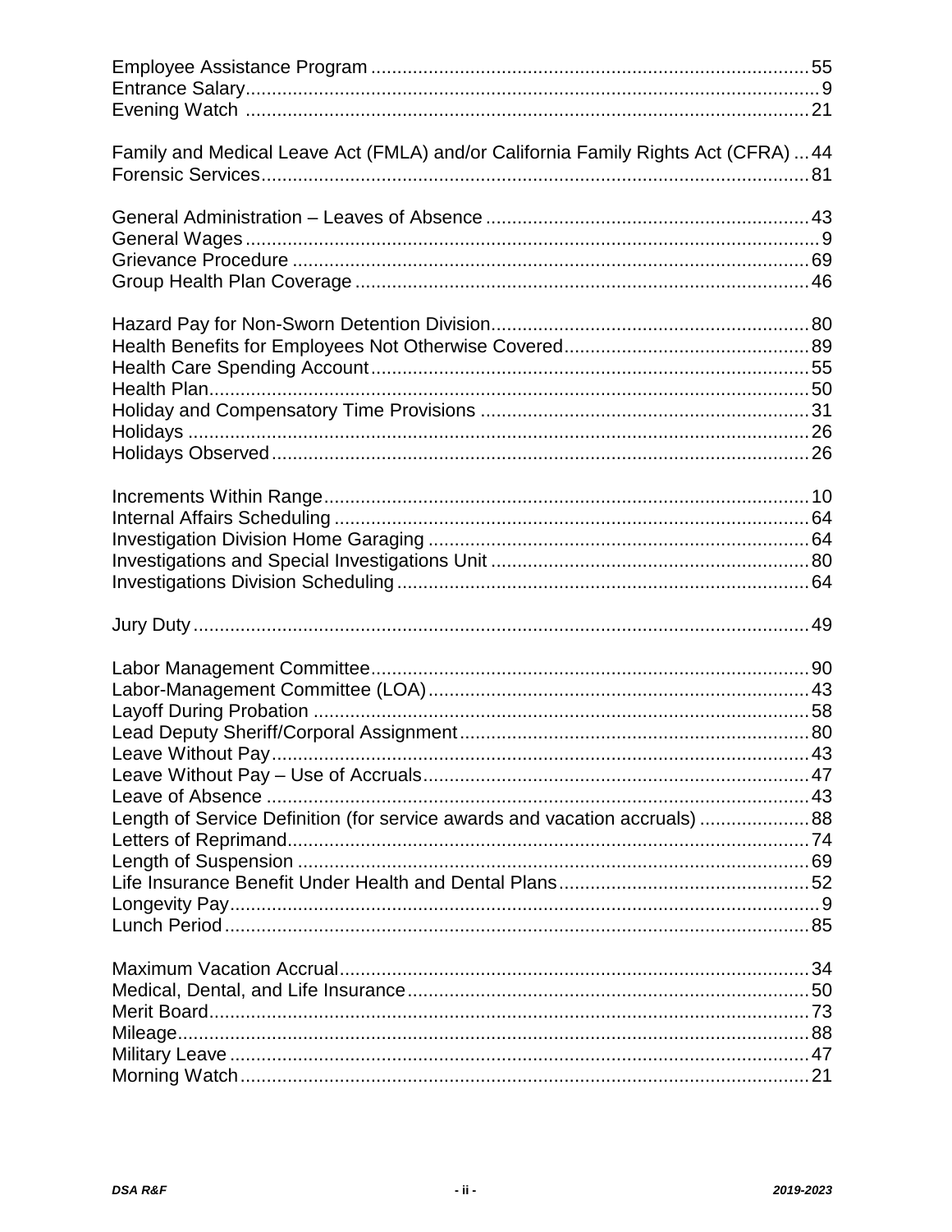Employee Assistance Program ..................................................................................55
Entrance Salary.............................................................................................................9
Evening Watch ............................................................................................................21

Family and Medical Leave Act (FMLA) and/or California Family Rights Act (CFRA) ...44
Forensic Services.........................................................................................................81

General Administration – Leaves of Absence .............................................................43
General Wages...............................................................................................................9
Grievance Procedure ...................................................................................................69
Group Health Plan Coverage .......................................................................................46

Hazard Pay for Non-Sworn Detention Division.............................................................80
Health Benefits for Employees Not Otherwise Covered...............................................89
Health Care Spending Account....................................................................................55
Health Plan...................................................................................................................50
Holiday and Compensatory Time Provisions ...............................................................31
Holidays .......................................................................................................................26
Holidays Observed.......................................................................................................26

Increments Within Range.............................................................................................10
Internal Affairs Scheduling ...........................................................................................64
Investigation Division Home Garaging .........................................................................64
Investigations and Special Investigations Unit .............................................................80
Investigations Division Scheduling...............................................................................64

Jury Duty......................................................................................................................49

Labor Management Committee...................................................................................90
Labor-Management Committee (LOA)..........................................................................43
Layoff During Probation ...............................................................................................58
Lead Deputy Sheriff/Corporal Assignment...................................................................80
Leave Without Pay.......................................................................................................43
Leave Without Pay – Use of Accruals..........................................................................47
Leave of Absence ........................................................................................................43
Length of Service Definition (for service awards and vacation accruals) .....................88
Letters of Reprimand....................................................................................................74
Length of Suspension ..................................................................................................69
Life Insurance Benefit Under Health and Dental Plans................................................52
Longevity Pay.................................................................................................................9
Lunch Period................................................................................................................85

Maximum Vacation Accrual..........................................................................................34
Medical, Dental, and Life Insurance.............................................................................50
Merit Board...................................................................................................................73
Mileage.........................................................................................................................88
Military Leave ...............................................................................................................47
Morning Watch.............................................................................................................21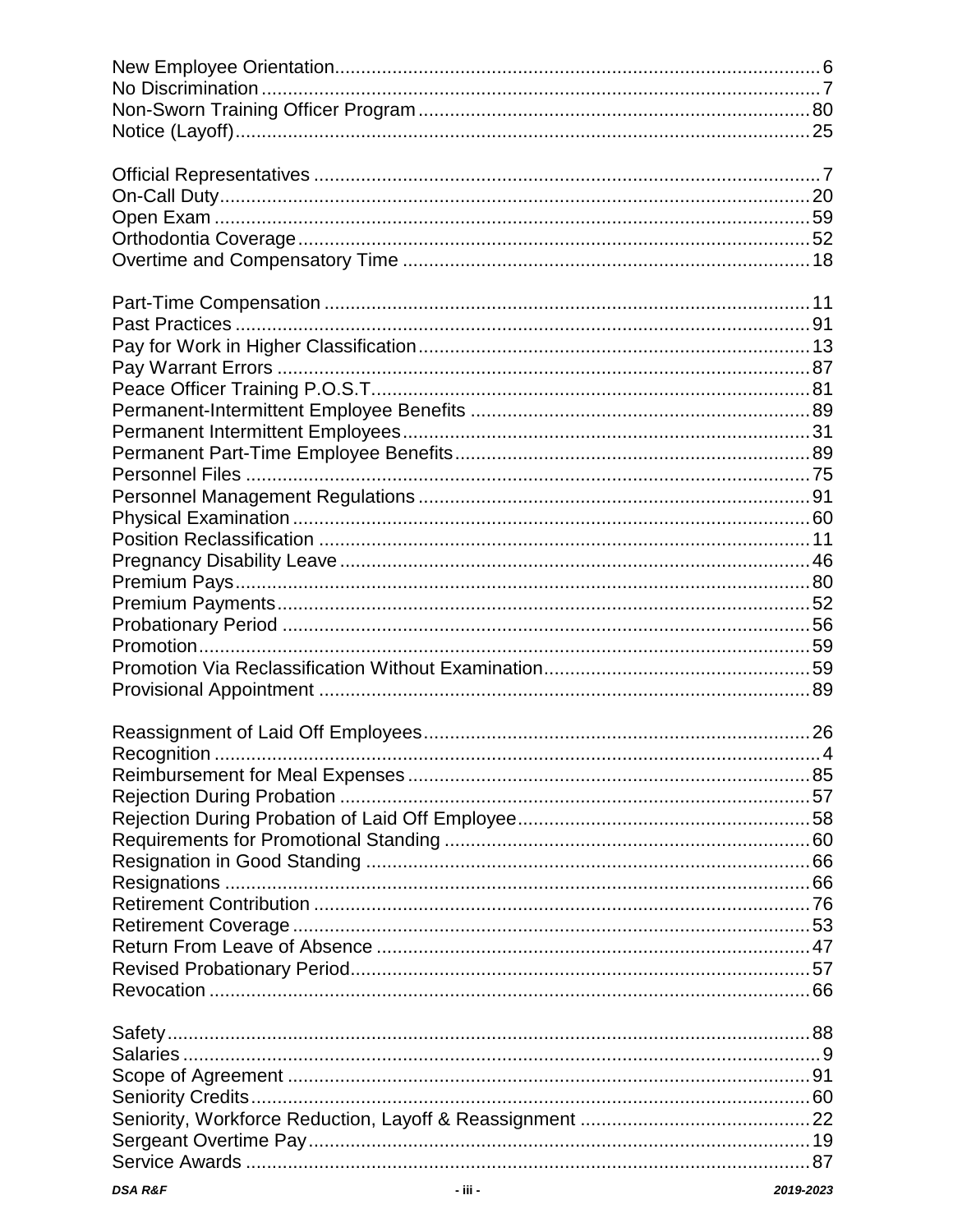New Employee Orientation........................................................................................6
No Discrimination.......................................................................................................7
Non-Sworn Training Officer Program........................................................................80
Notice (Layoff)...........................................................................................................25

Official Representatives ............................................................................................7
On-Call Duty..............................................................................................................20
Open Exam ...............................................................................................................59
Orthodontia Coverage...............................................................................................52
Overtime and Compensatory Time ...........................................................................18

Part-Time Compensation ..........................................................................................11
Past Practices ...........................................................................................................91
Pay for Work in Higher Classification........................................................................13
Pay Warrant Errors ...................................................................................................87
Peace Officer Training P.O.S.T.................................................................................81
Permanent-Intermittent Employee Benefits ..............................................................89
Permanent Intermittent Employees...........................................................................31
Permanent Part-Time Employee Benefits.................................................................89
Personnel Files .........................................................................................................75
Personnel Management Regulations........................................................................91
Physical Examination................................................................................................60
Position Reclassification ...........................................................................................11
Pregnancy Disability Leave.......................................................................................46
Premium Pays...........................................................................................................80
Premium Payments...................................................................................................52
Probationary Period ..................................................................................................56
Promotion..................................................................................................................59
Promotion Via Reclassification Without Examination................................................59
Provisional Appointment ...........................................................................................89

Reassignment of Laid Off Employees.......................................................................26
Recognition ................................................................................................................4
Reimbursement for Meal Expenses..........................................................................85
Rejection During Probation .......................................................................................57
Rejection During Probation of Laid Off Employee.....................................................58
Requirements for Promotional Standing ...................................................................60
Resignation in Good Standing ..................................................................................66
Resignations .............................................................................................................66
Retirement Contribution ............................................................................................76
Retirement Coverage................................................................................................53
Return From Leave of Absence ................................................................................47
Revised Probationary Period.....................................................................................57
Revocation ................................................................................................................66

Safety.........................................................................................................................88
Salaries .......................................................................................................................9
Scope of Agreement .................................................................................................91
Seniority Credits........................................................................................................60
Seniority, Workforce Reduction, Layoff & Reassignment ..........................................22
Sergeant Overtime Pay.............................................................................................19
Service Awards .........................................................................................................87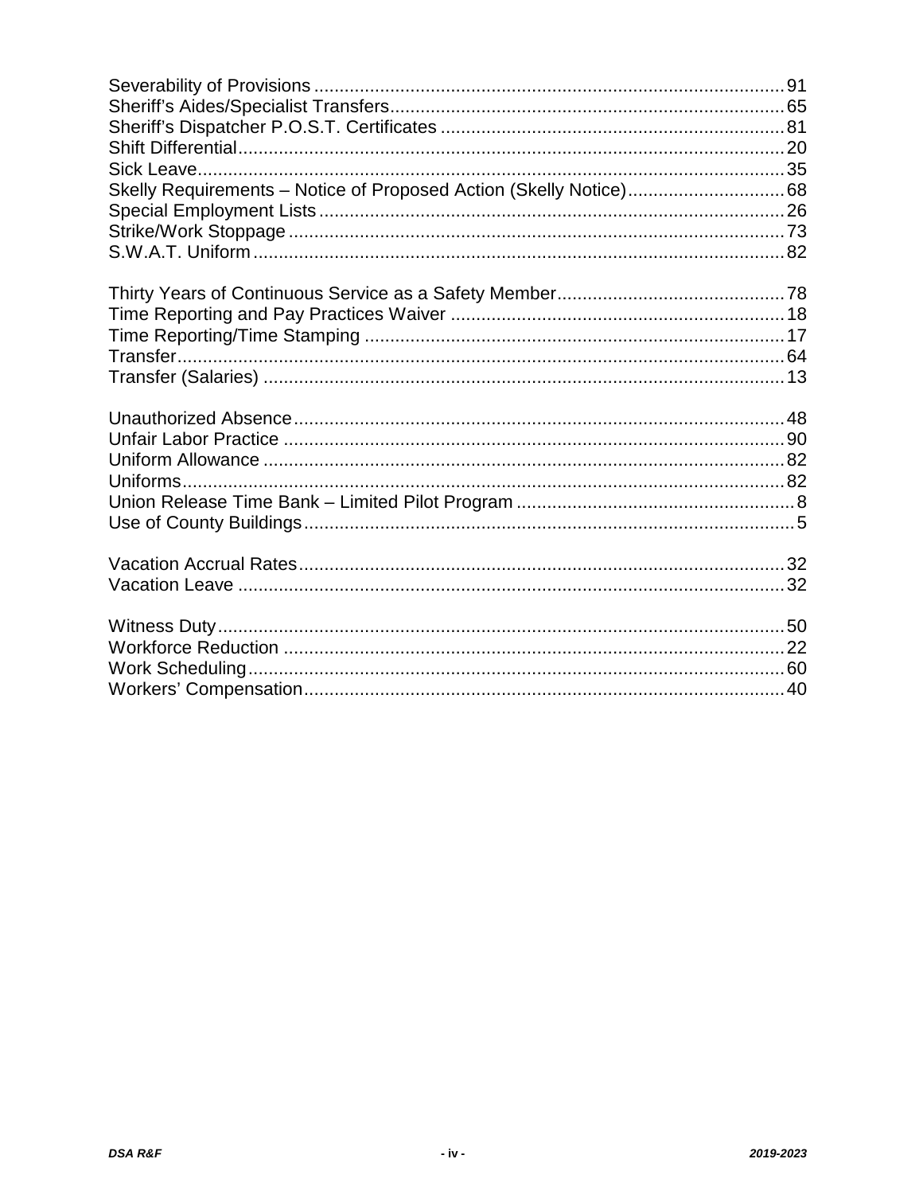Severability of Provisions ............................................................................................91
Sheriff's Aides/Specialist Transfers.............................................................................65
Sheriff's Dispatcher P.O.S.T. Certificates ....................................................................81
Shift Differential............................................................................................................20
Sick Leave....................................................................................................................35
Skelly Requirements – Notice of Proposed Action (Skelly Notice)...............................68
Special Employment Lists ............................................................................................26
Strike/Work Stoppage ..................................................................................................73
S.W.A.T. Uniform .........................................................................................................82

Thirty Years of Continuous Service as a Safety Member.............................................78
Time Reporting and Pay Practices Waiver ..................................................................18
Time Reporting/Time Stamping ...................................................................................17
Transfer........................................................................................................................64
Transfer (Salaries) .......................................................................................................13

Unauthorized Absence.................................................................................................48
Unfair Labor Practice ...................................................................................................90
Uniform Allowance .......................................................................................................82
Uniforms.......................................................................................................................82
Union Release Time Bank – Limited Pilot Program .......................................................8
Use of County Buildings..................................................................................................5

Vacation Accrual Rates................................................................................................32
Vacation Leave ............................................................................................................32

Witness Duty................................................................................................................50
Workforce Reduction ...................................................................................................22
Work Scheduling..........................................................................................................60
Workers' Compensation...............................................................................................40